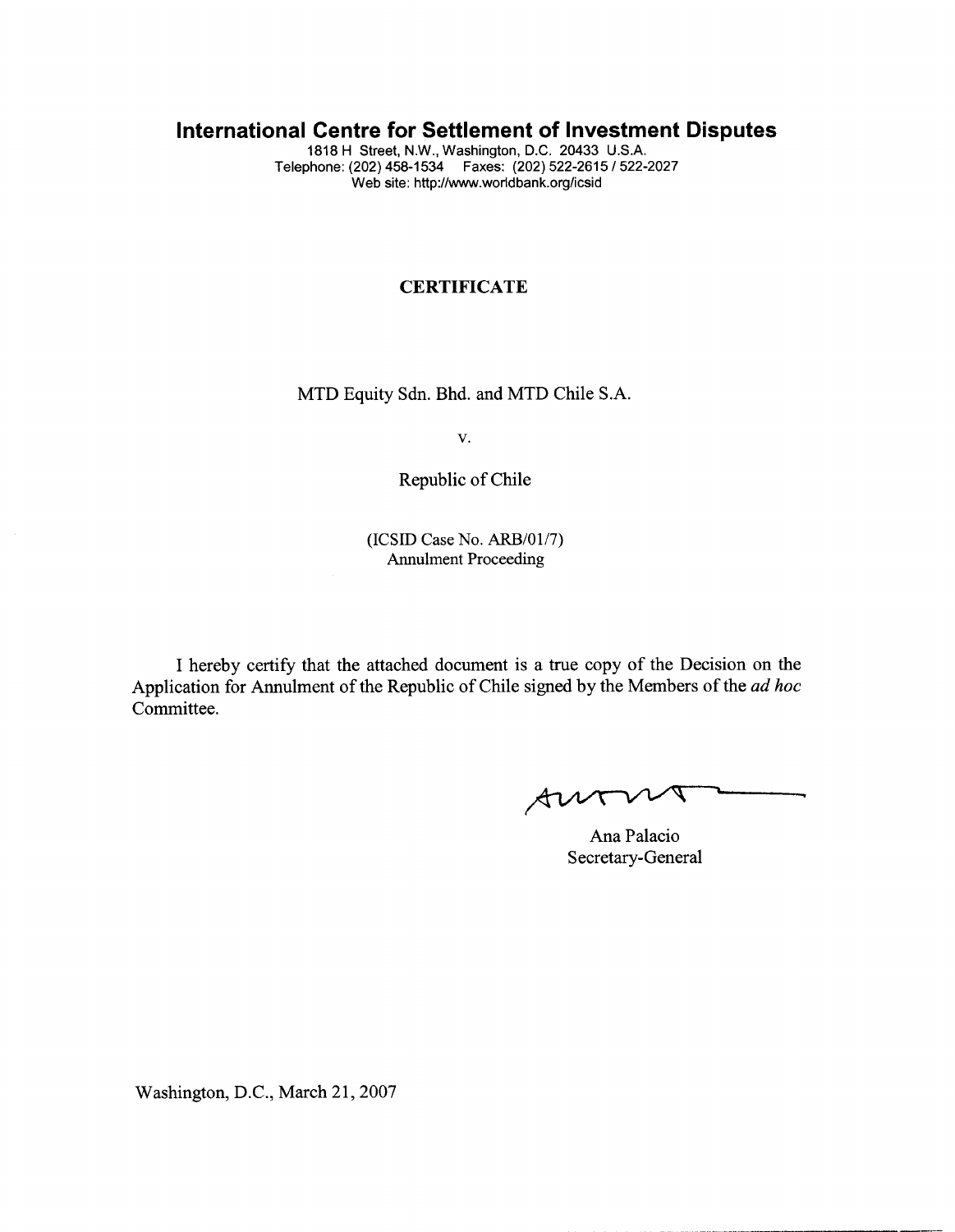# International Centre for Settlement of Investment Disputes

1818 H Street, N.W., Washington, D.C. 20433 U.S.A.
Telephone: (202) 458-1534 Faxes: (202) 522-2615 / 522-2027
Web site: http://www.worldbank.org/icsid

## CERTIFICATE

MTD Equity Sdn. Bhd. and MTD Chile S.A.

v.

Republic of Chile

(ICSID Case No. ARB/01/7)
Annulment Proceeding

I hereby certify that the attached document is a true copy of the Decision on the Application for Annulment of the Republic of Chile signed by the Members of the *ad hoc* Committee.

Ana Palacio
Secretary-General

Washington, D.C., March 21, 2007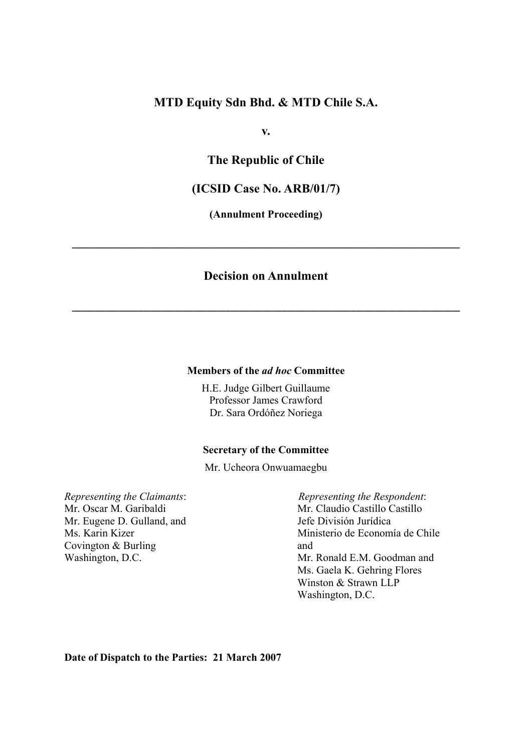**MTD Equity Sdn Bhd. & MTD Chile S.A.**

**v.**

**The Republic of Chile**

**(ICSID Case No. ARB/01/7)**

**(Annulment Proceeding)**

---

## Decision on Annulment

---

**Members of the *ad hoc* Committee**

H.E. Judge Gilbert Guillaume
Professor James Crawford
Dr. Sara Ordóñez Noriega

**Secretary of the Committee**

Mr. Ucheora Onwuamaegbu

*Representing the Claimants*:
Mr. Oscar M. Garibaldi
Mr. Eugene D. Gulland, and
Ms. Karin Kizer
Covington & Burling
Washington, D.C.

*Representing the Respondent*:
Mr. Claudio Castillo Castillo
Jefe División Jurídica
Ministerio de Economía de Chile
and
Mr. Ronald E.M. Goodman and
Ms. Gaela K. Gehring Flores
Winston & Strawn LLP
Washington, D.C.

**Date of Dispatch to the Parties: 21 March 2007**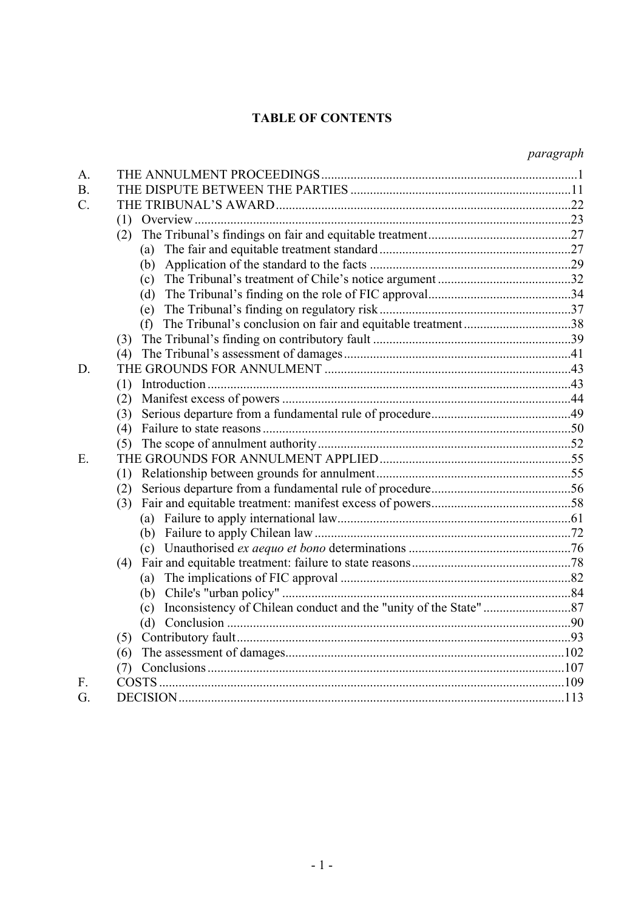**TABLE OF CONTENTS**

| | | *paragraph* |
|---|---|---|
| A. | THE ANNULMENT PROCEEDINGS | 1 |
| B. | THE DISPUTE BETWEEN THE PARTIES | 11 |
| C. | THE TRIBUNAL'S AWARD | 22 |
| | (1) Overview | 23 |
| | (2) The Tribunal's findings on fair and equitable treatment | 27 |
| | (a) The fair and equitable treatment standard | 27 |
| | (b) Application of the standard to the facts | 29 |
| | (c) The Tribunal's treatment of Chile's notice argument | 32 |
| | (d) The Tribunal's finding on the role of FIC approval | 34 |
| | (e) The Tribunal's finding on regulatory risk | 37 |
| | (f) The Tribunal's conclusion on fair and equitable treatment | 38 |
| | (3) The Tribunal's finding on contributory fault | 39 |
| | (4) The Tribunal's assessment of damages | 41 |
| D. | THE GROUNDS FOR ANNULMENT | 43 |
| | (1) Introduction | 43 |
| | (2) Manifest excess of powers | 44 |
| | (3) Serious departure from a fundamental rule of procedure | 49 |
| | (4) Failure to state reasons | 50 |
| | (5) The scope of annulment authority | 52 |
| E. | THE GROUNDS FOR ANNULMENT APPLIED | 55 |
| | (1) Relationship between grounds for annulment | 55 |
| | (2) Serious departure from a fundamental rule of procedure | 56 |
| | (3) Fair and equitable treatment: manifest excess of powers | 58 |
| | (a) Failure to apply international law | 61 |
| | (b) Failure to apply Chilean law | 72 |
| | (c) Unauthorised *ex aequo et bono* determinations | 76 |
| | (4) Fair and equitable treatment: failure to state reasons | 78 |
| | (a) The implications of FIC approval | 82 |
| | (b) Chile's "urban policy" | 84 |
| | (c) Inconsistency of Chilean conduct and the "unity of the State" | 87 |
| | (d) Conclusion | 90 |
| | (5) Contributory fault | 93 |
| | (6) The assessment of damages | 102 |
| | (7) Conclusions | 107 |
| F. | COSTS | 109 |
| G. | DECISION | 113 |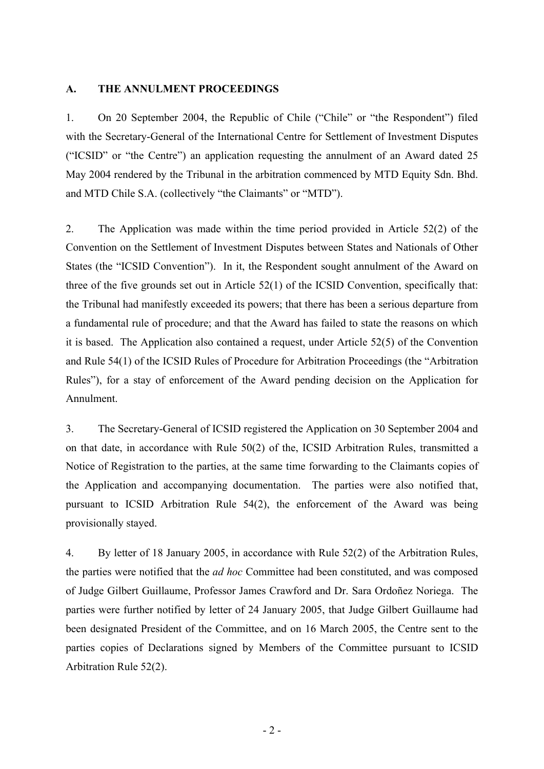## A. THE ANNULMENT PROCEEDINGS

1. On 20 September 2004, the Republic of Chile ("Chile" or "the Respondent") filed with the Secretary-General of the International Centre for Settlement of Investment Disputes ("ICSID" or "the Centre") an application requesting the annulment of an Award dated 25 May 2004 rendered by the Tribunal in the arbitration commenced by MTD Equity Sdn. Bhd. and MTD Chile S.A. (collectively "the Claimants" or "MTD").

2. The Application was made within the time period provided in Article 52(2) of the Convention on the Settlement of Investment Disputes between States and Nationals of Other States (the "ICSID Convention"). In it, the Respondent sought annulment of the Award on three of the five grounds set out in Article 52(1) of the ICSID Convention, specifically that: the Tribunal had manifestly exceeded its powers; that there has been a serious departure from a fundamental rule of procedure; and that the Award has failed to state the reasons on which it is based. The Application also contained a request, under Article 52(5) of the Convention and Rule 54(1) of the ICSID Rules of Procedure for Arbitration Proceedings (the "Arbitration Rules"), for a stay of enforcement of the Award pending decision on the Application for Annulment.

3. The Secretary-General of ICSID registered the Application on 30 September 2004 and on that date, in accordance with Rule 50(2) of the, ICSID Arbitration Rules, transmitted a Notice of Registration to the parties, at the same time forwarding to the Claimants copies of the Application and accompanying documentation. The parties were also notified that, pursuant to ICSID Arbitration Rule 54(2), the enforcement of the Award was being provisionally stayed.

4. By letter of 18 January 2005, in accordance with Rule 52(2) of the Arbitration Rules, the parties were notified that the *ad hoc* Committee had been constituted, and was composed of Judge Gilbert Guillaume, Professor James Crawford and Dr. Sara Ordoñez Noriega. The parties were further notified by letter of 24 January 2005, that Judge Gilbert Guillaume had been designated President of the Committee, and on 16 March 2005, the Centre sent to the parties copies of Declarations signed by Members of the Committee pursuant to ICSID Arbitration Rule 52(2).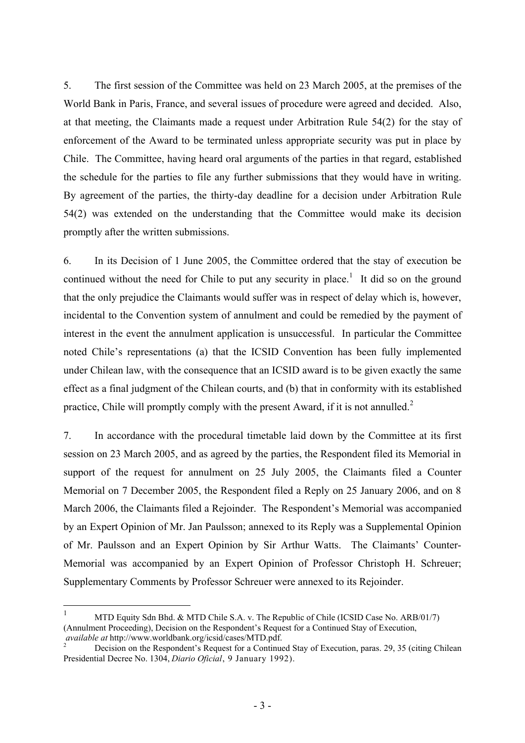5. The first session of the Committee was held on 23 March 2005, at the premises of the World Bank in Paris, France, and several issues of procedure were agreed and decided. Also, at that meeting, the Claimants made a request under Arbitration Rule 54(2) for the stay of enforcement of the Award to be terminated unless appropriate security was put in place by Chile. The Committee, having heard oral arguments of the parties in that regard, established the schedule for the parties to file any further submissions that they would have in writing. By agreement of the parties, the thirty-day deadline for a decision under Arbitration Rule 54(2) was extended on the understanding that the Committee would make its decision promptly after the written submissions.

6. In its Decision of 1 June 2005, the Committee ordered that the stay of execution be continued without the need for Chile to put any security in place.[1] It did so on the ground that the only prejudice the Claimants would suffer was in respect of delay which is, however, incidental to the Convention system of annulment and could be remedied by the payment of interest in the event the annulment application is unsuccessful. In particular the Committee noted Chile's representations (a) that the ICSID Convention has been fully implemented under Chilean law, with the consequence that an ICSID award is to be given exactly the same effect as a final judgment of the Chilean courts, and (b) that in conformity with its established practice, Chile will promptly comply with the present Award, if it is not annulled.[2]

7. In accordance with the procedural timetable laid down by the Committee at its first session on 23 March 2005, and as agreed by the parties, the Respondent filed its Memorial in support of the request for annulment on 25 July 2005, the Claimants filed a Counter Memorial on 7 December 2005, the Respondent filed a Reply on 25 January 2006, and on 8 March 2006, the Claimants filed a Rejoinder. The Respondent's Memorial was accompanied by an Expert Opinion of Mr. Jan Paulsson; annexed to its Reply was a Supplemental Opinion of Mr. Paulsson and an Expert Opinion by Sir Arthur Watts. The Claimants' Counter-Memorial was accompanied by an Expert Opinion of Professor Christoph H. Schreuer; Supplementary Comments by Professor Schreuer were annexed to its Rejoinder.

---

[1] MTD Equity Sdn Bhd. & MTD Chile S.A. v. The Republic of Chile (ICSID Case No. ARB/01/7) (Annulment Proceeding), Decision on the Respondent's Request for a Continued Stay of Execution, *available at* http://www.worldbank.org/icsid/cases/MTD.pdf.

[2] Decision on the Respondent's Request for a Continued Stay of Execution, paras. 29, 35 (citing Chilean Presidential Decree No. 1304, *Diario Oficial*, 9 January 1992).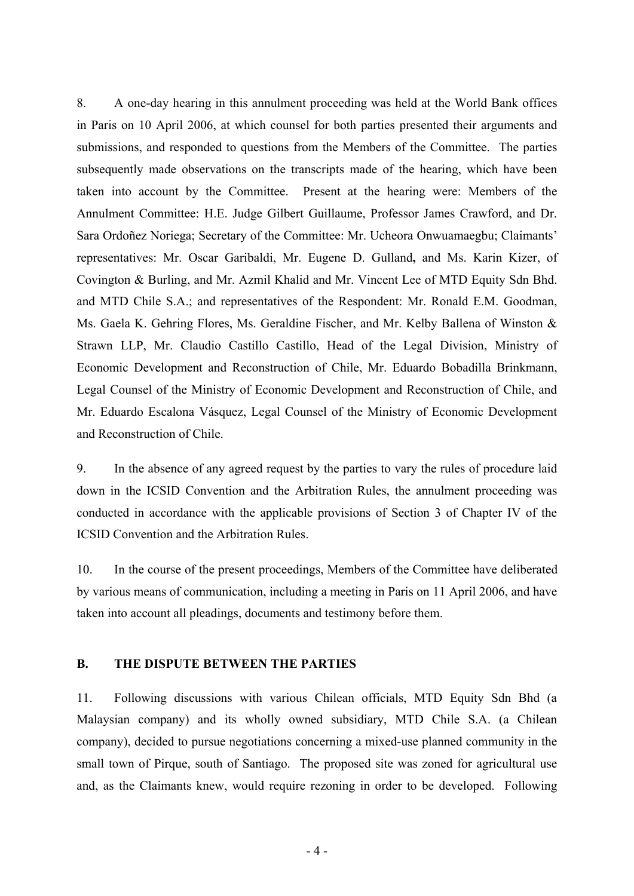8. A one-day hearing in this annulment proceeding was held at the World Bank offices in Paris on 10 April 2006, at which counsel for both parties presented their arguments and submissions, and responded to questions from the Members of the Committee. The parties subsequently made observations on the transcripts made of the hearing, which have been taken into account by the Committee. Present at the hearing were: Members of the Annulment Committee: H.E. Judge Gilbert Guillaume, Professor James Crawford, and Dr. Sara Ordoñez Noriega; Secretary of the Committee: Mr. Ucheora Onwuamaegbu; Claimants' representatives: Mr. Oscar Garibaldi, Mr. Eugene D. Gulland**,** and Ms. Karin Kizer, of Covington & Burling, and Mr. Azmil Khalid and Mr. Vincent Lee of MTD Equity Sdn Bhd. and MTD Chile S.A.; and representatives of the Respondent: Mr. Ronald E.M. Goodman, Ms. Gaela K. Gehring Flores, Ms. Geraldine Fischer, and Mr. Kelby Ballena of Winston & Strawn LLP, Mr. Claudio Castillo Castillo, Head of the Legal Division, Ministry of Economic Development and Reconstruction of Chile, Mr. Eduardo Bobadilla Brinkmann, Legal Counsel of the Ministry of Economic Development and Reconstruction of Chile, and Mr. Eduardo Escalona Vásquez, Legal Counsel of the Ministry of Economic Development and Reconstruction of Chile.

9. In the absence of any agreed request by the parties to vary the rules of procedure laid down in the ICSID Convention and the Arbitration Rules, the annulment proceeding was conducted in accordance with the applicable provisions of Section 3 of Chapter IV of the ICSID Convention and the Arbitration Rules.

10. In the course of the present proceedings, Members of the Committee have deliberated by various means of communication, including a meeting in Paris on 11 April 2006, and have taken into account all pleadings, documents and testimony before them.

## B. THE DISPUTE BETWEEN THE PARTIES

11. Following discussions with various Chilean officials, MTD Equity Sdn Bhd (a Malaysian company) and its wholly owned subsidiary, MTD Chile S.A. (a Chilean company), decided to pursue negotiations concerning a mixed-use planned community in the small town of Pirque, south of Santiago. The proposed site was zoned for agricultural use and, as the Claimants knew, would require rezoning in order to be developed. Following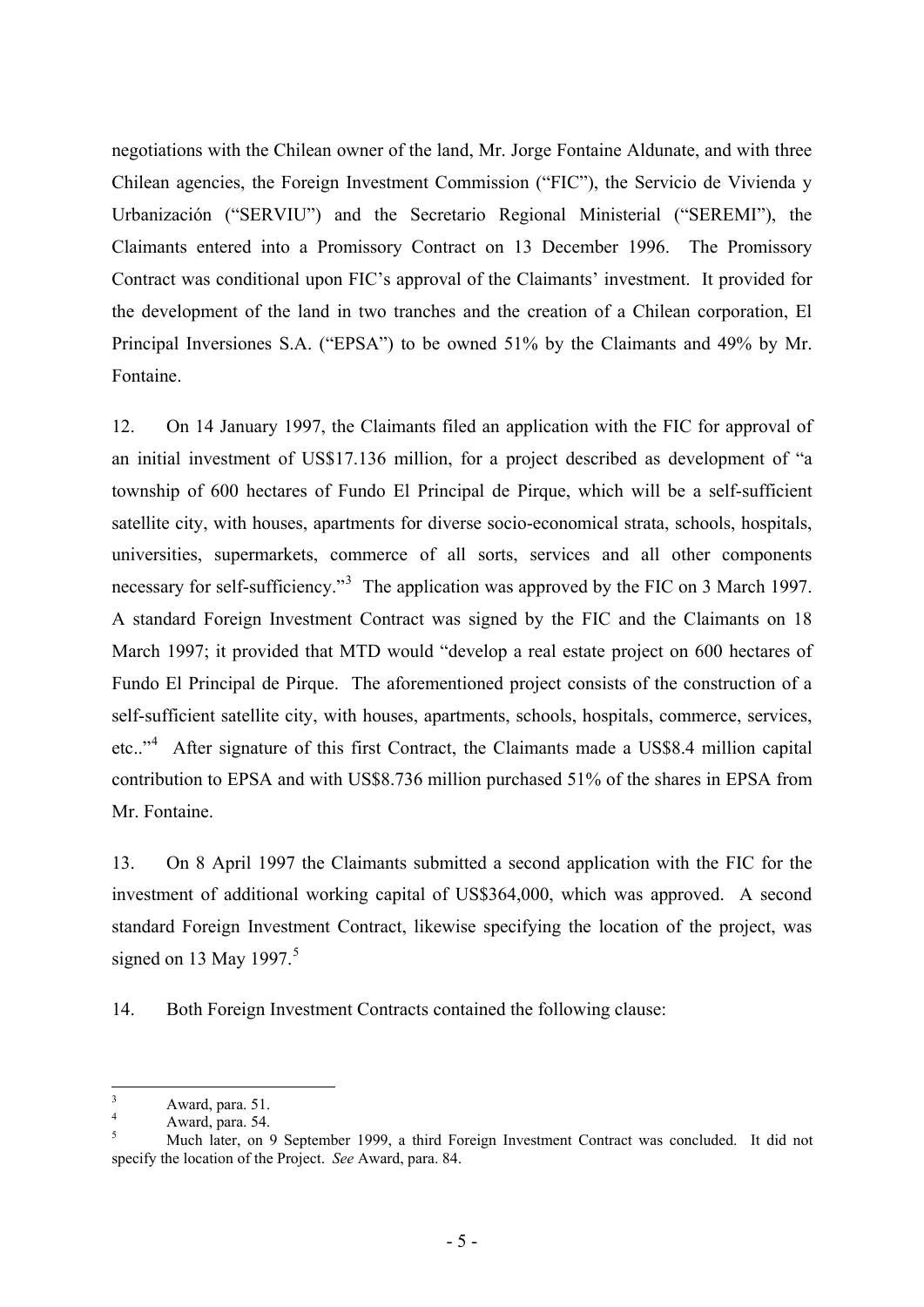negotiations with the Chilean owner of the land, Mr. Jorge Fontaine Aldunate, and with three Chilean agencies, the Foreign Investment Commission ("FIC"), the Servicio de Vivienda y Urbanización ("SERVIU") and the Secretario Regional Ministerial ("SEREMI"), the Claimants entered into a Promissory Contract on 13 December 1996. The Promissory Contract was conditional upon FIC's approval of the Claimants' investment. It provided for the development of the land in two tranches and the creation of a Chilean corporation, El Principal Inversiones S.A. ("EPSA") to be owned 51% by the Claimants and 49% by Mr. Fontaine.

12. On 14 January 1997, the Claimants filed an application with the FIC for approval of an initial investment of US$17.136 million, for a project described as development of "a township of 600 hectares of Fundo El Principal de Pirque, which will be a self-sufficient satellite city, with houses, apartments for diverse socio-economical strata, schools, hospitals, universities, supermarkets, commerce of all sorts, services and all other components necessary for self-sufficiency."[3] The application was approved by the FIC on 3 March 1997. A standard Foreign Investment Contract was signed by the FIC and the Claimants on 18 March 1997; it provided that MTD would "develop a real estate project on 600 hectares of Fundo El Principal de Pirque. The aforementioned project consists of the construction of a self-sufficient satellite city, with houses, apartments, schools, hospitals, commerce, services, etc.."[4] After signature of this first Contract, the Claimants made a US$8.4 million capital contribution to EPSA and with US$8.736 million purchased 51% of the shares in EPSA from Mr. Fontaine.

13. On 8 April 1997 the Claimants submitted a second application with the FIC for the investment of additional working capital of US$364,000, which was approved. A second standard Foreign Investment Contract, likewise specifying the location of the project, was signed on 13 May 1997.[5]

14. Both Foreign Investment Contracts contained the following clause:

---

[3] Award, para. 51.

[4] Award, para. 54.

[5] Much later, on 9 September 1999, a third Foreign Investment Contract was concluded. It did not specify the location of the Project. *See* Award, para. 84.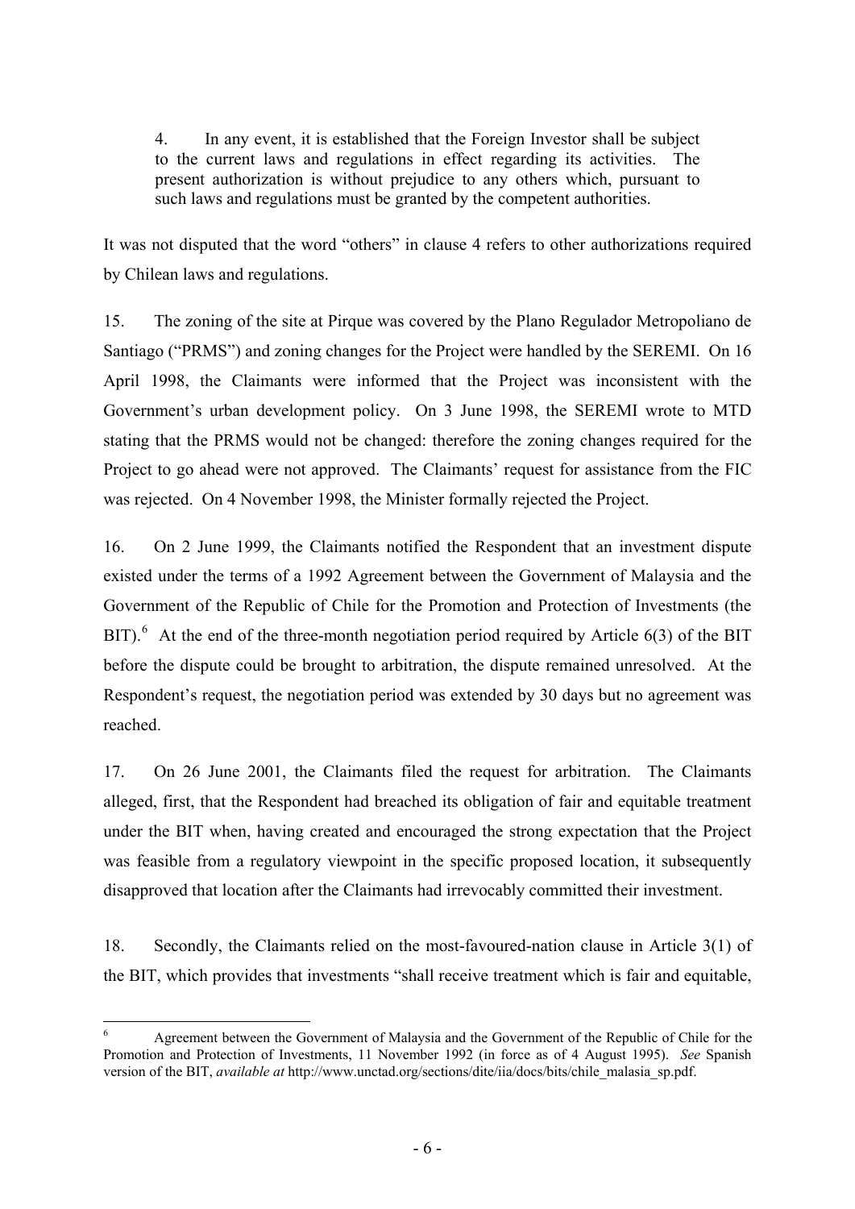> 4. In any event, it is established that the Foreign Investor shall be subject to the current laws and regulations in effect regarding its activities. The present authorization is without prejudice to any others which, pursuant to such laws and regulations must be granted by the competent authorities.

It was not disputed that the word "others" in clause 4 refers to other authorizations required by Chilean laws and regulations.

15. The zoning of the site at Pirque was covered by the Plano Regulador Metropoliano de Santiago ("PRMS") and zoning changes for the Project were handled by the SEREMI. On 16 April 1998, the Claimants were informed that the Project was inconsistent with the Government's urban development policy. On 3 June 1998, the SEREMI wrote to MTD stating that the PRMS would not be changed: therefore the zoning changes required for the Project to go ahead were not approved. The Claimants' request for assistance from the FIC was rejected. On 4 November 1998, the Minister formally rejected the Project.

16. On 2 June 1999, the Claimants notified the Respondent that an investment dispute existed under the terms of a 1992 Agreement between the Government of Malaysia and the Government of the Republic of Chile for the Promotion and Protection of Investments (the BIT).[6] At the end of the three-month negotiation period required by Article 6(3) of the BIT before the dispute could be brought to arbitration, the dispute remained unresolved. At the Respondent's request, the negotiation period was extended by 30 days but no agreement was reached.

17. On 26 June 2001, the Claimants filed the request for arbitration. The Claimants alleged, first, that the Respondent had breached its obligation of fair and equitable treatment under the BIT when, having created and encouraged the strong expectation that the Project was feasible from a regulatory viewpoint in the specific proposed location, it subsequently disapproved that location after the Claimants had irrevocably committed their investment.

18. Secondly, the Claimants relied on the most-favoured-nation clause in Article 3(1) of the BIT, which provides that investments "shall receive treatment which is fair and equitable,

---

[6] Agreement between the Government of Malaysia and the Government of the Republic of Chile for the Promotion and Protection of Investments, 11 November 1992 (in force as of 4 August 1995). *See* Spanish version of the BIT, *available at* http://www.unctad.org/sections/dite/iia/docs/bits/chile_malasia_sp.pdf.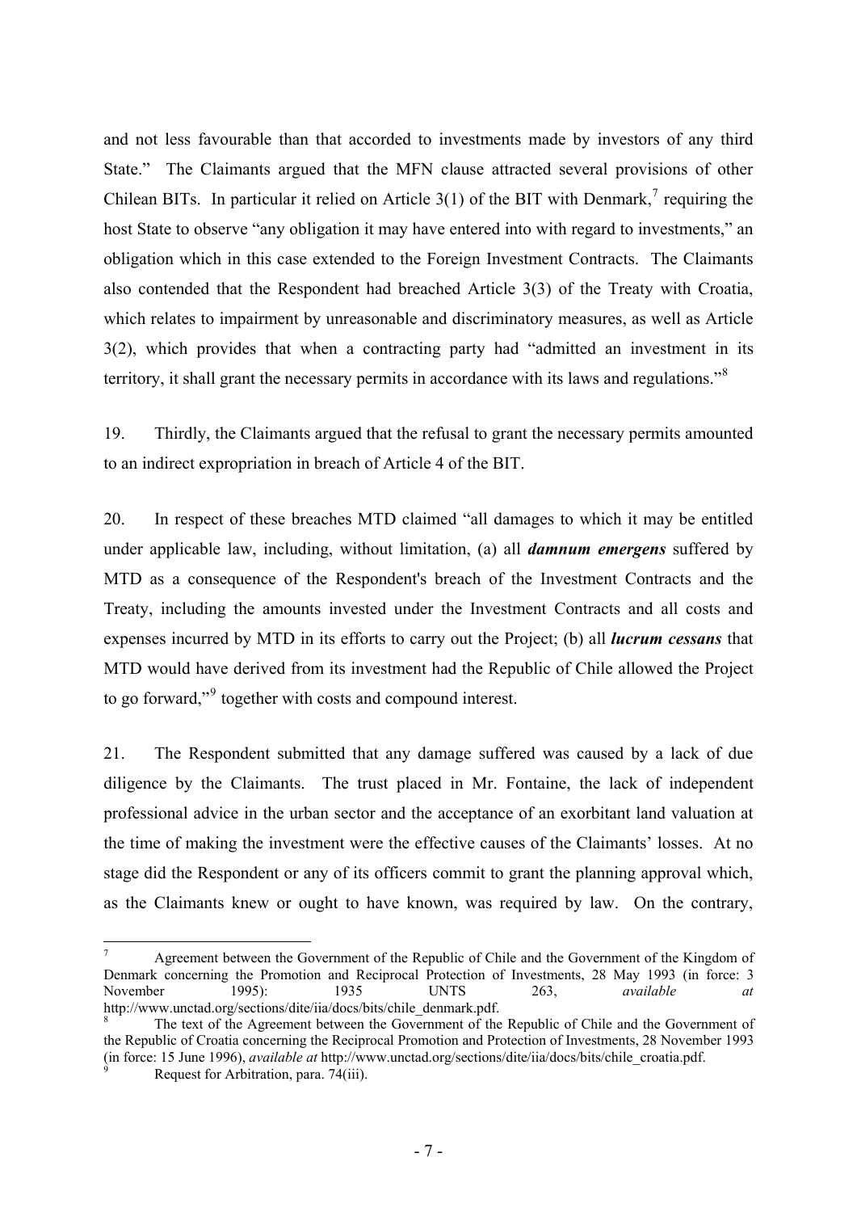and not less favourable than that accorded to investments made by investors of any third State." The Claimants argued that the MFN clause attracted several provisions of other Chilean BITs. In particular it relied on Article 3(1) of the BIT with Denmark,[7] requiring the host State to observe "any obligation it may have entered into with regard to investments," an obligation which in this case extended to the Foreign Investment Contracts. The Claimants also contended that the Respondent had breached Article 3(3) of the Treaty with Croatia, which relates to impairment by unreasonable and discriminatory measures, as well as Article 3(2), which provides that when a contracting party had "admitted an investment in its territory, it shall grant the necessary permits in accordance with its laws and regulations."[8]

19. Thirdly, the Claimants argued that the refusal to grant the necessary permits amounted to an indirect expropriation in breach of Article 4 of the BIT.

20. In respect of these breaches MTD claimed "all damages to which it may be entitled under applicable law, including, without limitation, (a) all ***damnum emergens*** suffered by MTD as a consequence of the Respondent's breach of the Investment Contracts and the Treaty, including the amounts invested under the Investment Contracts and all costs and expenses incurred by MTD in its efforts to carry out the Project; (b) all ***lucrum cessans*** that MTD would have derived from its investment had the Republic of Chile allowed the Project to go forward,"[9] together with costs and compound interest.

21. The Respondent submitted that any damage suffered was caused by a lack of due diligence by the Claimants. The trust placed in Mr. Fontaine, the lack of independent professional advice in the urban sector and the acceptance of an exorbitant land valuation at the time of making the investment were the effective causes of the Claimants' losses. At no stage did the Respondent or any of its officers commit to grant the planning approval which, as the Claimants knew or ought to have known, was required by law. On the contrary,

---

[7] Agreement between the Government of the Republic of Chile and the Government of the Kingdom of Denmark concerning the Promotion and Reciprocal Protection of Investments, 28 May 1993 (in force: 3 November 1995): 1935 UNTS 263, *available at* http://www.unctad.org/sections/dite/iia/docs/bits/chile_denmark.pdf.

[8] The text of the Agreement between the Government of the Republic of Chile and the Government of the Republic of Croatia concerning the Reciprocal Promotion and Protection of Investments, 28 November 1993 (in force: 15 June 1996), *available at* http://www.unctad.org/sections/dite/iia/docs/bits/chile_croatia.pdf.

[9] Request for Arbitration, para. 74(iii).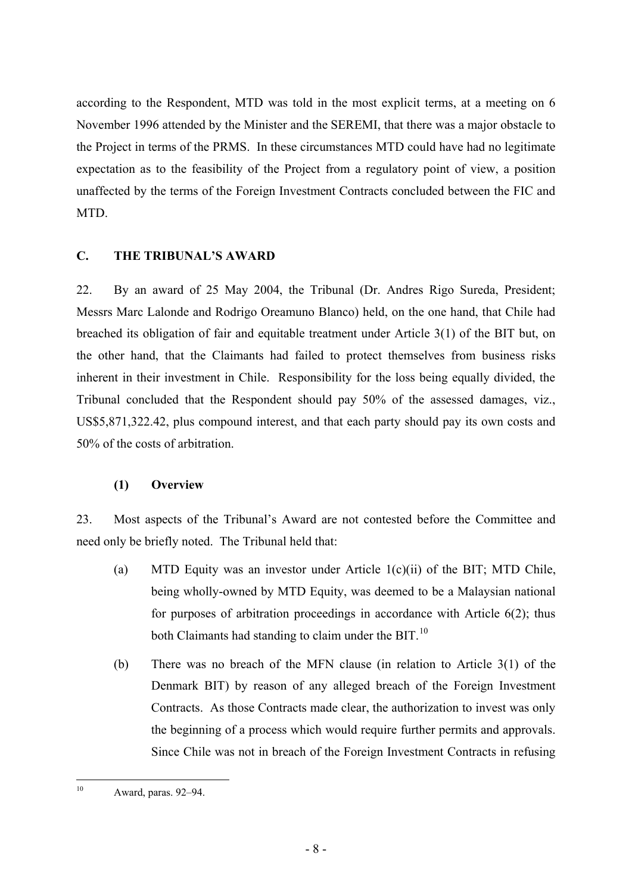according to the Respondent, MTD was told in the most explicit terms, at a meeting on 6 November 1996 attended by the Minister and the SEREMI, that there was a major obstacle to the Project in terms of the PRMS. In these circumstances MTD could have had no legitimate expectation as to the feasibility of the Project from a regulatory point of view, a position unaffected by the terms of the Foreign Investment Contracts concluded between the FIC and MTD.

## C. THE TRIBUNAL'S AWARD

22. By an award of 25 May 2004, the Tribunal (Dr. Andres Rigo Sureda, President; Messrs Marc Lalonde and Rodrigo Oreamuno Blanco) held, on the one hand, that Chile had breached its obligation of fair and equitable treatment under Article 3(1) of the BIT but, on the other hand, that the Claimants had failed to protect themselves from business risks inherent in their investment in Chile. Responsibility for the loss being equally divided, the Tribunal concluded that the Respondent should pay 50% of the assessed damages, viz., US$5,871,322.42, plus compound interest, and that each party should pay its own costs and 50% of the costs of arbitration.

### (1) Overview

23. Most aspects of the Tribunal's Award are not contested before the Committee and need only be briefly noted. The Tribunal held that:

(a) MTD Equity was an investor under Article 1(c)(ii) of the BIT; MTD Chile, being wholly-owned by MTD Equity, was deemed to be a Malaysian national for purposes of arbitration proceedings in accordance with Article 6(2); thus both Claimants had standing to claim under the BIT.[10]

(b) There was no breach of the MFN clause (in relation to Article 3(1) of the Denmark BIT) by reason of any alleged breach of the Foreign Investment Contracts. As those Contracts made clear, the authorization to invest was only the beginning of a process which would require further permits and approvals. Since Chile was not in breach of the Foreign Investment Contracts in refusing

---

[10] Award, paras. 92–94.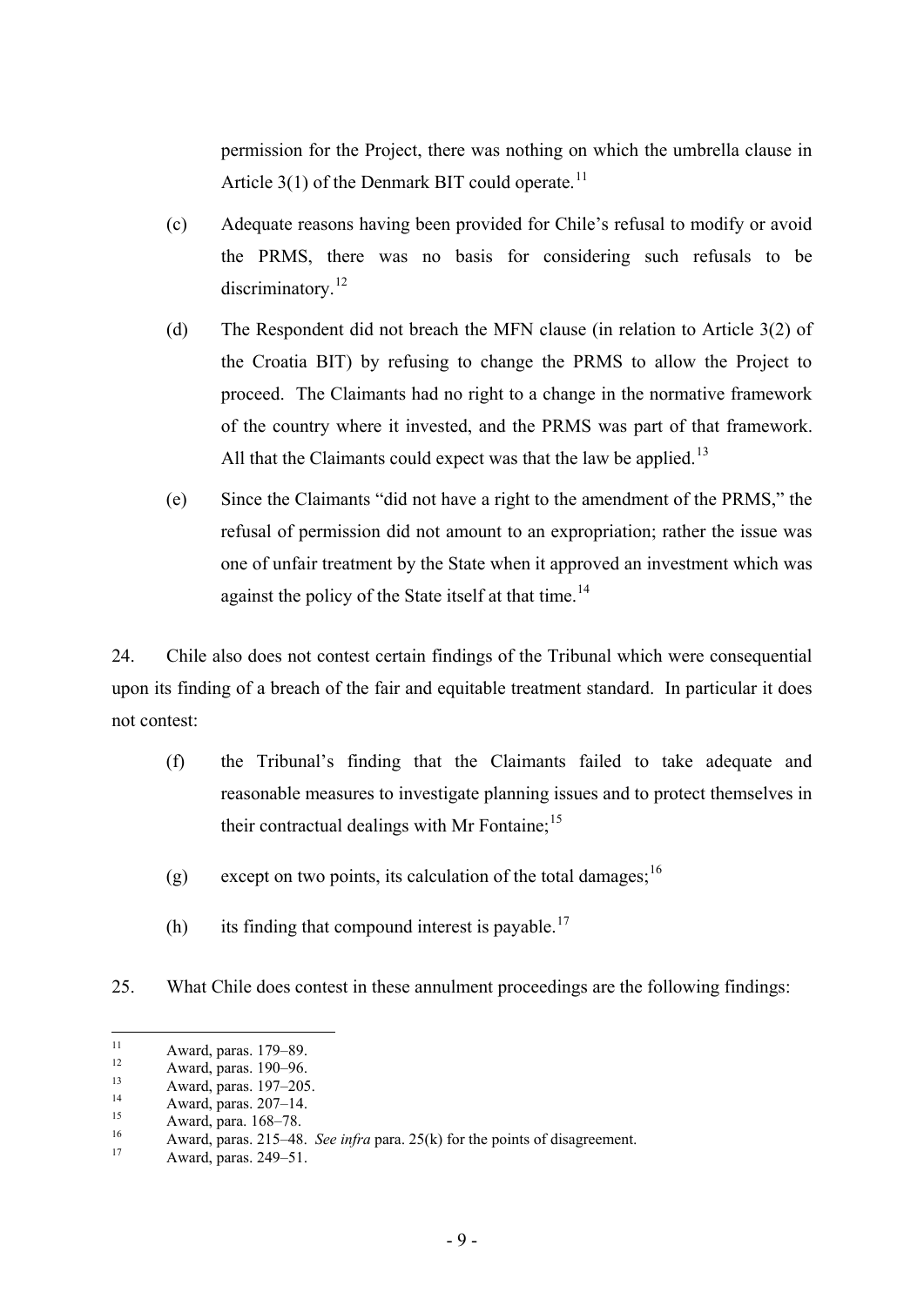permission for the Project, there was nothing on which the umbrella clause in Article 3(1) of the Denmark BIT could operate.[11]

(c) Adequate reasons having been provided for Chile's refusal to modify or avoid the PRMS, there was no basis for considering such refusals to be discriminatory.[12]

(d) The Respondent did not breach the MFN clause (in relation to Article 3(2) of the Croatia BIT) by refusing to change the PRMS to allow the Project to proceed. The Claimants had no right to a change in the normative framework of the country where it invested, and the PRMS was part of that framework. All that the Claimants could expect was that the law be applied.[13]

(e) Since the Claimants "did not have a right to the amendment of the PRMS," the refusal of permission did not amount to an expropriation; rather the issue was one of unfair treatment by the State when it approved an investment which was against the policy of the State itself at that time.[14]

24. Chile also does not contest certain findings of the Tribunal which were consequential upon its finding of a breach of the fair and equitable treatment standard. In particular it does not contest:

(f) the Tribunal's finding that the Claimants failed to take adequate and reasonable measures to investigate planning issues and to protect themselves in their contractual dealings with Mr Fontaine;[15]

(g) except on two points, its calculation of the total damages;[16]

(h) its finding that compound interest is payable.[17]

25. What Chile does contest in these annulment proceedings are the following findings:

---

[11] Award, paras. 179–89.

[12] Award, paras. 190–96.

[13] Award, paras. 197–205.

[14] Award, paras. 207–14.

[15] Award, para. 168–78.

[16] Award, paras. 215–48. *See infra* para. 25(k) for the points of disagreement.

[17] Award, paras. 249–51.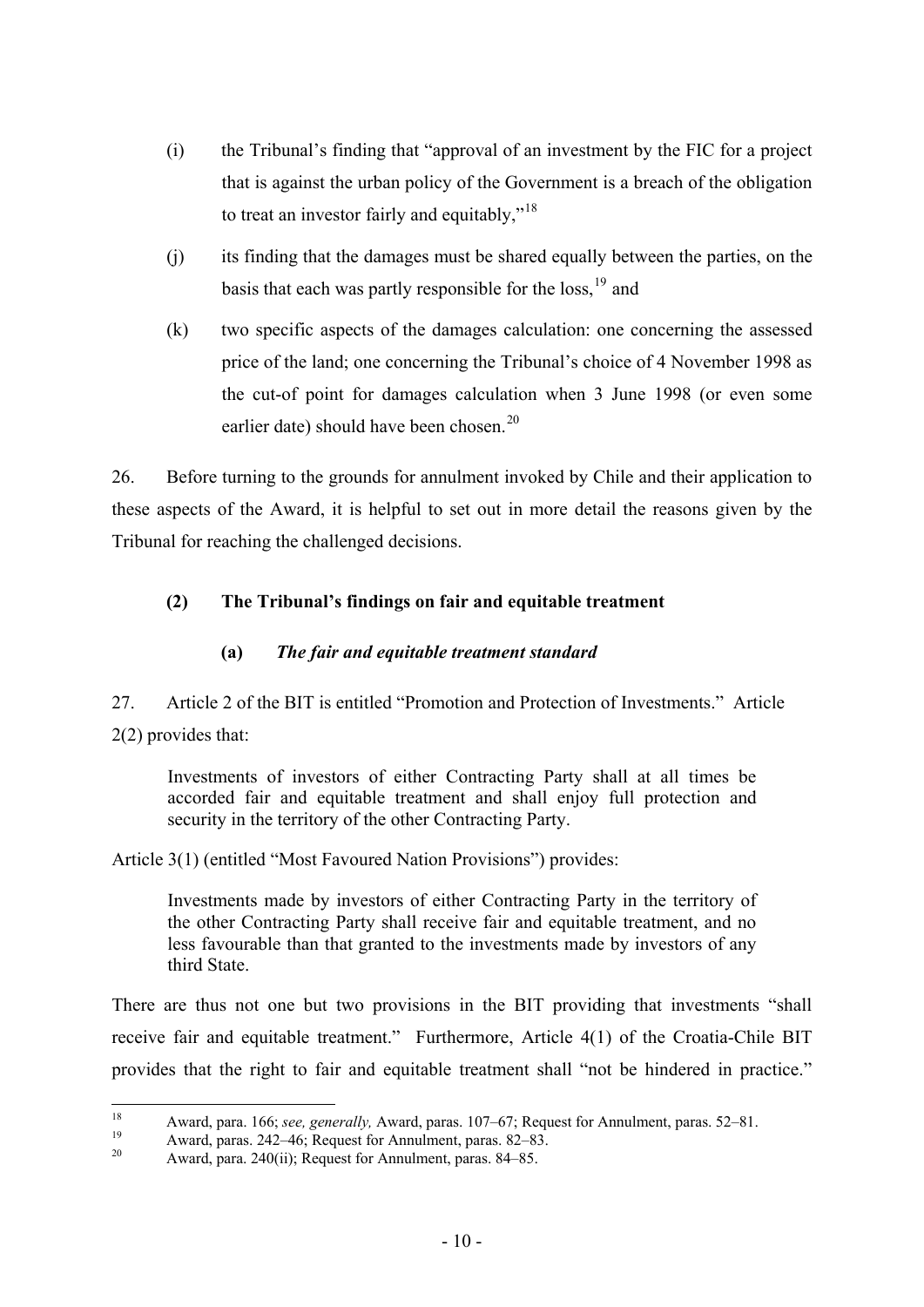(i) the Tribunal's finding that "approval of an investment by the FIC for a project that is against the urban policy of the Government is a breach of the obligation to treat an investor fairly and equitably,"[18]

(j) its finding that the damages must be shared equally between the parties, on the basis that each was partly responsible for the loss,[19] and

(k) two specific aspects of the damages calculation: one concerning the assessed price of the land; one concerning the Tribunal's choice of 4 November 1998 as the cut-of point for damages calculation when 3 June 1998 (or even some earlier date) should have been chosen.[20]

26. Before turning to the grounds for annulment invoked by Chile and their application to these aspects of the Award, it is helpful to set out in more detail the reasons given by the Tribunal for reaching the challenged decisions.

### (2) The Tribunal's findings on fair and equitable treatment

#### (a) *The fair and equitable treatment standard*

27. Article 2 of the BIT is entitled "Promotion and Protection of Investments." Article 2(2) provides that:

> Investments of investors of either Contracting Party shall at all times be accorded fair and equitable treatment and shall enjoy full protection and security in the territory of the other Contracting Party.

Article 3(1) (entitled "Most Favoured Nation Provisions") provides:

> Investments made by investors of either Contracting Party in the territory of the other Contracting Party shall receive fair and equitable treatment, and no less favourable than that granted to the investments made by investors of any third State.

There are thus not one but two provisions in the BIT providing that investments "shall receive fair and equitable treatment." Furthermore, Article 4(1) of the Croatia-Chile BIT provides that the right to fair and equitable treatment shall "not be hindered in practice."

---

[18] Award, para. 166; *see, generally,* Award, paras. 107–67; Request for Annulment, paras. 52–81.

[19] Award, paras. 242–46; Request for Annulment, paras. 82–83.

[20] Award, para. 240(ii); Request for Annulment, paras. 84–85.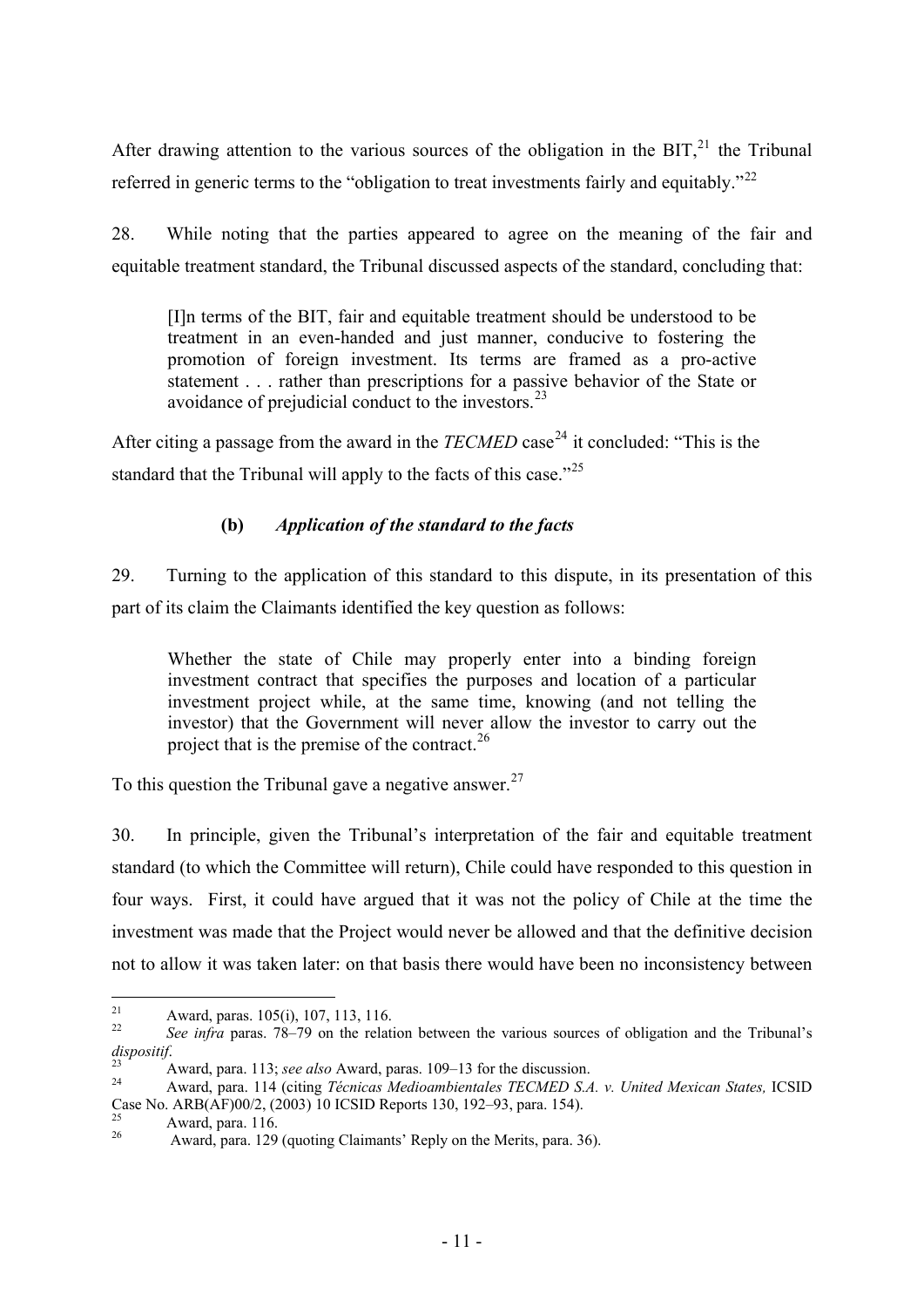After drawing attention to the various sources of the obligation in the BIT,[21] the Tribunal referred in generic terms to the "obligation to treat investments fairly and equitably."[22]

28. While noting that the parties appeared to agree on the meaning of the fair and equitable treatment standard, the Tribunal discussed aspects of the standard, concluding that:

> [I]n terms of the BIT, fair and equitable treatment should be understood to be treatment in an even-handed and just manner, conducive to fostering the promotion of foreign investment. Its terms are framed as a pro-active statement . . . rather than prescriptions for a passive behavior of the State or avoidance of prejudicial conduct to the investors.[23]

After citing a passage from the award in the *TECMED* case[24] it concluded: "This is the standard that the Tribunal will apply to the facts of this case."[25]

### (b) *Application of the standard to the facts*

29. Turning to the application of this standard to this dispute, in its presentation of this part of its claim the Claimants identified the key question as follows:

> Whether the state of Chile may properly enter into a binding foreign investment contract that specifies the purposes and location of a particular investment project while, at the same time, knowing (and not telling the investor) that the Government will never allow the investor to carry out the project that is the premise of the contract.[26]

To this question the Tribunal gave a negative answer.[27]

30. In principle, given the Tribunal's interpretation of the fair and equitable treatment standard (to which the Committee will return), Chile could have responded to this question in four ways. First, it could have argued that it was not the policy of Chile at the time the investment was made that the Project would never be allowed and that the definitive decision not to allow it was taken later: on that basis there would have been no inconsistency between

---

[21] Award, paras. 105(i), 107, 113, 116.

[22] *See infra* paras. 78–79 on the relation between the various sources of obligation and the Tribunal's *dispositif*.

[23] Award, para. 113; *see also* Award, paras. 109–13 for the discussion.

[24] Award, para. 114 (citing *Técnicas Medioambientales TECMED S.A. v. United Mexican States,* ICSID Case No. ARB(AF)00/2, (2003) 10 ICSID Reports 130, 192–93, para. 154).

[25] Award, para. 116.

[26] Award, para. 129 (quoting Claimants' Reply on the Merits, para. 36).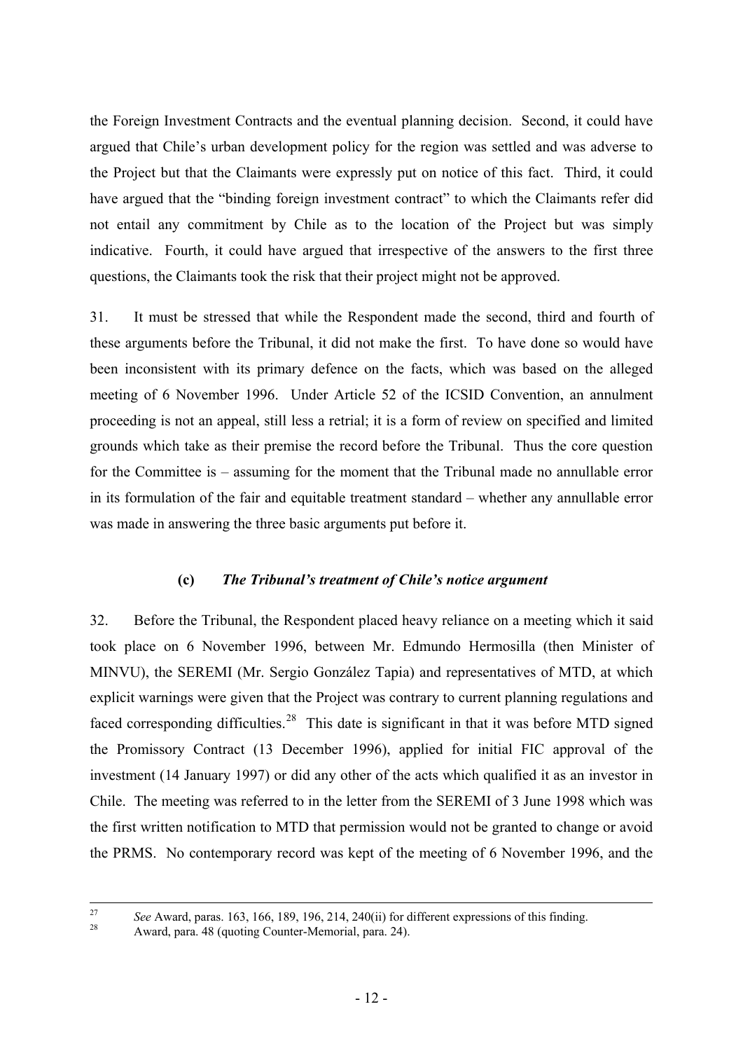the Foreign Investment Contracts and the eventual planning decision. Second, it could have argued that Chile's urban development policy for the region was settled and was adverse to the Project but that the Claimants were expressly put on notice of this fact. Third, it could have argued that the "binding foreign investment contract" to which the Claimants refer did not entail any commitment by Chile as to the location of the Project but was simply indicative. Fourth, it could have argued that irrespective of the answers to the first three questions, the Claimants took the risk that their project might not be approved.

31. It must be stressed that while the Respondent made the second, third and fourth of these arguments before the Tribunal, it did not make the first. To have done so would have been inconsistent with its primary defence on the facts, which was based on the alleged meeting of 6 November 1996. Under Article 52 of the ICSID Convention, an annulment proceeding is not an appeal, still less a retrial; it is a form of review on specified and limited grounds which take as their premise the record before the Tribunal. Thus the core question for the Committee is – assuming for the moment that the Tribunal made no annullable error in its formulation of the fair and equitable treatment standard – whether any annullable error was made in answering the three basic arguments put before it.

### (c) *The Tribunal's treatment of Chile's notice argument*

32. Before the Tribunal, the Respondent placed heavy reliance on a meeting which it said took place on 6 November 1996, between Mr. Edmundo Hermosilla (then Minister of MINVU), the SEREMI (Mr. Sergio González Tapia) and representatives of MTD, at which explicit warnings were given that the Project was contrary to current planning regulations and faced corresponding difficulties.[28] This date is significant in that it was before MTD signed the Promissory Contract (13 December 1996), applied for initial FIC approval of the investment (14 January 1997) or did any other of the acts which qualified it as an investor in Chile. The meeting was referred to in the letter from the SEREMI of 3 June 1998 which was the first written notification to MTD that permission would not be granted to change or avoid the PRMS. No contemporary record was kept of the meeting of 6 November 1996, and the

---

[27] *See* Award, paras. 163, 166, 189, 196, 214, 240(ii) for different expressions of this finding.

[28] Award, para. 48 (quoting Counter-Memorial, para. 24).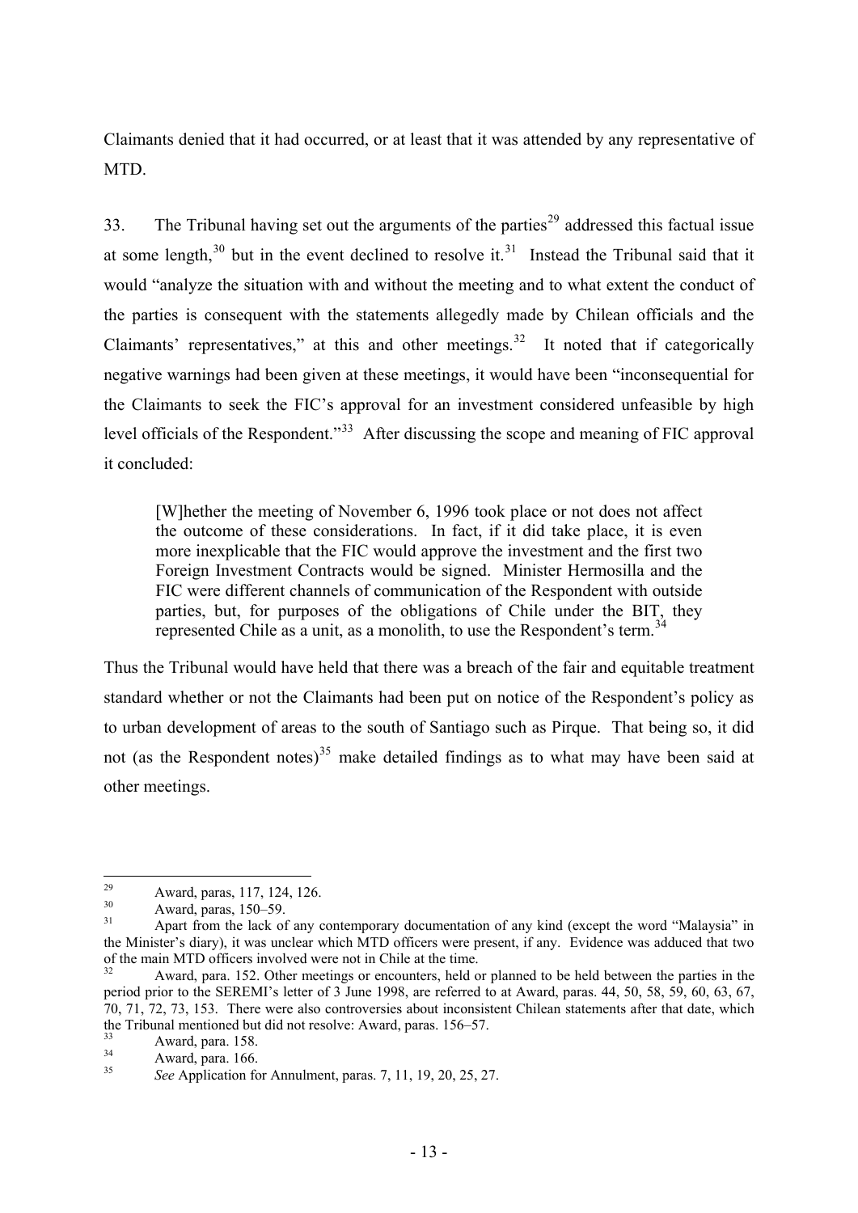Claimants denied that it had occurred, or at least that it was attended by any representative of MTD.

33. The Tribunal having set out the arguments of the parties[29] addressed this factual issue at some length,[30] but in the event declined to resolve it.[31] Instead the Tribunal said that it would "analyze the situation with and without the meeting and to what extent the conduct of the parties is consequent with the statements allegedly made by Chilean officials and the Claimants' representatives," at this and other meetings.[32] It noted that if categorically negative warnings had been given at these meetings, it would have been "inconsequential for the Claimants to seek the FIC's approval for an investment considered unfeasible by high level officials of the Respondent."[33] After discussing the scope and meaning of FIC approval it concluded:

> [W]hether the meeting of November 6, 1996 took place or not does not affect the outcome of these considerations. In fact, if it did take place, it is even more inexplicable that the FIC would approve the investment and the first two Foreign Investment Contracts would be signed. Minister Hermosilla and the FIC were different channels of communication of the Respondent with outside parties, but, for purposes of the obligations of Chile under the BIT, they represented Chile as a unit, as a monolith, to use the Respondent's term.[34]

Thus the Tribunal would have held that there was a breach of the fair and equitable treatment standard whether or not the Claimants had been put on notice of the Respondent's policy as to urban development of areas to the south of Santiago such as Pirque. That being so, it did not (as the Respondent notes)[35] make detailed findings as to what may have been said at other meetings.

---

[29] Award, paras, 117, 124, 126.

[30] Award, paras, 150–59.

[31] Apart from the lack of any contemporary documentation of any kind (except the word "Malaysia" in the Minister's diary), it was unclear which MTD officers were present, if any. Evidence was adduced that two of the main MTD officers involved were not in Chile at the time.

[32] Award, para. 152. Other meetings or encounters, held or planned to be held between the parties in the period prior to the SEREMI's letter of 3 June 1998, are referred to at Award, paras. 44, 50, 58, 59, 60, 63, 67, 70, 71, 72, 73, 153. There were also controversies about inconsistent Chilean statements after that date, which the Tribunal mentioned but did not resolve: Award, paras. 156–57.

[33] Award, para. 158.

[34] Award, para. 166.

[35] *See* Application for Annulment, paras. 7, 11, 19, 20, 25, 27.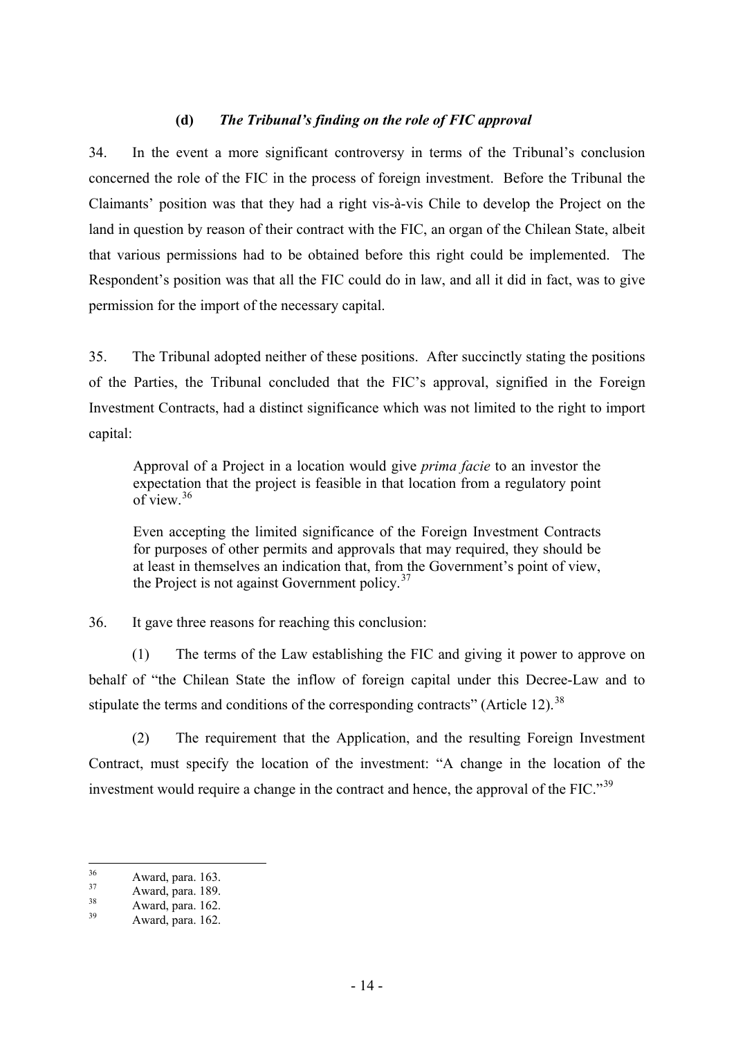### (d) *The Tribunal's finding on the role of FIC approval*

34. In the event a more significant controversy in terms of the Tribunal's conclusion concerned the role of the FIC in the process of foreign investment. Before the Tribunal the Claimants' position was that they had a right vis-à-vis Chile to develop the Project on the land in question by reason of their contract with the FIC, an organ of the Chilean State, albeit that various permissions had to be obtained before this right could be implemented. The Respondent's position was that all the FIC could do in law, and all it did in fact, was to give permission for the import of the necessary capital.

35. The Tribunal adopted neither of these positions. After succinctly stating the positions of the Parties, the Tribunal concluded that the FIC's approval, signified in the Foreign Investment Contracts, had a distinct significance which was not limited to the right to import capital:

> Approval of a Project in a location would give *prima facie* to an investor the expectation that the project is feasible in that location from a regulatory point of view.[36]
>
> Even accepting the limited significance of the Foreign Investment Contracts for purposes of other permits and approvals that may required, they should be at least in themselves an indication that, from the Government's point of view, the Project is not against Government policy.[37]

36. It gave three reasons for reaching this conclusion:

(1) The terms of the Law establishing the FIC and giving it power to approve on behalf of "the Chilean State the inflow of foreign capital under this Decree-Law and to stipulate the terms and conditions of the corresponding contracts" (Article 12).[38]

(2) The requirement that the Application, and the resulting Foreign Investment Contract, must specify the location of the investment: "A change in the location of the investment would require a change in the contract and hence, the approval of the FIC."[39]

---

[36] Award, para. 163.

[37] Award, para. 189.

[38] Award, para. 162.

[39] Award, para. 162.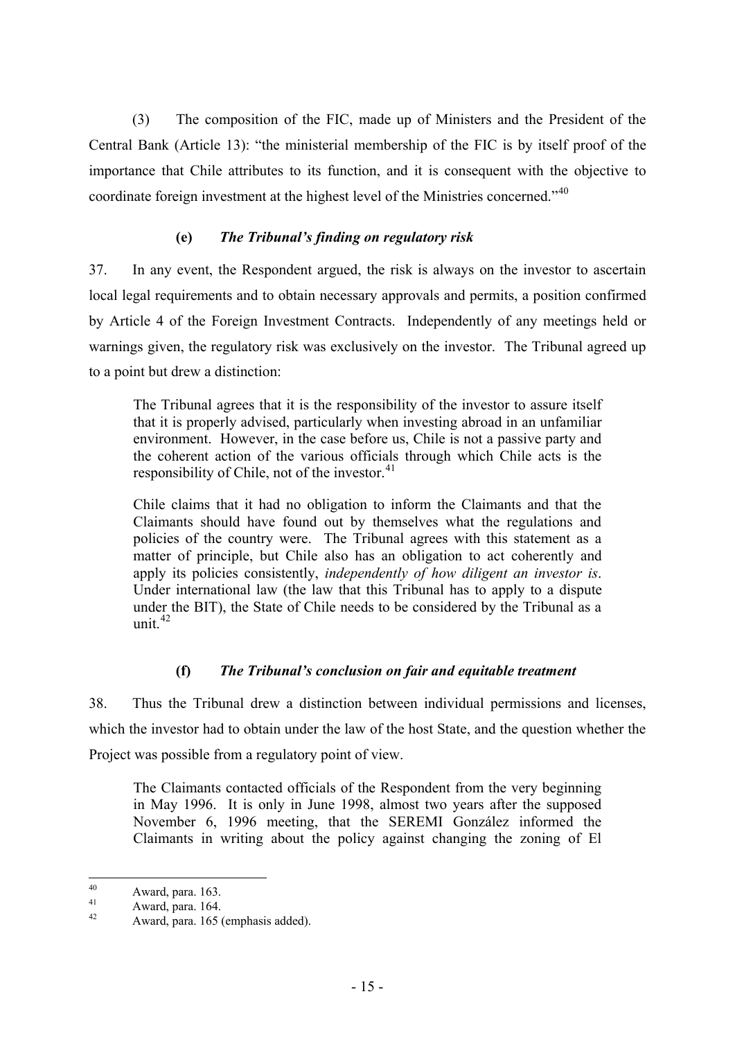(3) The composition of the FIC, made up of Ministers and the President of the Central Bank (Article 13): "the ministerial membership of the FIC is by itself proof of the importance that Chile attributes to its function, and it is consequent with the objective to coordinate foreign investment at the highest level of the Ministries concerned."[40]

### (e) *The Tribunal's finding on regulatory risk*

37. In any event, the Respondent argued, the risk is always on the investor to ascertain local legal requirements and to obtain necessary approvals and permits, a position confirmed by Article 4 of the Foreign Investment Contracts. Independently of any meetings held or warnings given, the regulatory risk was exclusively on the investor. The Tribunal agreed up to a point but drew a distinction:

> The Tribunal agrees that it is the responsibility of the investor to assure itself that it is properly advised, particularly when investing abroad in an unfamiliar environment. However, in the case before us, Chile is not a passive party and the coherent action of the various officials through which Chile acts is the responsibility of Chile, not of the investor.[41]
>
> Chile claims that it had no obligation to inform the Claimants and that the Claimants should have found out by themselves what the regulations and policies of the country were. The Tribunal agrees with this statement as a matter of principle, but Chile also has an obligation to act coherently and apply its policies consistently, *independently of how diligent an investor is*. Under international law (the law that this Tribunal has to apply to a dispute under the BIT), the State of Chile needs to be considered by the Tribunal as a unit.[42]

### (f) *The Tribunal's conclusion on fair and equitable treatment*

38. Thus the Tribunal drew a distinction between individual permissions and licenses, which the investor had to obtain under the law of the host State, and the question whether the Project was possible from a regulatory point of view.

> The Claimants contacted officials of the Respondent from the very beginning in May 1996. It is only in June 1998, almost two years after the supposed November 6, 1996 meeting, that the SEREMI González informed the Claimants in writing about the policy against changing the zoning of El

---

[40] Award, para. 163.

[41] Award, para. 164.

[42] Award, para. 165 (emphasis added).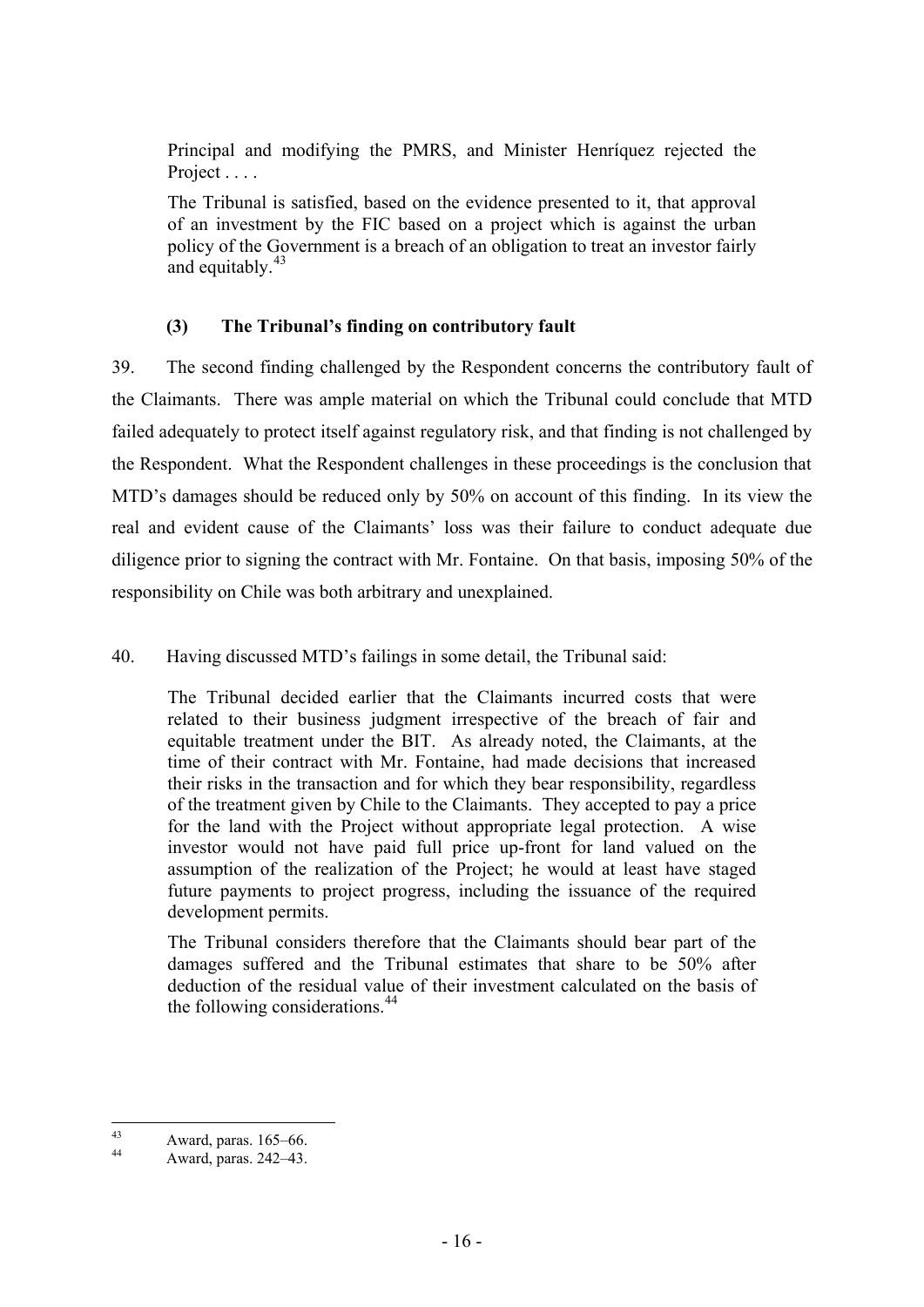> Principal and modifying the PMRS, and Minister Henríquez rejected the Project . . . .
>
> The Tribunal is satisfied, based on the evidence presented to it, that approval of an investment by the FIC based on a project which is against the urban policy of the Government is a breach of an obligation to treat an investor fairly and equitably.[43]

### (3) The Tribunal's finding on contributory fault

39. The second finding challenged by the Respondent concerns the contributory fault of the Claimants. There was ample material on which the Tribunal could conclude that MTD failed adequately to protect itself against regulatory risk, and that finding is not challenged by the Respondent. What the Respondent challenges in these proceedings is the conclusion that MTD's damages should be reduced only by 50% on account of this finding. In its view the real and evident cause of the Claimants' loss was their failure to conduct adequate due diligence prior to signing the contract with Mr. Fontaine. On that basis, imposing 50% of the responsibility on Chile was both arbitrary and unexplained.

40. Having discussed MTD's failings in some detail, the Tribunal said:

> The Tribunal decided earlier that the Claimants incurred costs that were related to their business judgment irrespective of the breach of fair and equitable treatment under the BIT. As already noted, the Claimants, at the time of their contract with Mr. Fontaine, had made decisions that increased their risks in the transaction and for which they bear responsibility, regardless of the treatment given by Chile to the Claimants. They accepted to pay a price for the land with the Project without appropriate legal protection. A wise investor would not have paid full price up-front for land valued on the assumption of the realization of the Project; he would at least have staged future payments to project progress, including the issuance of the required development permits.
>
> The Tribunal considers therefore that the Claimants should bear part of the damages suffered and the Tribunal estimates that share to be 50% after deduction of the residual value of their investment calculated on the basis of the following considerations.[44]

---

[43] Award, paras. 165–66.

[44] Award, paras. 242–43.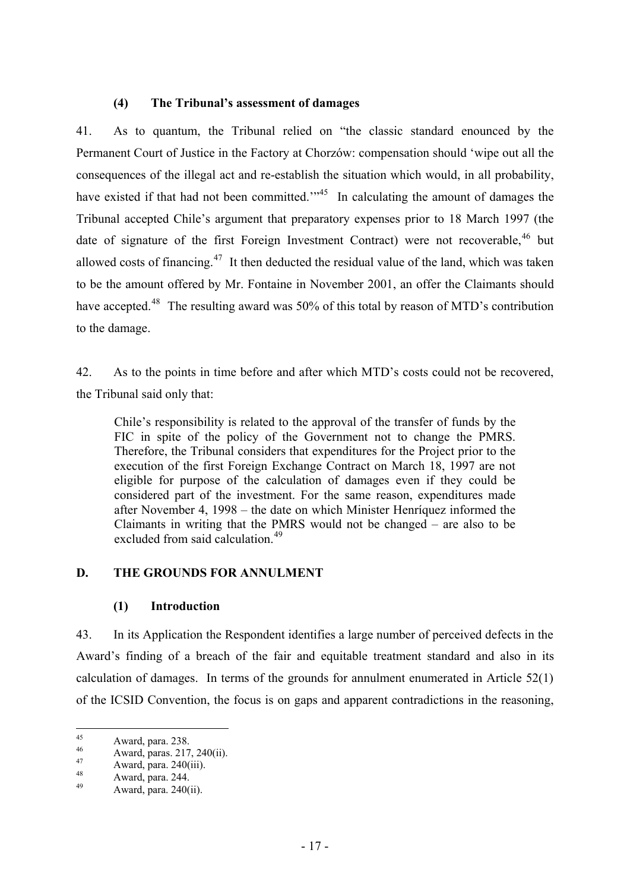### (4) The Tribunal's assessment of damages

41. As to quantum, the Tribunal relied on "the classic standard enounced by the Permanent Court of Justice in the Factory at Chorzów: compensation should 'wipe out all the consequences of the illegal act and re-establish the situation which would, in all probability, have existed if that had not been committed.'"[45] In calculating the amount of damages the Tribunal accepted Chile's argument that preparatory expenses prior to 18 March 1997 (the date of signature of the first Foreign Investment Contract) were not recoverable,[46] but allowed costs of financing.[47] It then deducted the residual value of the land, which was taken to be the amount offered by Mr. Fontaine in November 2001, an offer the Claimants should have accepted.[48] The resulting award was 50% of this total by reason of MTD's contribution to the damage.

42. As to the points in time before and after which MTD's costs could not be recovered, the Tribunal said only that:

> Chile's responsibility is related to the approval of the transfer of funds by the FIC in spite of the policy of the Government not to change the PMRS. Therefore, the Tribunal considers that expenditures for the Project prior to the execution of the first Foreign Exchange Contract on March 18, 1997 are not eligible for purpose of the calculation of damages even if they could be considered part of the investment. For the same reason, expenditures made after November 4, 1998 – the date on which Minister Henríquez informed the Claimants in writing that the PMRS would not be changed – are also to be excluded from said calculation.[49]

## D. THE GROUNDS FOR ANNULMENT

### (1) Introduction

43. In its Application the Respondent identifies a large number of perceived defects in the Award's finding of a breach of the fair and equitable treatment standard and also in its calculation of damages. In terms of the grounds for annulment enumerated in Article 52(1) of the ICSID Convention, the focus is on gaps and apparent contradictions in the reasoning,

---

[45] Award, para. 238.

[46] Award, paras. 217, 240(ii).

[47] Award, para. 240(iii).

[48] Award, para. 244.

[49] Award, para. 240(ii).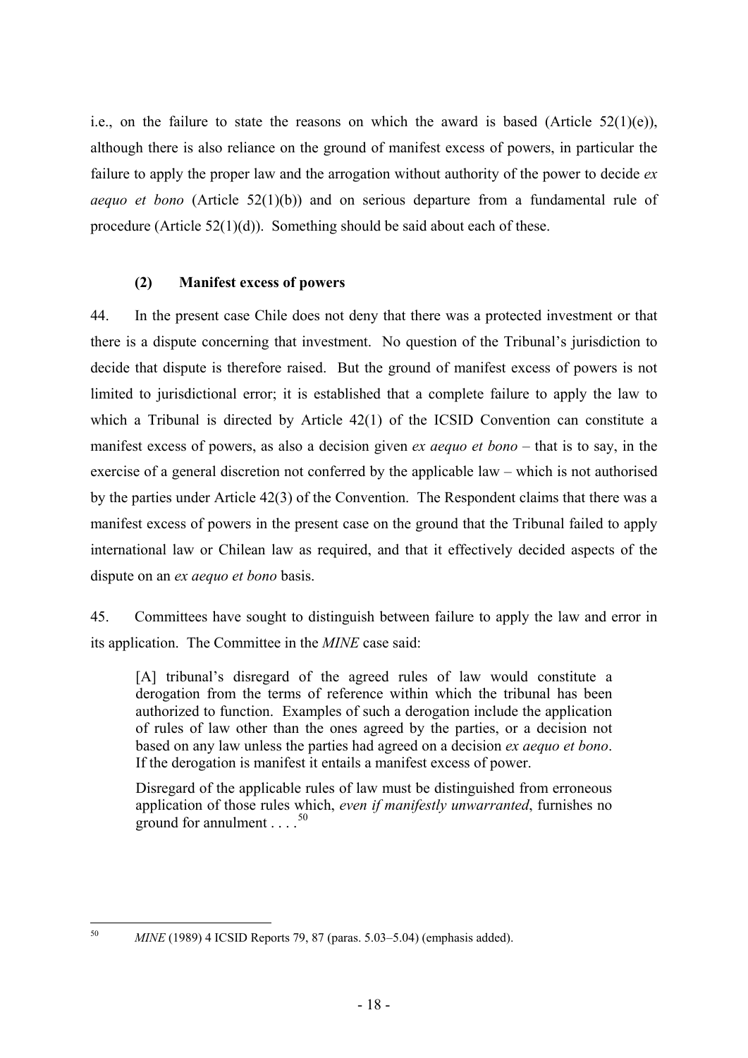i.e., on the failure to state the reasons on which the award is based (Article 52(1)(e)), although there is also reliance on the ground of manifest excess of powers, in particular the failure to apply the proper law and the arrogation without authority of the power to decide *ex aequo et bono* (Article 52(1)(b)) and on serious departure from a fundamental rule of procedure (Article 52(1)(d)). Something should be said about each of these.

### (2) Manifest excess of powers

44. In the present case Chile does not deny that there was a protected investment or that there is a dispute concerning that investment. No question of the Tribunal's jurisdiction to decide that dispute is therefore raised. But the ground of manifest excess of powers is not limited to jurisdictional error; it is established that a complete failure to apply the law to which a Tribunal is directed by Article 42(1) of the ICSID Convention can constitute a manifest excess of powers, as also a decision given *ex aequo et bono* – that is to say, in the exercise of a general discretion not conferred by the applicable law – which is not authorised by the parties under Article 42(3) of the Convention. The Respondent claims that there was a manifest excess of powers in the present case on the ground that the Tribunal failed to apply international law or Chilean law as required, and that it effectively decided aspects of the dispute on an *ex aequo et bono* basis.

45. Committees have sought to distinguish between failure to apply the law and error in its application. The Committee in the *MINE* case said:

> [A] tribunal's disregard of the agreed rules of law would constitute a derogation from the terms of reference within which the tribunal has been authorized to function. Examples of such a derogation include the application of rules of law other than the ones agreed by the parties, or a decision not based on any law unless the parties had agreed on a decision *ex aequo et bono*. If the derogation is manifest it entails a manifest excess of power.
>
> Disregard of the applicable rules of law must be distinguished from erroneous application of those rules which, *even if manifestly unwarranted*, furnishes no ground for annulment . . . .[50]

---

[50] *MINE* (1989) 4 ICSID Reports 79, 87 (paras. 5.03–5.04) (emphasis added).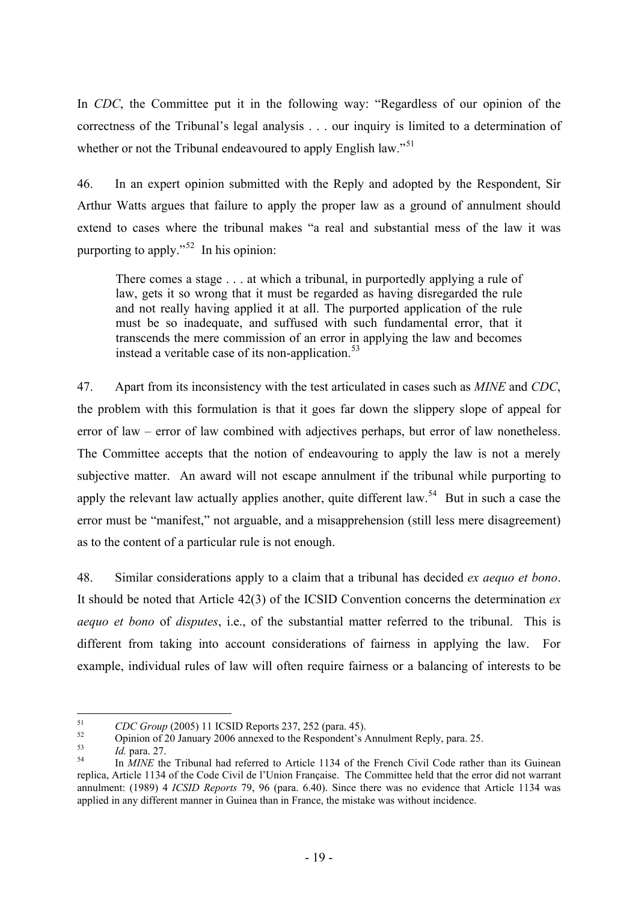In *CDC*, the Committee put it in the following way: "Regardless of our opinion of the correctness of the Tribunal's legal analysis . . . our inquiry is limited to a determination of whether or not the Tribunal endeavoured to apply English law."[51]

46. In an expert opinion submitted with the Reply and adopted by the Respondent, Sir Arthur Watts argues that failure to apply the proper law as a ground of annulment should extend to cases where the tribunal makes "a real and substantial mess of the law it was purporting to apply."[52] In his opinion:

> There comes a stage . . . at which a tribunal, in purportedly applying a rule of law, gets it so wrong that it must be regarded as having disregarded the rule and not really having applied it at all. The purported application of the rule must be so inadequate, and suffused with such fundamental error, that it transcends the mere commission of an error in applying the law and becomes instead a veritable case of its non-application.[53]

47. Apart from its inconsistency with the test articulated in cases such as *MINE* and *CDC*, the problem with this formulation is that it goes far down the slippery slope of appeal for error of law – error of law combined with adjectives perhaps, but error of law nonetheless. The Committee accepts that the notion of endeavouring to apply the law is not a merely subjective matter. An award will not escape annulment if the tribunal while purporting to apply the relevant law actually applies another, quite different law.[54] But in such a case the error must be "manifest," not arguable, and a misapprehension (still less mere disagreement) as to the content of a particular rule is not enough.

48. Similar considerations apply to a claim that a tribunal has decided *ex aequo et bono*. It should be noted that Article 42(3) of the ICSID Convention concerns the determination *ex aequo et bono* of *disputes*, i.e., of the substantial matter referred to the tribunal. This is different from taking into account considerations of fairness in applying the law. For example, individual rules of law will often require fairness or a balancing of interests to be

---

[51] *CDC Group* (2005) 11 ICSID Reports 237, 252 (para. 45).

[52] Opinion of 20 January 2006 annexed to the Respondent's Annulment Reply, para. 25.

[53] *Id.* para. 27.

[54] In *MINE* the Tribunal had referred to Article 1134 of the French Civil Code rather than its Guinean replica, Article 1134 of the Code Civil de l'Union Française. The Committee held that the error did not warrant annulment: (1989) 4 *ICSID Reports* 79, 96 (para. 6.40). Since there was no evidence that Article 1134 was applied in any different manner in Guinea than in France, the mistake was without incidence.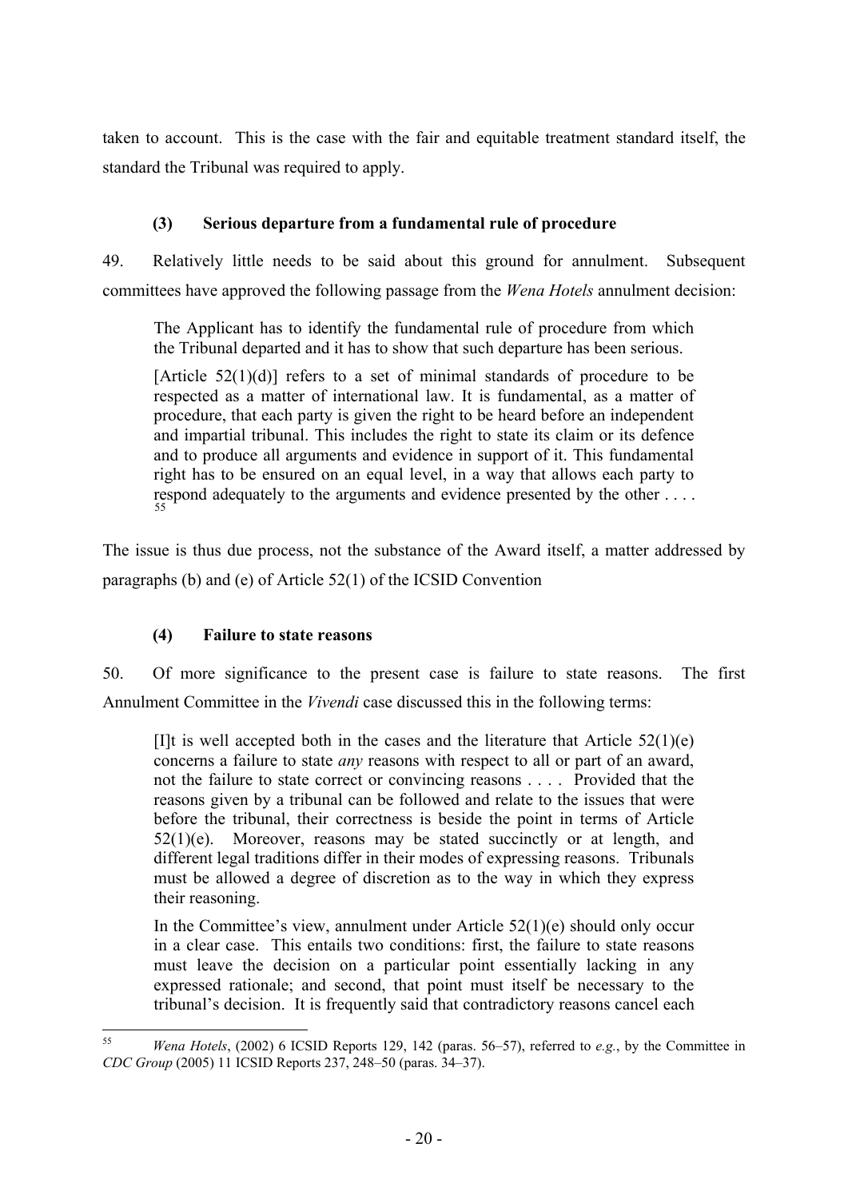taken to account. This is the case with the fair and equitable treatment standard itself, the standard the Tribunal was required to apply.

### (3) Serious departure from a fundamental rule of procedure

49. Relatively little needs to be said about this ground for annulment. Subsequent committees have approved the following passage from the *Wena Hotels* annulment decision:

> The Applicant has to identify the fundamental rule of procedure from which the Tribunal departed and it has to show that such departure has been serious.
>
> [Article 52(1)(d)] refers to a set of minimal standards of procedure to be respected as a matter of international law. It is fundamental, as a matter of procedure, that each party is given the right to be heard before an independent and impartial tribunal. This includes the right to state its claim or its defence and to produce all arguments and evidence in support of it. This fundamental right has to be ensured on an equal level, in a way that allows each party to respond adequately to the arguments and evidence presented by the other . . . .[55]

The issue is thus due process, not the substance of the Award itself, a matter addressed by paragraphs (b) and (e) of Article 52(1) of the ICSID Convention

### (4) Failure to state reasons

50. Of more significance to the present case is failure to state reasons. The first Annulment Committee in the *Vivendi* case discussed this in the following terms:

> [I]t is well accepted both in the cases and the literature that Article 52(1)(e) concerns a failure to state *any* reasons with respect to all or part of an award, not the failure to state correct or convincing reasons . . . . Provided that the reasons given by a tribunal can be followed and relate to the issues that were before the tribunal, their correctness is beside the point in terms of Article 52(1)(e). Moreover, reasons may be stated succinctly or at length, and different legal traditions differ in their modes of expressing reasons. Tribunals must be allowed a degree of discretion as to the way in which they express their reasoning.
>
> In the Committee's view, annulment under Article 52(1)(e) should only occur in a clear case. This entails two conditions: first, the failure to state reasons must leave the decision on a particular point essentially lacking in any expressed rationale; and second, that point must itself be necessary to the tribunal's decision. It is frequently said that contradictory reasons cancel each

---

[55] *Wena Hotels*, (2002) 6 ICSID Reports 129, 142 (paras. 56–57), referred to *e.g.*, by the Committee in *CDC Group* (2005) 11 ICSID Reports 237, 248–50 (paras. 34–37).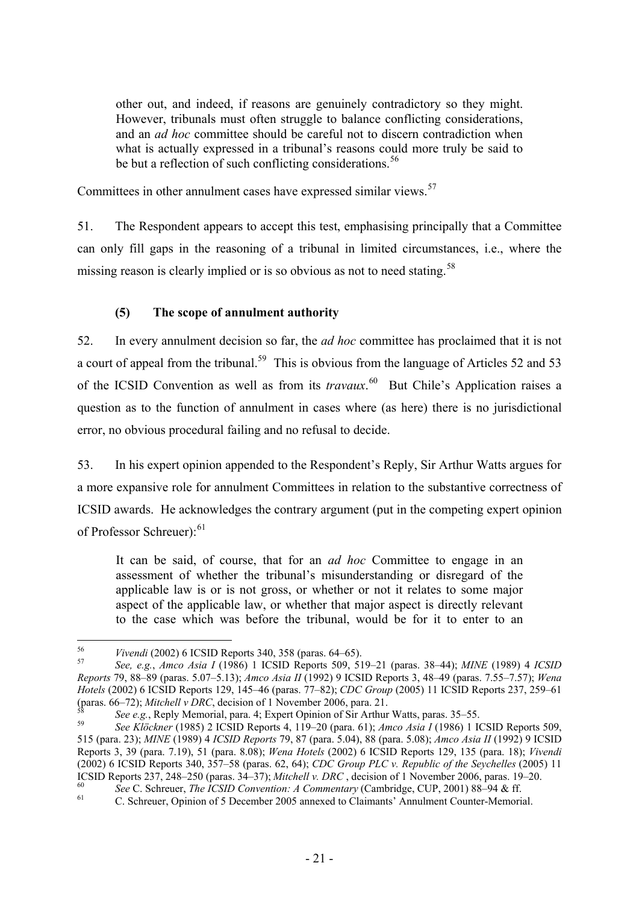> other out, and indeed, if reasons are genuinely contradictory so they might. However, tribunals must often struggle to balance conflicting considerations, and an *ad hoc* committee should be careful not to discern contradiction when what is actually expressed in a tribunal's reasons could more truly be said to be but a reflection of such conflicting considerations.[56]

Committees in other annulment cases have expressed similar views.[57]

51. The Respondent appears to accept this test, emphasising principally that a Committee can only fill gaps in the reasoning of a tribunal in limited circumstances, i.e., where the missing reason is clearly implied or is so obvious as not to need stating.[58]

### (5) The scope of annulment authority

52. In every annulment decision so far, the *ad hoc* committee has proclaimed that it is not a court of appeal from the tribunal.[59] This is obvious from the language of Articles 52 and 53 of the ICSID Convention as well as from its *travaux*.[60] But Chile's Application raises a question as to the function of annulment in cases where (as here) there is no jurisdictional error, no obvious procedural failing and no refusal to decide.

53. In his expert opinion appended to the Respondent's Reply, Sir Arthur Watts argues for a more expansive role for annulment Committees in relation to the substantive correctness of ICSID awards. He acknowledges the contrary argument (put in the competing expert opinion of Professor Schreuer):[61]

> It can be said, of course, that for an *ad hoc* Committee to engage in an assessment of whether the tribunal's misunderstanding or disregard of the applicable law is or is not gross, or whether or not it relates to some major aspect of the applicable law, or whether that major aspect is directly relevant to the case which was before the tribunal, would be for it to enter to an

---

[56] *Vivendi* (2002) 6 ICSID Reports 340, 358 (paras. 64–65).

[57] *See, e.g.*, *Amco Asia I* (1986) 1 ICSID Reports 509, 519–21 (paras. 38–44); *MINE* (1989) 4 *ICSID Reports* 79, 88–89 (paras. 5.07–5.13); *Amco Asia II* (1992) 9 ICSID Reports 3, 48–49 (paras. 7.55–7.57); *Wena Hotels* (2002) 6 ICSID Reports 129, 145–46 (paras. 77–82); *CDC Group* (2005) 11 ICSID Reports 237, 259–61 (paras. 66–72); *Mitchell v DRC*, decision of 1 November 2006, para. 21.

[58] *See e.g.*, Reply Memorial, para. 4; Expert Opinion of Sir Arthur Watts, paras. 35–55.

[59] *See Klöckner* (1985) 2 ICSID Reports 4, 119–20 (para. 61); *Amco Asia I* (1986) 1 ICSID Reports 509, 515 (para. 23); *MINE* (1989) 4 *ICSID Reports* 79, 87 (para. 5.04), 88 (para. 5.08); *Amco Asia II* (1992) 9 ICSID Reports 3, 39 (para. 7.19), 51 (para. 8.08); *Wena Hotels* (2002) 6 ICSID Reports 129, 135 (para. 18); *Vivendi* (2002) 6 ICSID Reports 340, 357–58 (paras. 62, 64); *CDC Group PLC v. Republic of the Seychelles* (2005) 11 ICSID Reports 237, 248–250 (paras. 34–37); *Mitchell v. DRC* , decision of 1 November 2006, paras. 19–20.

[60] *See* C. Schreuer, *The ICSID Convention: A Commentary* (Cambridge, CUP, 2001) 88–94 & ff.

[61] C. Schreuer, Opinion of 5 December 2005 annexed to Claimants' Annulment Counter-Memorial.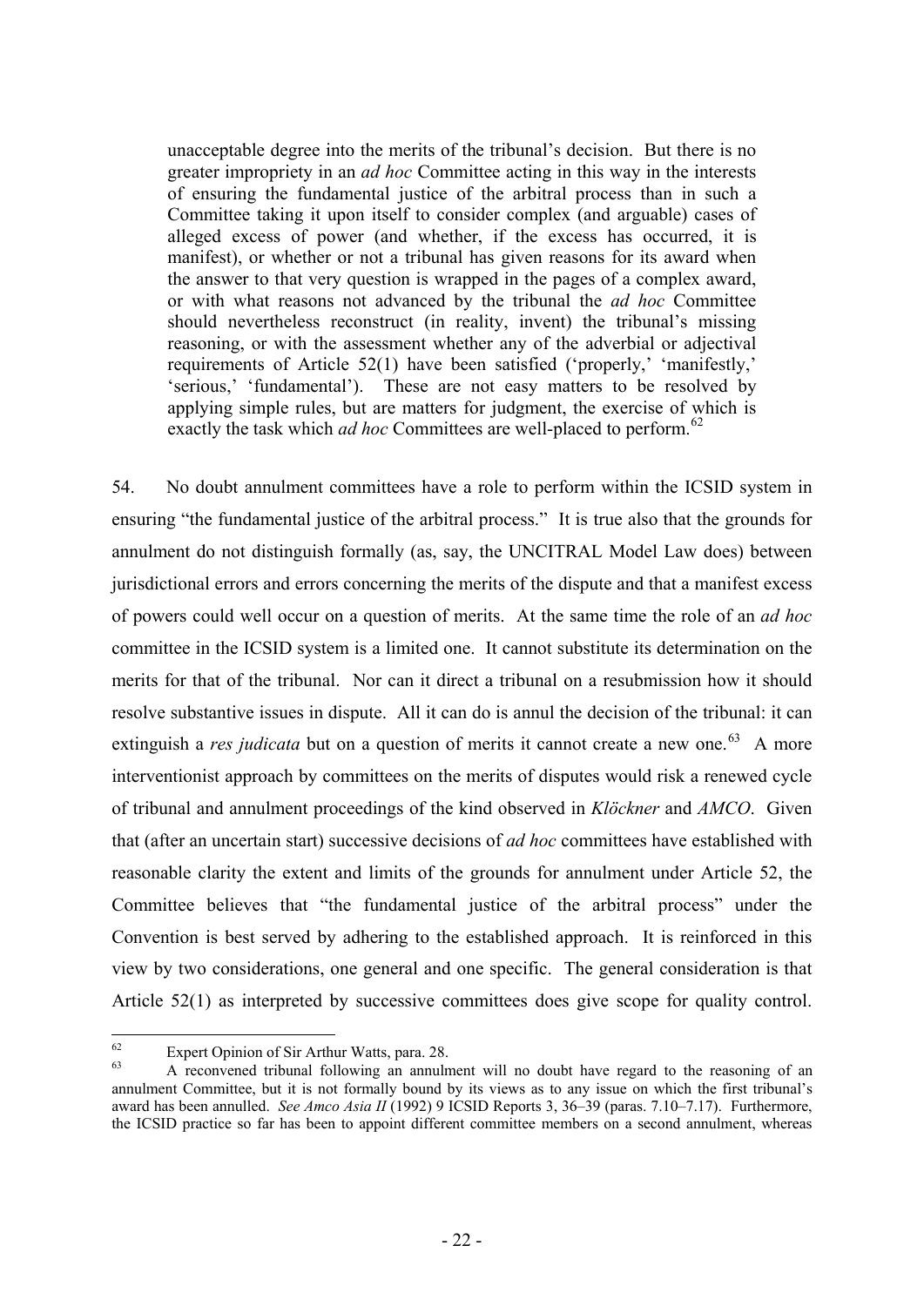> unacceptable degree into the merits of the tribunal's decision. But there is no greater impropriety in an *ad hoc* Committee acting in this way in the interests of ensuring the fundamental justice of the arbitral process than in such a Committee taking it upon itself to consider complex (and arguable) cases of alleged excess of power (and whether, if the excess has occurred, it is manifest), or whether or not a tribunal has given reasons for its award when the answer to that very question is wrapped in the pages of a complex award, or with what reasons not advanced by the tribunal the *ad hoc* Committee should nevertheless reconstruct (in reality, invent) the tribunal's missing reasoning, or with the assessment whether any of the adverbial or adjectival requirements of Article 52(1) have been satisfied ('properly,' 'manifestly,' 'serious,' 'fundamental'). These are not easy matters to be resolved by applying simple rules, but are matters for judgment, the exercise of which is exactly the task which *ad hoc* Committees are well-placed to perform.[62]

54. No doubt annulment committees have a role to perform within the ICSID system in ensuring "the fundamental justice of the arbitral process." It is true also that the grounds for annulment do not distinguish formally (as, say, the UNCITRAL Model Law does) between jurisdictional errors and errors concerning the merits of the dispute and that a manifest excess of powers could well occur on a question of merits. At the same time the role of an *ad hoc* committee in the ICSID system is a limited one. It cannot substitute its determination on the merits for that of the tribunal. Nor can it direct a tribunal on a resubmission how it should resolve substantive issues in dispute. All it can do is annul the decision of the tribunal: it can extinguish a *res judicata* but on a question of merits it cannot create a new one.[63] A more interventionist approach by committees on the merits of disputes would risk a renewed cycle of tribunal and annulment proceedings of the kind observed in *Klöckner* and *AMCO*. Given that (after an uncertain start) successive decisions of *ad hoc* committees have established with reasonable clarity the extent and limits of the grounds for annulment under Article 52, the Committee believes that "the fundamental justice of the arbitral process" under the Convention is best served by adhering to the established approach. It is reinforced in this view by two considerations, one general and one specific. The general consideration is that Article 52(1) as interpreted by successive committees does give scope for quality control.

---

[62] Expert Opinion of Sir Arthur Watts, para. 28.

[63] A reconvened tribunal following an annulment will no doubt have regard to the reasoning of an annulment Committee, but it is not formally bound by its views as to any issue on which the first tribunal's award has been annulled. *See Amco Asia II* (1992) 9 ICSID Reports 3, 36–39 (paras. 7.10–7.17). Furthermore, the ICSID practice so far has been to appoint different committee members on a second annulment, whereas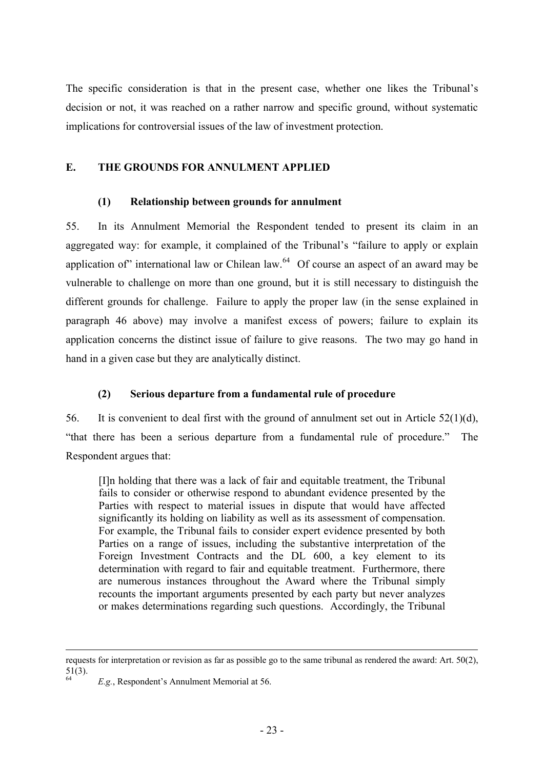The specific consideration is that in the present case, whether one likes the Tribunal's decision or not, it was reached on a rather narrow and specific ground, without systematic implications for controversial issues of the law of investment protection.

## E. THE GROUNDS FOR ANNULMENT APPLIED

### (1) Relationship between grounds for annulment

55. In its Annulment Memorial the Respondent tended to present its claim in an aggregated way: for example, it complained of the Tribunal's "failure to apply or explain application of" international law or Chilean law.[64] Of course an aspect of an award may be vulnerable to challenge on more than one ground, but it is still necessary to distinguish the different grounds for challenge. Failure to apply the proper law (in the sense explained in paragraph 46 above) may involve a manifest excess of powers; failure to explain its application concerns the distinct issue of failure to give reasons. The two may go hand in hand in a given case but they are analytically distinct.

### (2) Serious departure from a fundamental rule of procedure

56. It is convenient to deal first with the ground of annulment set out in Article 52(1)(d), "that there has been a serious departure from a fundamental rule of procedure." The Respondent argues that:

> [I]n holding that there was a lack of fair and equitable treatment, the Tribunal fails to consider or otherwise respond to abundant evidence presented by the Parties with respect to material issues in dispute that would have affected significantly its holding on liability as well as its assessment of compensation. For example, the Tribunal fails to consider expert evidence presented by both Parties on a range of issues, including the substantive interpretation of the Foreign Investment Contracts and the DL 600, a key element to its determination with regard to fair and equitable treatment. Furthermore, there are numerous instances throughout the Award where the Tribunal simply recounts the important arguments presented by each party but never analyzes or makes determinations regarding such questions. Accordingly, the Tribunal

---

requests for interpretation or revision as far as possible go to the same tribunal as rendered the award: Art. 50(2), 51(3).

[64] *E.g.*, Respondent's Annulment Memorial at 56.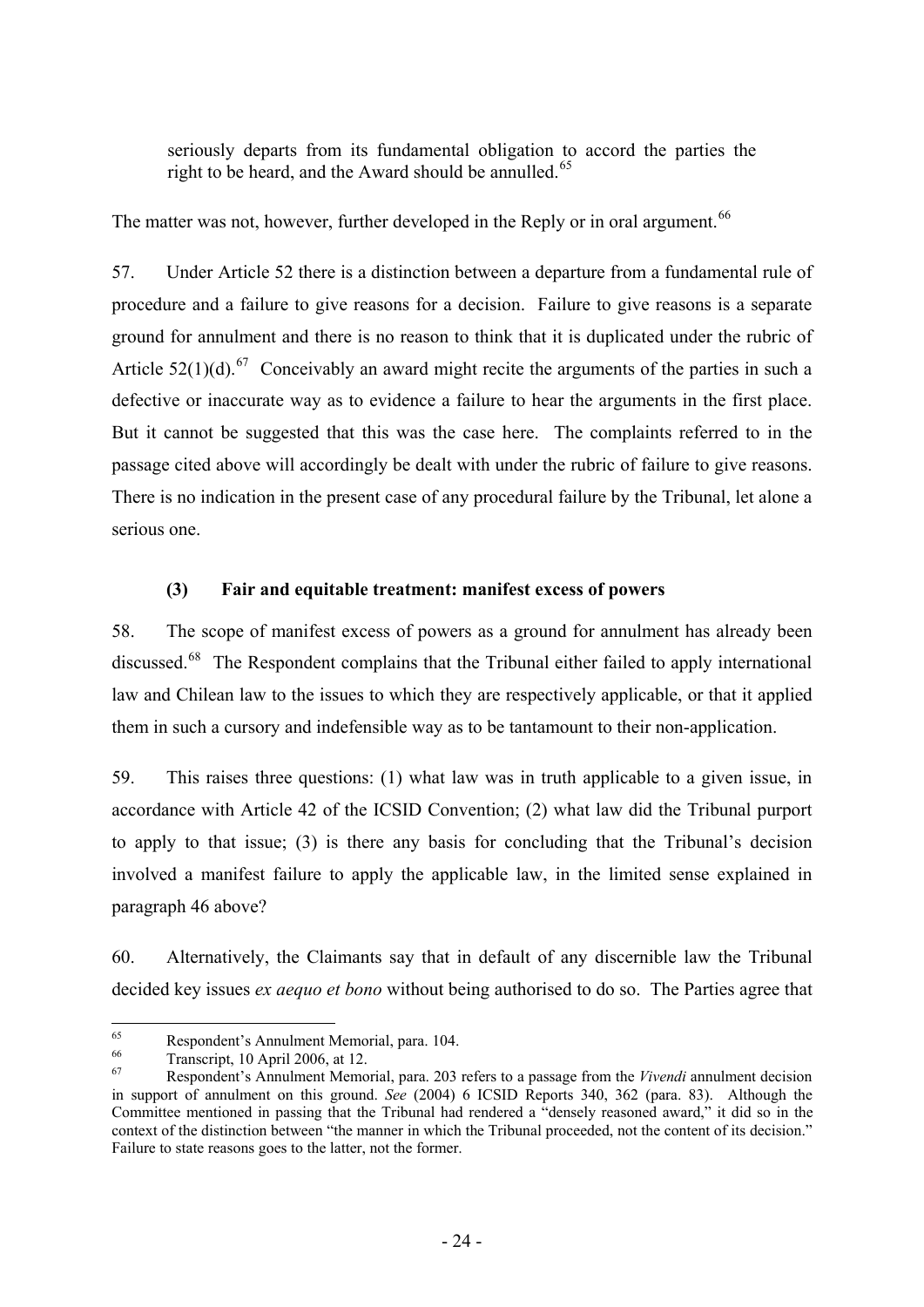> seriously departs from its fundamental obligation to accord the parties the right to be heard, and the Award should be annulled.[65]

The matter was not, however, further developed in the Reply or in oral argument.[66]

57. Under Article 52 there is a distinction between a departure from a fundamental rule of procedure and a failure to give reasons for a decision. Failure to give reasons is a separate ground for annulment and there is no reason to think that it is duplicated under the rubric of Article 52(1)(d).[67] Conceivably an award might recite the arguments of the parties in such a defective or inaccurate way as to evidence a failure to hear the arguments in the first place. But it cannot be suggested that this was the case here. The complaints referred to in the passage cited above will accordingly be dealt with under the rubric of failure to give reasons. There is no indication in the present case of any procedural failure by the Tribunal, let alone a serious one.

### (3) Fair and equitable treatment: manifest excess of powers

58. The scope of manifest excess of powers as a ground for annulment has already been discussed.[68] The Respondent complains that the Tribunal either failed to apply international law and Chilean law to the issues to which they are respectively applicable, or that it applied them in such a cursory and indefensible way as to be tantamount to their non-application.

59. This raises three questions: (1) what law was in truth applicable to a given issue, in accordance with Article 42 of the ICSID Convention; (2) what law did the Tribunal purport to apply to that issue; (3) is there any basis for concluding that the Tribunal's decision involved a manifest failure to apply the applicable law, in the limited sense explained in paragraph 46 above?

60. Alternatively, the Claimants say that in default of any discernible law the Tribunal decided key issues *ex aequo et bono* without being authorised to do so. The Parties agree that

---

[65] Respondent's Annulment Memorial, para. 104.

[66] Transcript, 10 April 2006, at 12.

[67] Respondent's Annulment Memorial, para. 203 refers to a passage from the *Vivendi* annulment decision in support of annulment on this ground. *See* (2004) 6 ICSID Reports 340, 362 (para. 83). Although the Committee mentioned in passing that the Tribunal had rendered a "densely reasoned award," it did so in the context of the distinction between "the manner in which the Tribunal proceeded, not the content of its decision." Failure to state reasons goes to the latter, not the former.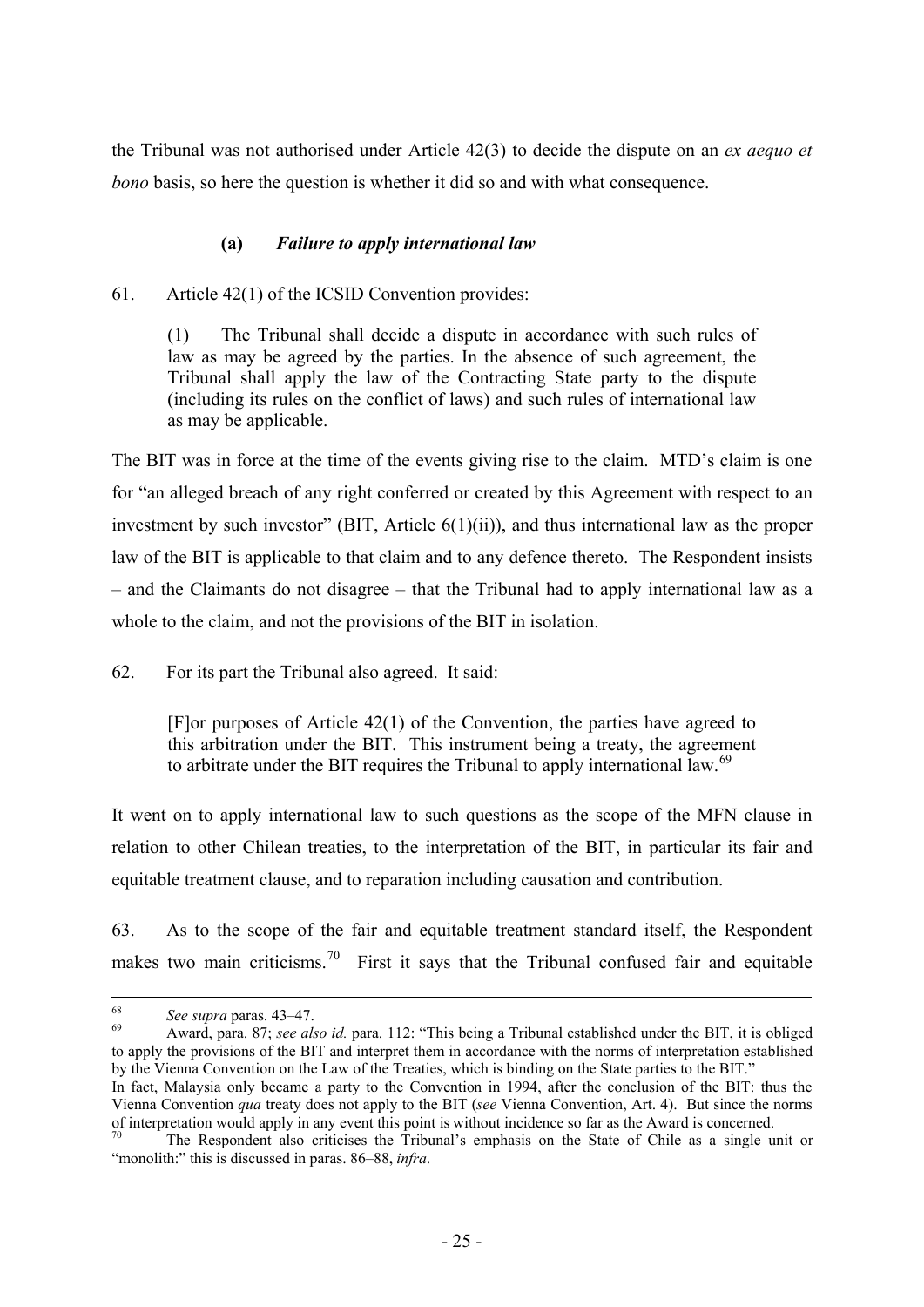the Tribunal was not authorised under Article 42(3) to decide the dispute on an *ex aequo et bono* basis, so here the question is whether it did so and with what consequence.

### (a) *Failure to apply international law*

61. Article 42(1) of the ICSID Convention provides:

> (1) The Tribunal shall decide a dispute in accordance with such rules of law as may be agreed by the parties. In the absence of such agreement, the Tribunal shall apply the law of the Contracting State party to the dispute (including its rules on the conflict of laws) and such rules of international law as may be applicable.

The BIT was in force at the time of the events giving rise to the claim. MTD's claim is one for "an alleged breach of any right conferred or created by this Agreement with respect to an investment by such investor" (BIT, Article 6(1)(ii)), and thus international law as the proper law of the BIT is applicable to that claim and to any defence thereto. The Respondent insists – and the Claimants do not disagree – that the Tribunal had to apply international law as a whole to the claim, and not the provisions of the BIT in isolation.

62. For its part the Tribunal also agreed. It said:

> [F]or purposes of Article 42(1) of the Convention, the parties have agreed to this arbitration under the BIT. This instrument being a treaty, the agreement to arbitrate under the BIT requires the Tribunal to apply international law.[69]

It went on to apply international law to such questions as the scope of the MFN clause in relation to other Chilean treaties, to the interpretation of the BIT, in particular its fair and equitable treatment clause, and to reparation including causation and contribution.

63. As to the scope of the fair and equitable treatment standard itself, the Respondent makes two main criticisms.[70] First it says that the Tribunal confused fair and equitable

---

[68] *See supra* paras. 43–47.

[69] Award, para. 87; *see also id.* para. 112: "This being a Tribunal established under the BIT, it is obliged to apply the provisions of the BIT and interpret them in accordance with the norms of interpretation established by the Vienna Convention on the Law of the Treaties, which is binding on the State parties to the BIT."
In fact, Malaysia only became a party to the Convention in 1994, after the conclusion of the BIT: thus the Vienna Convention *qua* treaty does not apply to the BIT (*see* Vienna Convention, Art. 4). But since the norms of interpretation would apply in any event this point is without incidence so far as the Award is concerned.

[70] The Respondent also criticises the Tribunal's emphasis on the State of Chile as a single unit or "monolith:" this is discussed in paras. 86–88, *infra*.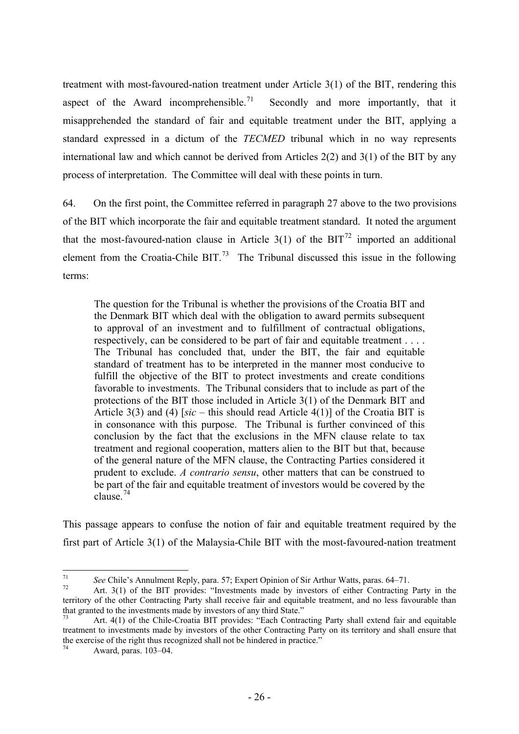treatment with most-favoured-nation treatment under Article 3(1) of the BIT, rendering this aspect of the Award incomprehensible.[71] Secondly and more importantly, that it misapprehended the standard of fair and equitable treatment under the BIT, applying a standard expressed in a dictum of the *TECMED* tribunal which in no way represents international law and which cannot be derived from Articles 2(2) and 3(1) of the BIT by any process of interpretation. The Committee will deal with these points in turn.

64. On the first point, the Committee referred in paragraph 27 above to the two provisions of the BIT which incorporate the fair and equitable treatment standard. It noted the argument that the most-favoured-nation clause in Article 3(1) of the BIT[72] imported an additional element from the Croatia-Chile BIT.[73] The Tribunal discussed this issue in the following terms:

> The question for the Tribunal is whether the provisions of the Croatia BIT and the Denmark BIT which deal with the obligation to award permits subsequent to approval of an investment and to fulfillment of contractual obligations, respectively, can be considered to be part of fair and equitable treatment . . . . The Tribunal has concluded that, under the BIT, the fair and equitable standard of treatment has to be interpreted in the manner most conducive to fulfill the objective of the BIT to protect investments and create conditions favorable to investments. The Tribunal considers that to include as part of the protections of the BIT those included in Article 3(1) of the Denmark BIT and Article 3(3) and (4) [*sic* – this should read Article 4(1)] of the Croatia BIT is in consonance with this purpose. The Tribunal is further convinced of this conclusion by the fact that the exclusions in the MFN clause relate to tax treatment and regional cooperation, matters alien to the BIT but that, because of the general nature of the MFN clause, the Contracting Parties considered it prudent to exclude. *A contrario sensu*, other matters that can be construed to be part of the fair and equitable treatment of investors would be covered by the clause.[74]

This passage appears to confuse the notion of fair and equitable treatment required by the first part of Article 3(1) of the Malaysia-Chile BIT with the most-favoured-nation treatment

---

[71] *See* Chile's Annulment Reply, para. 57; Expert Opinion of Sir Arthur Watts, paras. 64–71.

[72] Art. 3(1) of the BIT provides: "Investments made by investors of either Contracting Party in the territory of the other Contracting Party shall receive fair and equitable treatment, and no less favourable than that granted to the investments made by investors of any third State."

[73] Art. 4(1) of the Chile-Croatia BIT provides: "Each Contracting Party shall extend fair and equitable treatment to investments made by investors of the other Contracting Party on its territory and shall ensure that the exercise of the right thus recognized shall not be hindered in practice."

[74] Award, paras. 103–04.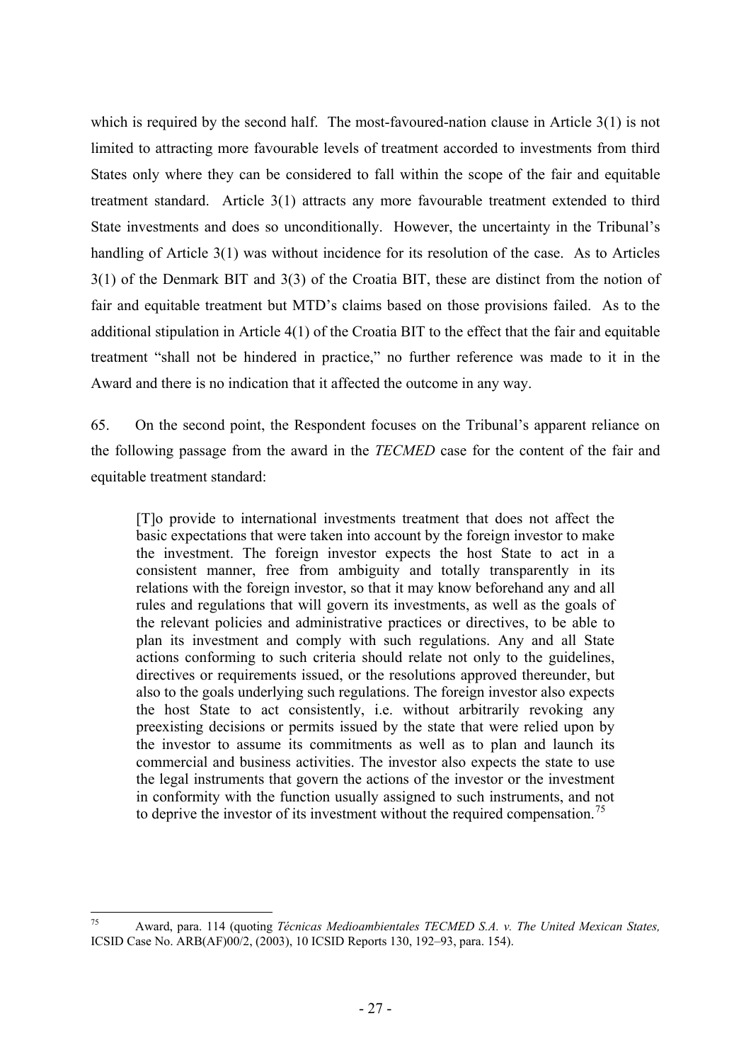which is required by the second half. The most-favoured-nation clause in Article 3(1) is not limited to attracting more favourable levels of treatment accorded to investments from third States only where they can be considered to fall within the scope of the fair and equitable treatment standard. Article 3(1) attracts any more favourable treatment extended to third State investments and does so unconditionally. However, the uncertainty in the Tribunal's handling of Article 3(1) was without incidence for its resolution of the case. As to Articles 3(1) of the Denmark BIT and 3(3) of the Croatia BIT, these are distinct from the notion of fair and equitable treatment but MTD's claims based on those provisions failed. As to the additional stipulation in Article 4(1) of the Croatia BIT to the effect that the fair and equitable treatment "shall not be hindered in practice," no further reference was made to it in the Award and there is no indication that it affected the outcome in any way.

65. On the second point, the Respondent focuses on the Tribunal's apparent reliance on the following passage from the award in the *TECMED* case for the content of the fair and equitable treatment standard:

> [T]o provide to international investments treatment that does not affect the basic expectations that were taken into account by the foreign investor to make the investment. The foreign investor expects the host State to act in a consistent manner, free from ambiguity and totally transparently in its relations with the foreign investor, so that it may know beforehand any and all rules and regulations that will govern its investments, as well as the goals of the relevant policies and administrative practices or directives, to be able to plan its investment and comply with such regulations. Any and all State actions conforming to such criteria should relate not only to the guidelines, directives or requirements issued, or the resolutions approved thereunder, but also to the goals underlying such regulations. The foreign investor also expects the host State to act consistently, i.e. without arbitrarily revoking any preexisting decisions or permits issued by the state that were relied upon by the investor to assume its commitments as well as to plan and launch its commercial and business activities. The investor also expects the state to use the legal instruments that govern the actions of the investor or the investment in conformity with the function usually assigned to such instruments, and not to deprive the investor of its investment without the required compensation.[75]

---

[75] Award, para. 114 (quoting *Técnicas Medioambientales TECMED S.A. v. The United Mexican States,* ICSID Case No. ARB(AF)00/2, (2003), 10 ICSID Reports 130, 192–93, para. 154).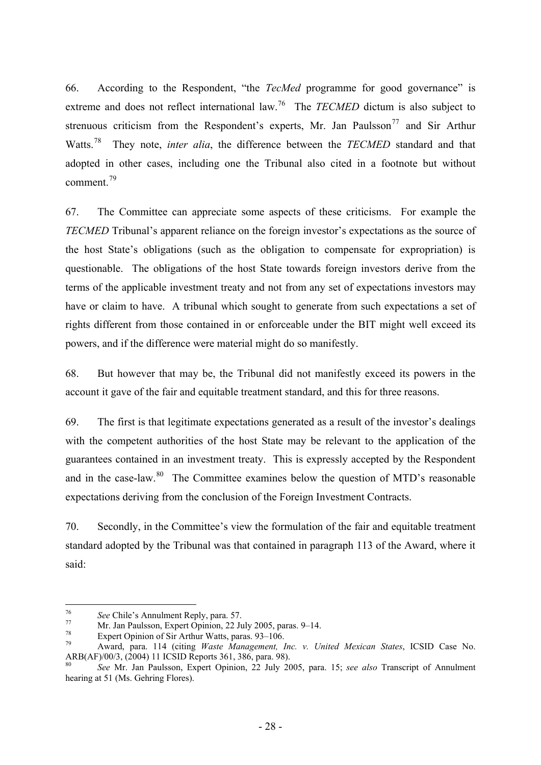66. According to the Respondent, "the *TecMed* programme for good governance" is extreme and does not reflect international law.[76] The *TECMED* dictum is also subject to strenuous criticism from the Respondent's experts, Mr. Jan Paulsson[77] and Sir Arthur Watts.[78] They note, *inter alia*, the difference between the *TECMED* standard and that adopted in other cases, including one the Tribunal also cited in a footnote but without comment.[79]

67. The Committee can appreciate some aspects of these criticisms. For example the *TECMED* Tribunal's apparent reliance on the foreign investor's expectations as the source of the host State's obligations (such as the obligation to compensate for expropriation) is questionable. The obligations of the host State towards foreign investors derive from the terms of the applicable investment treaty and not from any set of expectations investors may have or claim to have. A tribunal which sought to generate from such expectations a set of rights different from those contained in or enforceable under the BIT might well exceed its powers, and if the difference were material might do so manifestly.

68. But however that may be, the Tribunal did not manifestly exceed its powers in the account it gave of the fair and equitable treatment standard, and this for three reasons.

69. The first is that legitimate expectations generated as a result of the investor's dealings with the competent authorities of the host State may be relevant to the application of the guarantees contained in an investment treaty. This is expressly accepted by the Respondent and in the case-law.[80] The Committee examines below the question of MTD's reasonable expectations deriving from the conclusion of the Foreign Investment Contracts.

70. Secondly, in the Committee's view the formulation of the fair and equitable treatment standard adopted by the Tribunal was that contained in paragraph 113 of the Award, where it said:

---

[76] *See* Chile's Annulment Reply, para. 57.

[77] Mr. Jan Paulsson, Expert Opinion, 22 July 2005, paras. 9–14.

[78] Expert Opinion of Sir Arthur Watts, paras. 93–106.

[79] Award, para. 114 (citing *Waste Management, Inc. v. United Mexican States*, ICSID Case No. ARB(AF)/00/3, (2004) 11 ICSID Reports 361, 386, para. 98).

[80] *See* Mr. Jan Paulsson, Expert Opinion, 22 July 2005, para. 15; *see also* Transcript of Annulment hearing at 51 (Ms. Gehring Flores).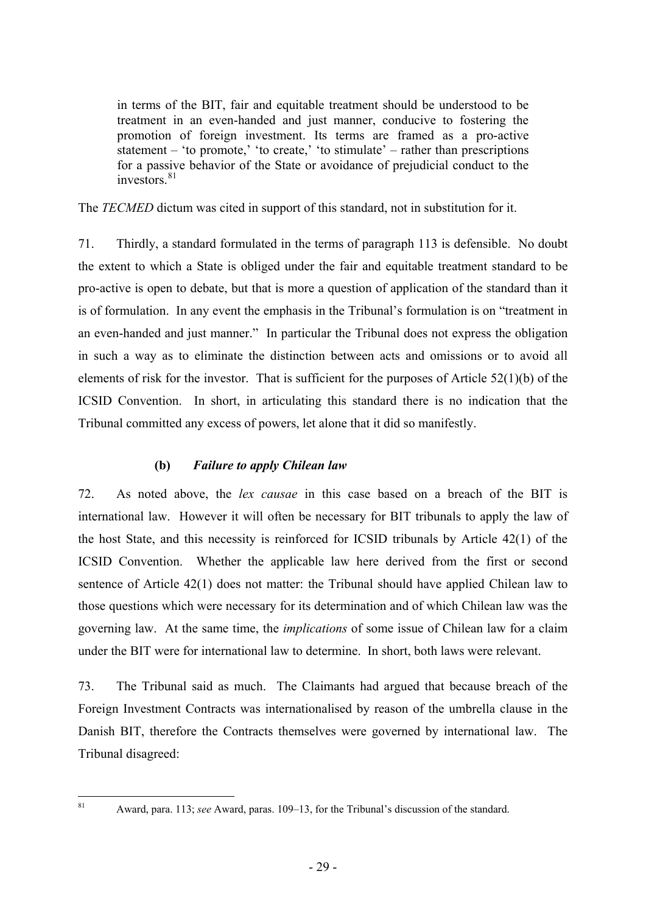> in terms of the BIT, fair and equitable treatment should be understood to be treatment in an even-handed and just manner, conducive to fostering the promotion of foreign investment. Its terms are framed as a pro-active statement – 'to promote,' 'to create,' 'to stimulate' – rather than prescriptions for a passive behavior of the State or avoidance of prejudicial conduct to the investors.[81]

The *TECMED* dictum was cited in support of this standard, not in substitution for it.

71. Thirdly, a standard formulated in the terms of paragraph 113 is defensible. No doubt the extent to which a State is obliged under the fair and equitable treatment standard to be pro-active is open to debate, but that is more a question of application of the standard than it is of formulation. In any event the emphasis in the Tribunal's formulation is on "treatment in an even-handed and just manner." In particular the Tribunal does not express the obligation in such a way as to eliminate the distinction between acts and omissions or to avoid all elements of risk for the investor. That is sufficient for the purposes of Article 52(1)(b) of the ICSID Convention. In short, in articulating this standard there is no indication that the Tribunal committed any excess of powers, let alone that it did so manifestly.

### (b) *Failure to apply Chilean law*

72. As noted above, the *lex causae* in this case based on a breach of the BIT is international law. However it will often be necessary for BIT tribunals to apply the law of the host State, and this necessity is reinforced for ICSID tribunals by Article 42(1) of the ICSID Convention. Whether the applicable law here derived from the first or second sentence of Article 42(1) does not matter: the Tribunal should have applied Chilean law to those questions which were necessary for its determination and of which Chilean law was the governing law. At the same time, the *implications* of some issue of Chilean law for a claim under the BIT were for international law to determine. In short, both laws were relevant.

73. The Tribunal said as much. The Claimants had argued that because breach of the Foreign Investment Contracts was internationalised by reason of the umbrella clause in the Danish BIT, therefore the Contracts themselves were governed by international law. The Tribunal disagreed:

---

[81] Award, para. 113; *see* Award, paras. 109–13, for the Tribunal's discussion of the standard.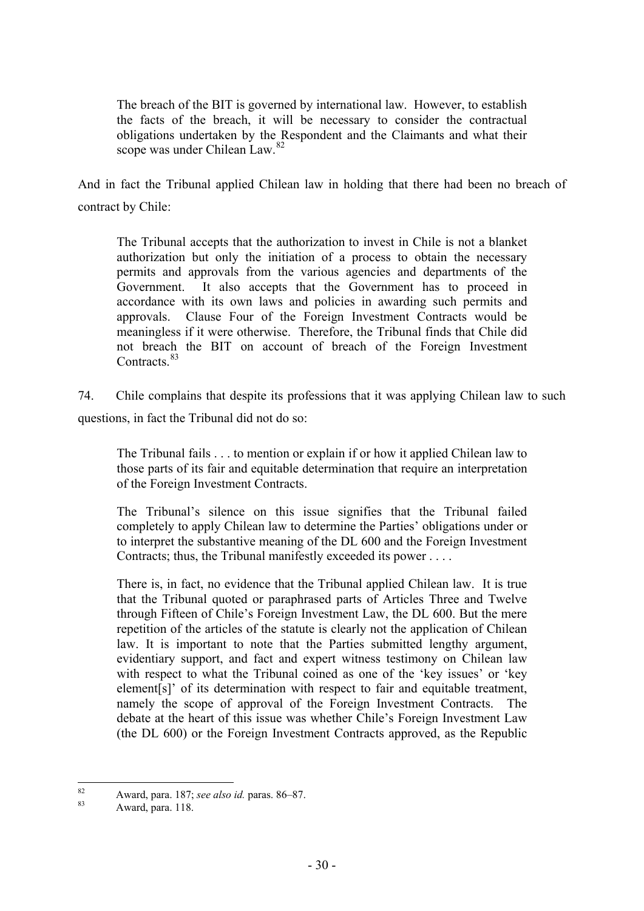> The breach of the BIT is governed by international law. However, to establish the facts of the breach, it will be necessary to consider the contractual obligations undertaken by the Respondent and the Claimants and what their scope was under Chilean Law.[82]

And in fact the Tribunal applied Chilean law in holding that there had been no breach of contract by Chile:

> The Tribunal accepts that the authorization to invest in Chile is not a blanket authorization but only the initiation of a process to obtain the necessary permits and approvals from the various agencies and departments of the Government. It also accepts that the Government has to proceed in accordance with its own laws and policies in awarding such permits and approvals. Clause Four of the Foreign Investment Contracts would be meaningless if it were otherwise. Therefore, the Tribunal finds that Chile did not breach the BIT on account of breach of the Foreign Investment Contracts.[83]

74. Chile complains that despite its professions that it was applying Chilean law to such questions, in fact the Tribunal did not do so:

> The Tribunal fails . . . to mention or explain if or how it applied Chilean law to those parts of its fair and equitable determination that require an interpretation of the Foreign Investment Contracts.
>
> The Tribunal's silence on this issue signifies that the Tribunal failed completely to apply Chilean law to determine the Parties' obligations under or to interpret the substantive meaning of the DL 600 and the Foreign Investment Contracts; thus, the Tribunal manifestly exceeded its power . . . .
>
> There is, in fact, no evidence that the Tribunal applied Chilean law. It is true that the Tribunal quoted or paraphrased parts of Articles Three and Twelve through Fifteen of Chile's Foreign Investment Law, the DL 600. But the mere repetition of the articles of the statute is clearly not the application of Chilean law. It is important to note that the Parties submitted lengthy argument, evidentiary support, and fact and expert witness testimony on Chilean law with respect to what the Tribunal coined as one of the 'key issues' or 'key element[s]' of its determination with respect to fair and equitable treatment, namely the scope of approval of the Foreign Investment Contracts. The debate at the heart of this issue was whether Chile's Foreign Investment Law (the DL 600) or the Foreign Investment Contracts approved, as the Republic

---

[82] Award, para. 187; *see also id.* paras. 86–87.

[83] Award, para. 118.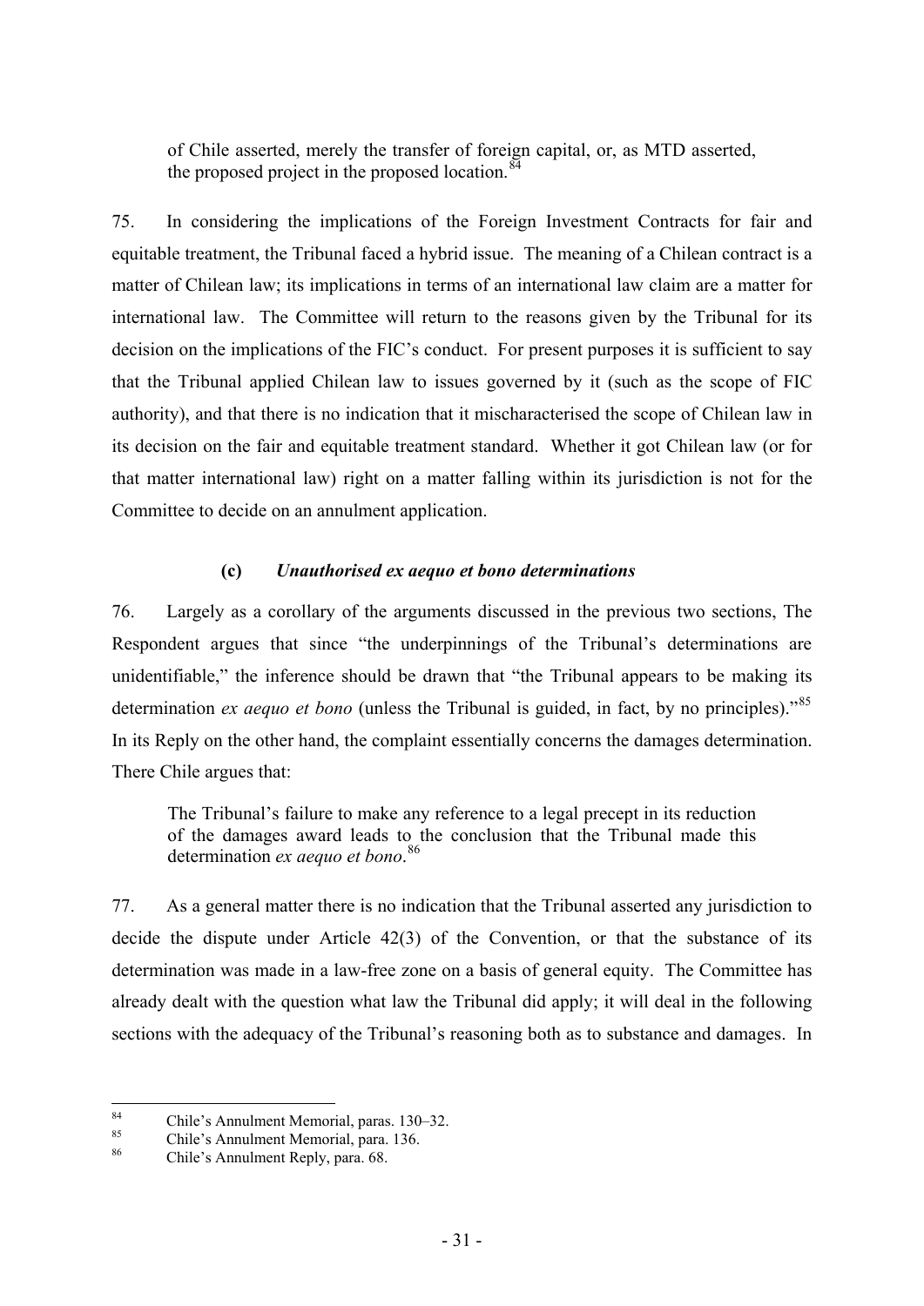> of Chile asserted, merely the transfer of foreign capital, or, as MTD asserted, the proposed project in the proposed location.[84]

75. In considering the implications of the Foreign Investment Contracts for fair and equitable treatment, the Tribunal faced a hybrid issue. The meaning of a Chilean contract is a matter of Chilean law; its implications in terms of an international law claim are a matter for international law. The Committee will return to the reasons given by the Tribunal for its decision on the implications of the FIC's conduct. For present purposes it is sufficient to say that the Tribunal applied Chilean law to issues governed by it (such as the scope of FIC authority), and that there is no indication that it mischaracterised the scope of Chilean law in its decision on the fair and equitable treatment standard. Whether it got Chilean law (or for that matter international law) right on a matter falling within its jurisdiction is not for the Committee to decide on an annulment application.

#### (c) *Unauthorised ex aequo et bono determinations*

76. Largely as a corollary of the arguments discussed in the previous two sections, The Respondent argues that since "the underpinnings of the Tribunal's determinations are unidentifiable," the inference should be drawn that "the Tribunal appears to be making its determination *ex aequo et bono* (unless the Tribunal is guided, in fact, by no principles)."[85] In its Reply on the other hand, the complaint essentially concerns the damages determination. There Chile argues that:

> The Tribunal's failure to make any reference to a legal precept in its reduction of the damages award leads to the conclusion that the Tribunal made this determination *ex aequo et bono*.[86]

77. As a general matter there is no indication that the Tribunal asserted any jurisdiction to decide the dispute under Article 42(3) of the Convention, or that the substance of its determination was made in a law-free zone on a basis of general equity. The Committee has already dealt with the question what law the Tribunal did apply; it will deal in the following sections with the adequacy of the Tribunal's reasoning both as to substance and damages. In

---

[84] Chile's Annulment Memorial, paras. 130–32.

[85] Chile's Annulment Memorial, para. 136.

[86] Chile's Annulment Reply, para. 68.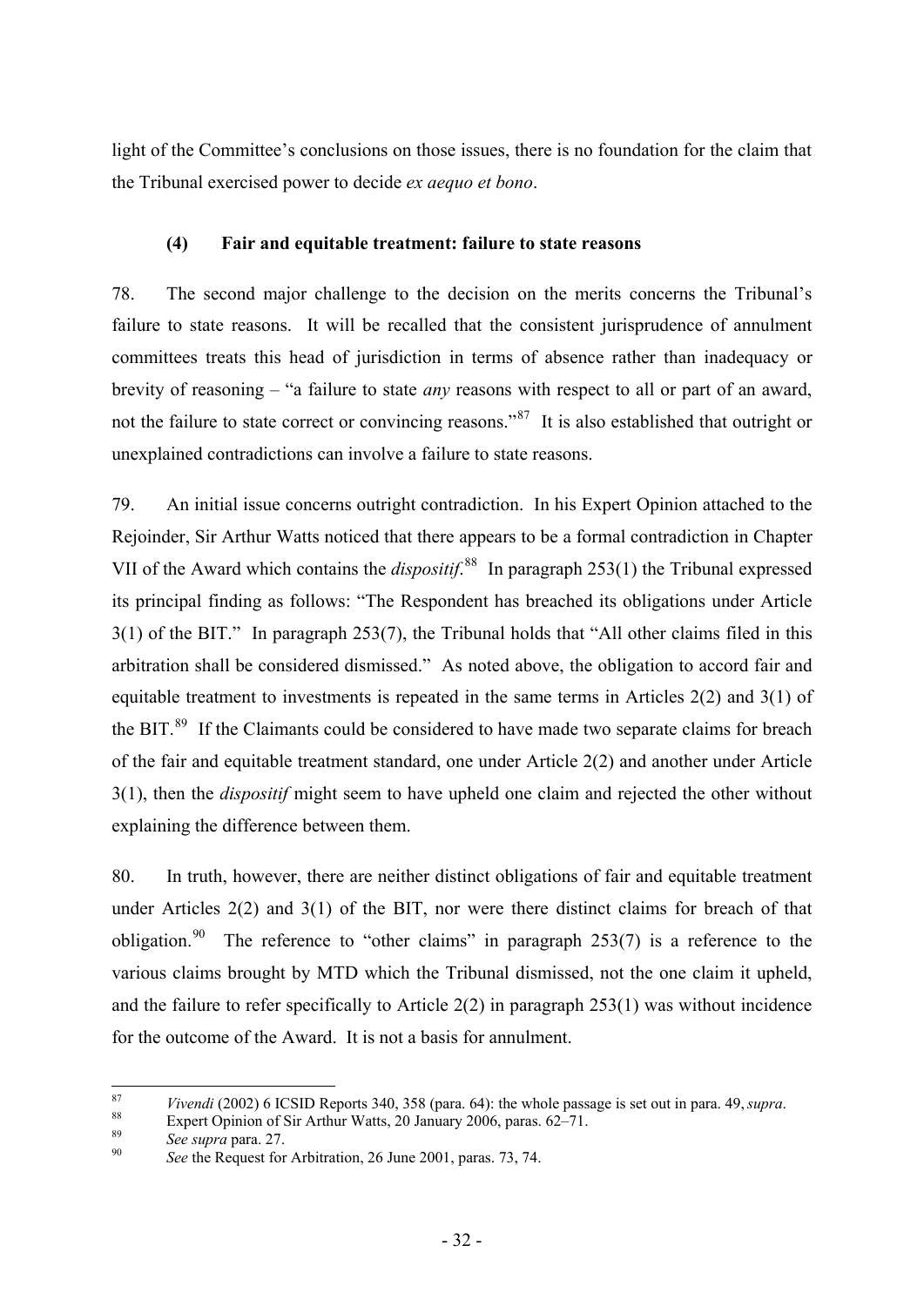light of the Committee's conclusions on those issues, there is no foundation for the claim that the Tribunal exercised power to decide *ex aequo et bono*.

### (4) Fair and equitable treatment: failure to state reasons

78. The second major challenge to the decision on the merits concerns the Tribunal's failure to state reasons. It will be recalled that the consistent jurisprudence of annulment committees treats this head of jurisdiction in terms of absence rather than inadequacy or brevity of reasoning – "a failure to state *any* reasons with respect to all or part of an award, not the failure to state correct or convincing reasons."[87] It is also established that outright or unexplained contradictions can involve a failure to state reasons.

79. An initial issue concerns outright contradiction. In his Expert Opinion attached to the Rejoinder, Sir Arthur Watts noticed that there appears to be a formal contradiction in Chapter VII of the Award which contains the *dispositif*.[88] In paragraph 253(1) the Tribunal expressed its principal finding as follows: "The Respondent has breached its obligations under Article 3(1) of the BIT." In paragraph 253(7), the Tribunal holds that "All other claims filed in this arbitration shall be considered dismissed." As noted above, the obligation to accord fair and equitable treatment to investments is repeated in the same terms in Articles 2(2) and 3(1) of the BIT.[89] If the Claimants could be considered to have made two separate claims for breach of the fair and equitable treatment standard, one under Article 2(2) and another under Article 3(1), then the *dispositif* might seem to have upheld one claim and rejected the other without explaining the difference between them.

80. In truth, however, there are neither distinct obligations of fair and equitable treatment under Articles 2(2) and 3(1) of the BIT, nor were there distinct claims for breach of that obligation.[90] The reference to "other claims" in paragraph 253(7) is a reference to the various claims brought by MTD which the Tribunal dismissed, not the one claim it upheld, and the failure to refer specifically to Article 2(2) in paragraph 253(1) was without incidence for the outcome of the Award. It is not a basis for annulment.

---

[87] *Vivendi* (2002) 6 ICSID Reports 340, 358 (para. 64): the whole passage is set out in para. 49, *supra*.

[88] Expert Opinion of Sir Arthur Watts, 20 January 2006, paras. 62–71.

[89] *See supra* para. 27.

[90] *See* the Request for Arbitration, 26 June 2001, paras. 73, 74.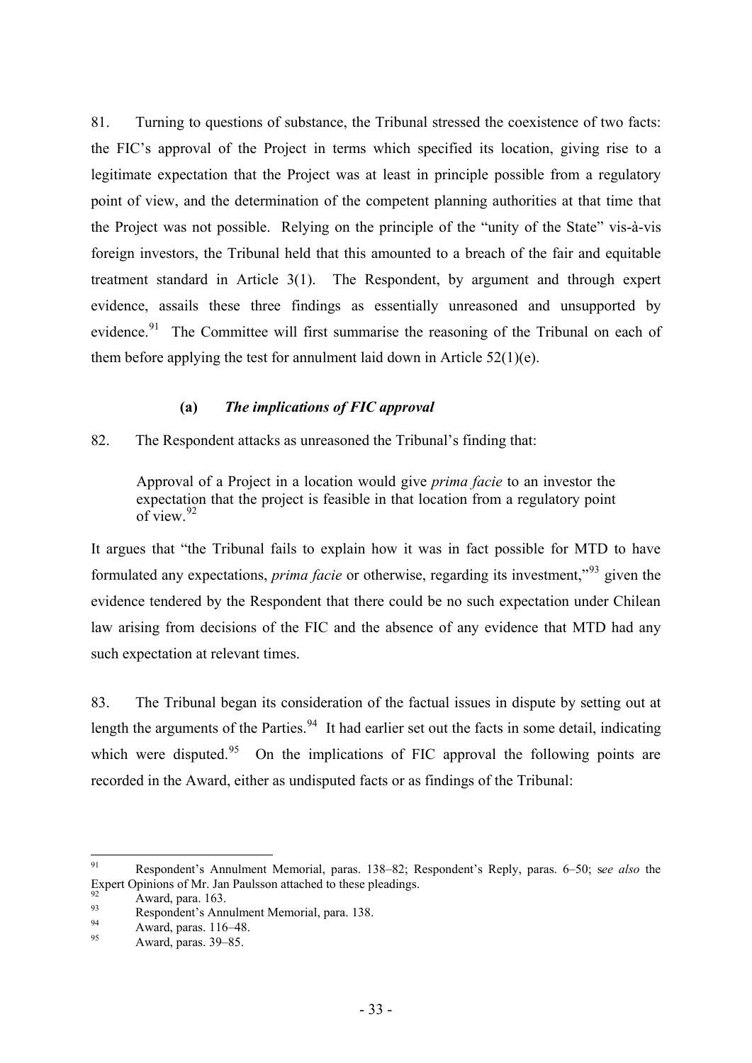81. Turning to questions of substance, the Tribunal stressed the coexistence of two facts: the FIC's approval of the Project in terms which specified its location, giving rise to a legitimate expectation that the Project was at least in principle possible from a regulatory point of view, and the determination of the competent planning authorities at that time that the Project was not possible. Relying on the principle of the "unity of the State" vis-à-vis foreign investors, the Tribunal held that this amounted to a breach of the fair and equitable treatment standard in Article 3(1). The Respondent, by argument and through expert evidence, assails these three findings as essentially unreasoned and unsupported by evidence.[91] The Committee will first summarise the reasoning of the Tribunal on each of them before applying the test for annulment laid down in Article 52(1)(e).

### (a) *The implications of FIC approval*

82. The Respondent attacks as unreasoned the Tribunal's finding that:

> Approval of a Project in a location would give *prima facie* to an investor the expectation that the project is feasible in that location from a regulatory point of view.[92]

It argues that "the Tribunal fails to explain how it was in fact possible for MTD to have formulated any expectations, *prima facie* or otherwise, regarding its investment,"[93] given the evidence tendered by the Respondent that there could be no such expectation under Chilean law arising from decisions of the FIC and the absence of any evidence that MTD had any such expectation at relevant times.

83. The Tribunal began its consideration of the factual issues in dispute by setting out at length the arguments of the Parties.[94] It had earlier set out the facts in some detail, indicating which were disputed.[95] On the implications of FIC approval the following points are recorded in the Award, either as undisputed facts or as findings of the Tribunal:

---

[91] Respondent's Annulment Memorial, paras. 138–82; Respondent's Reply, paras. 6–50; s*ee also* the Expert Opinions of Mr. Jan Paulsson attached to these pleadings.

[92] Award, para. 163.

[93] Respondent's Annulment Memorial, para. 138.

[94] Award, paras. 116–48.

[95] Award, paras. 39–85.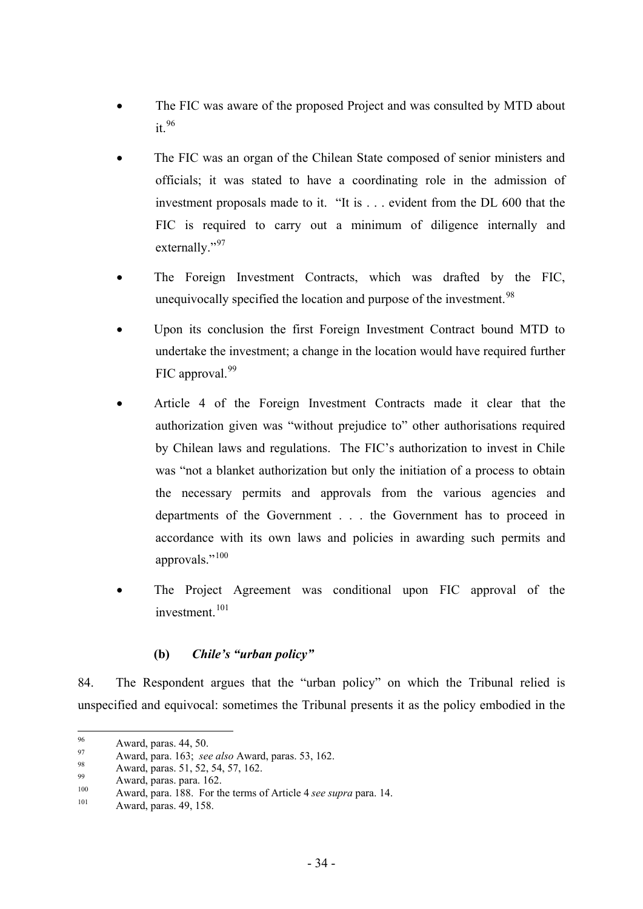- The FIC was aware of the proposed Project and was consulted by MTD about it.[96]
- The FIC was an organ of the Chilean State composed of senior ministers and officials; it was stated to have a coordinating role in the admission of investment proposals made to it. "It is . . . evident from the DL 600 that the FIC is required to carry out a minimum of diligence internally and externally."[97]
- The Foreign Investment Contracts, which was drafted by the FIC, unequivocally specified the location and purpose of the investment.[98]
- Upon its conclusion the first Foreign Investment Contract bound MTD to undertake the investment; a change in the location would have required further FIC approval.[99]
- Article 4 of the Foreign Investment Contracts made it clear that the authorization given was "without prejudice to" other authorisations required by Chilean laws and regulations. The FIC's authorization to invest in Chile was "not a blanket authorization but only the initiation of a process to obtain the necessary permits and approvals from the various agencies and departments of the Government . . . the Government has to proceed in accordance with its own laws and policies in awarding such permits and approvals."[100]
- The Project Agreement was conditional upon FIC approval of the investment.[101]

### (b) *Chile's "urban policy"*

84. The Respondent argues that the "urban policy" on which the Tribunal relied is unspecified and equivocal: sometimes the Tribunal presents it as the policy embodied in the

---

[96] Award, paras. 44, 50.

[97] Award, para. 163; *see also* Award, paras. 53, 162.

[98] Award, paras. 51, 52, 54, 57, 162.

[99] Award, paras. para. 162.

[100] Award, para. 188. For the terms of Article 4 *see supra* para. 14.

[101] Award, paras. 49, 158.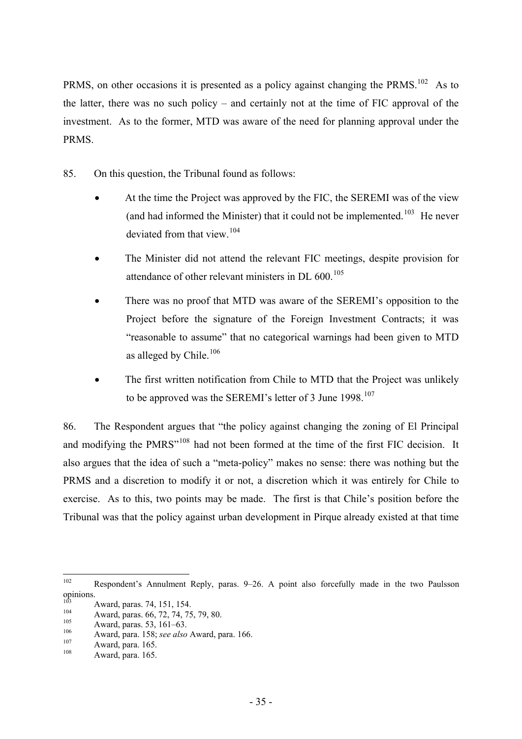PRMS, on other occasions it is presented as a policy against changing the PRMS.[102] As to the latter, there was no such policy – and certainly not at the time of FIC approval of the investment. As to the former, MTD was aware of the need for planning approval under the PRMS.

85. On this question, the Tribunal found as follows:

- At the time the Project was approved by the FIC, the SEREMI was of the view (and had informed the Minister) that it could not be implemented.[103] He never deviated from that view.[104]
- The Minister did not attend the relevant FIC meetings, despite provision for attendance of other relevant ministers in DL 600.[105]
- There was no proof that MTD was aware of the SEREMI's opposition to the Project before the signature of the Foreign Investment Contracts; it was "reasonable to assume" that no categorical warnings had been given to MTD as alleged by Chile.[106]
- The first written notification from Chile to MTD that the Project was unlikely to be approved was the SEREMI's letter of 3 June 1998.[107]

86. The Respondent argues that "the policy against changing the zoning of El Principal and modifying the PMRS"[108] had not been formed at the time of the first FIC decision. It also argues that the idea of such a "meta-policy" makes no sense: there was nothing but the PRMS and a discretion to modify it or not, a discretion which it was entirely for Chile to exercise. As to this, two points may be made. The first is that Chile's position before the Tribunal was that the policy against urban development in Pirque already existed at that time

---

[102] Respondent's Annulment Reply, paras. 9–26. A point also forcefully made in the two Paulsson opinions.

[103] Award, paras. 74, 151, 154.

[104] Award, paras. 66, 72, 74, 75, 79, 80.

[105] Award, paras. 53, 161–63.

[106] Award, para. 158; *see also* Award, para. 166.

[107] Award, para. 165.

[108] Award, para. 165.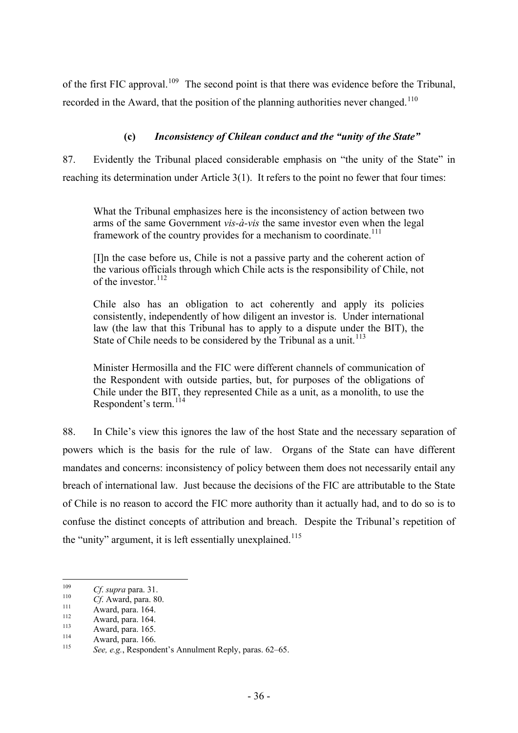of the first FIC approval.[109] The second point is that there was evidence before the Tribunal, recorded in the Award, that the position of the planning authorities never changed.[110]

### (c) *Inconsistency of Chilean conduct and the "unity of the State"*

87. Evidently the Tribunal placed considerable emphasis on "the unity of the State" in reaching its determination under Article 3(1). It refers to the point no fewer that four times:

> What the Tribunal emphasizes here is the inconsistency of action between two arms of the same Government *vis-à-vis* the same investor even when the legal framework of the country provides for a mechanism to coordinate.[111]
>
> [I]n the case before us, Chile is not a passive party and the coherent action of the various officials through which Chile acts is the responsibility of Chile, not of the investor.[112]
>
> Chile also has an obligation to act coherently and apply its policies consistently, independently of how diligent an investor is. Under international law (the law that this Tribunal has to apply to a dispute under the BIT), the State of Chile needs to be considered by the Tribunal as a unit.[113]
>
> Minister Hermosilla and the FIC were different channels of communication of the Respondent with outside parties, but, for purposes of the obligations of Chile under the BIT, they represented Chile as a unit, as a monolith, to use the Respondent's term.[114]

88. In Chile's view this ignores the law of the host State and the necessary separation of powers which is the basis for the rule of law. Organs of the State can have different mandates and concerns: inconsistency of policy between them does not necessarily entail any breach of international law. Just because the decisions of the FIC are attributable to the State of Chile is no reason to accord the FIC more authority than it actually had, and to do so is to confuse the distinct concepts of attribution and breach. Despite the Tribunal's repetition of the "unity" argument, it is left essentially unexplained.[115]

---

[109] *Cf. supra* para. 31.

[110] *Cf.* Award, para. 80.

[111] Award, para. 164.

[112] Award, para. 164.

[113] Award, para. 165.

[114] Award, para. 166.

[115] *See, e.g.*, Respondent's Annulment Reply, paras. 62–65.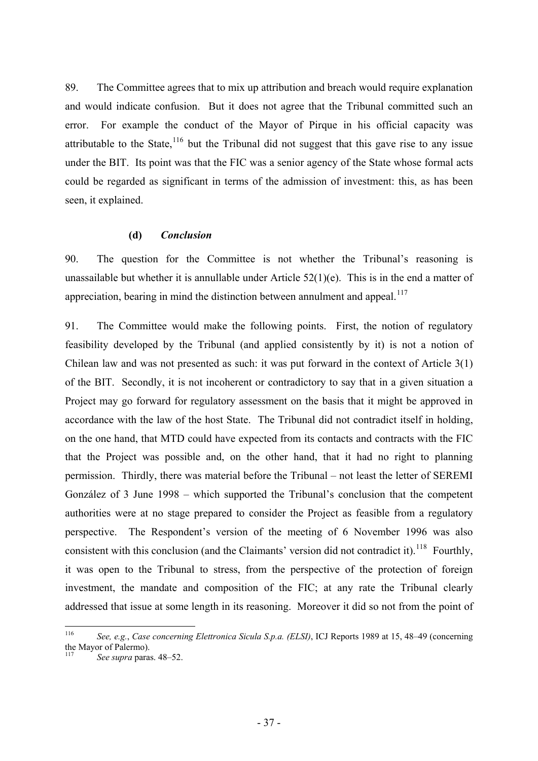89. The Committee agrees that to mix up attribution and breach would require explanation and would indicate confusion. But it does not agree that the Tribunal committed such an error. For example the conduct of the Mayor of Pirque in his official capacity was attributable to the State,[116] but the Tribunal did not suggest that this gave rise to any issue under the BIT. Its point was that the FIC was a senior agency of the State whose formal acts could be regarded as significant in terms of the admission of investment: this, as has been seen, it explained.

### (d) *Conclusion*

90. The question for the Committee is not whether the Tribunal's reasoning is unassailable but whether it is annullable under Article 52(1)(e). This is in the end a matter of appreciation, bearing in mind the distinction between annulment and appeal.[117]

91. The Committee would make the following points. First, the notion of regulatory feasibility developed by the Tribunal (and applied consistently by it) is not a notion of Chilean law and was not presented as such: it was put forward in the context of Article 3(1) of the BIT. Secondly, it is not incoherent or contradictory to say that in a given situation a Project may go forward for regulatory assessment on the basis that it might be approved in accordance with the law of the host State. The Tribunal did not contradict itself in holding, on the one hand, that MTD could have expected from its contacts and contracts with the FIC that the Project was possible and, on the other hand, that it had no right to planning permission. Thirdly, there was material before the Tribunal – not least the letter of SEREMI González of 3 June 1998 – which supported the Tribunal's conclusion that the competent authorities were at no stage prepared to consider the Project as feasible from a regulatory perspective. The Respondent's version of the meeting of 6 November 1996 was also consistent with this conclusion (and the Claimants' version did not contradict it).[118] Fourthly, it was open to the Tribunal to stress, from the perspective of the protection of foreign investment, the mandate and composition of the FIC; at any rate the Tribunal clearly addressed that issue at some length in its reasoning. Moreover it did so not from the point of

---

[116] *See, e.g.*, *Case concerning Elettronica Sicula S.p.a. (ELSI)*, ICJ Reports 1989 at 15, 48–49 (concerning the Mayor of Palermo).

[117] *See supra* paras. 48–52.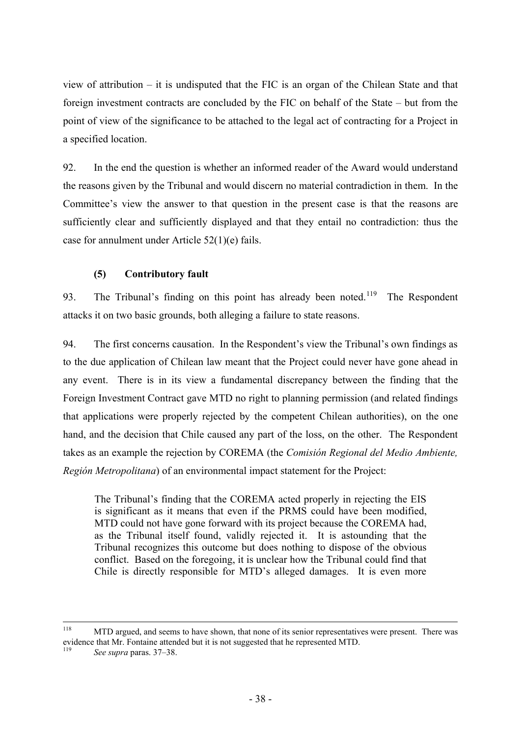view of attribution – it is undisputed that the FIC is an organ of the Chilean State and that foreign investment contracts are concluded by the FIC on behalf of the State – but from the point of view of the significance to be attached to the legal act of contracting for a Project in a specified location.

92. In the end the question is whether an informed reader of the Award would understand the reasons given by the Tribunal and would discern no material contradiction in them. In the Committee's view the answer to that question in the present case is that the reasons are sufficiently clear and sufficiently displayed and that they entail no contradiction: thus the case for annulment under Article 52(1)(e) fails.

### (5) Contributory fault

93. The Tribunal's finding on this point has already been noted.[119] The Respondent attacks it on two basic grounds, both alleging a failure to state reasons.

94. The first concerns causation. In the Respondent's view the Tribunal's own findings as to the due application of Chilean law meant that the Project could never have gone ahead in any event. There is in its view a fundamental discrepancy between the finding that the Foreign Investment Contract gave MTD no right to planning permission (and related findings that applications were properly rejected by the competent Chilean authorities), on the one hand, and the decision that Chile caused any part of the loss, on the other. The Respondent takes as an example the rejection by COREMA (the *Comisión Regional del Medio Ambiente, Región Metropolitana*) of an environmental impact statement for the Project:

> The Tribunal's finding that the COREMA acted properly in rejecting the EIS is significant as it means that even if the PRMS could have been modified, MTD could not have gone forward with its project because the COREMA had, as the Tribunal itself found, validly rejected it. It is astounding that the Tribunal recognizes this outcome but does nothing to dispose of the obvious conflict. Based on the foregoing, it is unclear how the Tribunal could find that Chile is directly responsible for MTD's alleged damages. It is even more

---

[118] MTD argued, and seems to have shown, that none of its senior representatives were present. There was evidence that Mr. Fontaine attended but it is not suggested that he represented MTD.

[119] *See supra* paras. 37–38.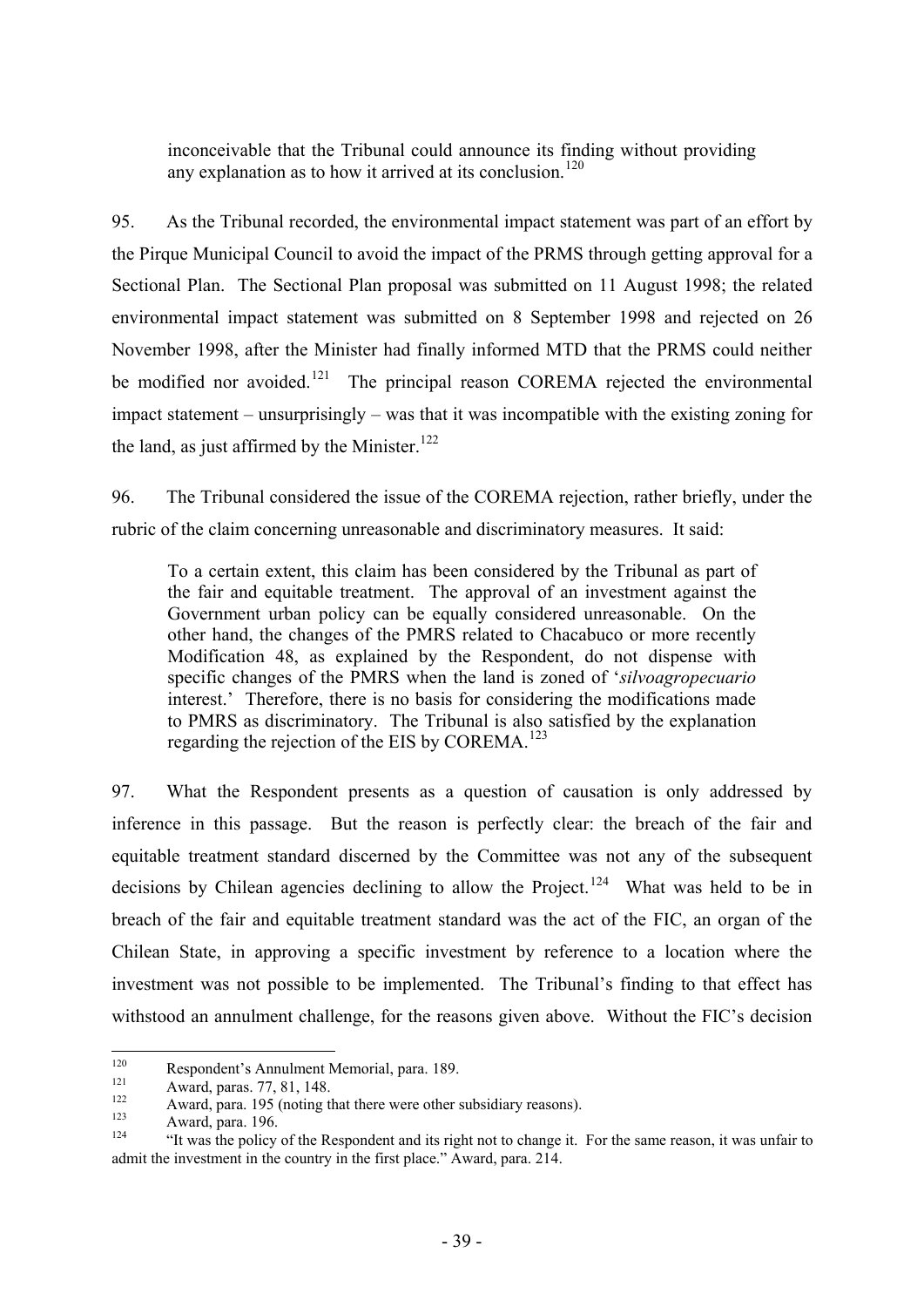> inconceivable that the Tribunal could announce its finding without providing any explanation as to how it arrived at its conclusion.[120]

95. As the Tribunal recorded, the environmental impact statement was part of an effort by the Pirque Municipal Council to avoid the impact of the PRMS through getting approval for a Sectional Plan. The Sectional Plan proposal was submitted on 11 August 1998; the related environmental impact statement was submitted on 8 September 1998 and rejected on 26 November 1998, after the Minister had finally informed MTD that the PRMS could neither be modified nor avoided.[121] The principal reason COREMA rejected the environmental impact statement – unsurprisingly – was that it was incompatible with the existing zoning for the land, as just affirmed by the Minister.[122]

96. The Tribunal considered the issue of the COREMA rejection, rather briefly, under the rubric of the claim concerning unreasonable and discriminatory measures. It said:

> To a certain extent, this claim has been considered by the Tribunal as part of the fair and equitable treatment. The approval of an investment against the Government urban policy can be equally considered unreasonable. On the other hand, the changes of the PMRS related to Chacabuco or more recently Modification 48, as explained by the Respondent, do not dispense with specific changes of the PMRS when the land is zoned of '*silvoagropecuario* interest.' Therefore, there is no basis for considering the modifications made to PMRS as discriminatory. The Tribunal is also satisfied by the explanation regarding the rejection of the EIS by COREMA.[123]

97. What the Respondent presents as a question of causation is only addressed by inference in this passage. But the reason is perfectly clear: the breach of the fair and equitable treatment standard discerned by the Committee was not any of the subsequent decisions by Chilean agencies declining to allow the Project.[124] What was held to be in breach of the fair and equitable treatment standard was the act of the FIC, an organ of the Chilean State, in approving a specific investment by reference to a location where the investment was not possible to be implemented. The Tribunal's finding to that effect has withstood an annulment challenge, for the reasons given above. Without the FIC's decision

---

[120] Respondent's Annulment Memorial, para. 189.

[121] Award, paras. 77, 81, 148.

[122] Award, para. 195 (noting that there were other subsidiary reasons).

[123] Award, para. 196.

[124] "It was the policy of the Respondent and its right not to change it. For the same reason, it was unfair to admit the investment in the country in the first place." Award, para. 214.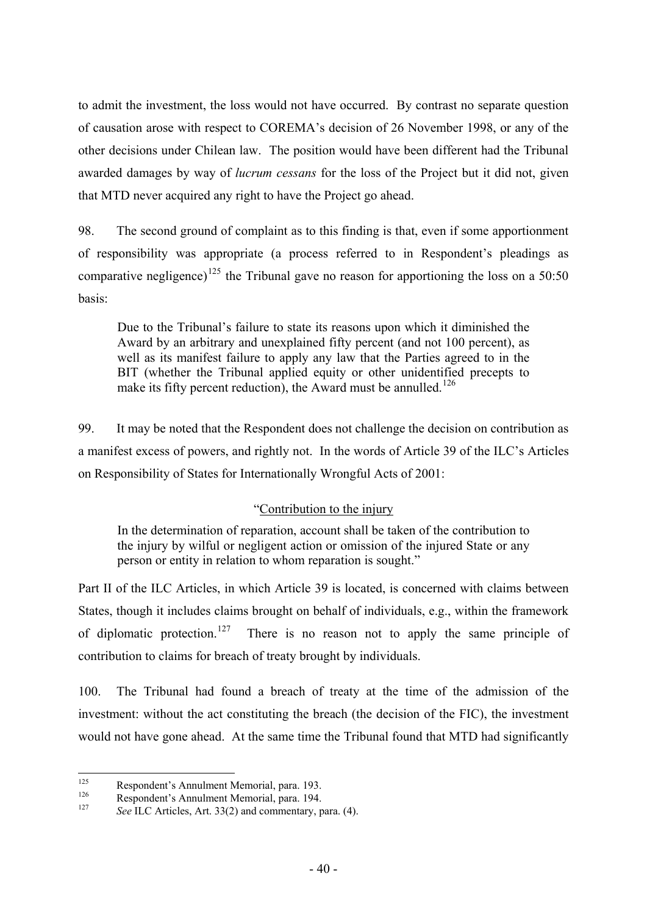to admit the investment, the loss would not have occurred. By contrast no separate question of causation arose with respect to COREMA's decision of 26 November 1998, or any of the other decisions under Chilean law. The position would have been different had the Tribunal awarded damages by way of *lucrum cessans* for the loss of the Project but it did not, given that MTD never acquired any right to have the Project go ahead.

98. The second ground of complaint as to this finding is that, even if some apportionment of responsibility was appropriate (a process referred to in Respondent's pleadings as comparative negligence)[125] the Tribunal gave no reason for apportioning the loss on a 50:50 basis:

> Due to the Tribunal's failure to state its reasons upon which it diminished the Award by an arbitrary and unexplained fifty percent (and not 100 percent), as well as its manifest failure to apply any law that the Parties agreed to in the BIT (whether the Tribunal applied equity or other unidentified precepts to make its fifty percent reduction), the Award must be annulled.[126]

99. It may be noted that the Respondent does not challenge the decision on contribution as a manifest excess of powers, and rightly not. In the words of Article 39 of the ILC's Articles on Responsibility of States for Internationally Wrongful Acts of 2001:

> "<u>Contribution to the injury</u>
>
> In the determination of reparation, account shall be taken of the contribution to the injury by wilful or negligent action or omission of the injured State or any person or entity in relation to whom reparation is sought."

Part II of the ILC Articles, in which Article 39 is located, is concerned with claims between States, though it includes claims brought on behalf of individuals, e.g., within the framework of diplomatic protection.[127] There is no reason not to apply the same principle of contribution to claims for breach of treaty brought by individuals.

100. The Tribunal had found a breach of treaty at the time of the admission of the investment: without the act constituting the breach (the decision of the FIC), the investment would not have gone ahead. At the same time the Tribunal found that MTD had significantly

---

[125] Respondent's Annulment Memorial, para. 193.

[126] Respondent's Annulment Memorial, para. 194.

[127] *See* ILC Articles, Art. 33(2) and commentary, para. (4).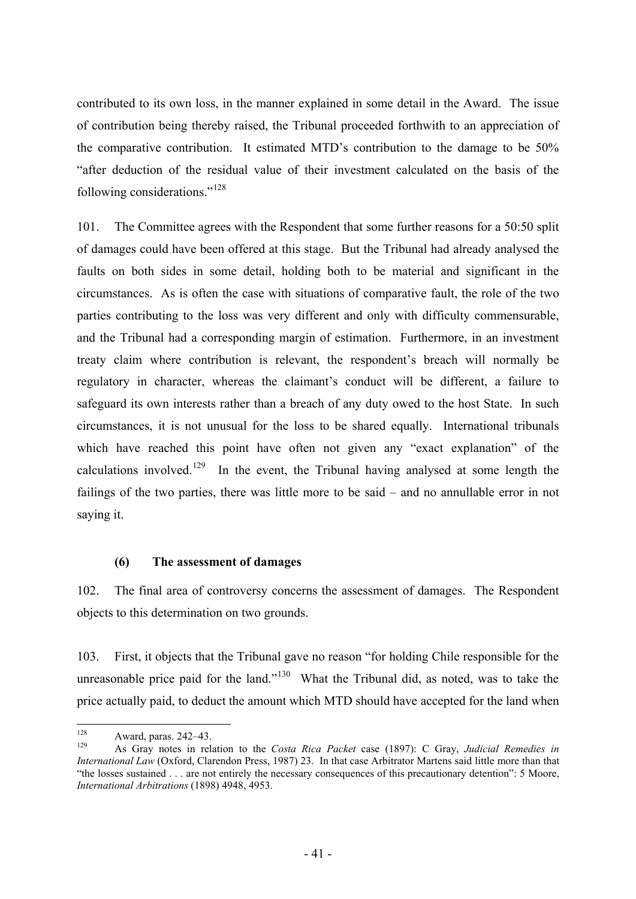contributed to its own loss, in the manner explained in some detail in the Award. The issue of contribution being thereby raised, the Tribunal proceeded forthwith to an appreciation of the comparative contribution. It estimated MTD's contribution to the damage to be 50% "after deduction of the residual value of their investment calculated on the basis of the following considerations."[128]

101. The Committee agrees with the Respondent that some further reasons for a 50:50 split of damages could have been offered at this stage. But the Tribunal had already analysed the faults on both sides in some detail, holding both to be material and significant in the circumstances. As is often the case with situations of comparative fault, the role of the two parties contributing to the loss was very different and only with difficulty commensurable, and the Tribunal had a corresponding margin of estimation. Furthermore, in an investment treaty claim where contribution is relevant, the respondent's breach will normally be regulatory in character, whereas the claimant's conduct will be different, a failure to safeguard its own interests rather than a breach of any duty owed to the host State. In such circumstances, it is not unusual for the loss to be shared equally. International tribunals which have reached this point have often not given any "exact explanation" of the calculations involved.[129] In the event, the Tribunal having analysed at some length the failings of the two parties, there was little more to be said – and no annullable error in not saying it.

### (6) The assessment of damages

102. The final area of controversy concerns the assessment of damages. The Respondent objects to this determination on two grounds.

103. First, it objects that the Tribunal gave no reason "for holding Chile responsible for the unreasonable price paid for the land."[130] What the Tribunal did, as noted, was to take the price actually paid, to deduct the amount which MTD should have accepted for the land when

---

[128] Award, paras. 242–43.

[129] As Gray notes in relation to the *Costa Rica Packet* case (1897): C Gray, *Judicial Remedies in International Law* (Oxford, Clarendon Press, 1987) 23. In that case Arbitrator Martens said little more than that "the losses sustained . . . are not entirely the necessary consequences of this precautionary detention": 5 Moore, *International Arbitrations* (1898) 4948, 4953.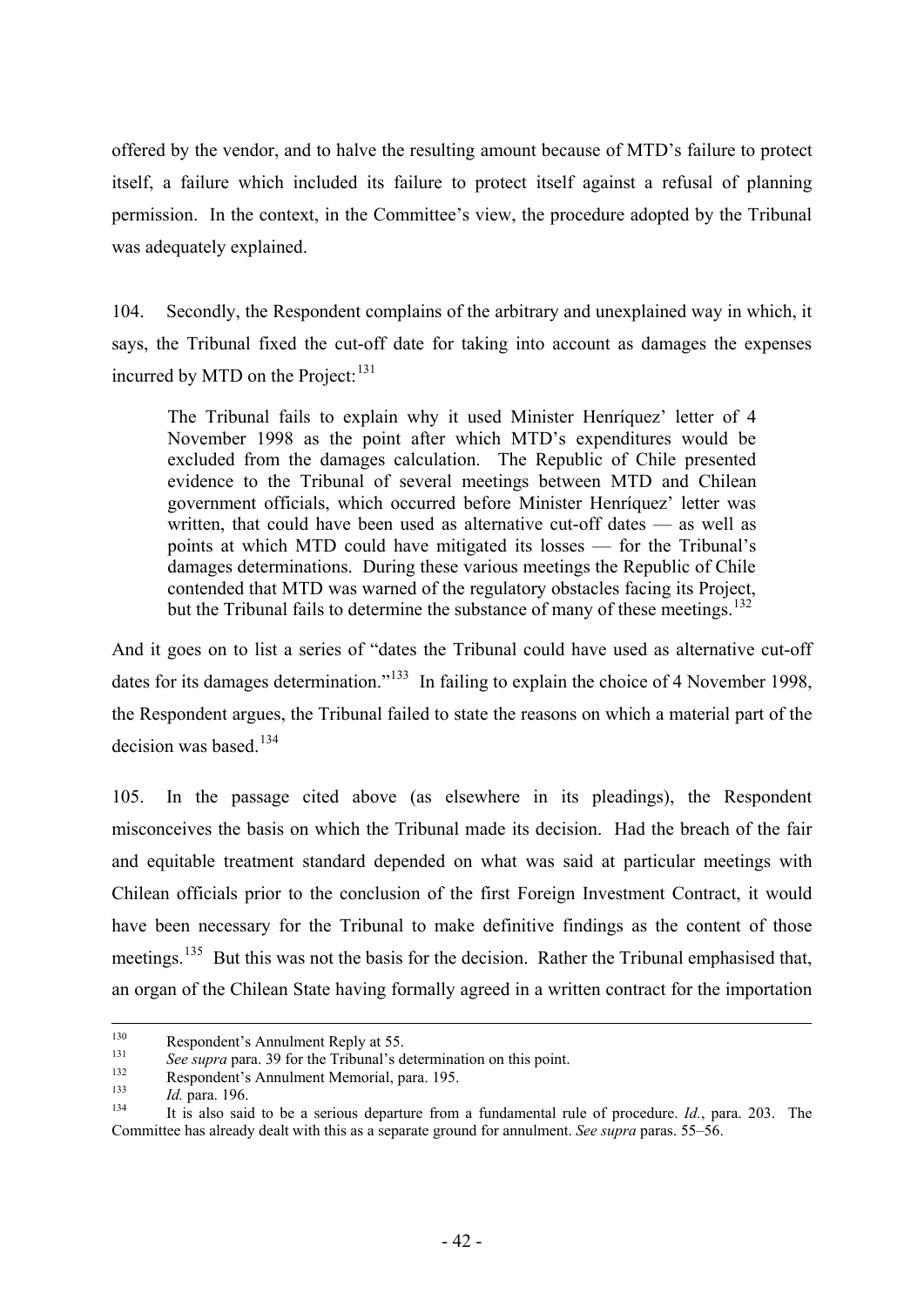offered by the vendor, and to halve the resulting amount because of MTD's failure to protect itself, a failure which included its failure to protect itself against a refusal of planning permission. In the context, in the Committee's view, the procedure adopted by the Tribunal was adequately explained.

104. Secondly, the Respondent complains of the arbitrary and unexplained way in which, it says, the Tribunal fixed the cut-off date for taking into account as damages the expenses incurred by MTD on the Project:[131]

> The Tribunal fails to explain why it used Minister Henríquez' letter of 4 November 1998 as the point after which MTD's expenditures would be excluded from the damages calculation. The Republic of Chile presented evidence to the Tribunal of several meetings between MTD and Chilean government officials, which occurred before Minister Henríquez' letter was written, that could have been used as alternative cut-off dates — as well as points at which MTD could have mitigated its losses — for the Tribunal's damages determinations. During these various meetings the Republic of Chile contended that MTD was warned of the regulatory obstacles facing its Project, but the Tribunal fails to determine the substance of many of these meetings.[132]

And it goes on to list a series of "dates the Tribunal could have used as alternative cut-off dates for its damages determination."[133] In failing to explain the choice of 4 November 1998, the Respondent argues, the Tribunal failed to state the reasons on which a material part of the decision was based.[134]

105. In the passage cited above (as elsewhere in its pleadings), the Respondent misconceives the basis on which the Tribunal made its decision. Had the breach of the fair and equitable treatment standard depended on what was said at particular meetings with Chilean officials prior to the conclusion of the first Foreign Investment Contract, it would have been necessary for the Tribunal to make definitive findings as the content of those meetings.[135] But this was not the basis for the decision. Rather the Tribunal emphasised that, an organ of the Chilean State having formally agreed in a written contract for the importation

---

[130] Respondent's Annulment Reply at 55.

[131] *See supra* para. 39 for the Tribunal's determination on this point.

[132] Respondent's Annulment Memorial, para. 195.

[133] *Id.* para. 196.

[134] It is also said to be a serious departure from a fundamental rule of procedure. *Id.*, para. 203. The Committee has already dealt with this as a separate ground for annulment. *See supra* paras. 55–56.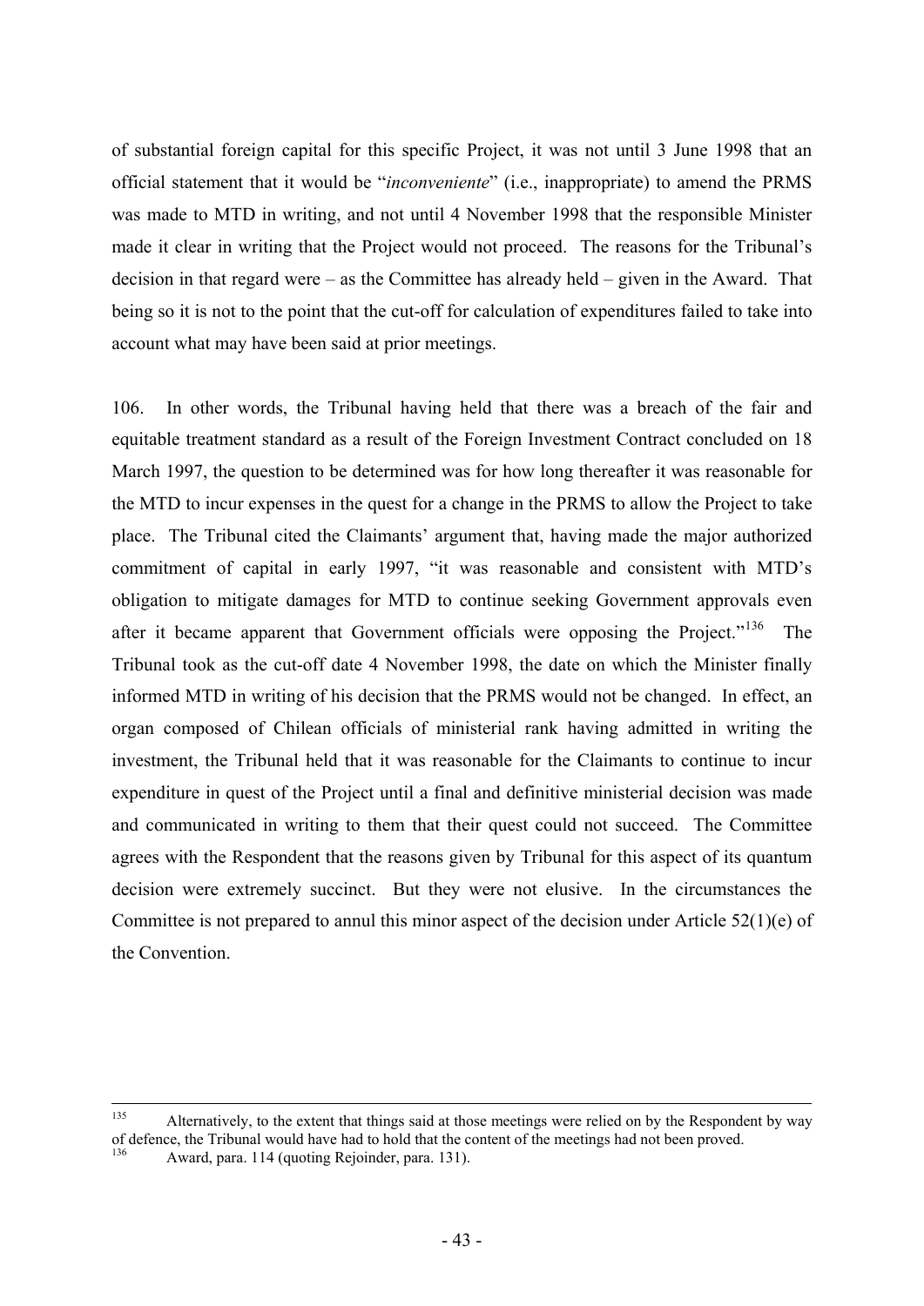of substantial foreign capital for this specific Project, it was not until 3 June 1998 that an official statement that it would be "*inconveniente*" (i.e., inappropriate) to amend the PRMS was made to MTD in writing, and not until 4 November 1998 that the responsible Minister made it clear in writing that the Project would not proceed. The reasons for the Tribunal's decision in that regard were – as the Committee has already held – given in the Award. That being so it is not to the point that the cut-off for calculation of expenditures failed to take into account what may have been said at prior meetings.

106. In other words, the Tribunal having held that there was a breach of the fair and equitable treatment standard as a result of the Foreign Investment Contract concluded on 18 March 1997, the question to be determined was for how long thereafter it was reasonable for the MTD to incur expenses in the quest for a change in the PRMS to allow the Project to take place. The Tribunal cited the Claimants' argument that, having made the major authorized commitment of capital in early 1997, "it was reasonable and consistent with MTD's obligation to mitigate damages for MTD to continue seeking Government approvals even after it became apparent that Government officials were opposing the Project."[136] The Tribunal took as the cut-off date 4 November 1998, the date on which the Minister finally informed MTD in writing of his decision that the PRMS would not be changed. In effect, an organ composed of Chilean officials of ministerial rank having admitted in writing the investment, the Tribunal held that it was reasonable for the Claimants to continue to incur expenditure in quest of the Project until a final and definitive ministerial decision was made and communicated in writing to them that their quest could not succeed. The Committee agrees with the Respondent that the reasons given by Tribunal for this aspect of its quantum decision were extremely succinct. But they were not elusive. In the circumstances the Committee is not prepared to annul this minor aspect of the decision under Article 52(1)(e) of the Convention.

---

[135] Alternatively, to the extent that things said at those meetings were relied on by the Respondent by way of defence, the Tribunal would have had to hold that the content of the meetings had not been proved.

[136] Award, para. 114 (quoting Rejoinder, para. 131).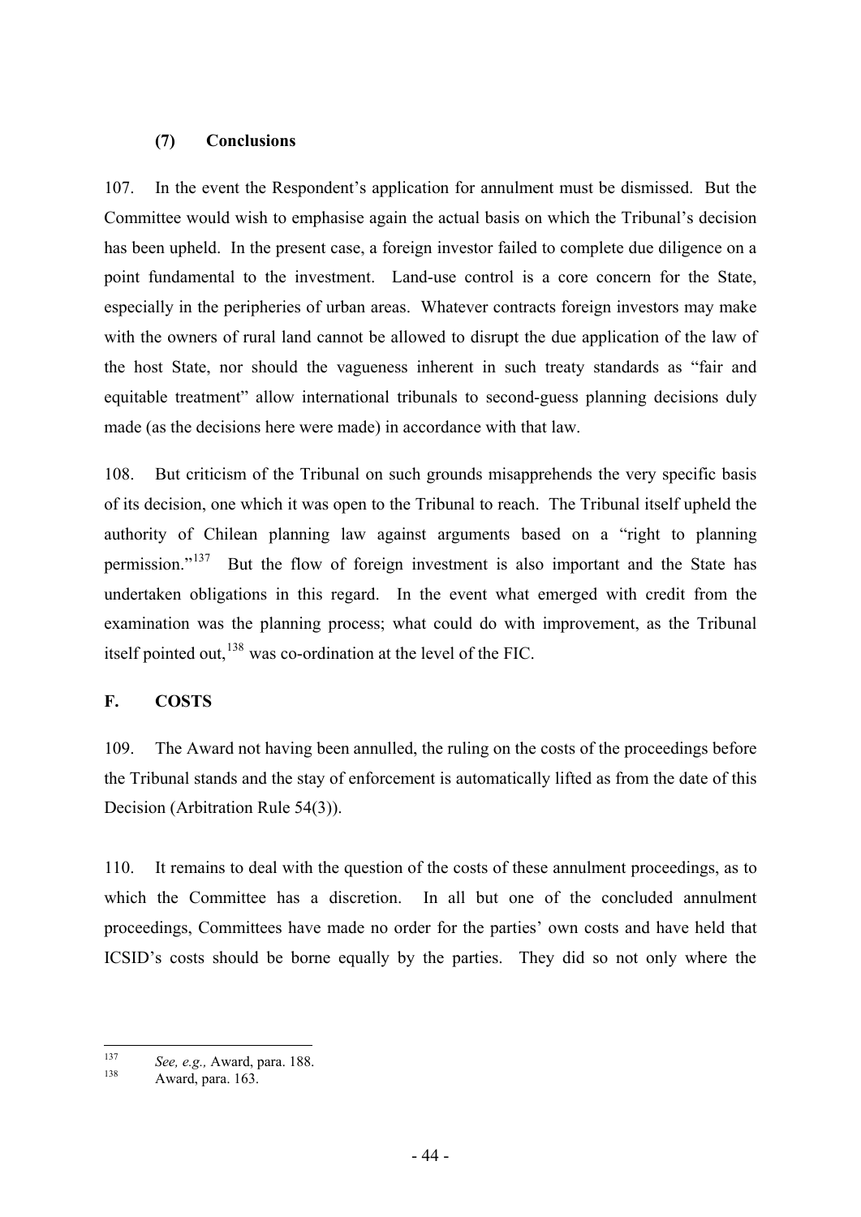### (7) Conclusions

107. In the event the Respondent's application for annulment must be dismissed. But the Committee would wish to emphasise again the actual basis on which the Tribunal's decision has been upheld. In the present case, a foreign investor failed to complete due diligence on a point fundamental to the investment. Land-use control is a core concern for the State, especially in the peripheries of urban areas. Whatever contracts foreign investors may make with the owners of rural land cannot be allowed to disrupt the due application of the law of the host State, nor should the vagueness inherent in such treaty standards as "fair and equitable treatment" allow international tribunals to second-guess planning decisions duly made (as the decisions here were made) in accordance with that law.

108. But criticism of the Tribunal on such grounds misapprehends the very specific basis of its decision, one which it was open to the Tribunal to reach. The Tribunal itself upheld the authority of Chilean planning law against arguments based on a "right to planning permission."[137] But the flow of foreign investment is also important and the State has undertaken obligations in this regard. In the event what emerged with credit from the examination was the planning process; what could do with improvement, as the Tribunal itself pointed out,[138] was co-ordination at the level of the FIC.

## F. COSTS

109. The Award not having been annulled, the ruling on the costs of the proceedings before the Tribunal stands and the stay of enforcement is automatically lifted as from the date of this Decision (Arbitration Rule 54(3)).

110. It remains to deal with the question of the costs of these annulment proceedings, as to which the Committee has a discretion. In all but one of the concluded annulment proceedings, Committees have made no order for the parties' own costs and have held that ICSID's costs should be borne equally by the parties. They did so not only where the

---

[137] *See, e.g.,* Award, para. 188.

[138] Award, para. 163.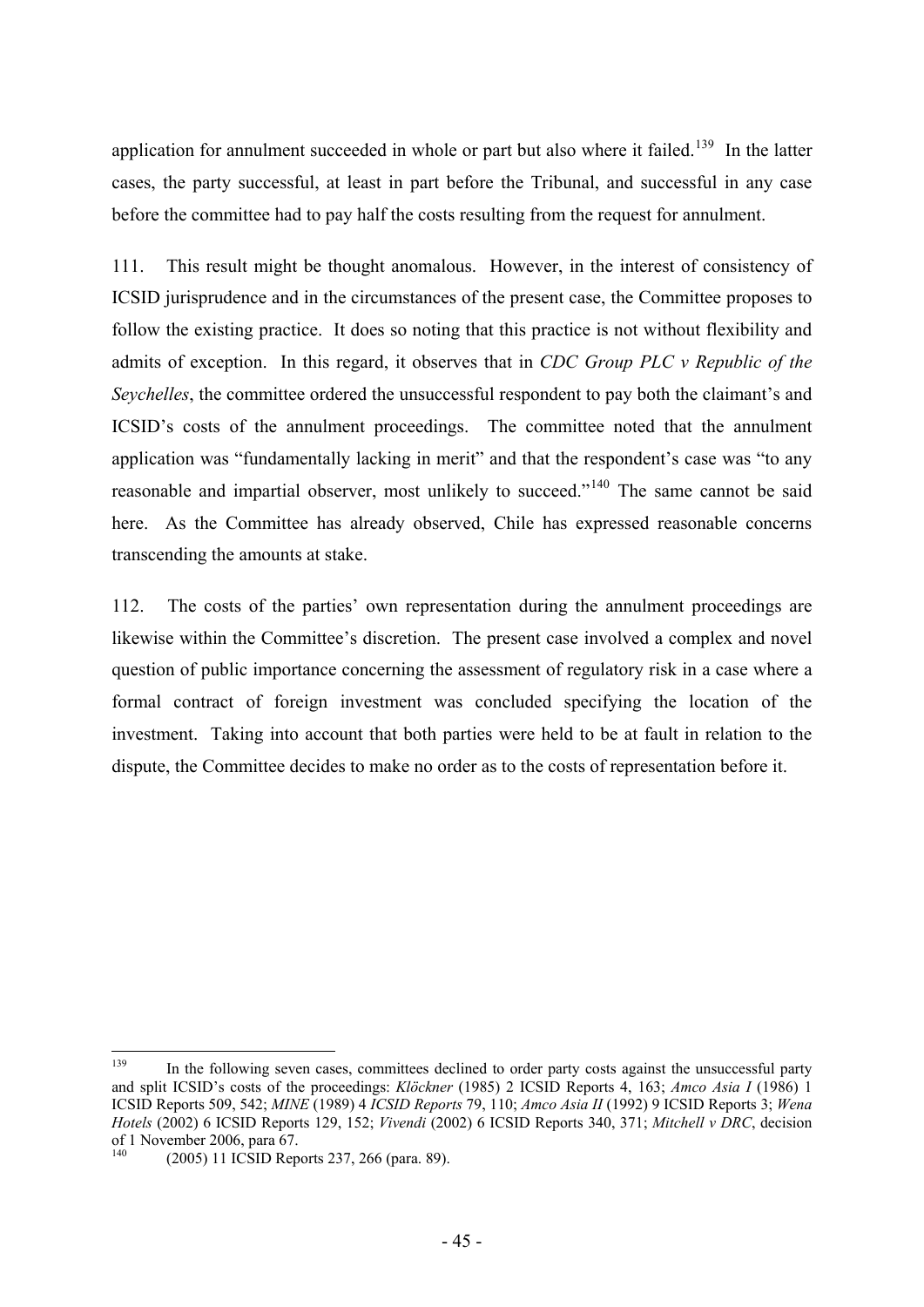application for annulment succeeded in whole or part but also where it failed.[139] In the latter cases, the party successful, at least in part before the Tribunal, and successful in any case before the committee had to pay half the costs resulting from the request for annulment.

111. This result might be thought anomalous. However, in the interest of consistency of ICSID jurisprudence and in the circumstances of the present case, the Committee proposes to follow the existing practice. It does so noting that this practice is not without flexibility and admits of exception. In this regard, it observes that in *CDC Group PLC v Republic of the Seychelles*, the committee ordered the unsuccessful respondent to pay both the claimant's and ICSID's costs of the annulment proceedings. The committee noted that the annulment application was "fundamentally lacking in merit" and that the respondent's case was "to any reasonable and impartial observer, most unlikely to succeed."[140] The same cannot be said here. As the Committee has already observed, Chile has expressed reasonable concerns transcending the amounts at stake.

112. The costs of the parties' own representation during the annulment proceedings are likewise within the Committee's discretion. The present case involved a complex and novel question of public importance concerning the assessment of regulatory risk in a case where a formal contract of foreign investment was concluded specifying the location of the investment. Taking into account that both parties were held to be at fault in relation to the dispute, the Committee decides to make no order as to the costs of representation before it.

---

[139] In the following seven cases, committees declined to order party costs against the unsuccessful party and split ICSID's costs of the proceedings: *Klöckner* (1985) 2 ICSID Reports 4, 163; *Amco Asia I* (1986) 1 ICSID Reports 509, 542; *MINE* (1989) 4 *ICSID Reports* 79, 110; *Amco Asia II* (1992) 9 ICSID Reports 3; *Wena Hotels* (2002) 6 ICSID Reports 129, 152; *Vivendi* (2002) 6 ICSID Reports 340, 371; *Mitchell v DRC*, decision of 1 November 2006, para 67.

[140] (2005) 11 ICSID Reports 237, 266 (para. 89).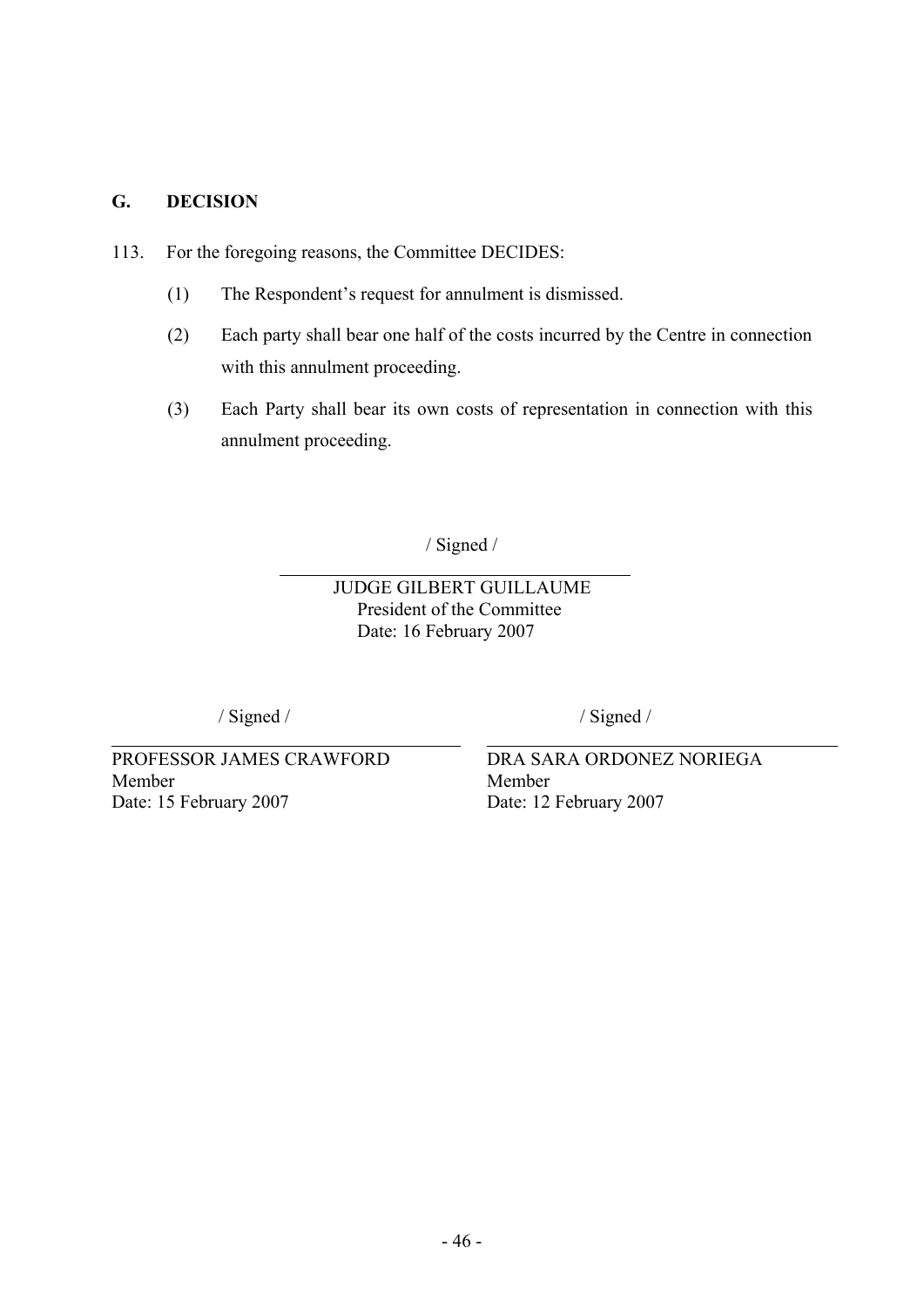## G. DECISION

113. For the foregoing reasons, the Committee DECIDES:

   (1) The Respondent's request for annulment is dismissed.

   (2) Each party shall bear one half of the costs incurred by the Centre in connection with this annulment proceeding.

   (3) Each Party shall bear its own costs of representation in connection with this annulment proceeding.

/ Signed /

JUDGE GILBERT GUILLAUME
President of the Committee
Date: 16 February 2007

/ Signed /

PROFESSOR JAMES CRAWFORD
Member
Date: 15 February 2007

/ Signed /

DRA SARA ORDONEZ NORIEGA
Member
Date: 12 February 2007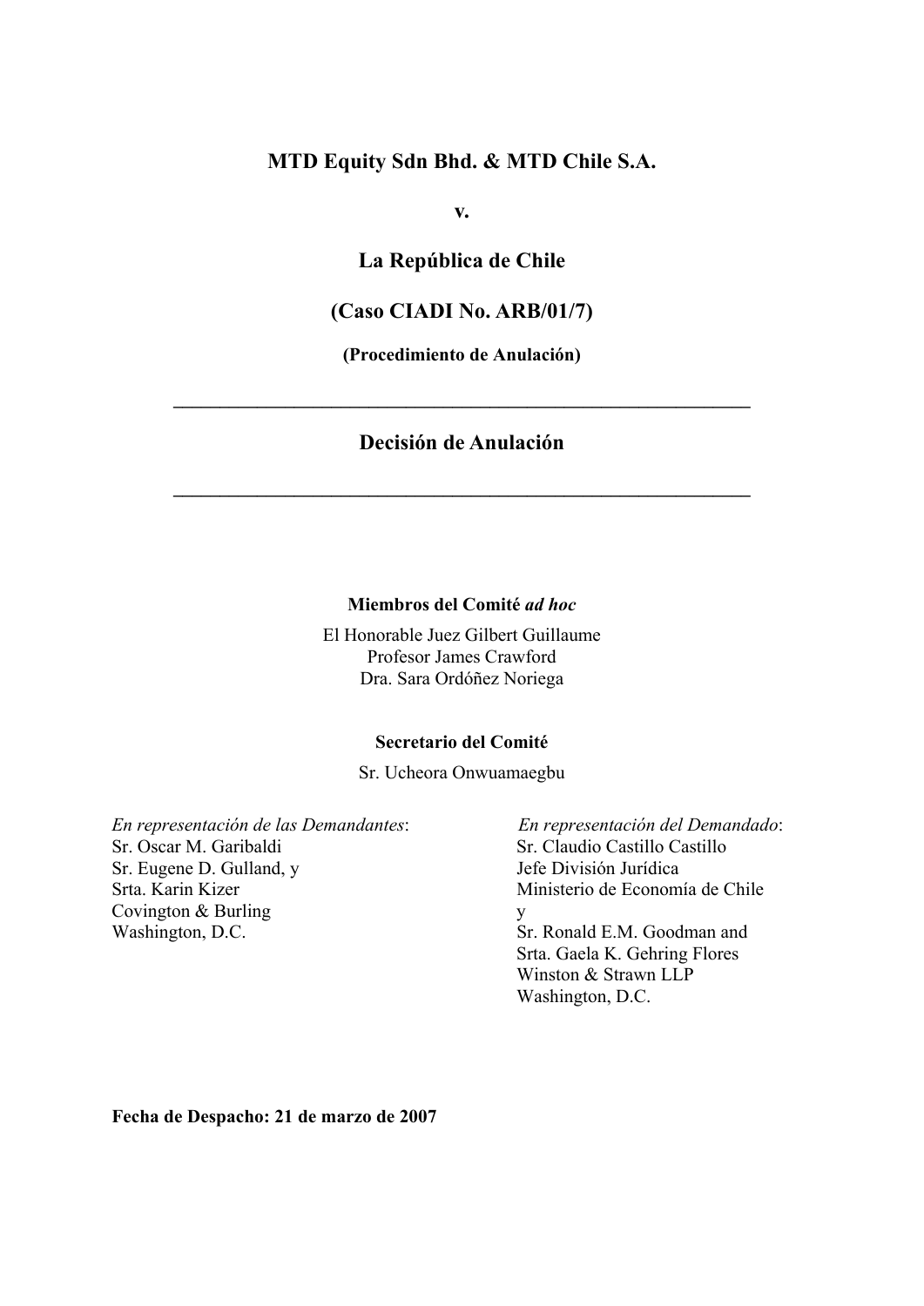# MTD Equity Sdn Bhd. & MTD Chile S.A.

**v.**

# La República de Chile

# (Caso CIADI No. ARB/01/7)

**(Procedimiento de Anulación)**

---

## Decisión de Anulación

---

**Miembros del Comité *ad hoc***

El Honorable Juez Gilbert Guillaume
Profesor James Crawford
Dra. Sara Ordóñez Noriega

**Secretario del Comité**

Sr. Ucheora Onwuamaegbu

*En representación de las Demandantes*:
Sr. Oscar M. Garibaldi
Sr. Eugene D. Gulland, y
Srta. Karin Kizer
Covington & Burling
Washington, D.C.

*En representación del Demandado*:
Sr. Claudio Castillo Castillo
Jefe División Jurídica
Ministerio de Economía de Chile
y
Sr. Ronald E.M. Goodman and
Srta. Gaela K. Gehring Flores
Winston & Strawn LLP
Washington, D.C.

**Fecha de Despacho: 21 de marzo de 2007**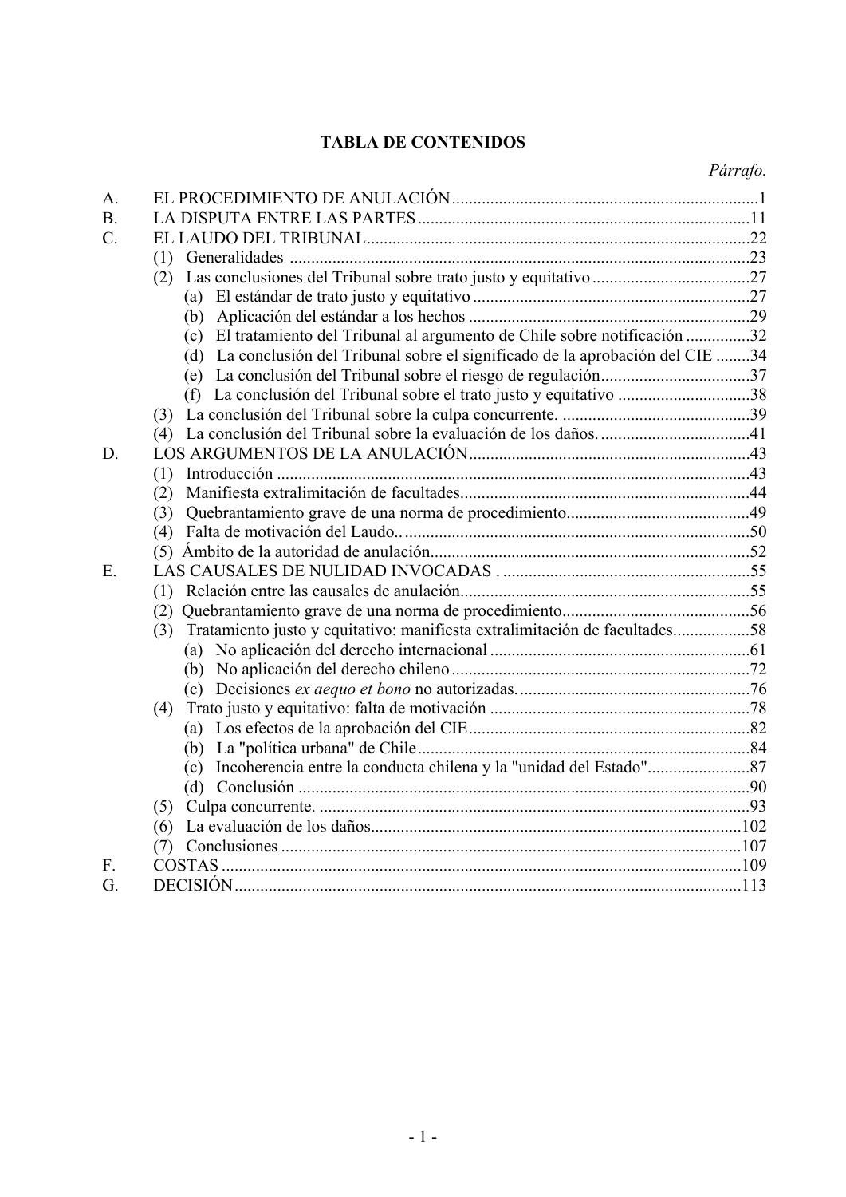## TABLA DE CONTENIDOS

| | | *Párrafo.* |
|---|---|---|
| A. | EL PROCEDIMIENTO DE ANULACIÓN | 1 |
| B. | LA DISPUTA ENTRE LAS PARTES | 11 |
| C. | EL LAUDO DEL TRIBUNAL | 22 |
| | (1) Generalidades | 23 |
| | (2) Las conclusiones del Tribunal sobre trato justo y equitativo | 27 |
| | (a) El estándar de trato justo y equitativo | 27 |
| | (b) Aplicación del estándar a los hechos | 29 |
| | (c) El tratamiento del Tribunal al argumento de Chile sobre notificación | 32 |
| | (d) La conclusión del Tribunal sobre el significado de la aprobación del CIE | 34 |
| | (e) La conclusión del Tribunal sobre el riesgo de regulación | 37 |
| | (f) La conclusión del Tribunal sobre el trato justo y equitativo | 38 |
| | (3) La conclusión del Tribunal sobre la culpa concurrente. | 39 |
| | (4) La conclusión del Tribunal sobre la evaluación de los daños. | 41 |
| D. | LOS ARGUMENTOS DE LA ANULACIÓN | 43 |
| | (1) Introducción | 43 |
| | (2) Manifiesta extralimitación de facultades | 44 |
| | (3) Quebrantamiento grave de una norma de procedimiento | 49 |
| | (4) Falta de motivación del Laudo. | 50 |
| | (5) Ámbito de la autoridad de anulación | 52 |
| E. | LAS CAUSALES DE NULIDAD INVOCADAS | 55 |
| | (1) Relación entre las causales de anulación | 55 |
| | (2) Quebrantamiento grave de una norma de procedimiento | 56 |
| | (3) Tratamiento justo y equitativo: manifiesta extralimitación de facultades | 58 |
| | (a) No aplicación del derecho internacional | 61 |
| | (b) No aplicación del derecho chileno | 72 |
| | (c) Decisiones *ex aequo et bono* no autorizadas. | 76 |
| | (4) Trato justo y equitativo: falta de motivación | 78 |
| | (a) Los efectos de la aprobación del CIE | 82 |
| | (b) La "política urbana" de Chile | 84 |
| | (c) Incoherencia entre la conducta chilena y la "unidad del Estado" | 87 |
| | (d) Conclusión | 90 |
| | (5) Culpa concurrente. | 93 |
| | (6) La evaluación de los daños | 102 |
| | (7) Conclusiones | 107 |
| F. | COSTAS | 109 |
| G. | DECISIÓN | 113 |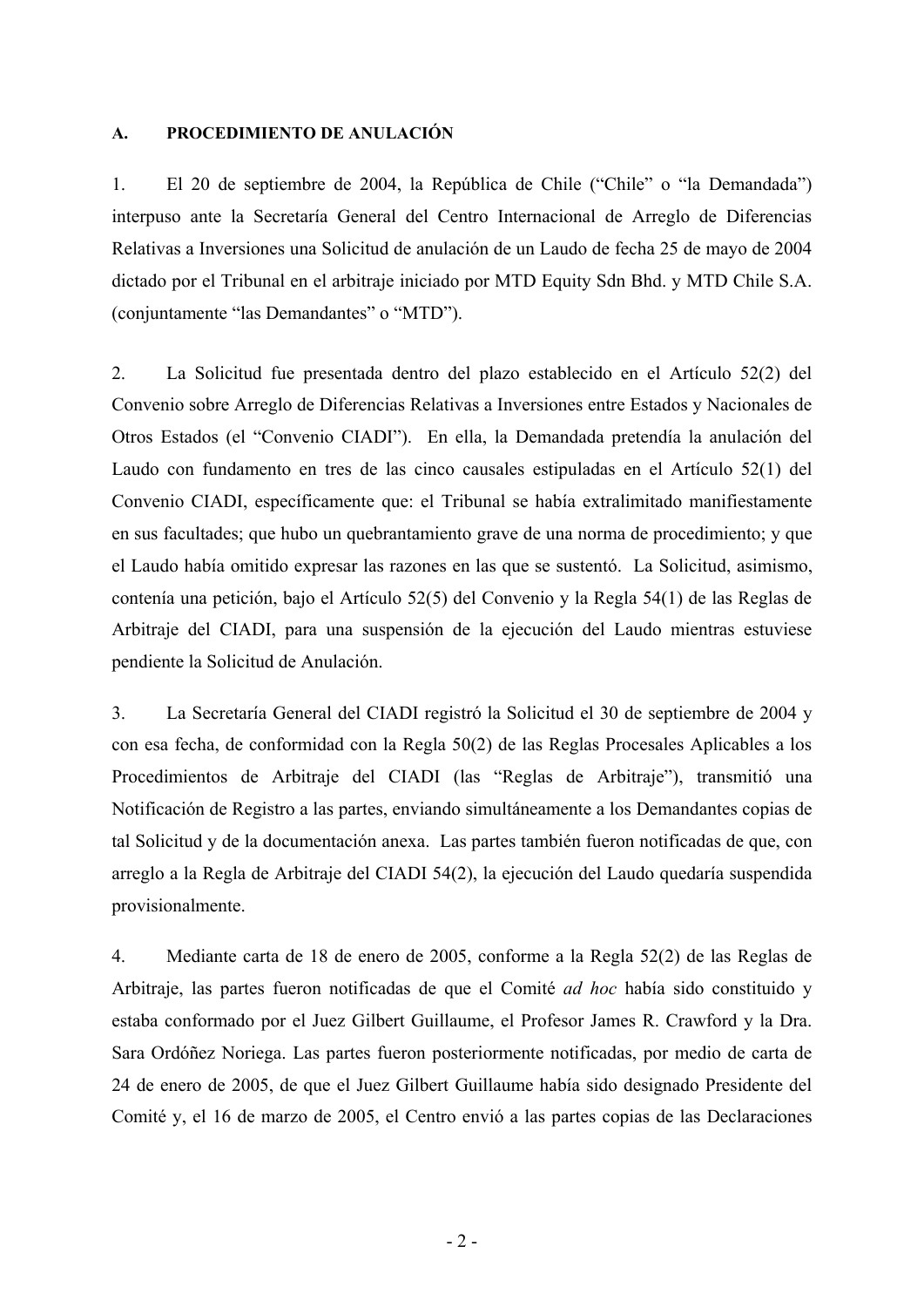## A. PROCEDIMIENTO DE ANULACIÓN

1. El 20 de septiembre de 2004, la República de Chile ("Chile" o "la Demandada") interpuso ante la Secretaría General del Centro Internacional de Arreglo de Diferencias Relativas a Inversiones una Solicitud de anulación de un Laudo de fecha 25 de mayo de 2004 dictado por el Tribunal en el arbitraje iniciado por MTD Equity Sdn Bhd. y MTD Chile S.A. (conjuntamente "las Demandantes" o "MTD").

2. La Solicitud fue presentada dentro del plazo establecido en el Artículo 52(2) del Convenio sobre Arreglo de Diferencias Relativas a Inversiones entre Estados y Nacionales de Otros Estados (el "Convenio CIADI"). En ella, la Demandada pretendía la anulación del Laudo con fundamento en tres de las cinco causales estipuladas en el Artículo 52(1) del Convenio CIADI, específicamente que: el Tribunal se había extralimitado manifiestamente en sus facultades; que hubo un quebrantamiento grave de una norma de procedimiento; y que el Laudo había omitido expresar las razones en las que se sustentó. La Solicitud, asimismo, contenía una petición, bajo el Artículo 52(5) del Convenio y la Regla 54(1) de las Reglas de Arbitraje del CIADI, para una suspensión de la ejecución del Laudo mientras estuviese pendiente la Solicitud de Anulación.

3. La Secretaría General del CIADI registró la Solicitud el 30 de septiembre de 2004 y con esa fecha, de conformidad con la Regla 50(2) de las Reglas Procesales Aplicables a los Procedimientos de Arbitraje del CIADI (las "Reglas de Arbitraje"), transmitió una Notificación de Registro a las partes, enviando simultáneamente a los Demandantes copias de tal Solicitud y de la documentación anexa. Las partes también fueron notificadas de que, con arreglo a la Regla de Arbitraje del CIADI 54(2), la ejecución del Laudo quedaría suspendida provisionalmente.

4. Mediante carta de 18 de enero de 2005, conforme a la Regla 52(2) de las Reglas de Arbitraje, las partes fueron notificadas de que el Comité *ad hoc* había sido constituido y estaba conformado por el Juez Gilbert Guillaume, el Profesor James R. Crawford y la Dra. Sara Ordóñez Noriega. Las partes fueron posteriormente notificadas, por medio de carta de 24 de enero de 2005, de que el Juez Gilbert Guillaume había sido designado Presidente del Comité y, el 16 de marzo de 2005, el Centro envió a las partes copias de las Declaraciones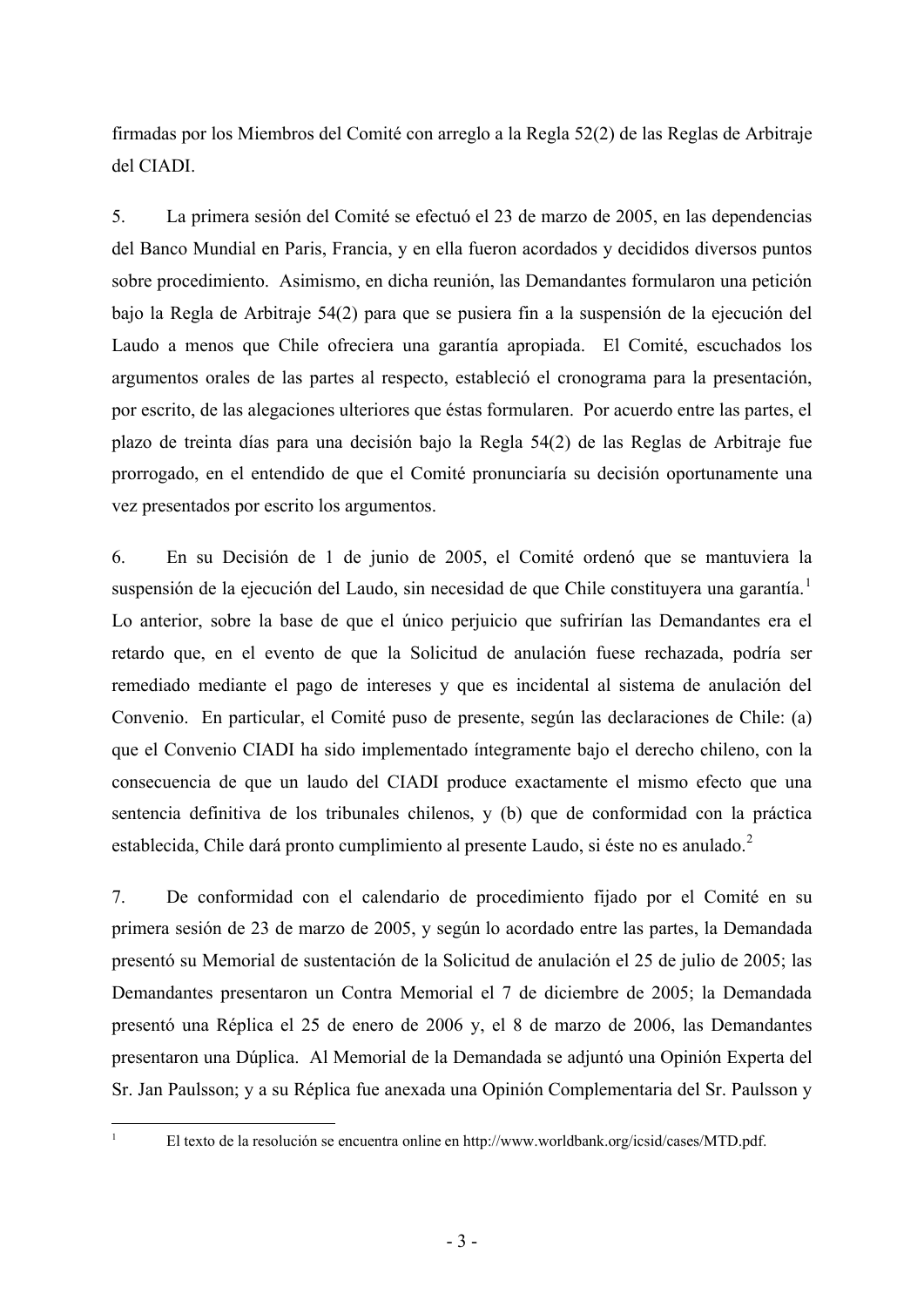firmadas por los Miembros del Comité con arreglo a la Regla 52(2) de las Reglas de Arbitraje del CIADI.

5. La primera sesión del Comité se efectuó el 23 de marzo de 2005, en las dependencias del Banco Mundial en Paris, Francia, y en ella fueron acordados y decididos diversos puntos sobre procedimiento. Asimismo, en dicha reunión, las Demandantes formularon una petición bajo la Regla de Arbitraje 54(2) para que se pusiera fin a la suspensión de la ejecución del Laudo a menos que Chile ofreciera una garantía apropiada. El Comité, escuchados los argumentos orales de las partes al respecto, estableció el cronograma para la presentación, por escrito, de las alegaciones ulteriores que éstas formularen. Por acuerdo entre las partes, el plazo de treinta días para una decisión bajo la Regla 54(2) de las Reglas de Arbitraje fue prorrogado, en el entendido de que el Comité pronunciaría su decisión oportunamente una vez presentados por escrito los argumentos.

6. En su Decisión de 1 de junio de 2005, el Comité ordenó que se mantuviera la suspensión de la ejecución del Laudo, sin necesidad de que Chile constituyera una garantía.[1] Lo anterior, sobre la base de que el único perjuicio que sufrirían las Demandantes era el retardo que, en el evento de que la Solicitud de anulación fuese rechazada, podría ser remediado mediante el pago de intereses y que es incidental al sistema de anulación del Convenio. En particular, el Comité puso de presente, según las declaraciones de Chile: (a) que el Convenio CIADI ha sido implementado íntegramente bajo el derecho chileno, con la consecuencia de que un laudo del CIADI produce exactamente el mismo efecto que una sentencia definitiva de los tribunales chilenos, y (b) que de conformidad con la práctica establecida, Chile dará pronto cumplimiento al presente Laudo, si éste no es anulado.[2]

7. De conformidad con el calendario de procedimiento fijado por el Comité en su primera sesión de 23 de marzo de 2005, y según lo acordado entre las partes, la Demandada presentó su Memorial de sustentación de la Solicitud de anulación el 25 de julio de 2005; las Demandantes presentaron un Contra Memorial el 7 de diciembre de 2005; la Demandada presentó una Réplica el 25 de enero de 2006 y, el 8 de marzo de 2006, las Demandantes presentaron una Dúplica. Al Memorial de la Demandada se adjuntó una Opinión Experta del Sr. Jan Paulsson; y a su Réplica fue anexada una Opinión Complementaria del Sr. Paulsson y

---

[1] El texto de la resolución se encuentra online en http://www.worldbank.org/icsid/cases/MTD.pdf.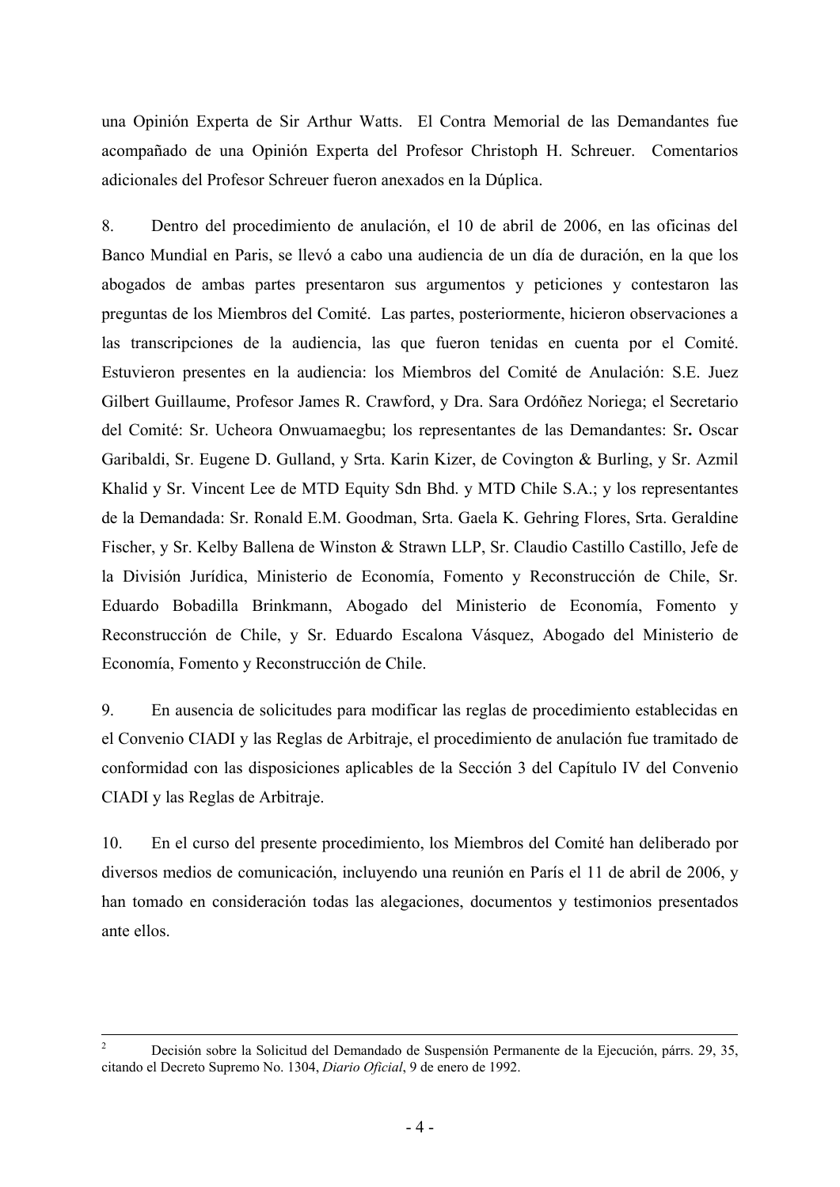una Opinión Experta de Sir Arthur Watts. El Contra Memorial de las Demandantes fue acompañado de una Opinión Experta del Profesor Christoph H. Schreuer. Comentarios adicionales del Profesor Schreuer fueron anexados en la Dúplica.

8. Dentro del procedimiento de anulación, el 10 de abril de 2006, en las oficinas del Banco Mundial en Paris, se llevó a cabo una audiencia de un día de duración, en la que los abogados de ambas partes presentaron sus argumentos y peticiones y contestaron las preguntas de los Miembros del Comité. Las partes, posteriormente, hicieron observaciones a las transcripciones de la audiencia, las que fueron tenidas en cuenta por el Comité. Estuvieron presentes en la audiencia: los Miembros del Comité de Anulación: S.E. Juez Gilbert Guillaume, Profesor James R. Crawford, y Dra. Sara Ordóñez Noriega; el Secretario del Comité: Sr. Ucheora Onwuamaegbu; los representantes de las Demandantes: Sr**.** Oscar Garibaldi, Sr. Eugene D. Gulland, y Srta. Karin Kizer, de Covington & Burling, y Sr. Azmil Khalid y Sr. Vincent Lee de MTD Equity Sdn Bhd. y MTD Chile S.A.; y los representantes de la Demandada: Sr. Ronald E.M. Goodman, Srta. Gaela K. Gehring Flores, Srta. Geraldine Fischer, y Sr. Kelby Ballena de Winston & Strawn LLP, Sr. Claudio Castillo Castillo, Jefe de la División Jurídica, Ministerio de Economía, Fomento y Reconstrucción de Chile, Sr. Eduardo Bobadilla Brinkmann, Abogado del Ministerio de Economía, Fomento y Reconstrucción de Chile, y Sr. Eduardo Escalona Vásquez, Abogado del Ministerio de Economía, Fomento y Reconstrucción de Chile.

9. En ausencia de solicitudes para modificar las reglas de procedimiento establecidas en el Convenio CIADI y las Reglas de Arbitraje, el procedimiento de anulación fue tramitado de conformidad con las disposiciones aplicables de la Sección 3 del Capítulo IV del Convenio CIADI y las Reglas de Arbitraje.

10. En el curso del presente procedimiento, los Miembros del Comité han deliberado por diversos medios de comunicación, incluyendo una reunión en París el 11 de abril de 2006, y han tomado en consideración todas las alegaciones, documentos y testimonios presentados ante ellos.

---

[2] Decisión sobre la Solicitud del Demandado de Suspensión Permanente de la Ejecución, párrs. 29, 35, citando el Decreto Supremo No. 1304, *Diario Oficial*, 9 de enero de 1992.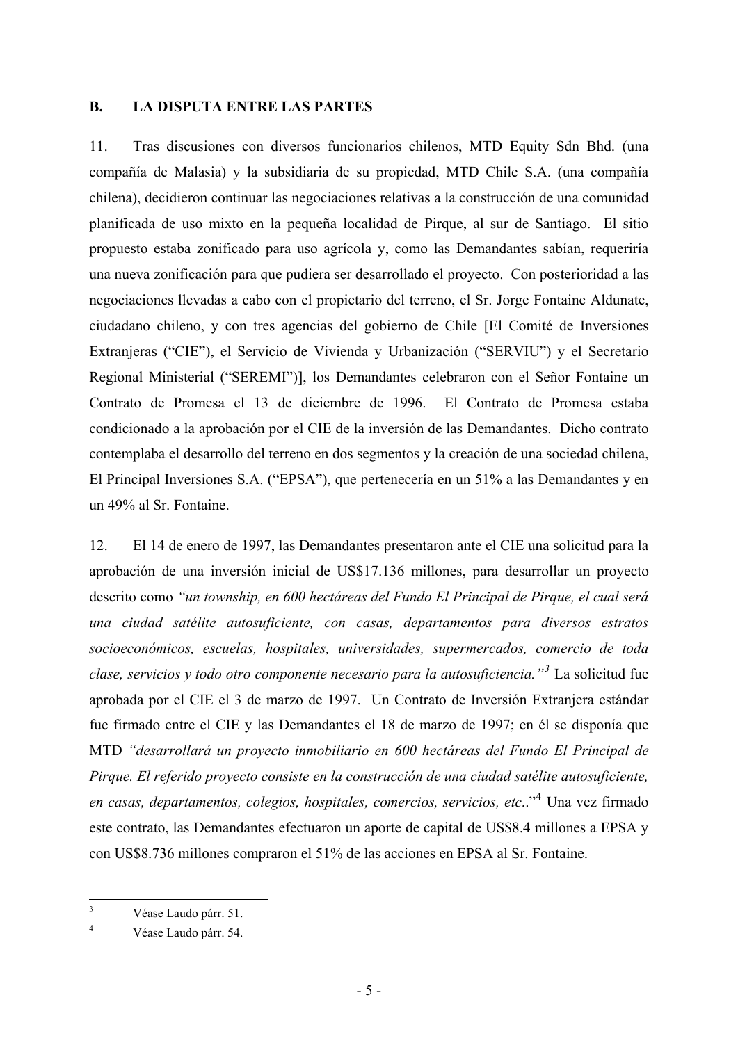## B. LA DISPUTA ENTRE LAS PARTES

11. Tras discusiones con diversos funcionarios chilenos, MTD Equity Sdn Bhd. (una compañía de Malasia) y la subsidiaria de su propiedad, MTD Chile S.A. (una compañía chilena), decidieron continuar las negociaciones relativas a la construcción de una comunidad planificada de uso mixto en la pequeña localidad de Pirque, al sur de Santiago. El sitio propuesto estaba zonificado para uso agrícola y, como las Demandantes sabían, requeriría una nueva zonificación para que pudiera ser desarrollado el proyecto. Con posterioridad a las negociaciones llevadas a cabo con el propietario del terreno, el Sr. Jorge Fontaine Aldunate, ciudadano chileno, y con tres agencias del gobierno de Chile [El Comité de Inversiones Extranjeras ("CIE"), el Servicio de Vivienda y Urbanización ("SERVIU") y el Secretario Regional Ministerial ("SEREMI")], los Demandantes celebraron con el Señor Fontaine un Contrato de Promesa el 13 de diciembre de 1996. El Contrato de Promesa estaba condicionado a la aprobación por el CIE de la inversión de las Demandantes. Dicho contrato contemplaba el desarrollo del terreno en dos segmentos y la creación de una sociedad chilena, El Principal Inversiones S.A. ("EPSA"), que pertenecería en un 51% a las Demandantes y en un 49% al Sr. Fontaine.

12. El 14 de enero de 1997, las Demandantes presentaron ante el CIE una solicitud para la aprobación de una inversión inicial de US$17.136 millones, para desarrollar un proyecto descrito como *"un township, en 600 hectáreas del Fundo El Principal de Pirque, el cual será una ciudad satélite autosuficiente, con casas, departamentos para diversos estratos socioeconómicos, escuelas, hospitales, universidades, supermercados, comercio de toda clase, servicios y todo otro componente necesario para la autosuficiencia."*[3] La solicitud fue aprobada por el CIE el 3 de marzo de 1997. Un Contrato de Inversión Extranjera estándar fue firmado entre el CIE y las Demandantes el 18 de marzo de 1997; en él se disponía que MTD *"desarrollará un proyecto inmobiliario en 600 hectáreas del Fundo El Principal de Pirque. El referido proyecto consiste en la construcción de una ciudad satélite autosuficiente, en casas, departamentos, colegios, hospitales, comercios, servicios, etc.."*[4] Una vez firmado este contrato, las Demandantes efectuaron un aporte de capital de US$8.4 millones a EPSA y con US$8.736 millones compraron el 51% de las acciones en EPSA al Sr. Fontaine.

[3] Véase Laudo párr. 51.

[4] Véase Laudo párr. 54.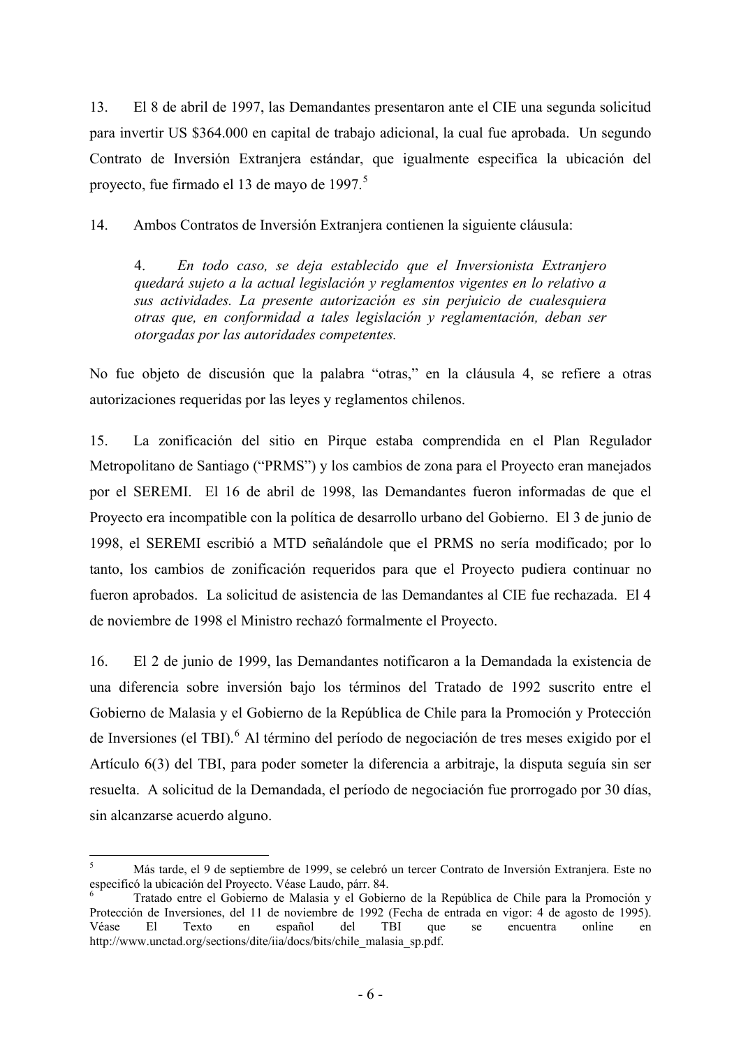13. El 8 de abril de 1997, las Demandantes presentaron ante el CIE una segunda solicitud para invertir US $364.000 en capital de trabajo adicional, la cual fue aprobada. Un segundo Contrato de Inversión Extranjera estándar, que igualmente especifica la ubicación del proyecto, fue firmado el 13 de mayo de 1997.[5]

14. Ambos Contratos de Inversión Extranjera contienen la siguiente cláusula:

> 4. *En todo caso, se deja establecido que el Inversionista Extranjero quedará sujeto a la actual legislación y reglamentos vigentes en lo relativo a sus actividades. La presente autorización es sin perjuicio de cualesquiera otras que, en conformidad a tales legislación y reglamentación, deban ser otorgadas por las autoridades competentes.*

No fue objeto de discusión que la palabra "otras," en la cláusula 4, se refiere a otras autorizaciones requeridas por las leyes y reglamentos chilenos.

15. La zonificación del sitio en Pirque estaba comprendida en el Plan Regulador Metropolitano de Santiago ("PRMS") y los cambios de zona para el Proyecto eran manejados por el SEREMI. El 16 de abril de 1998, las Demandantes fueron informadas de que el Proyecto era incompatible con la política de desarrollo urbano del Gobierno. El 3 de junio de 1998, el SEREMI escribió a MTD señalándole que el PRMS no sería modificado; por lo tanto, los cambios de zonificación requeridos para que el Proyecto pudiera continuar no fueron aprobados. La solicitud de asistencia de las Demandantes al CIE fue rechazada. El 4 de noviembre de 1998 el Ministro rechazó formalmente el Proyecto.

16. El 2 de junio de 1999, las Demandantes notificaron a la Demandada la existencia de una diferencia sobre inversión bajo los términos del Tratado de 1992 suscrito entre el Gobierno de Malasia y el Gobierno de la República de Chile para la Promoción y Protección de Inversiones (el TBI).[6] Al término del período de negociación de tres meses exigido por el Artículo 6(3) del TBI, para poder someter la diferencia a arbitraje, la disputa seguía sin ser resuelta. A solicitud de la Demandada, el período de negociación fue prorrogado por 30 días, sin alcanzarse acuerdo alguno.

---

[5] Más tarde, el 9 de septiembre de 1999, se celebró un tercer Contrato de Inversión Extranjera. Este no especificó la ubicación del Proyecto. Véase Laudo, párr. 84.

[6] Tratado entre el Gobierno de Malasia y el Gobierno de la República de Chile para la Promoción y Protección de Inversiones, del 11 de noviembre de 1992 (Fecha de entrada en vigor: 4 de agosto de 1995). Véase El Texto en español del TBI que se encuentra online en http://www.unctad.org/sections/dite/iia/docs/bits/chile_malasia_sp.pdf.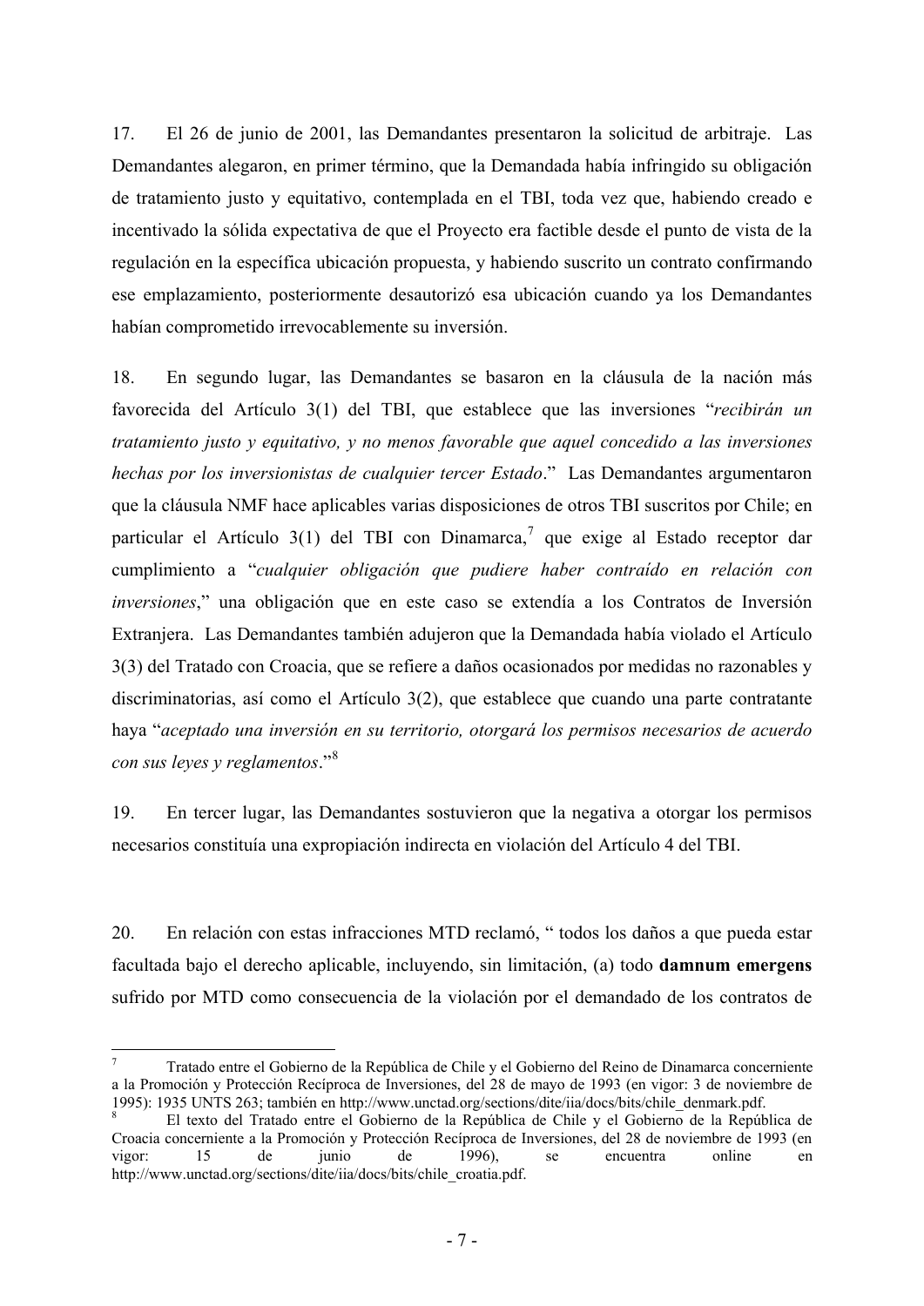17. El 26 de junio de 2001, las Demandantes presentaron la solicitud de arbitraje. Las Demandantes alegaron, en primer término, que la Demandada había infringido su obligación de tratamiento justo y equitativo, contemplada en el TBI, toda vez que, habiendo creado e incentivado la sólida expectativa de que el Proyecto era factible desde el punto de vista de la regulación en la específica ubicación propuesta, y habiendo suscrito un contrato confirmando ese emplazamiento, posteriormente desautorizó esa ubicación cuando ya los Demandantes habían comprometido irrevocablemente su inversión.

18. En segundo lugar, las Demandantes se basaron en la cláusula de la nación más favorecida del Artículo 3(1) del TBI, que establece que las inversiones "*recibirán un tratamiento justo y equitativo, y no menos favorable que aquel concedido a las inversiones hechas por los inversionistas de cualquier tercer Estado*." Las Demandantes argumentaron que la cláusula NMF hace aplicables varias disposiciones de otros TBI suscritos por Chile; en particular el Artículo 3(1) del TBI con Dinamarca,[7] que exige al Estado receptor dar cumplimiento a "*cualquier obligación que pudiere haber contraído en relación con inversiones*," una obligación que en este caso se extendía a los Contratos de Inversión Extranjera. Las Demandantes también adujeron que la Demandada había violado el Artículo 3(3) del Tratado con Croacia, que se refiere a daños ocasionados por medidas no razonables y discriminatorias, así como el Artículo 3(2), que establece que cuando una parte contratante haya "*aceptado una inversión en su territorio, otorgará los permisos necesarios de acuerdo con sus leyes y reglamentos*."[8]

19. En tercer lugar, las Demandantes sostuvieron que la negativa a otorgar los permisos necesarios constituía una expropiación indirecta en violación del Artículo 4 del TBI.

20. En relación con estas infracciones MTD reclamó, " todos los daños a que pueda estar facultada bajo el derecho aplicable, incluyendo, sin limitación, (a) todo **damnum emergens** sufrido por MTD como consecuencia de la violación por el demandado de los contratos de

---

[7] Tratado entre el Gobierno de la República de Chile y el Gobierno del Reino de Dinamarca concerniente a la Promoción y Protección Recíproca de Inversiones, del 28 de mayo de 1993 (en vigor: 3 de noviembre de 1995): 1935 UNTS 263; también en http://www.unctad.org/sections/dite/iia/docs/bits/chile_denmark.pdf.

[8] El texto del Tratado entre el Gobierno de la República de Chile y el Gobierno de la República de Croacia concerniente a la Promoción y Protección Recíproca de Inversiones, del 28 de noviembre de 1993 (en vigor: 15 de junio de 1996), se encuentra online en http://www.unctad.org/sections/dite/iia/docs/bits/chile_croatia.pdf.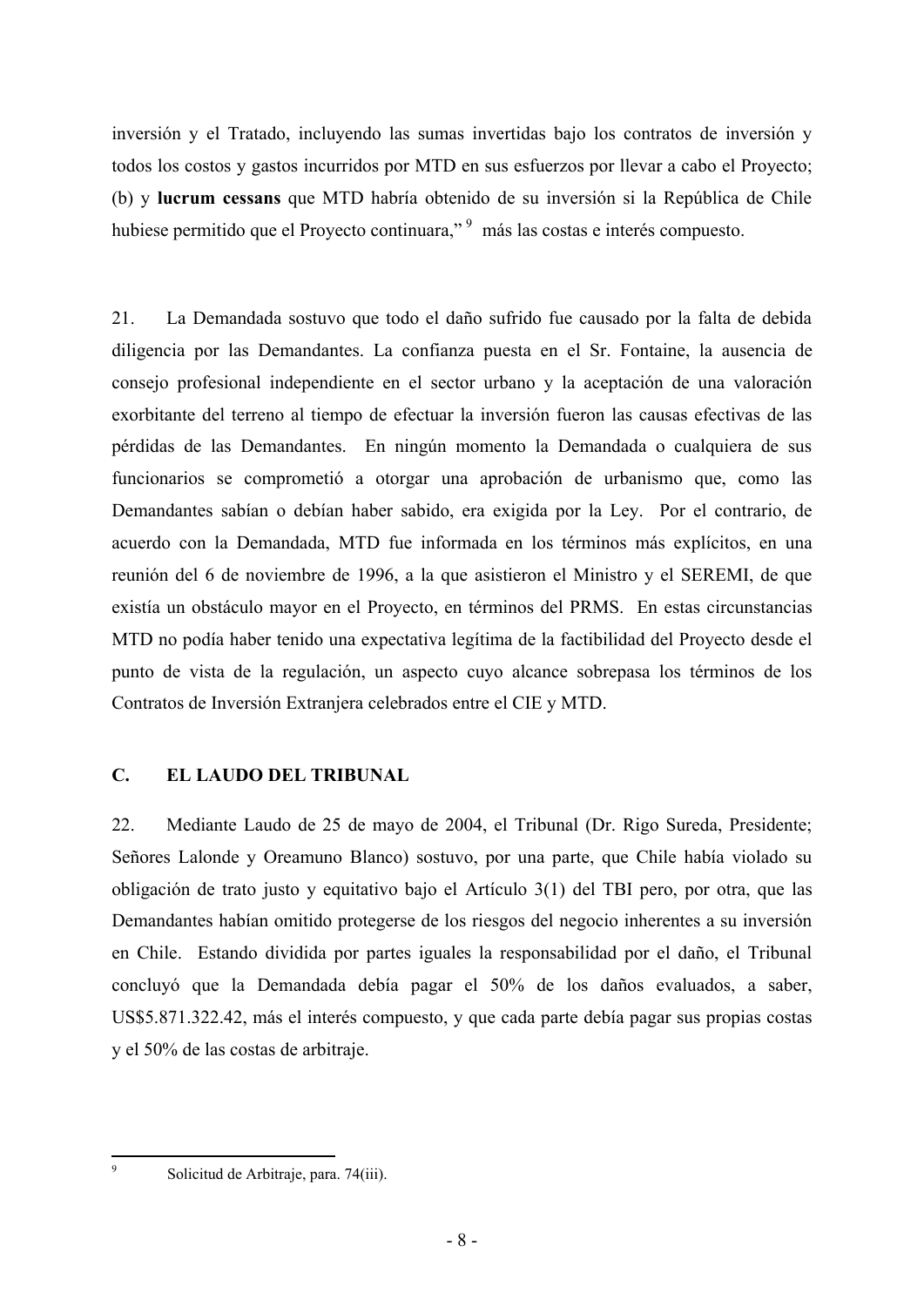inversión y el Tratado, incluyendo las sumas invertidas bajo los contratos de inversión y todos los costos y gastos incurridos por MTD en sus esfuerzos por llevar a cabo el Proyecto; (b) y **lucrum cessans** que MTD habría obtenido de su inversión si la República de Chile hubiese permitido que el Proyecto continuara,"[9] más las costas e interés compuesto.

21. La Demandada sostuvo que todo el daño sufrido fue causado por la falta de debida diligencia por las Demandantes. La confianza puesta en el Sr. Fontaine, la ausencia de consejo profesional independiente en el sector urbano y la aceptación de una valoración exorbitante del terreno al tiempo de efectuar la inversión fueron las causas efectivas de las pérdidas de las Demandantes. En ningún momento la Demandada o cualquiera de sus funcionarios se comprometió a otorgar una aprobación de urbanismo que, como las Demandantes sabían o debían haber sabido, era exigida por la Ley. Por el contrario, de acuerdo con la Demandada, MTD fue informada en los términos más explícitos, en una reunión del 6 de noviembre de 1996, a la que asistieron el Ministro y el SEREMI, de que existía un obstáculo mayor en el Proyecto, en términos del PRMS. En estas circunstancias MTD no podía haber tenido una expectativa legítima de la factibilidad del Proyecto desde el punto de vista de la regulación, un aspecto cuyo alcance sobrepasa los términos de los Contratos de Inversión Extranjera celebrados entre el CIE y MTD.

## C. EL LAUDO DEL TRIBUNAL

22. Mediante Laudo de 25 de mayo de 2004, el Tribunal (Dr. Rigo Sureda, Presidente; Señores Lalonde y Oreamuno Blanco) sostuvo, por una parte, que Chile había violado su obligación de trato justo y equitativo bajo el Artículo 3(1) del TBI pero, por otra, que las Demandantes habían omitido protegerse de los riesgos del negocio inherentes a su inversión en Chile. Estando dividida por partes iguales la responsabilidad por el daño, el Tribunal concluyó que la Demandada debía pagar el 50% de los daños evaluados, a saber, US$5.871.322.42, más el interés compuesto, y que cada parte debía pagar sus propias costas y el 50% de las costas de arbitraje.

---

[9] Solicitud de Arbitraje, para. 74(iii).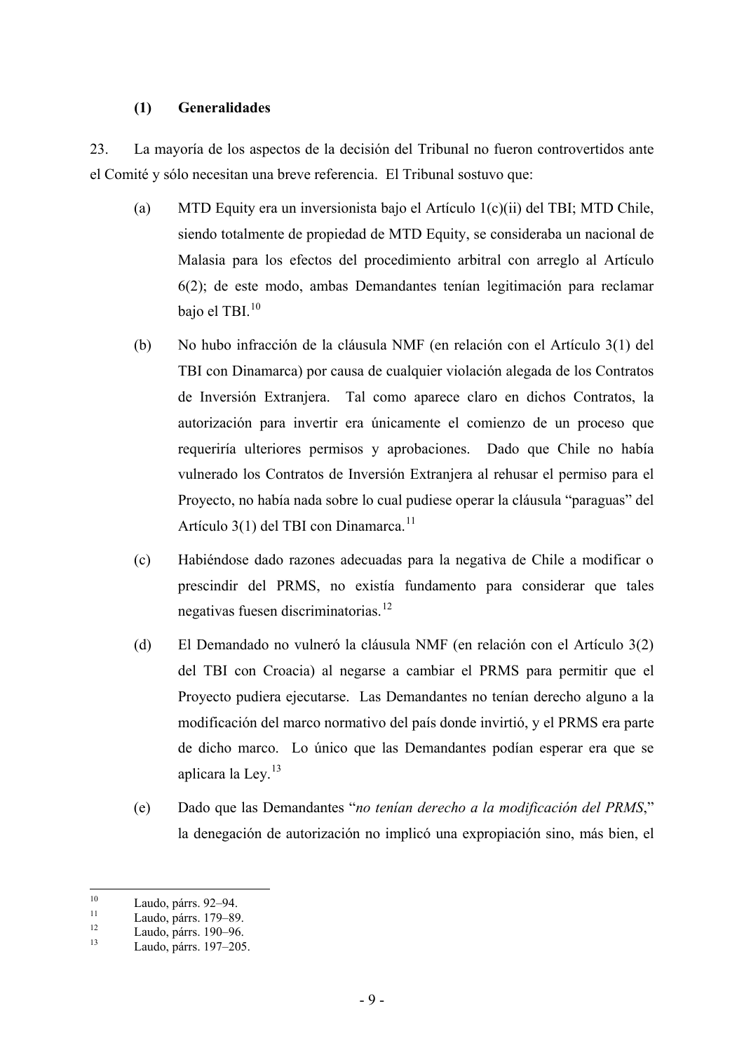### (1) Generalidades

23. La mayoría de los aspectos de la decisión del Tribunal no fueron controvertidos ante el Comité y sólo necesitan una breve referencia. El Tribunal sostuvo que:

(a) MTD Equity era un inversionista bajo el Artículo 1(c)(ii) del TBI; MTD Chile, siendo totalmente de propiedad de MTD Equity, se consideraba un nacional de Malasia para los efectos del procedimiento arbitral con arreglo al Artículo 6(2); de este modo, ambas Demandantes tenían legitimación para reclamar bajo el TBI.[10]

(b) No hubo infracción de la cláusula NMF (en relación con el Artículo 3(1) del TBI con Dinamarca) por causa de cualquier violación alegada de los Contratos de Inversión Extranjera. Tal como aparece claro en dichos Contratos, la autorización para invertir era únicamente el comienzo de un proceso que requeriría ulteriores permisos y aprobaciones. Dado que Chile no había vulnerado los Contratos de Inversión Extranjera al rehusar el permiso para el Proyecto, no había nada sobre lo cual pudiese operar la cláusula "paraguas" del Artículo 3(1) del TBI con Dinamarca.[11]

(c) Habiéndose dado razones adecuadas para la negativa de Chile a modificar o prescindir del PRMS, no existía fundamento para considerar que tales negativas fuesen discriminatorias.[12]

(d) El Demandado no vulneró la cláusula NMF (en relación con el Artículo 3(2) del TBI con Croacia) al negarse a cambiar el PRMS para permitir que el Proyecto pudiera ejecutarse. Las Demandantes no tenían derecho alguno a la modificación del marco normativo del país donde invirtió, y el PRMS era parte de dicho marco. Lo único que las Demandantes podían esperar era que se aplicara la Ley.[13]

(e) Dado que las Demandantes "*no tenían derecho a la modificación del PRMS*," la denegación de autorización no implicó una expropiación sino, más bien, el

---

[10] Laudo, párrs. 92–94.

[11] Laudo, párrs. 179–89.

[12] Laudo, párrs. 190–96.

[13] Laudo, párrs. 197–205.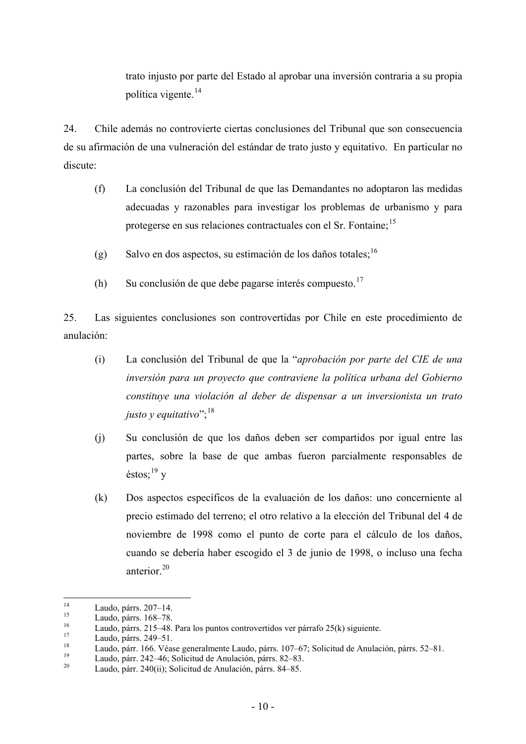trato injusto por parte del Estado al aprobar una inversión contraria a su propia política vigente.[14]

24. Chile además no controvierte ciertas conclusiones del Tribunal que son consecuencia de su afirmación de una vulneración del estándar de trato justo y equitativo. En particular no discute:

(f) La conclusión del Tribunal de que las Demandantes no adoptaron las medidas adecuadas y razonables para investigar los problemas de urbanismo y para protegerse en sus relaciones contractuales con el Sr. Fontaine;[15]

(g) Salvo en dos aspectos, su estimación de los daños totales;[16]

(h) Su conclusión de que debe pagarse interés compuesto.[17]

25. Las siguientes conclusiones son controvertidas por Chile en este procedimiento de anulación:

(i) La conclusión del Tribunal de que la "*aprobación por parte del CIE de una inversión para un proyecto que contraviene la política urbana del Gobierno constituye una violación al deber de dispensar a un inversionista un trato justo y equitativo*";[18]

(j) Su conclusión de que los daños deben ser compartidos por igual entre las partes, sobre la base de que ambas fueron parcialmente responsables de éstos;[19] y

(k) Dos aspectos específicos de la evaluación de los daños: uno concerniente al precio estimado del terreno; el otro relativo a la elección del Tribunal del 4 de noviembre de 1998 como el punto de corte para el cálculo de los daños, cuando se debería haber escogido el 3 de junio de 1998, o incluso una fecha anterior.[20]

---

[14] Laudo, párrs. 207–14.

[15] Laudo, párrs. 168–78.

[16] Laudo, párrs. 215–48. Para los puntos controvertidos ver párrafo 25(k) siguiente.

[17] Laudo, párrs. 249–51.

[18] Laudo, párr. 166. Véase generalmente Laudo, párrs. 107–67; Solicitud de Anulación, párrs. 52–81.

[19] Laudo, párr. 242–46; Solicitud de Anulación, párrs. 82–83.

[20] Laudo, párr. 240(ii); Solicitud de Anulación, párrs. 84–85.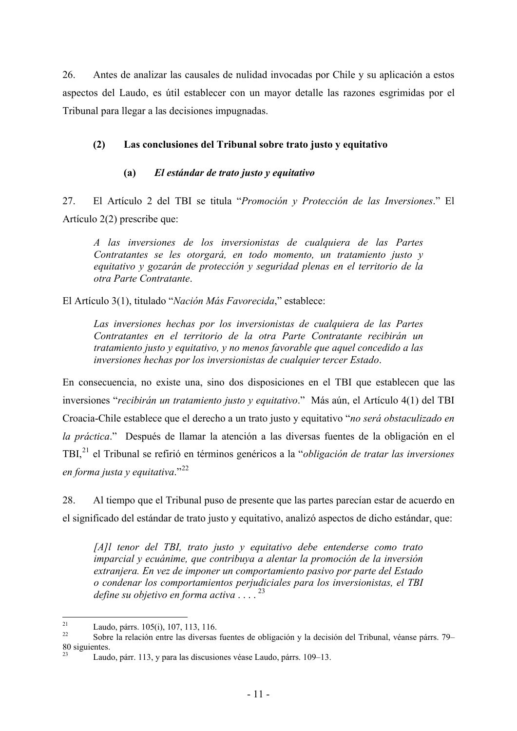26. Antes de analizar las causales de nulidad invocadas por Chile y su aplicación a estos aspectos del Laudo, es útil establecer con un mayor detalle las razones esgrimidas por el Tribunal para llegar a las decisiones impugnadas.

### (2) Las conclusiones del Tribunal sobre trato justo y equitativo

#### (a) *El estándar de trato justo y equitativo*

27. El Artículo 2 del TBI se titula "*Promoción y Protección de las Inversiones*." El Artículo 2(2) prescribe que:

> *A las inversiones de los inversionistas de cualquiera de las Partes Contratantes se les otorgará, en todo momento, un tratamiento justo y equitativo y gozarán de protección y seguridad plenas en el territorio de la otra Parte Contratante*.

El Artículo 3(1), titulado "*Nación Más Favorecida*," establece:

> *Las inversiones hechas por los inversionistas de cualquiera de las Partes Contratantes en el territorio de la otra Parte Contratante recibirán un tratamiento justo y equitativo, y no menos favorable que aquel concedido a las inversiones hechas por los inversionistas de cualquier tercer Estado*.

En consecuencia, no existe una, sino dos disposiciones en el TBI que establecen que las inversiones "*recibirán un tratamiento justo y equitativo*." Más aún, el Artículo 4(1) del TBI Croacia-Chile establece que el derecho a un trato justo y equitativo "*no será obstaculizado en la práctica*." Después de llamar la atención a las diversas fuentes de la obligación en el TBI,[21] el Tribunal se refirió en términos genéricos a la "*obligación de tratar las inversiones en forma justa y equitativa*."[22]

28. Al tiempo que el Tribunal puso de presente que las partes parecían estar de acuerdo en el significado del estándar de trato justo y equitativo, analizó aspectos de dicho estándar, que:

> *[A]l tenor del TBI, trato justo y equitativo debe entenderse como trato imparcial y ecuánime, que contribuya a alentar la promoción de la inversión extranjera. En vez de imponer un comportamiento pasivo por parte del Estado o condenar los comportamientos perjudiciales para los inversionistas, el TBI define su objetivo en forma activa . . . .*[23]

---

[21] Laudo, párrs. 105(i), 107, 113, 116.

[22] Sobre la relación entre las diversas fuentes de obligación y la decisión del Tribunal, véanse párrs. 79–80 siguientes.

[23] Laudo, párr. 113, y para las discusiones véase Laudo, párrs. 109–13.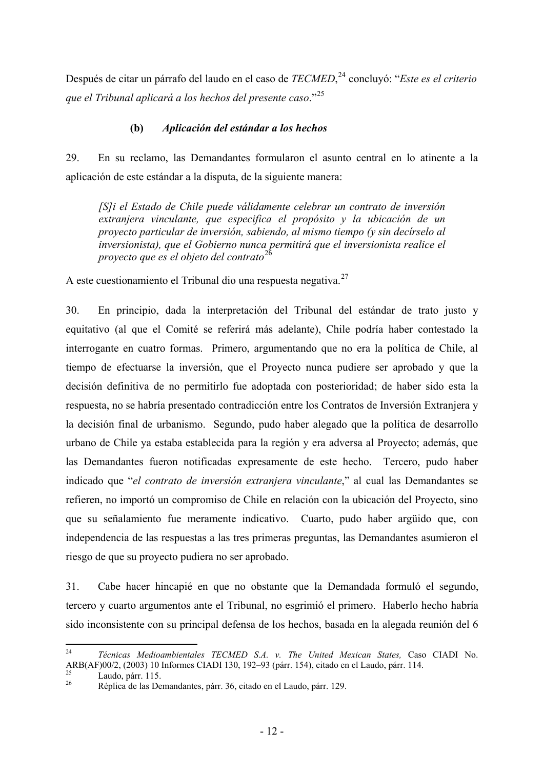Después de citar un párrafo del laudo en el caso de *TECMED*,[24] concluyó: "*Este es el criterio que el Tribunal aplicará a los hechos del presente caso*."[25]

#### (b) *Aplicación del estándar a los hechos*

29. En su reclamo, las Demandantes formularon el asunto central en lo atinente a la aplicación de este estándar a la disputa, de la siguiente manera:

> *[S]i el Estado de Chile puede válidamente celebrar un contrato de inversión extranjera vinculante, que especifica el propósito y la ubicación de un proyecto particular de inversión, sabiendo, al mismo tiempo (y sin decírselo al inversionista), que el Gobierno nunca permitirá que el inversionista realice el proyecto que es el objeto del contrato*[26]

A este cuestionamiento el Tribunal dio una respuesta negativa.[27]

30. En principio, dada la interpretación del Tribunal del estándar de trato justo y equitativo (al que el Comité se referirá más adelante), Chile podría haber contestado la interrogante en cuatro formas. Primero, argumentando que no era la política de Chile, al tiempo de efectuarse la inversión, que el Proyecto nunca pudiere ser aprobado y que la decisión definitiva de no permitirlo fue adoptada con posterioridad; de haber sido esta la respuesta, no se habría presentado contradicción entre los Contratos de Inversión Extranjera y la decisión final de urbanismo. Segundo, pudo haber alegado que la política de desarrollo urbano de Chile ya estaba establecida para la región y era adversa al Proyecto; además, que las Demandantes fueron notificadas expresamente de este hecho. Tercero, pudo haber indicado que "*el contrato de inversión extranjera vinculante*," al cual las Demandantes se refieren, no importó un compromiso de Chile en relación con la ubicación del Proyecto, sino que su señalamiento fue meramente indicativo. Cuarto, pudo haber argüido que, con independencia de las respuestas a las tres primeras preguntas, las Demandantes asumieron el riesgo de que su proyecto pudiera no ser aprobado.

31. Cabe hacer hincapié en que no obstante que la Demandada formuló el segundo, tercero y cuarto argumentos ante el Tribunal, no esgrimió el primero. Haberlo hecho habría sido inconsistente con su principal defensa de los hechos, basada en la alegada reunión del 6

---

[24] *Técnicas Medioambientales TECMED S.A. v. The United Mexican States,* Caso CIADI No. ARB(AF)00/2, (2003) 10 Informes CIADI 130, 192–93 (párr. 154), citado en el Laudo, párr. 114.

[25] Laudo, párr. 115.

[26] Réplica de las Demandantes, párr. 36, citado en el Laudo, párr. 129.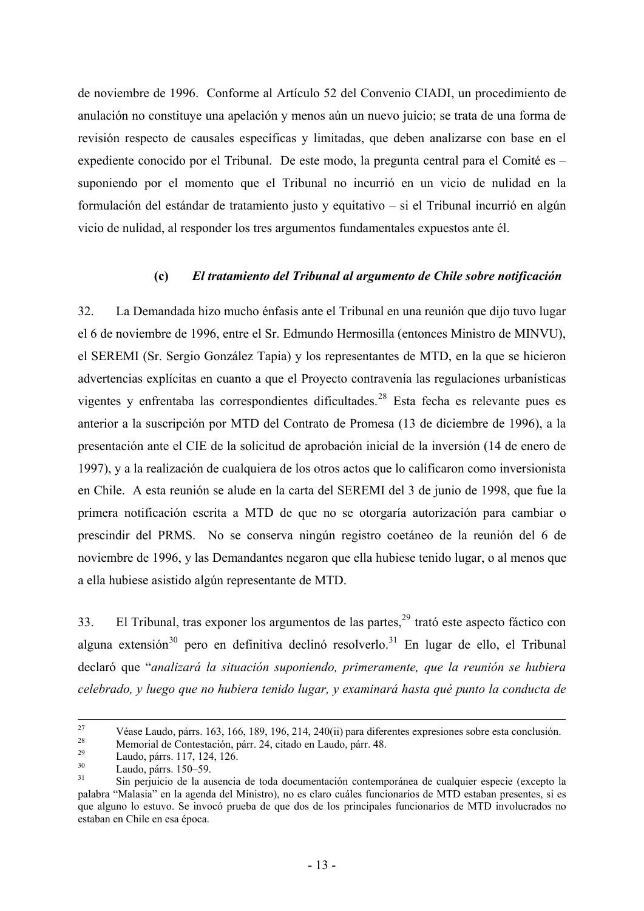de noviembre de 1996. Conforme al Artículo 52 del Convenio CIADI, un procedimiento de anulación no constituye una apelación y menos aún un nuevo juicio; se trata de una forma de revisión respecto de causales específicas y limitadas, que deben analizarse con base en el expediente conocido por el Tribunal. De este modo, la pregunta central para el Comité es – suponiendo por el momento que el Tribunal no incurrió en un vicio de nulidad en la formulación del estándar de tratamiento justo y equitativo – si el Tribunal incurrió en algún vicio de nulidad, al responder los tres argumentos fundamentales expuestos ante él.

### (c) *El tratamiento del Tribunal al argumento de Chile sobre notificación*

32. La Demandada hizo mucho énfasis ante el Tribunal en una reunión que dijo tuvo lugar el 6 de noviembre de 1996, entre el Sr. Edmundo Hermosilla (entonces Ministro de MINVU), el SEREMI (Sr. Sergio González Tapia) y los representantes de MTD, en la que se hicieron advertencias explícitas en cuanto a que el Proyecto contravenía las regulaciones urbanísticas vigentes y enfrentaba las correspondientes dificultades.[28] Esta fecha es relevante pues es anterior a la suscripción por MTD del Contrato de Promesa (13 de diciembre de 1996), a la presentación ante el CIE de la solicitud de aprobación inicial de la inversión (14 de enero de 1997), y a la realización de cualquiera de los otros actos que lo calificaron como inversionista en Chile. A esta reunión se alude en la carta del SEREMI del 3 de junio de 1998, que fue la primera notificación escrita a MTD de que no se otorgaría autorización para cambiar o prescindir del PRMS. No se conserva ningún registro coetáneo de la reunión del 6 de noviembre de 1996, y las Demandantes negaron que ella hubiese tenido lugar, o al menos que a ella hubiese asistido algún representante de MTD.

33. El Tribunal, tras exponer los argumentos de las partes,[29] trató este aspecto fáctico con alguna extensión[30] pero en definitiva declinó resolverlo.[31] En lugar de ello, el Tribunal declaró que "*analizará la situación suponiendo, primeramente, que la reunión se hubiera celebrado, y luego que no hubiera tenido lugar, y examinará hasta qué punto la conducta de*

---

[27] Véase Laudo, párrs. 163, 166, 189, 196, 214, 240(ii) para diferentes expresiones sobre esta conclusión.

[28] Memorial de Contestación, párr. 24, citado en Laudo, párr. 48.

[29] Laudo, párrs. 117, 124, 126.

[30] Laudo, párrs. 150–59.

[31] Sin perjuicio de la ausencia de toda documentación contemporánea de cualquier especie (excepto la palabra "Malasia" en la agenda del Ministro), no es claro cuáles funcionarios de MTD estaban presentes, si es que alguno lo estuvo. Se invocó prueba de que dos de los principales funcionarios de MTD involucrados no estaban en Chile en esa época.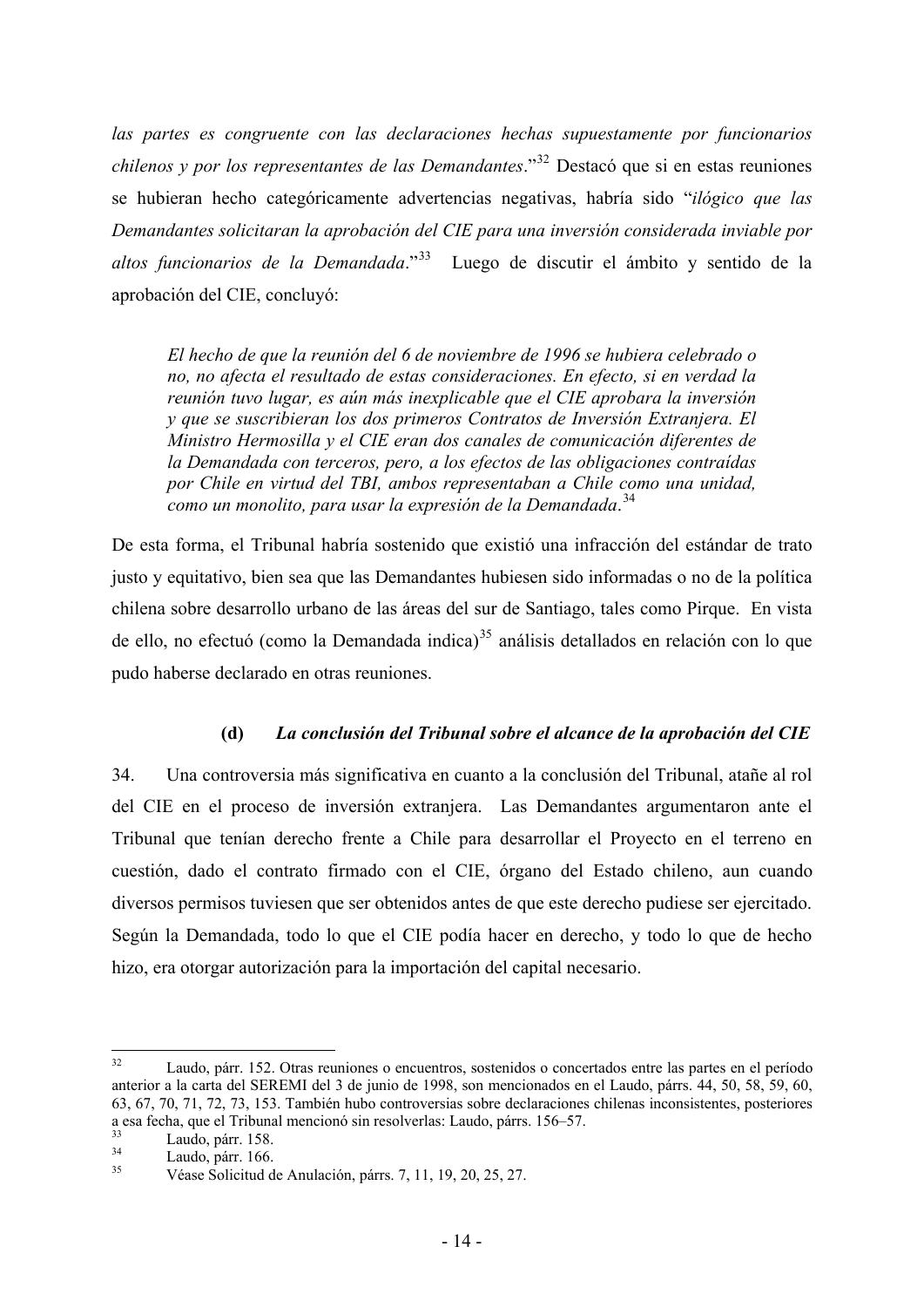*las partes es congruente con las declaraciones hechas supuestamente por funcionarios chilenos y por los representantes de las Demandantes*."[32] Destacó que si en estas reuniones se hubieran hecho categóricamente advertencias negativas, habría sido "*ilógico que las Demandantes solicitaran la aprobación del CIE para una inversión considerada inviable por altos funcionarios de la Demandada*."[33] Luego de discutir el ámbito y sentido de la aprobación del CIE, concluyó:

> *El hecho de que la reunión del 6 de noviembre de 1996 se hubiera celebrado o no, no afecta el resultado de estas consideraciones. En efecto, si en verdad la reunión tuvo lugar, es aún más inexplicable que el CIE aprobara la inversión y que se suscribieran los dos primeros Contratos de Inversión Extranjera. El Ministro Hermosilla y el CIE eran dos canales de comunicación diferentes de la Demandada con terceros, pero, a los efectos de las obligaciones contraídas por Chile en virtud del TBI, ambos representaban a Chile como una unidad, como un monolito, para usar la expresión de la Demandada*.[34]

De esta forma, el Tribunal habría sostenido que existió una infracción del estándar de trato justo y equitativo, bien sea que las Demandantes hubiesen sido informadas o no de la política chilena sobre desarrollo urbano de las áreas del sur de Santiago, tales como Pirque. En vista de ello, no efectuó (como la Demandada indica)[35] análisis detallados en relación con lo que pudo haberse declarado en otras reuniones.

#### (d) *La conclusión del Tribunal sobre el alcance de la aprobación del CIE*

34. Una controversia más significativa en cuanto a la conclusión del Tribunal, atañe al rol del CIE en el proceso de inversión extranjera. Las Demandantes argumentaron ante el Tribunal que tenían derecho frente a Chile para desarrollar el Proyecto en el terreno en cuestión, dado el contrato firmado con el CIE, órgano del Estado chileno, aun cuando diversos permisos tuviesen que ser obtenidos antes de que este derecho pudiese ser ejercitado. Según la Demandada, todo lo que el CIE podía hacer en derecho, y todo lo que de hecho hizo, era otorgar autorización para la importación del capital necesario.

---

[32] Laudo, párr. 152. Otras reuniones o encuentros, sostenidos o concertados entre las partes en el período anterior a la carta del SEREMI del 3 de junio de 1998, son mencionados en el Laudo, párrs. 44, 50, 58, 59, 60, 63, 67, 70, 71, 72, 73, 153. También hubo controversias sobre declaraciones chilenas inconsistentes, posteriores a esa fecha, que el Tribunal mencionó sin resolverlas: Laudo, párrs. 156–57.

[33] Laudo, párr. 158.

[34] Laudo, párr. 166.

[35] Véase Solicitud de Anulación, párrs. 7, 11, 19, 20, 25, 27.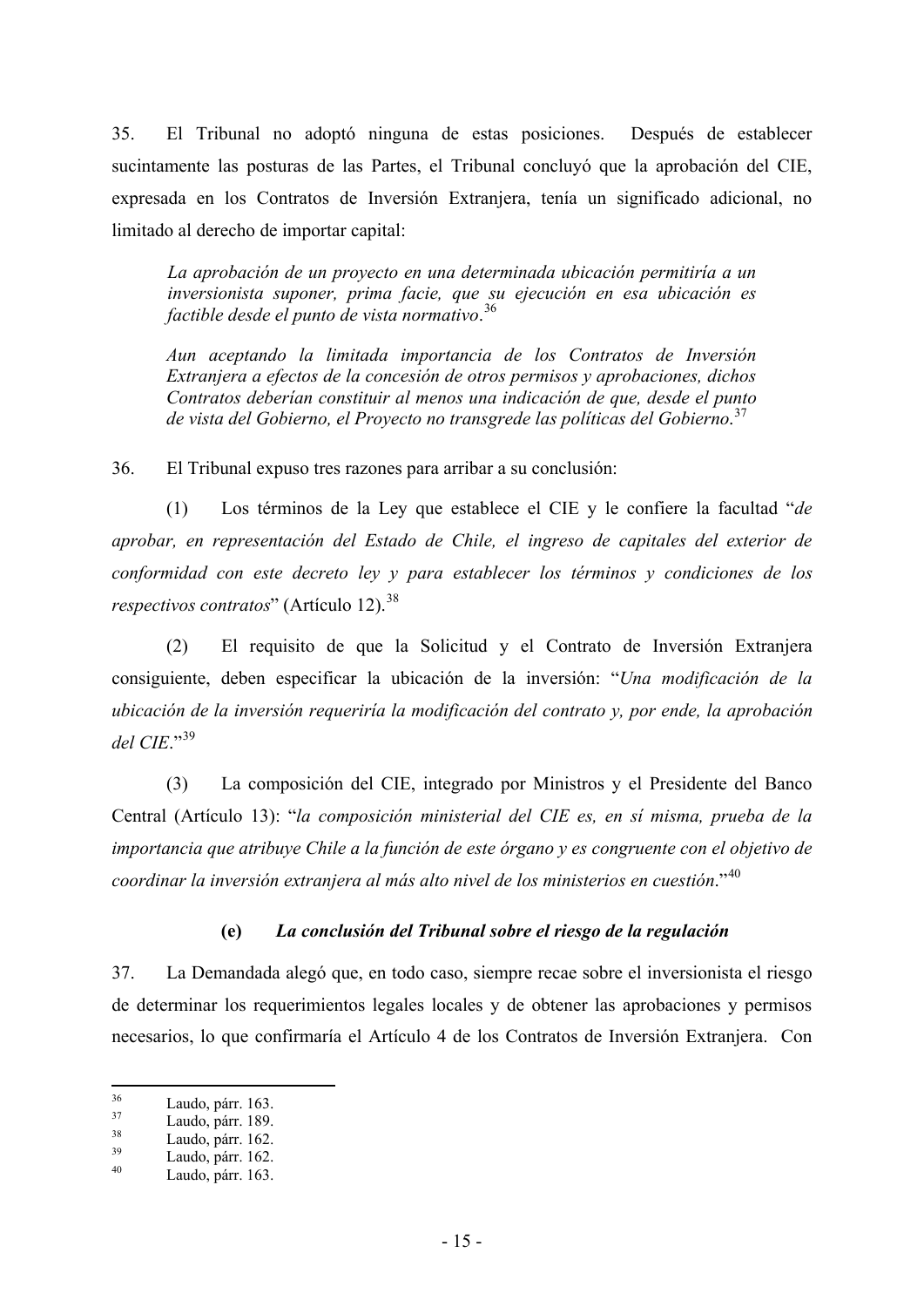35. El Tribunal no adoptó ninguna de estas posiciones. Después de establecer sucintamente las posturas de las Partes, el Tribunal concluyó que la aprobación del CIE, expresada en los Contratos de Inversión Extranjera, tenía un significado adicional, no limitado al derecho de importar capital:

> *La aprobación de un proyecto en una determinada ubicación permitiría a un inversionista suponer, prima facie, que su ejecución en esa ubicación es factible desde el punto de vista normativo*.[36]
>
> *Aun aceptando la limitada importancia de los Contratos de Inversión Extranjera a efectos de la concesión de otros permisos y aprobaciones, dichos Contratos deberían constituir al menos una indicación de que, desde el punto de vista del Gobierno, el Proyecto no transgrede las políticas del Gobierno*.[37]

36. El Tribunal expuso tres razones para arribar a su conclusión:

(1) Los términos de la Ley que establece el CIE y le confiere la facultad "*de aprobar, en representación del Estado de Chile, el ingreso de capitales del exterior de conformidad con este decreto ley y para establecer los términos y condiciones de los respectivos contratos*" (Artículo 12).[38]

(2) El requisito de que la Solicitud y el Contrato de Inversión Extranjera consiguiente, deben especificar la ubicación de la inversión: "*Una modificación de la ubicación de la inversión requeriría la modificación del contrato y, por ende, la aprobación del CIE*."[39]

(3) La composición del CIE, integrado por Ministros y el Presidente del Banco Central (Artículo 13): "*la composición ministerial del CIE es, en sí misma, prueba de la importancia que atribuye Chile a la función de este órgano y es congruente con el objetivo de coordinar la inversión extranjera al más alto nivel de los ministerios en cuestión*."[40]

#### (e) *La conclusión del Tribunal sobre el riesgo de la regulación*

37. La Demandada alegó que, en todo caso, siempre recae sobre el inversionista el riesgo de determinar los requerimientos legales locales y de obtener las aprobaciones y permisos necesarios, lo que confirmaría el Artículo 4 de los Contratos de Inversión Extranjera. Con

---

[36] Laudo, párr. 163.
[37] Laudo, párr. 189.
[38] Laudo, párr. 162.
[39] Laudo, párr. 162.
[40] Laudo, párr. 163.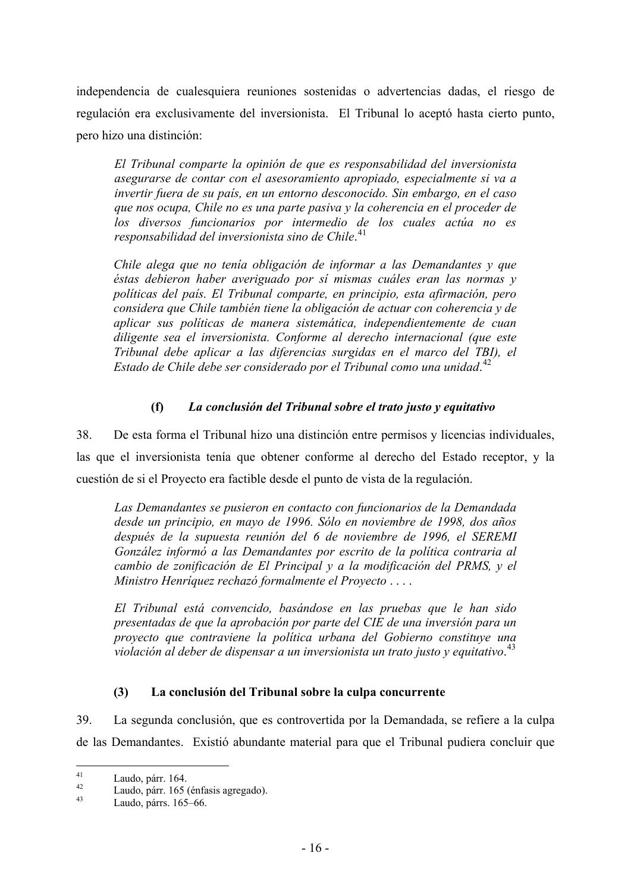independencia de cualesquiera reuniones sostenidas o advertencias dadas, el riesgo de regulación era exclusivamente del inversionista. El Tribunal lo aceptó hasta cierto punto, pero hizo una distinción:

> *El Tribunal comparte la opinión de que es responsabilidad del inversionista asegurarse de contar con el asesoramiento apropiado, especialmente si va a invertir fuera de su país, en un entorno desconocido. Sin embargo, en el caso que nos ocupa, Chile no es una parte pasiva y la coherencia en el proceder de los diversos funcionarios por intermedio de los cuales actúa no es responsabilidad del inversionista sino de Chile*.[41]
>
> *Chile alega que no tenía obligación de informar a las Demandantes y que éstas debieron haber averiguado por sí mismas cuáles eran las normas y políticas del país. El Tribunal comparte, en principio, esta afirmación, pero considera que Chile también tiene la obligación de actuar con coherencia y de aplicar sus políticas de manera sistemática, independientemente de cuan diligente sea el inversionista. Conforme al derecho internacional (que este Tribunal debe aplicar a las diferencias surgidas en el marco del TBI), el Estado de Chile debe ser considerado por el Tribunal como una unidad*.[42]

#### (f) *La conclusión del Tribunal sobre el trato justo y equitativo*

38. De esta forma el Tribunal hizo una distinción entre permisos y licencias individuales, las que el inversionista tenía que obtener conforme al derecho del Estado receptor, y la cuestión de si el Proyecto era factible desde el punto de vista de la regulación.

> *Las Demandantes se pusieron en contacto con funcionarios de la Demandada desde un principio, en mayo de 1996. Sólo en noviembre de 1998, dos años después de la supuesta reunión del 6 de noviembre de 1996, el SEREMI González informó a las Demandantes por escrito de la política contraria al cambio de zonificación de El Principal y a la modificación del PRMS, y el Ministro Henríquez rechazó formalmente el Proyecto . . . .*
>
> *El Tribunal está convencido, basándose en las pruebas que le han sido presentadas de que la aprobación por parte del CIE de una inversión para un proyecto que contraviene la política urbana del Gobierno constituye una violación al deber de dispensar a un inversionista un trato justo y equitativo*.[43]

### (3) La conclusión del Tribunal sobre la culpa concurrente

39. La segunda conclusión, que es controvertida por la Demandada, se refiere a la culpa de las Demandantes. Existió abundante material para que el Tribunal pudiera concluir que

---

[41] Laudo, párr. 164.

[42] Laudo, párr. 165 (énfasis agregado).

[43] Laudo, párrs. 165–66.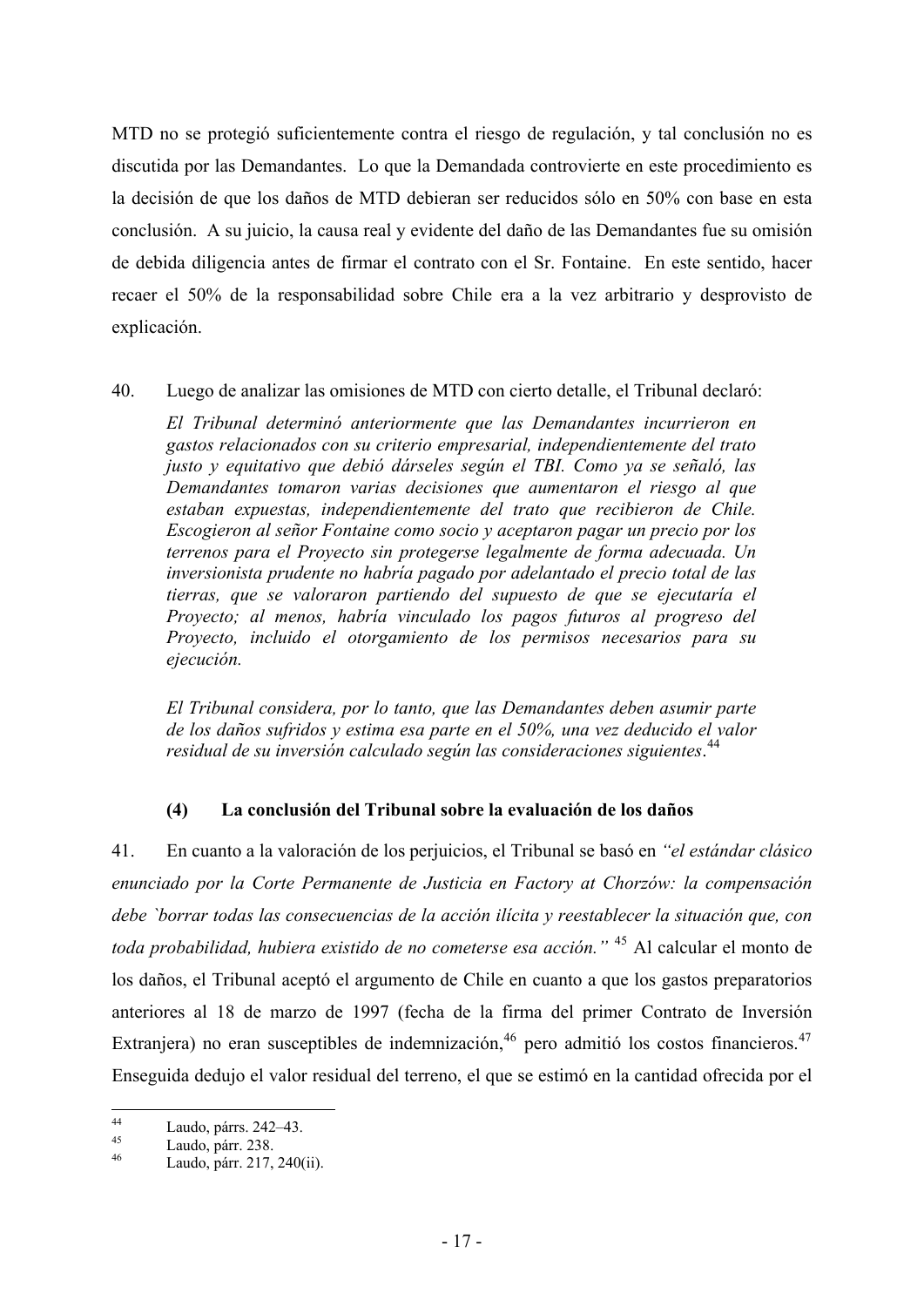MTD no se protegió suficientemente contra el riesgo de regulación, y tal conclusión no es discutida por las Demandantes. Lo que la Demandada controvierte en este procedimiento es la decisión de que los daños de MTD debieran ser reducidos sólo en 50% con base en esta conclusión. A su juicio, la causa real y evidente del daño de las Demandantes fue su omisión de debida diligencia antes de firmar el contrato con el Sr. Fontaine. En este sentido, hacer recaer el 50% de la responsabilidad sobre Chile era a la vez arbitrario y desprovisto de explicación.

40. Luego de analizar las omisiones de MTD con cierto detalle, el Tribunal declaró:

> *El Tribunal determinó anteriormente que las Demandantes incurrieron en gastos relacionados con su criterio empresarial, independientemente del trato justo y equitativo que debió dárseles según el TBI. Como ya se señaló, las Demandantes tomaron varias decisiones que aumentaron el riesgo al que estaban expuestas, independientemente del trato que recibieron de Chile. Escogieron al señor Fontaine como socio y aceptaron pagar un precio por los terrenos para el Proyecto sin protegerse legalmente de forma adecuada. Un inversionista prudente no habría pagado por adelantado el precio total de las tierras, que se valoraron partiendo del supuesto de que se ejecutaría el Proyecto; al menos, habría vinculado los pagos futuros al progreso del Proyecto, incluido el otorgamiento de los permisos necesarios para su ejecución.*
>
> *El Tribunal considera, por lo tanto, que las Demandantes deben asumir parte de los daños sufridos y estima esa parte en el 50%, una vez deducido el valor residual de su inversión calculado según las consideraciones siguientes*.[44]

### (4) La conclusión del Tribunal sobre la evaluación de los daños

41. En cuanto a la valoración de los perjuicios, el Tribunal se basó en *"el estándar clásico enunciado por la Corte Permanente de Justicia en Factory at Chorzów: la compensación debe `borrar todas las consecuencias de la acción ilícita y reestablecer la situación que, con toda probabilidad, hubiera existido de no cometerse esa acción."* [45] Al calcular el monto de los daños, el Tribunal aceptó el argumento de Chile en cuanto a que los gastos preparatorios anteriores al 18 de marzo de 1997 (fecha de la firma del primer Contrato de Inversión Extranjera) no eran susceptibles de indemnización,[46] pero admitió los costos financieros.[47] Enseguida dedujo el valor residual del terreno, el que se estimó en la cantidad ofrecida por el

---

[44] Laudo, párrs. 242–43.
[45] Laudo, párr. 238.
[46] Laudo, párr. 217, 240(ii).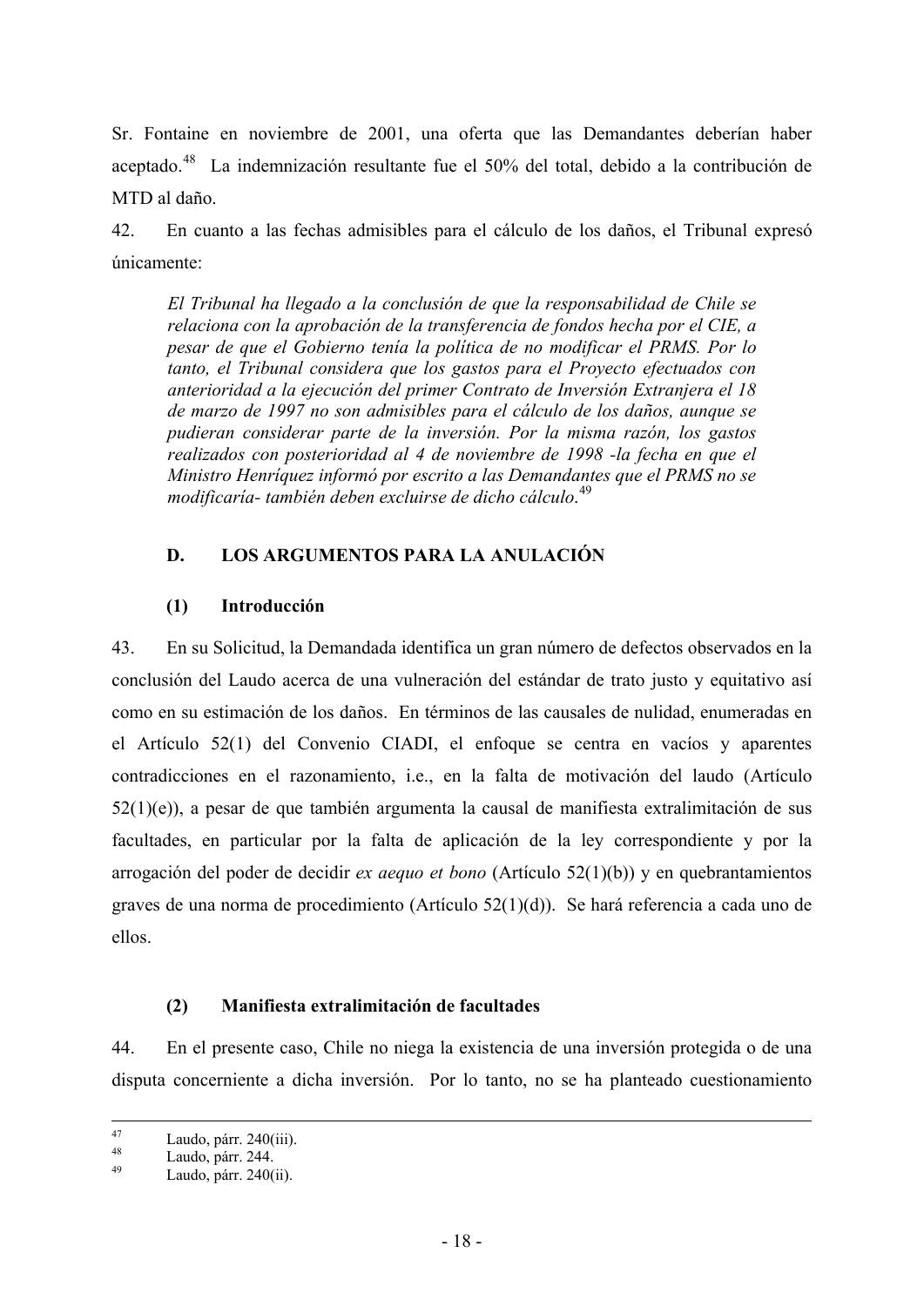Sr. Fontaine en noviembre de 2001, una oferta que las Demandantes deberían haber aceptado.[48] La indemnización resultante fue el 50% del total, debido a la contribución de MTD al daño.

42. En cuanto a las fechas admisibles para el cálculo de los daños, el Tribunal expresó únicamente:

> *El Tribunal ha llegado a la conclusión de que la responsabilidad de Chile se relaciona con la aprobación de la transferencia de fondos hecha por el CIE, a pesar de que el Gobierno tenía la política de no modificar el PRMS. Por lo tanto, el Tribunal considera que los gastos para el Proyecto efectuados con anterioridad a la ejecución del primer Contrato de Inversión Extranjera el 18 de marzo de 1997 no son admisibles para el cálculo de los daños, aunque se pudieran considerar parte de la inversión. Por la misma razón, los gastos realizados con posterioridad al 4 de noviembre de 1998 -la fecha en que el Ministro Henríquez informó por escrito a las Demandantes que el PRMS no se modificaría- también deben excluirse de dicho cálculo.*[49]

## D. LOS ARGUMENTOS PARA LA ANULACIÓN

### (1) Introducción

43. En su Solicitud, la Demandada identifica un gran número de defectos observados en la conclusión del Laudo acerca de una vulneración del estándar de trato justo y equitativo así como en su estimación de los daños. En términos de las causales de nulidad, enumeradas en el Artículo 52(1) del Convenio CIADI, el enfoque se centra en vacíos y aparentes contradicciones en el razonamiento, i.e., en la falta de motivación del laudo (Artículo 52(1)(e)), a pesar de que también argumenta la causal de manifiesta extralimitación de sus facultades, en particular por la falta de aplicación de la ley correspondiente y por la arrogación del poder de decidir *ex aequo et bono* (Artículo 52(1)(b)) y en quebrantamientos graves de una norma de procedimiento (Artículo 52(1)(d)). Se hará referencia a cada uno de ellos.

### (2) Manifiesta extralimitación de facultades

44. En el presente caso, Chile no niega la existencia de una inversión protegida o de una disputa concerniente a dicha inversión. Por lo tanto, no se ha planteado cuestionamiento

---

[47] Laudo, párr. 240(iii).

[48] Laudo, párr. 244.

[49] Laudo, párr. 240(ii).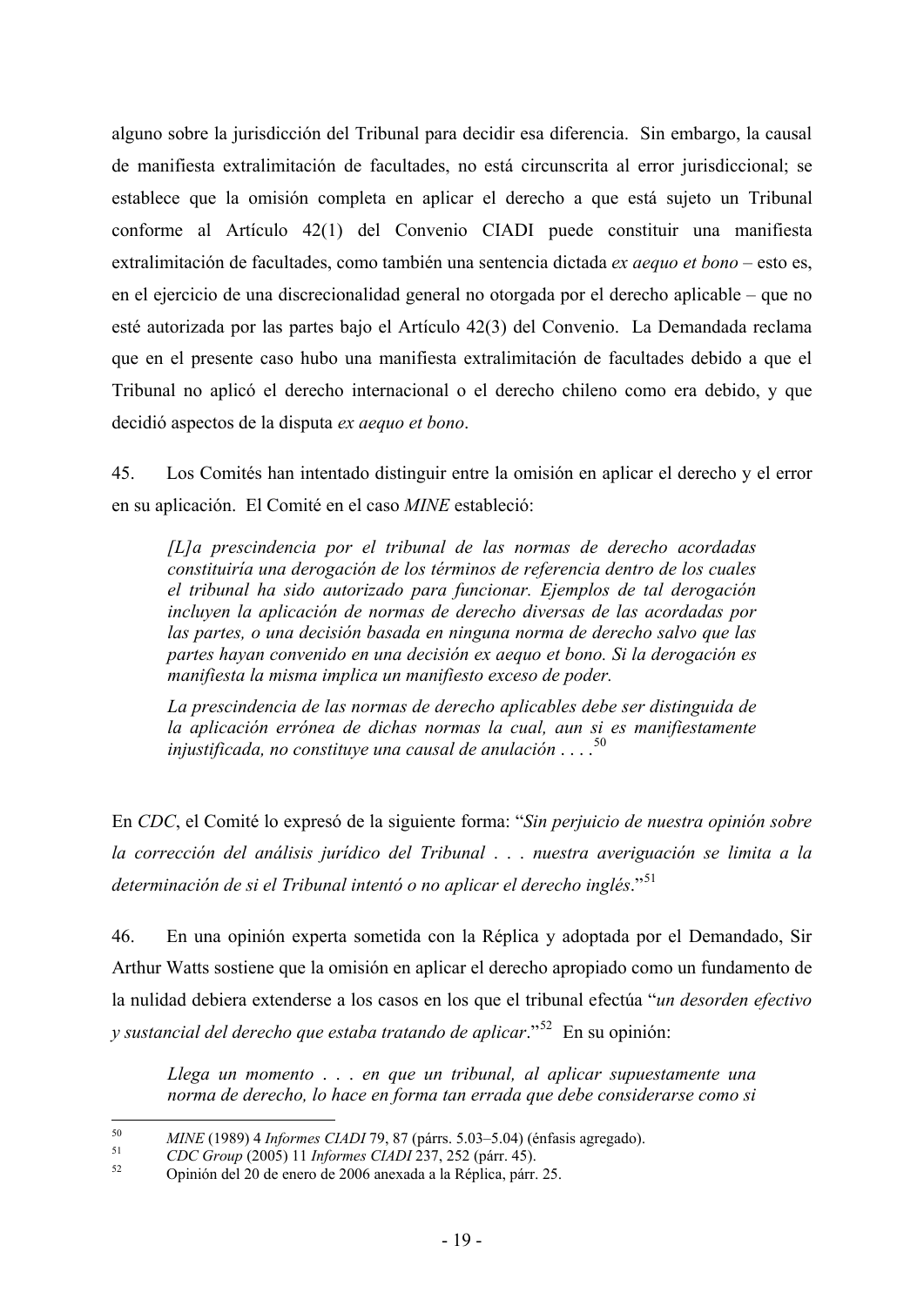alguno sobre la jurisdicción del Tribunal para decidir esa diferencia. Sin embargo, la causal de manifiesta extralimitación de facultades, no está circunscrita al error jurisdiccional; se establece que la omisión completa en aplicar el derecho a que está sujeto un Tribunal conforme al Artículo 42(1) del Convenio CIADI puede constituir una manifiesta extralimitación de facultades, como también una sentencia dictada *ex aequo et bono* – esto es, en el ejercicio de una discrecionalidad general no otorgada por el derecho aplicable – que no esté autorizada por las partes bajo el Artículo 42(3) del Convenio. La Demandada reclama que en el presente caso hubo una manifiesta extralimitación de facultades debido a que el Tribunal no aplicó el derecho internacional o el derecho chileno como era debido, y que decidió aspectos de la disputa *ex aequo et bono*.

45. Los Comités han intentado distinguir entre la omisión en aplicar el derecho y el error en su aplicación. El Comité en el caso *MINE* estableció:

> *[L]a prescindencia por el tribunal de las normas de derecho acordadas constituiría una derogación de los términos de referencia dentro de los cuales el tribunal ha sido autorizado para funcionar. Ejemplos de tal derogación incluyen la aplicación de normas de derecho diversas de las acordadas por las partes, o una decisión basada en ninguna norma de derecho salvo que las partes hayan convenido en una decisión ex aequo et bono. Si la derogación es manifiesta la misma implica un manifiesto exceso de poder.*
>
> *La prescindencia de las normas de derecho aplicables debe ser distinguida de la aplicación errónea de dichas normas la cual, aun si es manifiestamente injustificada, no constituye una causal de anulación . . . .*[50]

En *CDC*, el Comité lo expresó de la siguiente forma: "*Sin perjuicio de nuestra opinión sobre la corrección del análisis jurídico del Tribunal . . . nuestra averiguación se limita a la determinación de si el Tribunal intentó o no aplicar el derecho inglés*."[51]

46. En una opinión experta sometida con la Réplica y adoptada por el Demandado, Sir Arthur Watts sostiene que la omisión en aplicar el derecho apropiado como un fundamento de la nulidad debiera extenderse a los casos en los que el tribunal efectúa "*un desorden efectivo y sustancial del derecho que estaba tratando de aplicar*."[52] En su opinión:

> *Llega un momento . . . en que un tribunal, al aplicar supuestamente una norma de derecho, lo hace en forma tan errada que debe considerarse como si*

---

[50] *MINE* (1989) 4 *Informes CIADI* 79, 87 (párrs. 5.03–5.04) (énfasis agregado).

[51] *CDC Group* (2005) 11 *Informes CIADI* 237, 252 (párr. 45).

[52] Opinión del 20 de enero de 2006 anexada a la Réplica, párr. 25.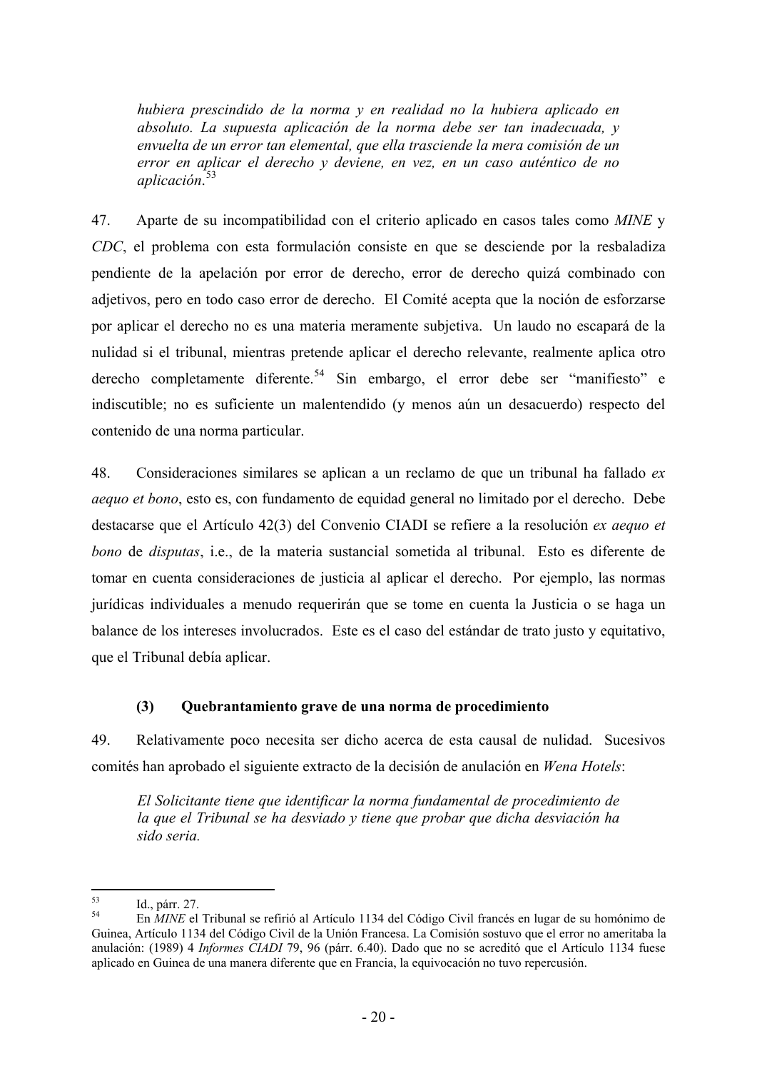> *hubiera prescindido de la norma y en realidad no la hubiera aplicado en absoluto. La supuesta aplicación de la norma debe ser tan inadecuada, y envuelta de un error tan elemental, que ella trasciende la mera comisión de un error en aplicar el derecho y deviene, en vez, en un caso auténtico de no aplicación*.[53]

47. Aparte de su incompatibilidad con el criterio aplicado en casos tales como *MINE* y *CDC*, el problema con esta formulación consiste en que se desciende por la resbaladiza pendiente de la apelación por error de derecho, error de derecho quizá combinado con adjetivos, pero en todo caso error de derecho. El Comité acepta que la noción de esforzarse por aplicar el derecho no es una materia meramente subjetiva. Un laudo no escapará de la nulidad si el tribunal, mientras pretende aplicar el derecho relevante, realmente aplica otro derecho completamente diferente.[54] Sin embargo, el error debe ser "manifiesto" e indiscutible; no es suficiente un malentendido (y menos aún un desacuerdo) respecto del contenido de una norma particular.

48. Consideraciones similares se aplican a un reclamo de que un tribunal ha fallado *ex aequo et bono*, esto es, con fundamento de equidad general no limitado por el derecho. Debe destacarse que el Artículo 42(3) del Convenio CIADI se refiere a la resolución *ex aequo et bono* de *disputas*, i.e., de la materia sustancial sometida al tribunal. Esto es diferente de tomar en cuenta consideraciones de justicia al aplicar el derecho. Por ejemplo, las normas jurídicas individuales a menudo requerirán que se tome en cuenta la Justicia o se haga un balance de los intereses involucrados. Este es el caso del estándar de trato justo y equitativo, que el Tribunal debía aplicar.

### (3) Quebrantamiento grave de una norma de procedimiento

49. Relativamente poco necesita ser dicho acerca de esta causal de nulidad. Sucesivos comités han aprobado el siguiente extracto de la decisión de anulación en *Wena Hotels*:

> *El Solicitante tiene que identificar la norma fundamental de procedimiento de la que el Tribunal se ha desviado y tiene que probar que dicha desviación ha sido seria.*

---

[53] Id., párr. 27.

[54] En *MINE* el Tribunal se refirió al Artículo 1134 del Código Civil francés en lugar de su homónimo de Guinea, Artículo 1134 del Código Civil de la Unión Francesa. La Comisión sostuvo que el error no ameritaba la anulación: (1989) 4 *Informes CIADI* 79, 96 (párr. 6.40). Dado que no se acreditó que el Artículo 1134 fuese aplicado en Guinea de una manera diferente que en Francia, la equivocación no tuvo repercusión.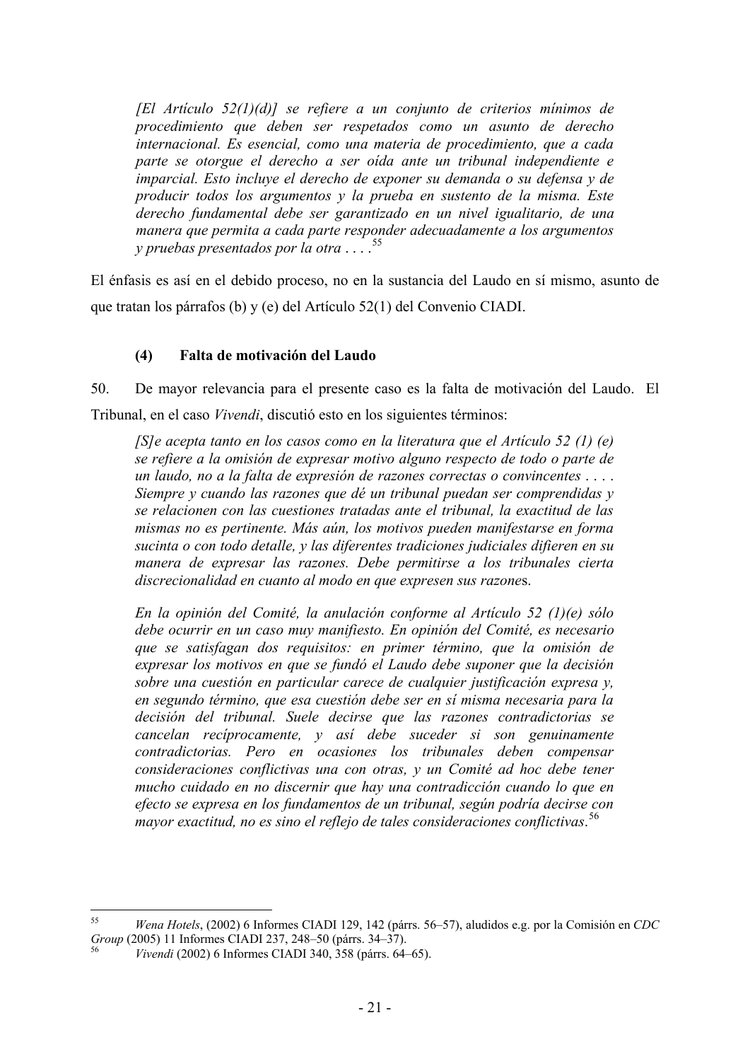*[El Artículo 52(1)(d)] se refiere a un conjunto de criterios mínimos de procedimiento que deben ser respetados como un asunto de derecho internacional. Es esencial, como una materia de procedimiento, que a cada parte se otorgue el derecho a ser oída ante un tribunal independiente e imparcial. Esto incluye el derecho de exponer su demanda o su defensa y de producir todos los argumentos y la prueba en sustento de la misma. Este derecho fundamental debe ser garantizado en un nivel igualitario, de una manera que permita a cada parte responder adecuadamente a los argumentos y pruebas presentados por la otra . . . .*[55]

El énfasis es así en el debido proceso, no en la sustancia del Laudo en sí mismo, asunto de que tratan los párrafos (b) y (e) del Artículo 52(1) del Convenio CIADI.

#### (4) Falta de motivación del Laudo

50. De mayor relevancia para el presente caso es la falta de motivación del Laudo. El Tribunal, en el caso *Vivendi*, discutió esto en los siguientes términos:

*[S]e acepta tanto en los casos como en la literatura que el Artículo 52 (1) (e) se refiere a la omisión de expresar motivo alguno respecto de todo o parte de un laudo, no a la falta de expresión de razones correctas o convincentes . . . . Siempre y cuando las razones que dé un tribunal puedan ser comprendidas y se relacionen con las cuestiones tratadas ante el tribunal, la exactitud de las mismas no es pertinente. Más aún, los motivos pueden manifestarse en forma sucinta o con todo detalle, y las diferentes tradiciones judiciales difieren en su manera de expresar las razones. Debe permitirse a los tribunales cierta discrecionalidad en cuanto al modo en que expresen sus razones.*

*En la opinión del Comité, la anulación conforme al Artículo 52 (1)(e) sólo debe ocurrir en un caso muy manifiesto. En opinión del Comité, es necesario que se satisfagan dos requisitos: en primer término, que la omisión de expresar los motivos en que se fundó el Laudo debe suponer que la decisión sobre una cuestión en particular carece de cualquier justificación expresa y, en segundo término, que esa cuestión debe ser en sí misma necesaria para la decisión del tribunal. Suele decirse que las razones contradictorias se cancelan recíprocamente, y así debe suceder si son genuinamente contradictorias. Pero en ocasiones los tribunales deben compensar consideraciones conflictivas una con otras, y un Comité ad hoc debe tener mucho cuidado en no discernir que hay una contradicción cuando lo que en efecto se expresa en los fundamentos de un tribunal, según podría decirse con mayor exactitud, no es sino el reflejo de tales consideraciones conflictivas.*[56]

---

[55] *Wena Hotels*, (2002) 6 Informes CIADI 129, 142 (párrs. 56–57), aludidos e.g. por la Comisión en *CDC Group* (2005) 11 Informes CIADI 237, 248–50 (párrs. 34–37).

[56] *Vivendi* (2002) 6 Informes CIADI 340, 358 (párrs. 64–65).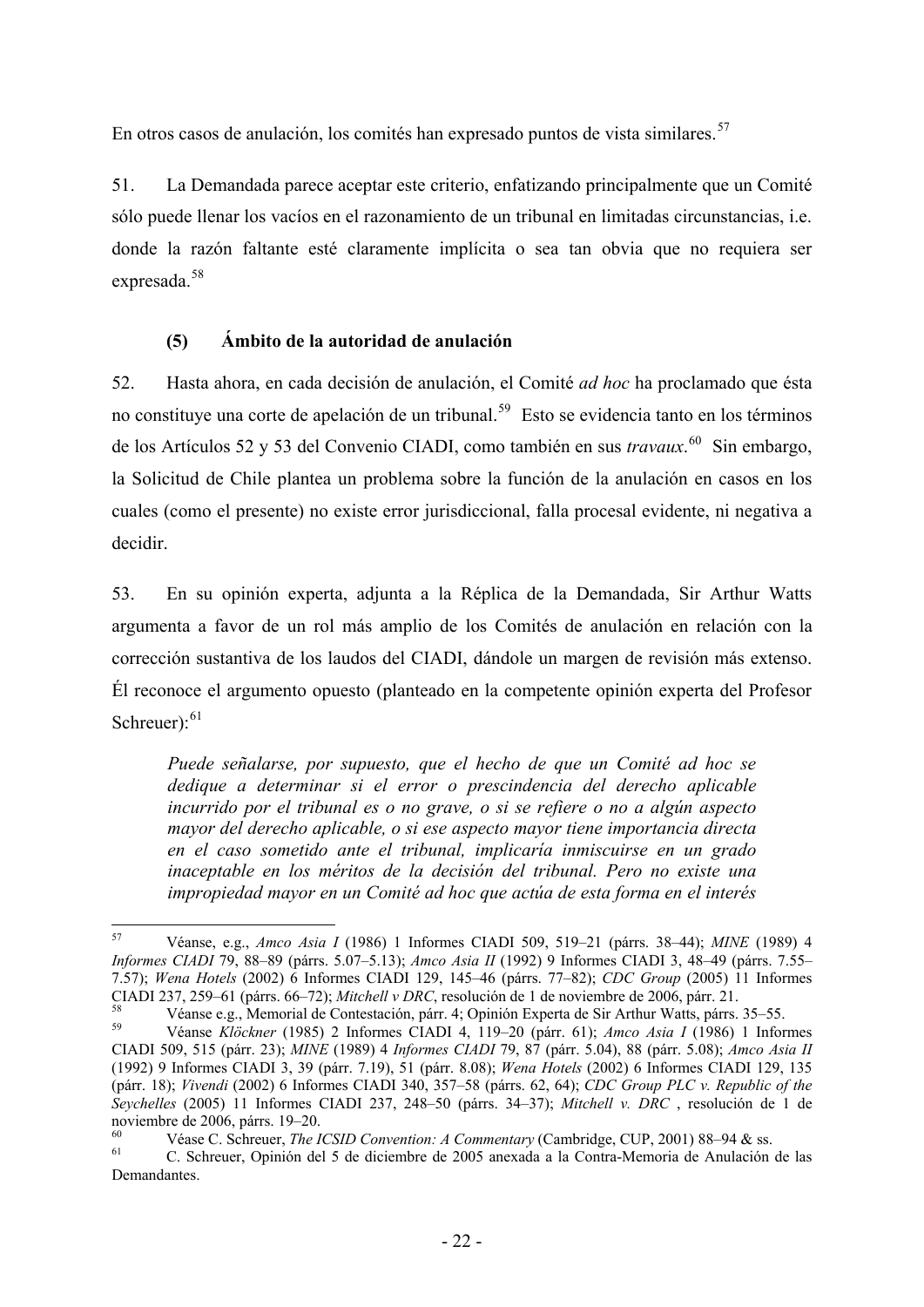En otros casos de anulación, los comités han expresado puntos de vista similares.[57]

51. La Demandada parece aceptar este criterio, enfatizando principalmente que un Comité sólo puede llenar los vacíos en el razonamiento de un tribunal en limitadas circunstancias, i.e. donde la razón faltante esté claramente implícita o sea tan obvia que no requiera ser expresada.[58]

### (5) Ámbito de la autoridad de anulación

52. Hasta ahora, en cada decisión de anulación, el Comité *ad hoc* ha proclamado que ésta no constituye una corte de apelación de un tribunal.[59] Esto se evidencia tanto en los términos de los Artículos 52 y 53 del Convenio CIADI, como también en sus *travaux*.[60] Sin embargo, la Solicitud de Chile plantea un problema sobre la función de la anulación en casos en los cuales (como el presente) no existe error jurisdiccional, falla procesal evidente, ni negativa a decidir.

53. En su opinión experta, adjunta a la Réplica de la Demandada, Sir Arthur Watts argumenta a favor de un rol más amplio de los Comités de anulación en relación con la corrección sustantiva de los laudos del CIADI, dándole un margen de revisión más extenso. Él reconoce el argumento opuesto (planteado en la competente opinión experta del Profesor Schreuer):[61]

> *Puede señalarse, por supuesto, que el hecho de que un Comité ad hoc se dedique a determinar si el error o prescindencia del derecho aplicable incurrido por el tribunal es o no grave, o si se refiere o no a algún aspecto mayor del derecho aplicable, o si ese aspecto mayor tiene importancia directa en el caso sometido ante el tribunal, implicaría inmiscuirse en un grado inaceptable en los méritos de la decisión del tribunal. Pero no existe una impropiedad mayor en un Comité ad hoc que actúa de esta forma en el interés*

---

[57] Véanse, e.g., *Amco Asia I* (1986) 1 Informes CIADI 509, 519–21 (párrs. 38–44); *MINE* (1989) 4 *Informes CIADI* 79, 88–89 (párrs. 5.07–5.13); *Amco Asia II* (1992) 9 Informes CIADI 3, 48–49 (párrs. 7.55–7.57); *Wena Hotels* (2002) 6 Informes CIADI 129, 145–46 (párrs. 77–82); *CDC Group* (2005) 11 Informes CIADI 237, 259–61 (párrs. 66–72); *Mitchell v DRC*, resolución de 1 de noviembre de 2006, párr. 21.

[58] Véanse e.g., Memorial de Contestación, párr. 4; Opinión Experta de Sir Arthur Watts, párrs. 35–55.

[59] Véanse *Klöckner* (1985) 2 Informes CIADI 4, 119–20 (párr. 61); *Amco Asia I* (1986) 1 Informes CIADI 509, 515 (párr. 23); *MINE* (1989) 4 *Informes CIADI* 79, 87 (párr. 5.04), 88 (párr. 5.08); *Amco Asia II* (1992) 9 Informes CIADI 3, 39 (párr. 7.19), 51 (párr. 8.08); *Wena Hotels* (2002) 6 Informes CIADI 129, 135 (párr. 18); *Vivendi* (2002) 6 Informes CIADI 340, 357–58 (párrs. 62, 64); *CDC Group PLC v. Republic of the Seychelles* (2005) 11 Informes CIADI 237, 248–50 (párrs. 34–37); *Mitchell v. DRC* , resolución de 1 de noviembre de 2006, párrs. 19–20.

[60] Véase C. Schreuer, *The ICSID Convention: A Commentary* (Cambridge, CUP, 2001) 88–94 & ss.

[61] C. Schreuer, Opinión del 5 de diciembre de 2005 anexada a la Contra-Memoria de Anulación de las Demandantes.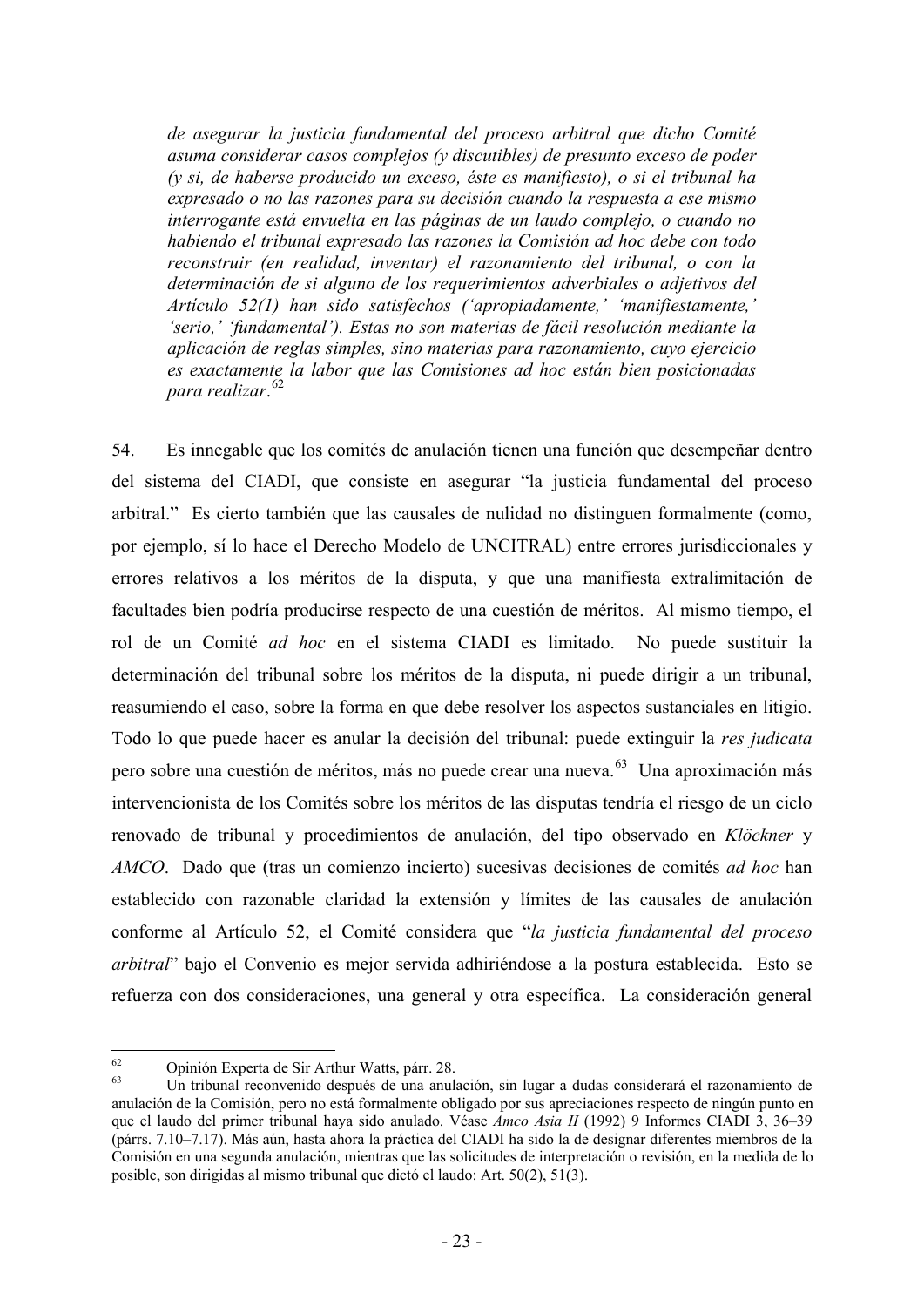> *de asegurar la justicia fundamental del proceso arbitral que dicho Comité asuma considerar casos complejos (y discutibles) de presunto exceso de poder (y si, de haberse producido un exceso, éste es manifiesto), o si el tribunal ha expresado o no las razones para su decisión cuando la respuesta a ese mismo interrogante está envuelta en las páginas de un laudo complejo, o cuando no habiendo el tribunal expresado las razones la Comisión ad hoc debe con todo reconstruir (en realidad, inventar) el razonamiento del tribunal, o con la determinación de si alguno de los requerimientos adverbiales o adjetivos del Artículo 52(1) han sido satisfechos ('apropiadamente,' 'manifiestamente,' 'serio,' 'fundamental'). Estas no son materias de fácil resolución mediante la aplicación de reglas simples, sino materias para razonamiento, cuyo ejercicio es exactamente la labor que las Comisiones ad hoc están bien posicionadas para realizar*.[62]

54. Es innegable que los comités de anulación tienen una función que desempeñar dentro del sistema del CIADI, que consiste en asegurar "la justicia fundamental del proceso arbitral." Es cierto también que las causales de nulidad no distinguen formalmente (como, por ejemplo, sí lo hace el Derecho Modelo de UNCITRAL) entre errores jurisdiccionales y errores relativos a los méritos de la disputa, y que una manifiesta extralimitación de facultades bien podría producirse respecto de una cuestión de méritos. Al mismo tiempo, el rol de un Comité *ad hoc* en el sistema CIADI es limitado. No puede sustituir la determinación del tribunal sobre los méritos de la disputa, ni puede dirigir a un tribunal, reasumiendo el caso, sobre la forma en que debe resolver los aspectos sustanciales en litigio. Todo lo que puede hacer es anular la decisión del tribunal: puede extinguir la *res judicata* pero sobre una cuestión de méritos, más no puede crear una nueva.[63] Una aproximación más intervencionista de los Comités sobre los méritos de las disputas tendría el riesgo de un ciclo renovado de tribunal y procedimientos de anulación, del tipo observado en *Klöckner* y *AMCO*. Dado que (tras un comienzo incierto) sucesivas decisiones de comités *ad hoc* han establecido con razonable claridad la extensión y límites de las causales de anulación conforme al Artículo 52, el Comité considera que "*la justicia fundamental del proceso arbitral*" bajo el Convenio es mejor servida adhiriéndose a la postura establecida. Esto se refuerza con dos consideraciones, una general y otra específica. La consideración general

---

[62] Opinión Experta de Sir Arthur Watts, párr. 28.

[63] Un tribunal reconvenido después de una anulación, sin lugar a dudas considerará el razonamiento de anulación de la Comisión, pero no está formalmente obligado por sus apreciaciones respecto de ningún punto en que el laudo del primer tribunal haya sido anulado. Véase *Amco Asia II* (1992) 9 Informes CIADI 3, 36–39 (párrs. 7.10–7.17). Más aún, hasta ahora la práctica del CIADI ha sido la de designar diferentes miembros de la Comisión en una segunda anulación, mientras que las solicitudes de interpretación o revisión, en la medida de lo posible, son dirigidas al mismo tribunal que dictó el laudo: Art. 50(2), 51(3).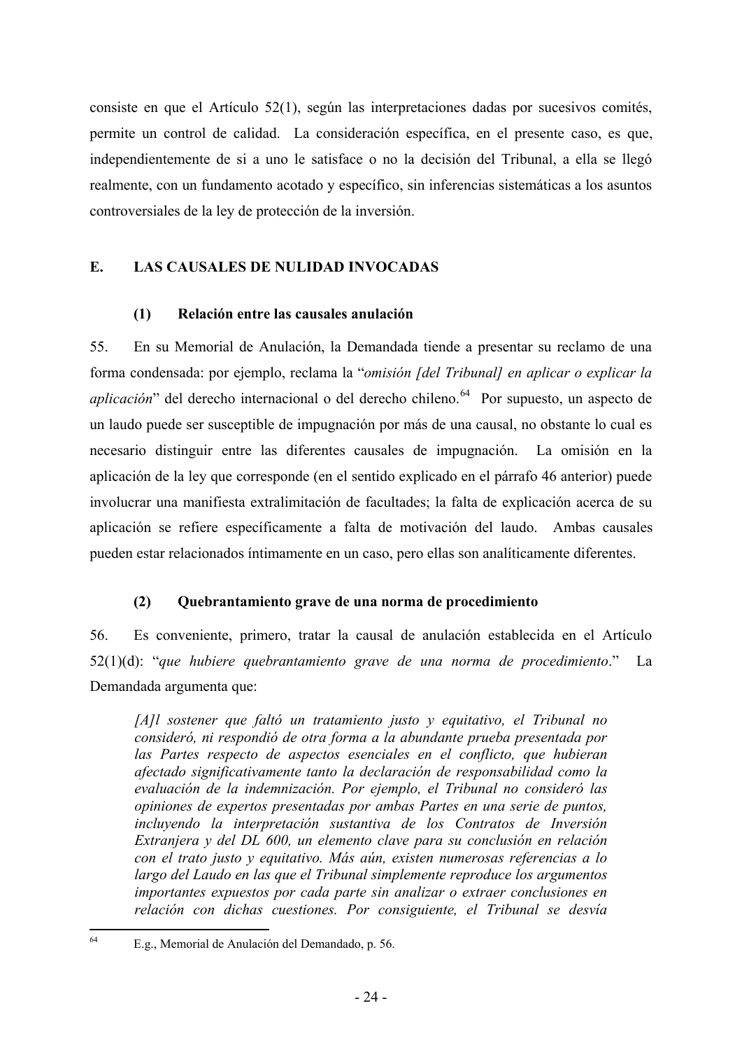consiste en que el Artículo 52(1), según las interpretaciones dadas por sucesivos comités, permite un control de calidad. La consideración específica, en el presente caso, es que, independientemente de si a uno le satisface o no la decisión del Tribunal, a ella se llegó realmente, con un fundamento acotado y específico, sin inferencias sistemáticas a los asuntos controversiales de la ley de protección de la inversión.

## E. LAS CAUSALES DE NULIDAD INVOCADAS

### (1) Relación entre las causales anulación

55. En su Memorial de Anulación, la Demandada tiende a presentar su reclamo de una forma condensada: por ejemplo, reclama la "*omisión [del Tribunal] en aplicar o explicar la aplicación*" del derecho internacional o del derecho chileno.[64] Por supuesto, un aspecto de un laudo puede ser susceptible de impugnación por más de una causal, no obstante lo cual es necesario distinguir entre las diferentes causales de impugnación. La omisión en la aplicación de la ley que corresponde (en el sentido explicado en el párrafo 46 anterior) puede involucrar una manifiesta extralimitación de facultades; la falta de explicación acerca de su aplicación se refiere específicamente a falta de motivación del laudo. Ambas causales pueden estar relacionados íntimamente en un caso, pero ellas son analíticamente diferentes.

### (2) Quebrantamiento grave de una norma de procedimiento

56. Es conveniente, primero, tratar la causal de anulación establecida en el Artículo 52(1)(d): "*que hubiere quebrantamiento grave de una norma de procedimiento*." La Demandada argumenta que:

> *[A]l sostener que faltó un tratamiento justo y equitativo, el Tribunal no consideró, ni respondió de otra forma a la abundante prueba presentada por las Partes respecto de aspectos esenciales en el conflicto, que hubieran afectado significativamente tanto la declaración de responsabilidad como la evaluación de la indemnización. Por ejemplo, el Tribunal no consideró las opiniones de expertos presentadas por ambas Partes en una serie de puntos, incluyendo la interpretación sustantiva de los Contratos de Inversión Extranjera y del DL 600, un elemento clave para su conclusión en relación con el trato justo y equitativo. Más aún, existen numerosas referencias a lo largo del Laudo en las que el Tribunal simplemente reproduce los argumentos importantes expuestos por cada parte sin analizar o extraer conclusiones en relación con dichas cuestiones. Por consiguiente, el Tribunal se desvía*

---

[64] E.g., Memorial de Anulación del Demandado, p. 56.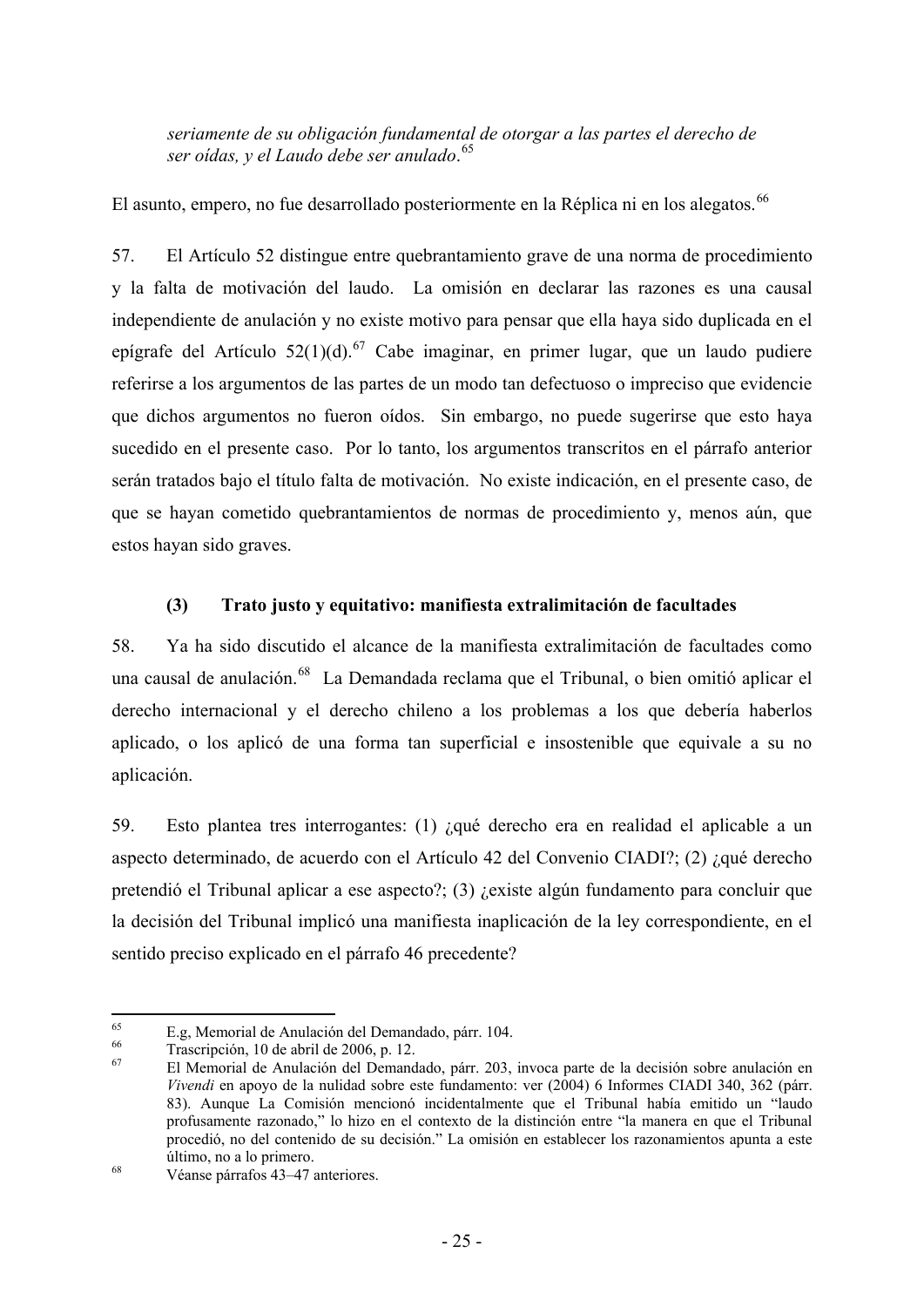> *seriamente de su obligación fundamental de otorgar a las partes el derecho de ser oídas, y el Laudo debe ser anulado*.[65]

El asunto, empero, no fue desarrollado posteriormente en la Réplica ni en los alegatos.[66]

57. El Artículo 52 distingue entre quebrantamiento grave de una norma de procedimiento y la falta de motivación del laudo. La omisión en declarar las razones es una causal independiente de anulación y no existe motivo para pensar que ella haya sido duplicada en el epígrafe del Artículo 52(1)(d).[67] Cabe imaginar, en primer lugar, que un laudo pudiere referirse a los argumentos de las partes de un modo tan defectuoso o impreciso que evidencie que dichos argumentos no fueron oídos. Sin embargo, no puede sugerirse que esto haya sucedido en el presente caso. Por lo tanto, los argumentos transcritos en el párrafo anterior serán tratados bajo el título falta de motivación. No existe indicación, en el presente caso, de que se hayan cometido quebrantamientos de normas de procedimiento y, menos aún, que estos hayan sido graves.

### (3) Trato justo y equitativo: manifiesta extralimitación de facultades

58. Ya ha sido discutido el alcance de la manifiesta extralimitación de facultades como una causal de anulación.[68] La Demandada reclama que el Tribunal, o bien omitió aplicar el derecho internacional y el derecho chileno a los problemas a los que debería haberlos aplicado, o los aplicó de una forma tan superficial e insostenible que equivale a su no aplicación.

59. Esto plantea tres interrogantes: (1) ¿qué derecho era en realidad el aplicable a un aspecto determinado, de acuerdo con el Artículo 42 del Convenio CIADI?; (2) ¿qué derecho pretendió el Tribunal aplicar a ese aspecto?; (3) ¿existe algún fundamento para concluir que la decisión del Tribunal implicó una manifiesta inaplicación de la ley correspondiente, en el sentido preciso explicado en el párrafo 46 precedente?

---

[65] E.g, Memorial de Anulación del Demandado, párr. 104.

[66] Trascripción, 10 de abril de 2006, p. 12.

[67] El Memorial de Anulación del Demandado, párr. 203, invoca parte de la decisión sobre anulación en *Vivendi* en apoyo de la nulidad sobre este fundamento: ver (2004) 6 Informes CIADI 340, 362 (párr. 83). Aunque La Comisión mencionó incidentalmente que el Tribunal había emitido un "laudo profusamente razonado," lo hizo en el contexto de la distinción entre "la manera en que el Tribunal procedió, no del contenido de su decisión." La omisión en establecer los razonamientos apunta a este último, no a lo primero.

[68] Véanse párrafos 43–47 anteriores.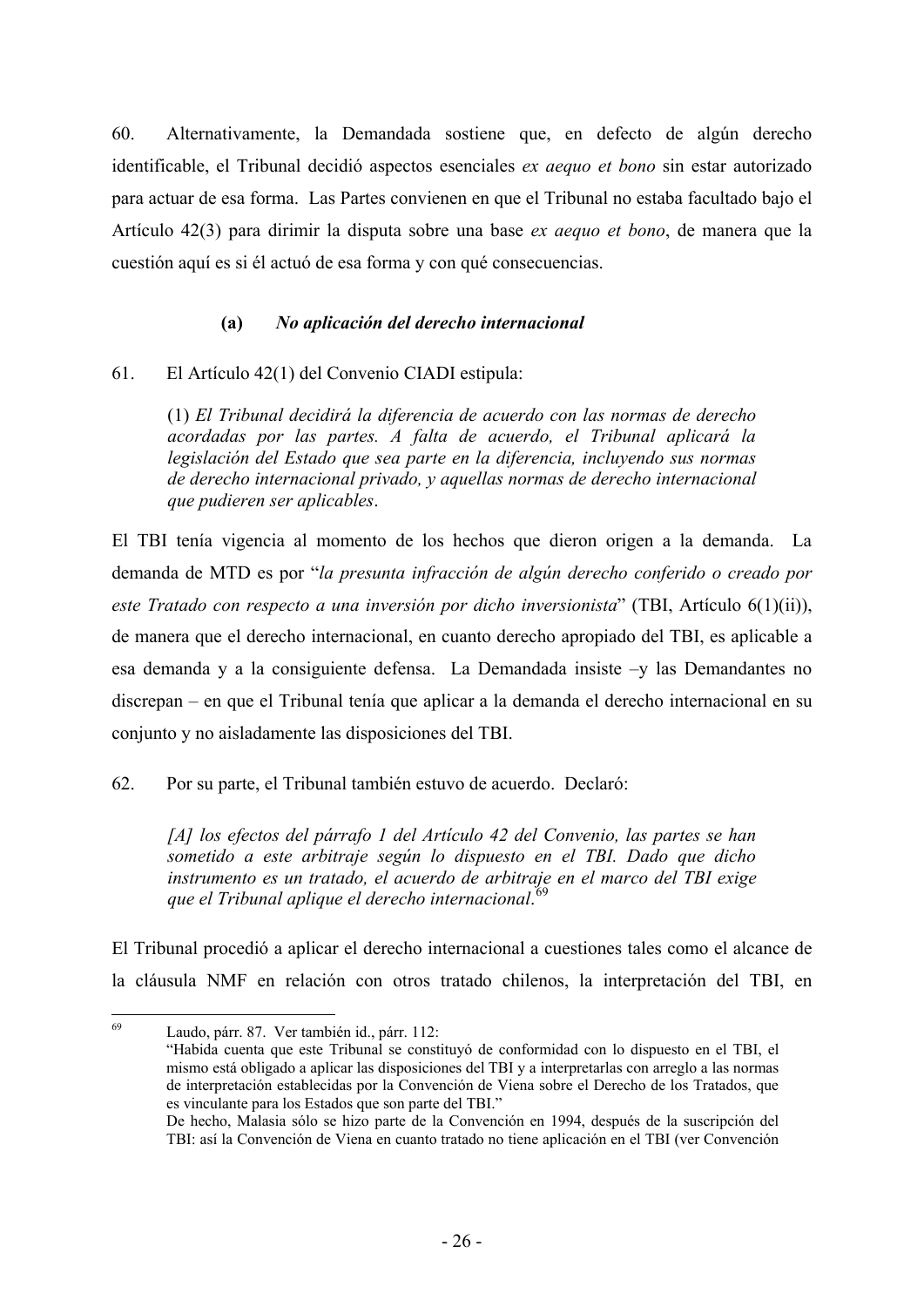60. Alternativamente, la Demandada sostiene que, en defecto de algún derecho identificable, el Tribunal decidió aspectos esenciales *ex aequo et bono* sin estar autorizado para actuar de esa forma. Las Partes convienen en que el Tribunal no estaba facultado bajo el Artículo 42(3) para dirimir la disputa sobre una base *ex aequo et bono*, de manera que la cuestión aquí es si él actuó de esa forma y con qué consecuencias.

### (a) *No aplicación del derecho internacional*

61. El Artículo 42(1) del Convenio CIADI estipula:

> (1) *El Tribunal decidirá la diferencia de acuerdo con las normas de derecho acordadas por las partes. A falta de acuerdo, el Tribunal aplicará la legislación del Estado que sea parte en la diferencia, incluyendo sus normas de derecho internacional privado, y aquellas normas de derecho internacional que pudieren ser aplicables*.

El TBI tenía vigencia al momento de los hechos que dieron origen a la demanda. La demanda de MTD es por "*la presunta infracción de algún derecho conferido o creado por este Tratado con respecto a una inversión por dicho inversionista*" (TBI, Artículo 6(1)(ii)), de manera que el derecho internacional, en cuanto derecho apropiado del TBI, es aplicable a esa demanda y a la consiguiente defensa. La Demandada insiste –y las Demandantes no discrepan – en que el Tribunal tenía que aplicar a la demanda el derecho internacional en su conjunto y no aisladamente las disposiciones del TBI.

62. Por su parte, el Tribunal también estuvo de acuerdo. Declaró:

> *[A] los efectos del párrafo 1 del Artículo 42 del Convenio, las partes se han sometido a este arbitraje según lo dispuesto en el TBI. Dado que dicho instrumento es un tratado, el acuerdo de arbitraje en el marco del TBI exige que el Tribunal aplique el derecho internacional.*[69]

El Tribunal procedió a aplicar el derecho internacional a cuestiones tales como el alcance de la cláusula NMF en relación con otros tratado chilenos, la interpretación del TBI, en

---

[69] Laudo, párr. 87. Ver también id., párr. 112:
"Habida cuenta que este Tribunal se constituyó de conformidad con lo dispuesto en el TBI, el mismo está obligado a aplicar las disposiciones del TBI y a interpretarlas con arreglo a las normas de interpretación establecidas por la Convención de Viena sobre el Derecho de los Tratados, que es vinculante para los Estados que son parte del TBI."
De hecho, Malasia sólo se hizo parte de la Convención en 1994, después de la suscripción del TBI: así la Convención de Viena en cuanto tratado no tiene aplicación en el TBI (ver Convención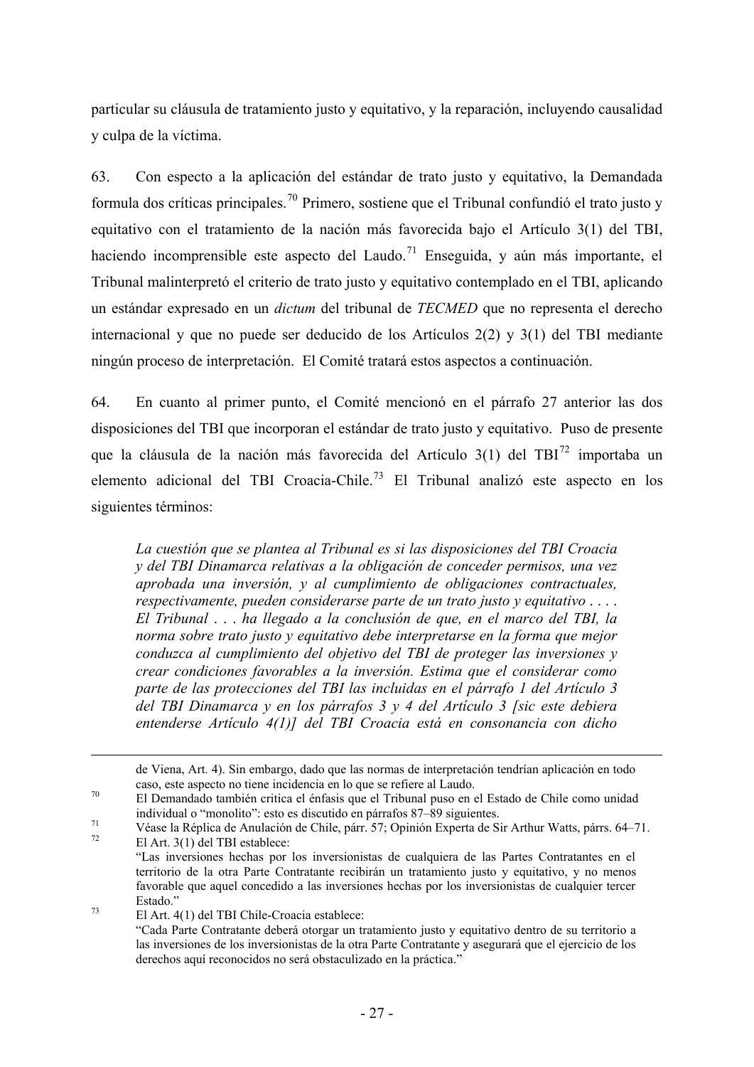particular su cláusula de tratamiento justo y equitativo, y la reparación, incluyendo causalidad y culpa de la víctima.

63. Con especto a la aplicación del estándar de trato justo y equitativo, la Demandada formula dos críticas principales.[70] Primero, sostiene que el Tribunal confundió el trato justo y equitativo con el tratamiento de la nación más favorecida bajo el Artículo 3(1) del TBI, haciendo incomprensible este aspecto del Laudo.[71] Enseguida, y aún más importante, el Tribunal malinterpretó el criterio de trato justo y equitativo contemplado en el TBI, aplicando un estándar expresado en un *dictum* del tribunal de *TECMED* que no representa el derecho internacional y que no puede ser deducido de los Artículos 2(2) y 3(1) del TBI mediante ningún proceso de interpretación. El Comité tratará estos aspectos a continuación.

64. En cuanto al primer punto, el Comité mencionó en el párrafo 27 anterior las dos disposiciones del TBI que incorporan el estándar de trato justo y equitativo. Puso de presente que la cláusula de la nación más favorecida del Artículo 3(1) del TBI[72] importaba un elemento adicional del TBI Croacia-Chile.[73] El Tribunal analizó este aspecto en los siguientes términos:

> *La cuestión que se plantea al Tribunal es si las disposiciones del TBI Croacia y del TBI Dinamarca relativas a la obligación de conceder permisos, una vez aprobada una inversión, y al cumplimiento de obligaciones contractuales, respectivamente, pueden considerarse parte de un trato justo y equitativo . . . . El Tribunal . . . ha llegado a la conclusión de que, en el marco del TBI, la norma sobre trato justo y equitativo debe interpretarse en la forma que mejor conduzca al cumplimiento del objetivo del TBI de proteger las inversiones y crear condiciones favorables a la inversión. Estima que el considerar como parte de las protecciones del TBI las incluidas en el párrafo 1 del Artículo 3 del TBI Dinamarca y en los párrafos 3 y 4 del Artículo 3 [sic este debiera entenderse Artículo 4(1)] del TBI Croacia está en consonancia con dicho*

---

de Viena, Art. 4). Sin embargo, dado que las normas de interpretación tendrían aplicación en todo caso, este aspecto no tiene incidencia en lo que se refiere al Laudo.

[70] El Demandado también critica el énfasis que el Tribunal puso en el Estado de Chile como unidad individual o "monolito": esto es discutido en párrafos 87–89 siguientes.

[71] Véase la Réplica de Anulación de Chile, párr. 57; Opinión Experta de Sir Arthur Watts, párrs. 64–71.

[72] El Art. 3(1) del TBI establece:
"Las inversiones hechas por los inversionistas de cualquiera de las Partes Contratantes en el territorio de la otra Parte Contratante recibirán un tratamiento justo y equitativo, y no menos favorable que aquel concedido a las inversiones hechas por los inversionistas de cualquier tercer Estado."

[73] El Art. 4(1) del TBI Chile-Croacia establece:
"Cada Parte Contratante deberá otorgar un tratamiento justo y equitativo dentro de su territorio a las inversiones de los inversionistas de la otra Parte Contratante y asegurará que el ejercicio de los derechos aquí reconocidos no será obstaculizado en la práctica."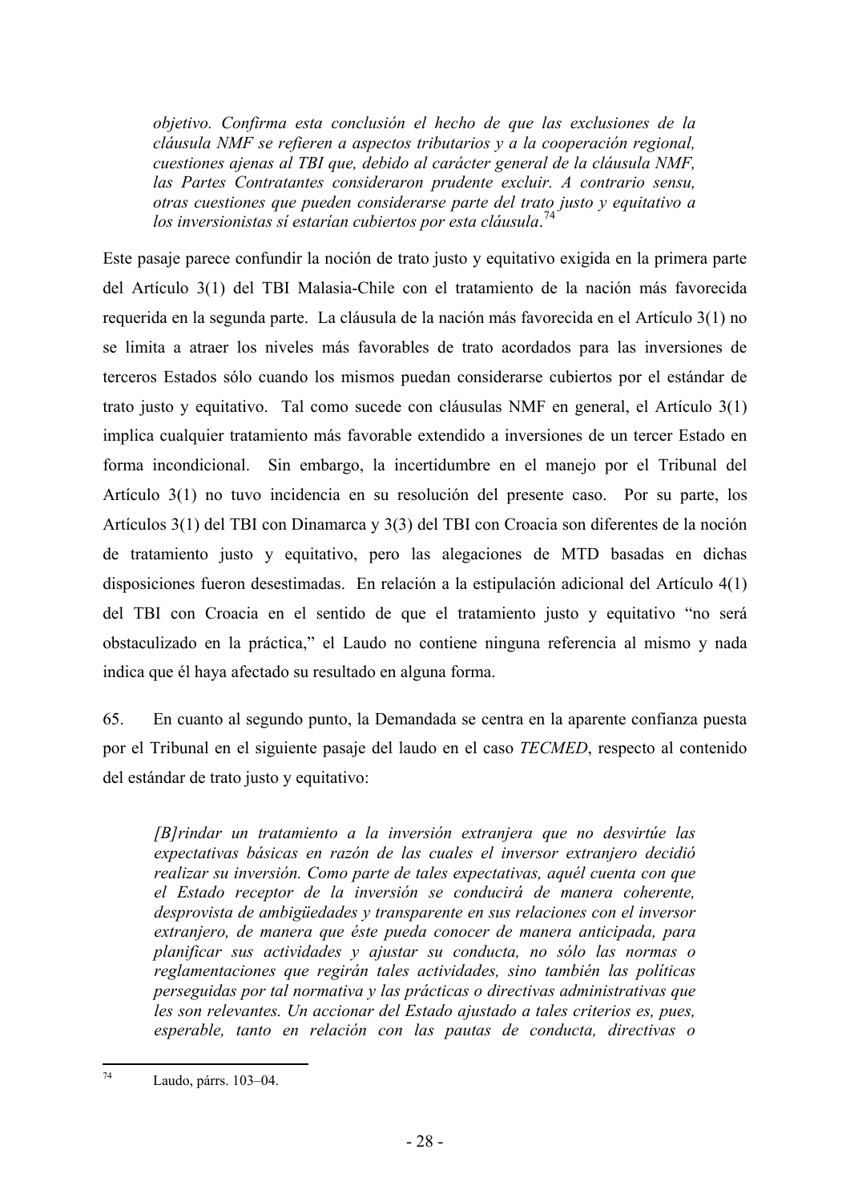> *objetivo. Confirma esta conclusión el hecho de que las exclusiones de la cláusula NMF se refieren a aspectos tributarios y a la cooperación regional, cuestiones ajenas al TBI que, debido al carácter general de la cláusula NMF, las Partes Contratantes consideraron prudente excluir. A contrario sensu, otras cuestiones que pueden considerarse parte del trato justo y equitativo a los inversionistas sí estarían cubiertos por esta cláusula.*[74]

Este pasaje parece confundir la noción de trato justo y equitativo exigida en la primera parte del Artículo 3(1) del TBI Malasia-Chile con el tratamiento de la nación más favorecida requerida en la segunda parte. La cláusula de la nación más favorecida en el Artículo 3(1) no se limita a atraer los niveles más favorables de trato acordados para las inversiones de terceros Estados sólo cuando los mismos puedan considerarse cubiertos por el estándar de trato justo y equitativo. Tal como sucede con cláusulas NMF en general, el Artículo 3(1) implica cualquier tratamiento más favorable extendido a inversiones de un tercer Estado en forma incondicional. Sin embargo, la incertidumbre en el manejo por el Tribunal del Artículo 3(1) no tuvo incidencia en su resolución del presente caso. Por su parte, los Artículos 3(1) del TBI con Dinamarca y 3(3) del TBI con Croacia son diferentes de la noción de tratamiento justo y equitativo, pero las alegaciones de MTD basadas en dichas disposiciones fueron desestimadas. En relación a la estipulación adicional del Artículo 4(1) del TBI con Croacia en el sentido de que el tratamiento justo y equitativo "no será obstaculizado en la práctica," el Laudo no contiene ninguna referencia al mismo y nada indica que él haya afectado su resultado en alguna forma.

65. En cuanto al segundo punto, la Demandada se centra en la aparente confianza puesta por el Tribunal en el siguiente pasaje del laudo en el caso *TECMED*, respecto al contenido del estándar de trato justo y equitativo:

> *[B]rindar un tratamiento a la inversión extranjera que no desvirtúe las expectativas básicas en razón de las cuales el inversor extranjero decidió realizar su inversión. Como parte de tales expectativas, aquél cuenta con que el Estado receptor de la inversión se conducirá de manera coherente, desprovista de ambigüedades y transparente en sus relaciones con el inversor extranjero, de manera que éste pueda conocer de manera anticipada, para planificar sus actividades y ajustar su conducta, no sólo las normas o reglamentaciones que regirán tales actividades, sino también las políticas perseguidas por tal normativa y las prácticas o directivas administrativas que les son relevantes. Un accionar del Estado ajustado a tales criterios es, pues, esperable, tanto en relación con las pautas de conducta, directivas o*

[74] Laudo, párrs. 103–04.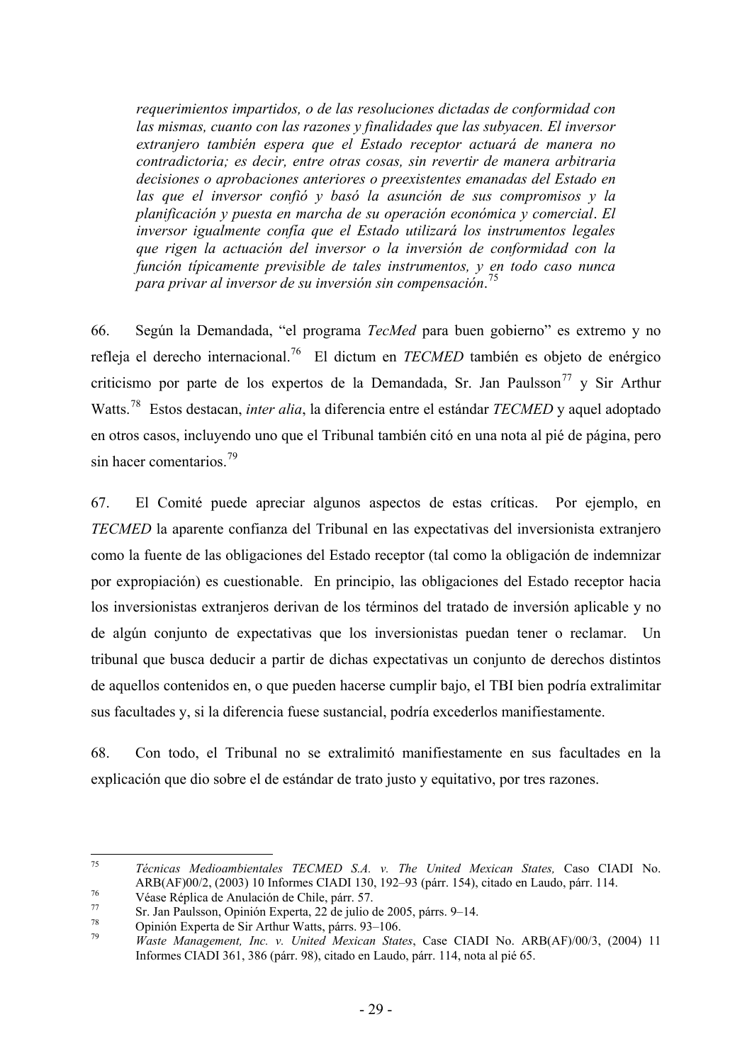> *requerimientos impartidos, o de las resoluciones dictadas de conformidad con las mismas, cuanto con las razones y finalidades que las subyacen. El inversor extranjero también espera que el Estado receptor actuará de manera no contradictoria; es decir, entre otras cosas, sin revertir de manera arbitraria decisiones o aprobaciones anteriores o preexistentes emanadas del Estado en las que el inversor confió y basó la asunción de sus compromisos y la planificación y puesta en marcha de su operación económica y comercial. El inversor igualmente confía que el Estado utilizará los instrumentos legales que rigen la actuación del inversor o la inversión de conformidad con la función típicamente previsible de tales instrumentos, y en todo caso nunca para privar al inversor de su inversión sin compensación.*[75]

66. Según la Demandada, "el programa *TecMed* para buen gobierno" es extremo y no refleja el derecho internacional.[76] El dictum en *TECMED* también es objeto de enérgico criticismo por parte de los expertos de la Demandada, Sr. Jan Paulsson[77] y Sir Arthur Watts.[78] Estos destacan, *inter alia*, la diferencia entre el estándar *TECMED* y aquel adoptado en otros casos, incluyendo uno que el Tribunal también citó en una nota al pié de página, pero sin hacer comentarios.[79]

67. El Comité puede apreciar algunos aspectos de estas críticas. Por ejemplo, en *TECMED* la aparente confianza del Tribunal en las expectativas del inversionista extranjero como la fuente de las obligaciones del Estado receptor (tal como la obligación de indemnizar por expropiación) es cuestionable. En principio, las obligaciones del Estado receptor hacia los inversionistas extranjeros derivan de los términos del tratado de inversión aplicable y no de algún conjunto de expectativas que los inversionistas puedan tener o reclamar. Un tribunal que busca deducir a partir de dichas expectativas un conjunto de derechos distintos de aquellos contenidos en, o que pueden hacerse cumplir bajo, el TBI bien podría extralimitar sus facultades y, si la diferencia fuese sustancial, podría excederlos manifiestamente.

68. Con todo, el Tribunal no se extralimitó manifiestamente en sus facultades en la explicación que dio sobre el de estándar de trato justo y equitativo, por tres razones.

---

[75] *Técnicas Medioambientales TECMED S.A. v. The United Mexican States,* Caso CIADI No. ARB(AF)00/2, (2003) 10 Informes CIADI 130, 192–93 (párr. 154), citado en Laudo, párr. 114.

[76] Véase Réplica de Anulación de Chile, párr. 57.

[77] Sr. Jan Paulsson, Opinión Experta, 22 de julio de 2005, párrs. 9–14.

[78] Opinión Experta de Sir Arthur Watts, párrs. 93–106.

[79] *Waste Management, Inc. v. United Mexican States*, Case CIADI No. ARB(AF)/00/3, (2004) 11 Informes CIADI 361, 386 (párr. 98), citado en Laudo, párr. 114, nota al pié 65.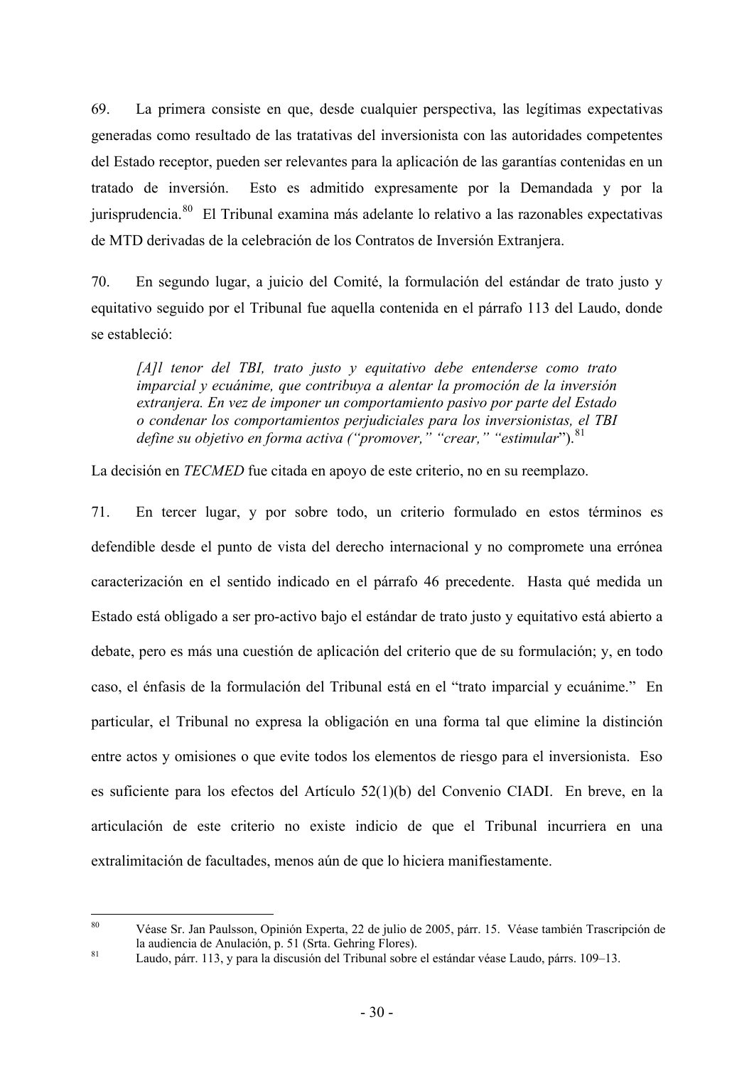69. La primera consiste en que, desde cualquier perspectiva, las legítimas expectativas generadas como resultado de las tratativas del inversionista con las autoridades competentes del Estado receptor, pueden ser relevantes para la aplicación de las garantías contenidas en un tratado de inversión. Esto es admitido expresamente por la Demandada y por la jurisprudencia.[80] El Tribunal examina más adelante lo relativo a las razonables expectativas de MTD derivadas de la celebración de los Contratos de Inversión Extranjera.

70. En segundo lugar, a juicio del Comité, la formulación del estándar de trato justo y equitativo seguido por el Tribunal fue aquella contenida en el párrafo 113 del Laudo, donde se estableció:

> *[A]l tenor del TBI, trato justo y equitativo debe entenderse como trato imparcial y ecuánime, que contribuya a alentar la promoción de la inversión extranjera. En vez de imponer un comportamiento pasivo por parte del Estado o condenar los comportamientos perjudiciales para los inversionistas, el TBI define su objetivo en forma activa ("promover," "crear," "estimular*").[81]

La decisión en *TECMED* fue citada en apoyo de este criterio, no en su reemplazo.

71. En tercer lugar, y por sobre todo, un criterio formulado en estos términos es defendible desde el punto de vista del derecho internacional y no compromete una errónea caracterización en el sentido indicado en el párrafo 46 precedente. Hasta qué medida un Estado está obligado a ser pro-activo bajo el estándar de trato justo y equitativo está abierto a debate, pero es más una cuestión de aplicación del criterio que de su formulación; y, en todo caso, el énfasis de la formulación del Tribunal está en el "trato imparcial y ecuánime." En particular, el Tribunal no expresa la obligación en una forma tal que elimine la distinción entre actos y omisiones o que evite todos los elementos de riesgo para el inversionista. Eso es suficiente para los efectos del Artículo 52(1)(b) del Convenio CIADI. En breve, en la articulación de este criterio no existe indicio de que el Tribunal incurriera en una extralimitación de facultades, menos aún de que lo hiciera manifiestamente.

---

[80] Véase Sr. Jan Paulsson, Opinión Experta, 22 de julio de 2005, párr. 15. Véase también Trascripción de la audiencia de Anulación, p. 51 (Srta. Gehring Flores).

[81] Laudo, párr. 113, y para la discusión del Tribunal sobre el estándar véase Laudo, párrs. 109–13.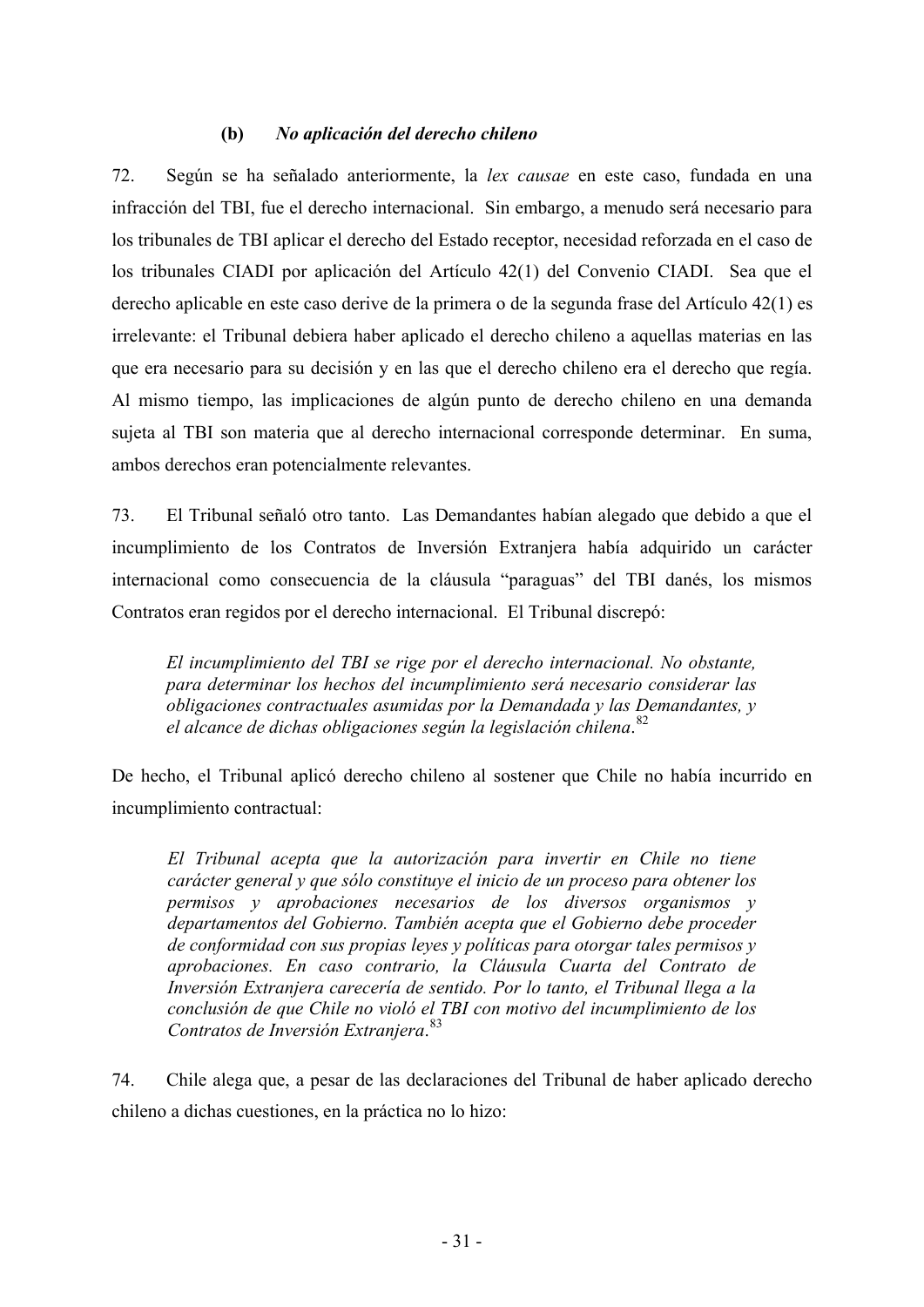### (b) *No aplicación del derecho chileno*

72. Según se ha señalado anteriormente, la *lex causae* en este caso, fundada en una infracción del TBI, fue el derecho internacional. Sin embargo, a menudo será necesario para los tribunales de TBI aplicar el derecho del Estado receptor, necesidad reforzada en el caso de los tribunales CIADI por aplicación del Artículo 42(1) del Convenio CIADI. Sea que el derecho aplicable en este caso derive de la primera o de la segunda frase del Artículo 42(1) es irrelevante: el Tribunal debiera haber aplicado el derecho chileno a aquellas materias en las que era necesario para su decisión y en las que el derecho chileno era el derecho que regía. Al mismo tiempo, las implicaciones de algún punto de derecho chileno en una demanda sujeta al TBI son materia que al derecho internacional corresponde determinar. En suma, ambos derechos eran potencialmente relevantes.

73. El Tribunal señaló otro tanto. Las Demandantes habían alegado que debido a que el incumplimiento de los Contratos de Inversión Extranjera había adquirido un carácter internacional como consecuencia de la cláusula "paraguas" del TBI danés, los mismos Contratos eran regidos por el derecho internacional. El Tribunal discrepó:

> *El incumplimiento del TBI se rige por el derecho internacional. No obstante, para determinar los hechos del incumplimiento será necesario considerar las obligaciones contractuales asumidas por la Demandada y las Demandantes, y el alcance de dichas obligaciones según la legislación chilena.*[82]

De hecho, el Tribunal aplicó derecho chileno al sostener que Chile no había incurrido en incumplimiento contractual:

> *El Tribunal acepta que la autorización para invertir en Chile no tiene carácter general y que sólo constituye el inicio de un proceso para obtener los permisos y aprobaciones necesarios de los diversos organismos y departamentos del Gobierno. También acepta que el Gobierno debe proceder de conformidad con sus propias leyes y políticas para otorgar tales permisos y aprobaciones. En caso contrario, la Cláusula Cuarta del Contrato de Inversión Extranjera carecería de sentido. Por lo tanto, el Tribunal llega a la conclusión de que Chile no violó el TBI con motivo del incumplimiento de los Contratos de Inversión Extranjera.*[83]

74. Chile alega que, a pesar de las declaraciones del Tribunal de haber aplicado derecho chileno a dichas cuestiones, en la práctica no lo hizo: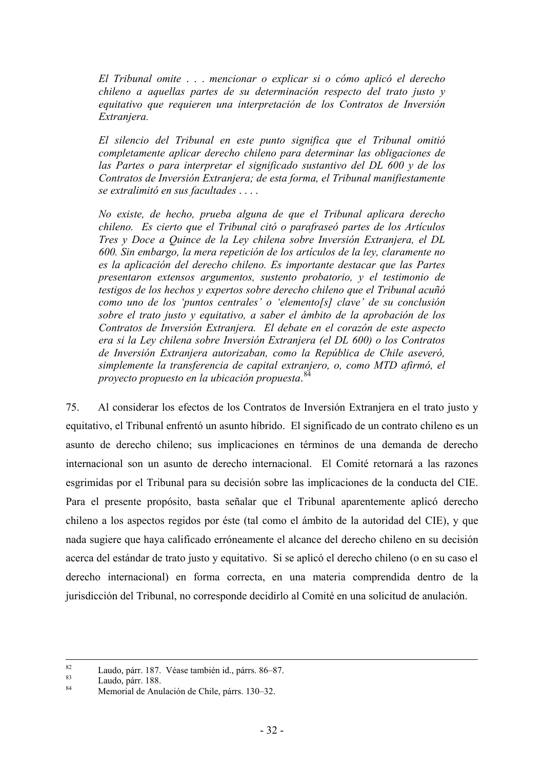*El Tribunal omite . . . mencionar o explicar si o cómo aplicó el derecho chileno a aquellas partes de su determinación respecto del trato justo y equitativo que requieren una interpretación de los Contratos de Inversión Extranjera.*

*El silencio del Tribunal en este punto significa que el Tribunal omitió completamente aplicar derecho chileno para determinar las obligaciones de las Partes o para interpretar el significado sustantivo del DL 600 y de los Contratos de Inversión Extranjera; de esta forma, el Tribunal manifiestamente se extralimitó en sus facultades . . . .*

*No existe, de hecho, prueba alguna de que el Tribunal aplicara derecho chileno. Es cierto que el Tribunal citó o parafraseó partes de los Artículos Tres y Doce a Quince de la Ley chilena sobre Inversión Extranjera, el DL 600. Sin embargo, la mera repetición de los artículos de la ley, claramente no es la aplicación del derecho chileno. Es importante destacar que las Partes presentaron extensos argumentos, sustento probatorio, y el testimonio de testigos de los hechos y expertos sobre derecho chileno que el Tribunal acuñó como uno de los 'puntos centrales' o 'elemento[s] clave' de su conclusión sobre el trato justo y equitativo, a saber el ámbito de la aprobación de los Contratos de Inversión Extranjera. El debate en el corazón de este aspecto era si la Ley chilena sobre Inversión Extranjera (el DL 600) o los Contratos de Inversión Extranjera autorizaban, como la República de Chile aseveró, simplemente la transferencia de capital extranjero, o, como MTD afirmó, el proyecto propuesto en la ubicación propuesta.*[84]

75. Al considerar los efectos de los Contratos de Inversión Extranjera en el trato justo y equitativo, el Tribunal enfrentó un asunto híbrido. El significado de un contrato chileno es un asunto de derecho chileno; sus implicaciones en términos de una demanda de derecho internacional son un asunto de derecho internacional. El Comité retornará a las razones esgrimidas por el Tribunal para su decisión sobre las implicaciones de la conducta del CIE. Para el presente propósito, basta señalar que el Tribunal aparentemente aplicó derecho chileno a los aspectos regidos por éste (tal como el ámbito de la autoridad del CIE), y que nada sugiere que haya calificado erróneamente el alcance del derecho chileno en su decisión acerca del estándar de trato justo y equitativo. Si se aplicó el derecho chileno (o en su caso el derecho internacional) en forma correcta, en una materia comprendida dentro de la jurisdicción del Tribunal, no corresponde decidirlo al Comité en una solicitud de anulación.

---

[82] Laudo, párr. 187. Véase también id., párrs. 86–87.

[83] Laudo, párr. 188.

[84] Memorial de Anulación de Chile, párrs. 130–32.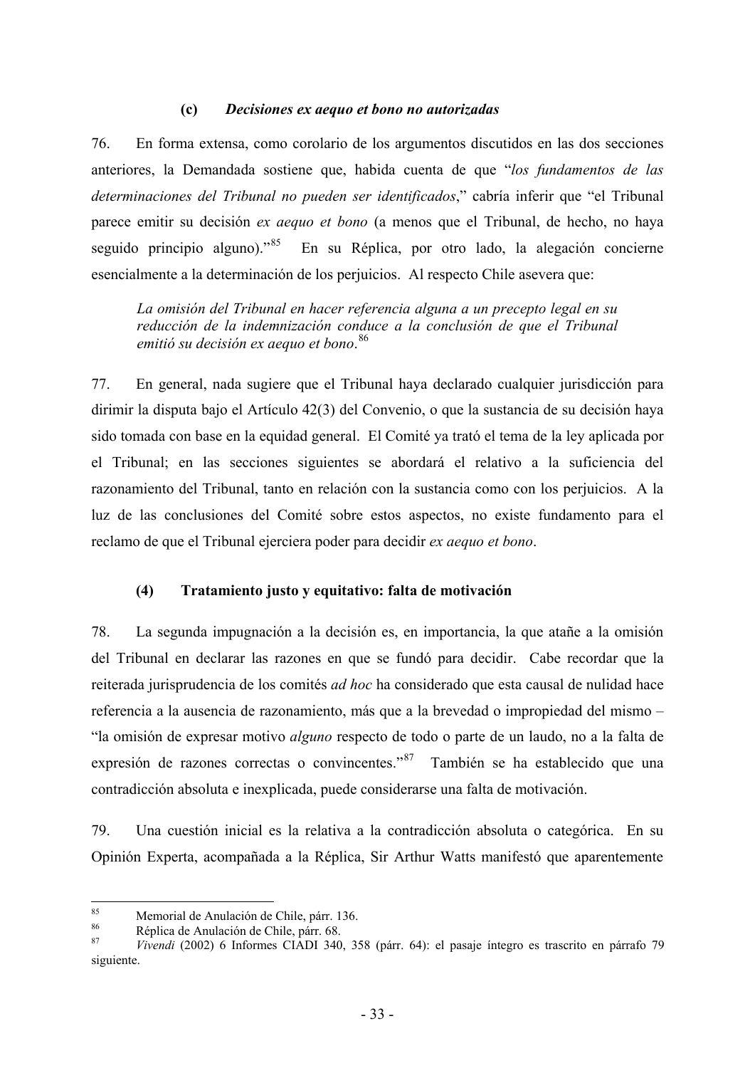#### (c) *Decisiones ex aequo et bono no autorizadas*

76. En forma extensa, como corolario de los argumentos discutidos en las dos secciones anteriores, la Demandada sostiene que, habida cuenta de que "*los fundamentos de las determinaciones del Tribunal no pueden ser identificados*," cabría inferir que "el Tribunal parece emitir su decisión *ex aequo et bono* (a menos que el Tribunal, de hecho, no haya seguido principio alguno)."[85] En su Réplica, por otro lado, la alegación concierne esencialmente a la determinación de los perjuicios. Al respecto Chile asevera que:

> *La omisión del Tribunal en hacer referencia alguna a un precepto legal en su reducción de la indemnización conduce a la conclusión de que el Tribunal emitió su decisión ex aequo et bono*.[86]

77. En general, nada sugiere que el Tribunal haya declarado cualquier jurisdicción para dirimir la disputa bajo el Artículo 42(3) del Convenio, o que la sustancia de su decisión haya sido tomada con base en la equidad general. El Comité ya trató el tema de la ley aplicada por el Tribunal; en las secciones siguientes se abordará el relativo a la suficiencia del razonamiento del Tribunal, tanto en relación con la sustancia como con los perjuicios. A la luz de las conclusiones del Comité sobre estos aspectos, no existe fundamento para el reclamo de que el Tribunal ejerciera poder para decidir *ex aequo et bono*.

### (4) Tratamiento justo y equitativo: falta de motivación

78. La segunda impugnación a la decisión es, en importancia, la que atañe a la omisión del Tribunal en declarar las razones en que se fundó para decidir. Cabe recordar que la reiterada jurisprudencia de los comités *ad hoc* ha considerado que esta causal de nulidad hace referencia a la ausencia de razonamiento, más que a la brevedad o impropiedad del mismo – "la omisión de expresar motivo *alguno* respecto de todo o parte de un laudo, no a la falta de expresión de razones correctas o convincentes."[87] También se ha establecido que una contradicción absoluta e inexplicada, puede considerarse una falta de motivación.

79. Una cuestión inicial es la relativa a la contradicción absoluta o categórica. En su Opinión Experta, acompañada a la Réplica, Sir Arthur Watts manifestó que aparentemente

---

[85] Memorial de Anulación de Chile, párr. 136.

[86] Réplica de Anulación de Chile, párr. 68.

[87] *Vivendi* (2002) 6 Informes CIADI 340, 358 (párr. 64): el pasaje íntegro es trascrito en párrafo 79 siguiente.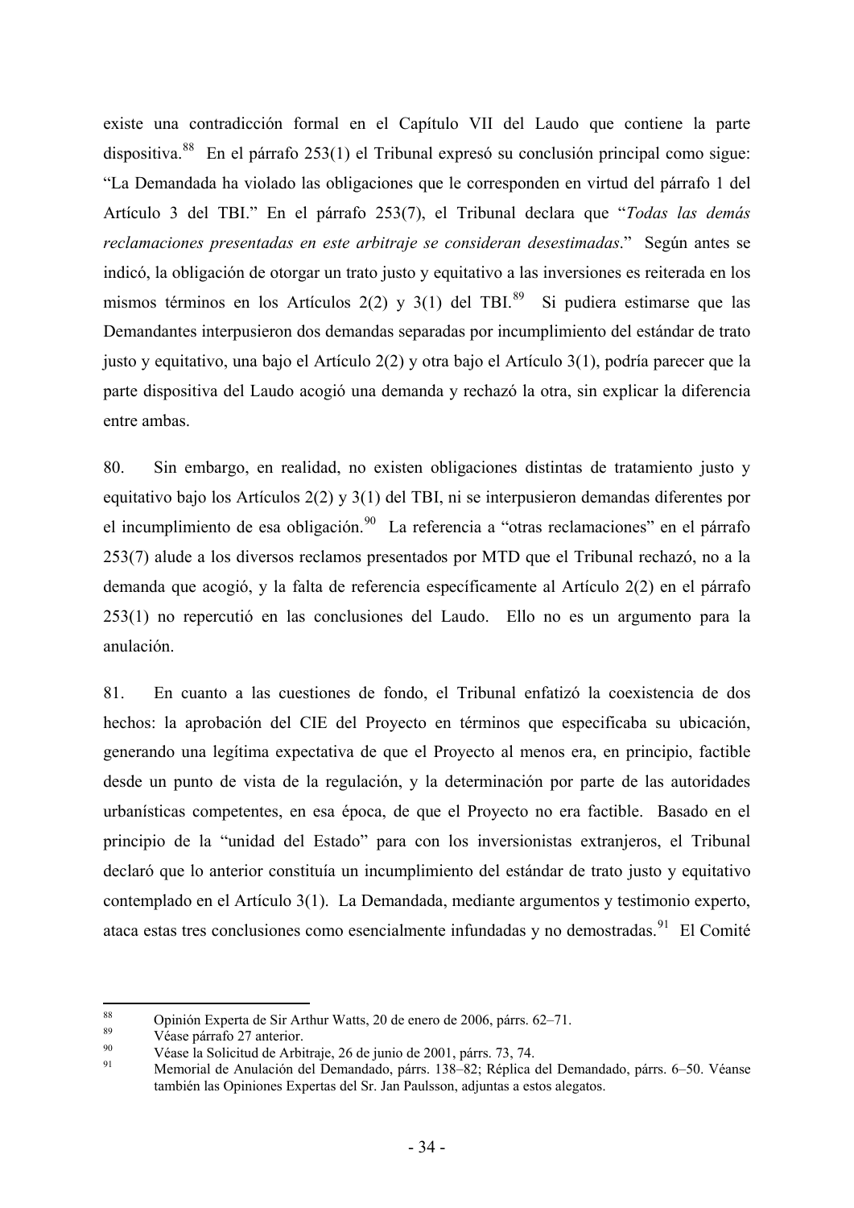existe una contradicción formal en el Capítulo VII del Laudo que contiene la parte dispositiva.[88] En el párrafo 253(1) el Tribunal expresó su conclusión principal como sigue: "La Demandada ha violado las obligaciones que le corresponden en virtud del párrafo 1 del Artículo 3 del TBI." En el párrafo 253(7), el Tribunal declara que "*Todas las demás reclamaciones presentadas en este arbitraje se consideran desestimadas*." Según antes se indicó, la obligación de otorgar un trato justo y equitativo a las inversiones es reiterada en los mismos términos en los Artículos 2(2) y 3(1) del TBI.[89] Si pudiera estimarse que las Demandantes interpusieron dos demandas separadas por incumplimiento del estándar de trato justo y equitativo, una bajo el Artículo 2(2) y otra bajo el Artículo 3(1), podría parecer que la parte dispositiva del Laudo acogió una demanda y rechazó la otra, sin explicar la diferencia entre ambas.

80. Sin embargo, en realidad, no existen obligaciones distintas de tratamiento justo y equitativo bajo los Artículos 2(2) y 3(1) del TBI, ni se interpusieron demandas diferentes por el incumplimiento de esa obligación.[90] La referencia a "otras reclamaciones" en el párrafo 253(7) alude a los diversos reclamos presentados por MTD que el Tribunal rechazó, no a la demanda que acogió, y la falta de referencia específicamente al Artículo 2(2) en el párrafo 253(1) no repercutió en las conclusiones del Laudo. Ello no es un argumento para la anulación.

81. En cuanto a las cuestiones de fondo, el Tribunal enfatizó la coexistencia de dos hechos: la aprobación del CIE del Proyecto en términos que especificaba su ubicación, generando una legítima expectativa de que el Proyecto al menos era, en principio, factible desde un punto de vista de la regulación, y la determinación por parte de las autoridades urbanísticas competentes, en esa época, de que el Proyecto no era factible. Basado en el principio de la "unidad del Estado" para con los inversionistas extranjeros, el Tribunal declaró que lo anterior constituía un incumplimiento del estándar de trato justo y equitativo contemplado en el Artículo 3(1). La Demandada, mediante argumentos y testimonio experto, ataca estas tres conclusiones como esencialmente infundadas y no demostradas.[91] El Comité

---

[88] Opinión Experta de Sir Arthur Watts, 20 de enero de 2006, párrs. 62–71.

[89] Véase párrafo 27 anterior.

[90] Véase la Solicitud de Arbitraje, 26 de junio de 2001, párrs. 73, 74.

[91] Memorial de Anulación del Demandado, párrs. 138–82; Réplica del Demandado, párrs. 6–50. Véanse también las Opiniones Expertas del Sr. Jan Paulsson, adjuntas a estos alegatos.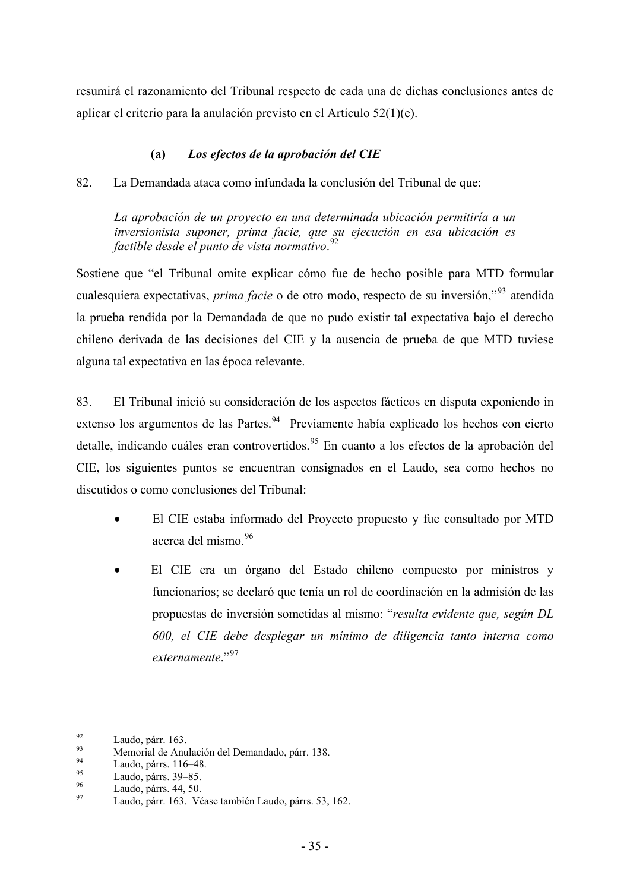resumirá el razonamiento del Tribunal respecto de cada una de dichas conclusiones antes de aplicar el criterio para la anulación previsto en el Artículo 52(1)(e).

### (a) *Los efectos de la aprobación del CIE*

82. La Demandada ataca como infundada la conclusión del Tribunal de que:

> *La aprobación de un proyecto en una determinada ubicación permitiría a un inversionista suponer, prima facie, que su ejecución en esa ubicación es factible desde el punto de vista normativo*.[92]

Sostiene que "el Tribunal omite explicar cómo fue de hecho posible para MTD formular cualesquiera expectativas, *prima facie* o de otro modo, respecto de su inversión,"[93] atendida la prueba rendida por la Demandada de que no pudo existir tal expectativa bajo el derecho chileno derivada de las decisiones del CIE y la ausencia de prueba de que MTD tuviese alguna tal expectativa en las época relevante.

83. El Tribunal inició su consideración de los aspectos fácticos en disputa exponiendo in extenso los argumentos de las Partes.[94] Previamente había explicado los hechos con cierto detalle, indicando cuáles eran controvertidos.[95] En cuanto a los efectos de la aprobación del CIE, los siguientes puntos se encuentran consignados en el Laudo, sea como hechos no discutidos o como conclusiones del Tribunal:

- El CIE estaba informado del Proyecto propuesto y fue consultado por MTD acerca del mismo.[96]
- El CIE era un órgano del Estado chileno compuesto por ministros y funcionarios; se declaró que tenía un rol de coordinación en la admisión de las propuestas de inversión sometidas al mismo: "*resulta evidente que, según DL 600, el CIE debe desplegar un mínimo de diligencia tanto interna como externamente*."[97]

---

[92] Laudo, párr. 163.
[93] Memorial de Anulación del Demandado, párr. 138.
[94] Laudo, párrs. 116–48.
[95] Laudo, párrs. 39–85.
[96] Laudo, párrs. 44, 50.
[97] Laudo, párr. 163. Véase también Laudo, párrs. 53, 162.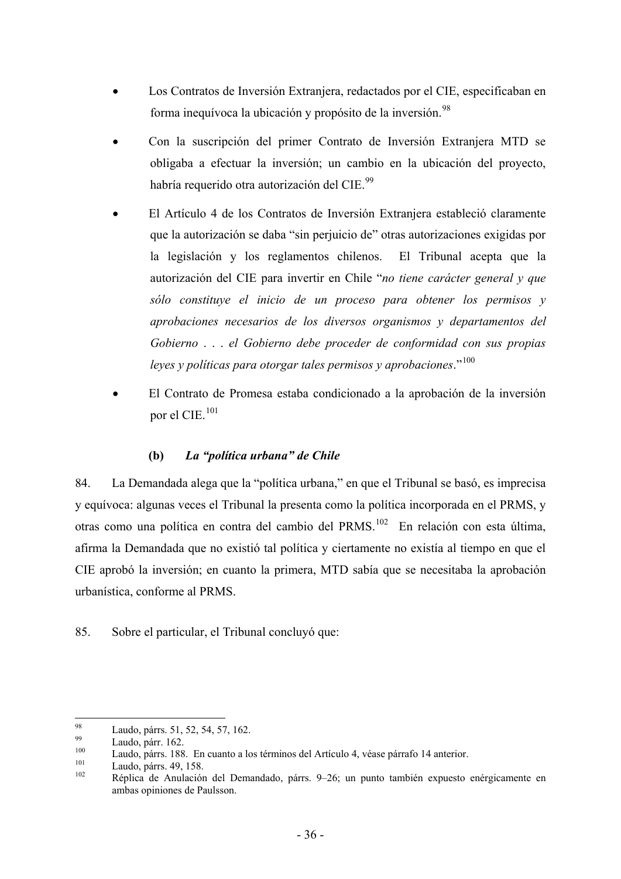- Los Contratos de Inversión Extranjera, redactados por el CIE, especificaban en forma inequívoca la ubicación y propósito de la inversión.[98]

- Con la suscripción del primer Contrato de Inversión Extranjera MTD se obligaba a efectuar la inversión; un cambio en la ubicación del proyecto, habría requerido otra autorización del CIE.[99]

- El Artículo 4 de los Contratos de Inversión Extranjera estableció claramente que la autorización se daba "sin perjuicio de" otras autorizaciones exigidas por la legislación y los reglamentos chilenos. El Tribunal acepta que la autorización del CIE para invertir en Chile "*no tiene carácter general y que sólo constituye el inicio de un proceso para obtener los permisos y aprobaciones necesarios de los diversos organismos y departamentos del Gobierno . . . el Gobierno debe proceder de conformidad con sus propias leyes y políticas para otorgar tales permisos y aprobaciones*."[100]

- El Contrato de Promesa estaba condicionado a la aprobación de la inversión por el CIE.[101]

**(b) *La "política urbana" de Chile***

84. La Demandada alega que la "política urbana," en que el Tribunal se basó, es imprecisa y equívoca: algunas veces el Tribunal la presenta como la política incorporada en el PRMS, y otras como una política en contra del cambio del PRMS.[102] En relación con esta última, afirma la Demandada que no existió tal política y ciertamente no existía al tiempo en que el CIE aprobó la inversión; en cuanto la primera, MTD sabía que se necesitaba la aprobación urbanística, conforme al PRMS.

85. Sobre el particular, el Tribunal concluyó que:

---

[98] Laudo, párrs. 51, 52, 54, 57, 162.

[99] Laudo, párr. 162.

[100] Laudo, párrs. 188. En cuanto a los términos del Artículo 4, véase párrafo 14 anterior.

[101] Laudo, párrs. 49, 158.

[102] Réplica de Anulación del Demandado, párrs. 9–26; un punto también expuesto enérgicamente en ambas opiniones de Paulsson.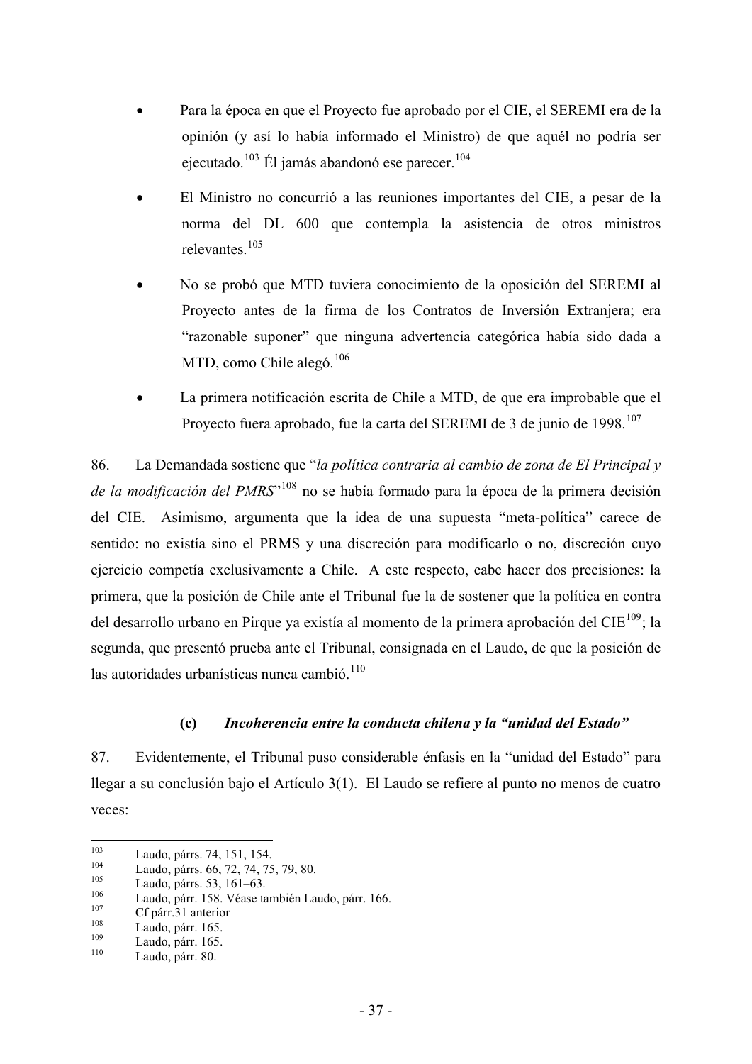- Para la época en que el Proyecto fue aprobado por el CIE, el SEREMI era de la opinión (y así lo había informado el Ministro) de que aquél no podría ser ejecutado.[103] Él jamás abandonó ese parecer.[104]

- El Ministro no concurrió a las reuniones importantes del CIE, a pesar de la norma del DL 600 que contempla la asistencia de otros ministros relevantes.[105]

- No se probó que MTD tuviera conocimiento de la oposición del SEREMI al Proyecto antes de la firma de los Contratos de Inversión Extranjera; era "razonable suponer" que ninguna advertencia categórica había sido dada a MTD, como Chile alegó.[106]

- La primera notificación escrita de Chile a MTD, de que era improbable que el Proyecto fuera aprobado, fue la carta del SEREMI de 3 de junio de 1998.[107]

86. La Demandada sostiene que "*la política contraria al cambio de zona de El Principal y de la modificación del PMRS*"[108] no se había formado para la época de la primera decisión del CIE. Asimismo, argumenta que la idea de una supuesta "meta-política" carece de sentido: no existía sino el PRMS y una discreción para modificarlo o no, discreción cuyo ejercicio competía exclusivamente a Chile. A este respecto, cabe hacer dos precisiones: la primera, que la posición de Chile ante el Tribunal fue la de sostener que la política en contra del desarrollo urbano en Pirque ya existía al momento de la primera aprobación del CIE[109]; la segunda, que presentó prueba ante el Tribunal, consignada en el Laudo, de que la posición de las autoridades urbanísticas nunca cambió.[110]

### (c) *Incoherencia entre la conducta chilena y la "unidad del Estado"*

87. Evidentemente, el Tribunal puso considerable énfasis en la "unidad del Estado" para llegar a su conclusión bajo el Artículo 3(1). El Laudo se refiere al punto no menos de cuatro veces:

---

[103] Laudo, párrs. 74, 151, 154.
[104] Laudo, párrs. 66, 72, 74, 75, 79, 80.
[105] Laudo, párrs. 53, 161–63.
[106] Laudo, párr. 158. Véase también Laudo, párr. 166.
[107] Cf párr.31 anterior
[108] Laudo, párr. 165.
[109] Laudo, párr. 165.
[110] Laudo, párr. 80.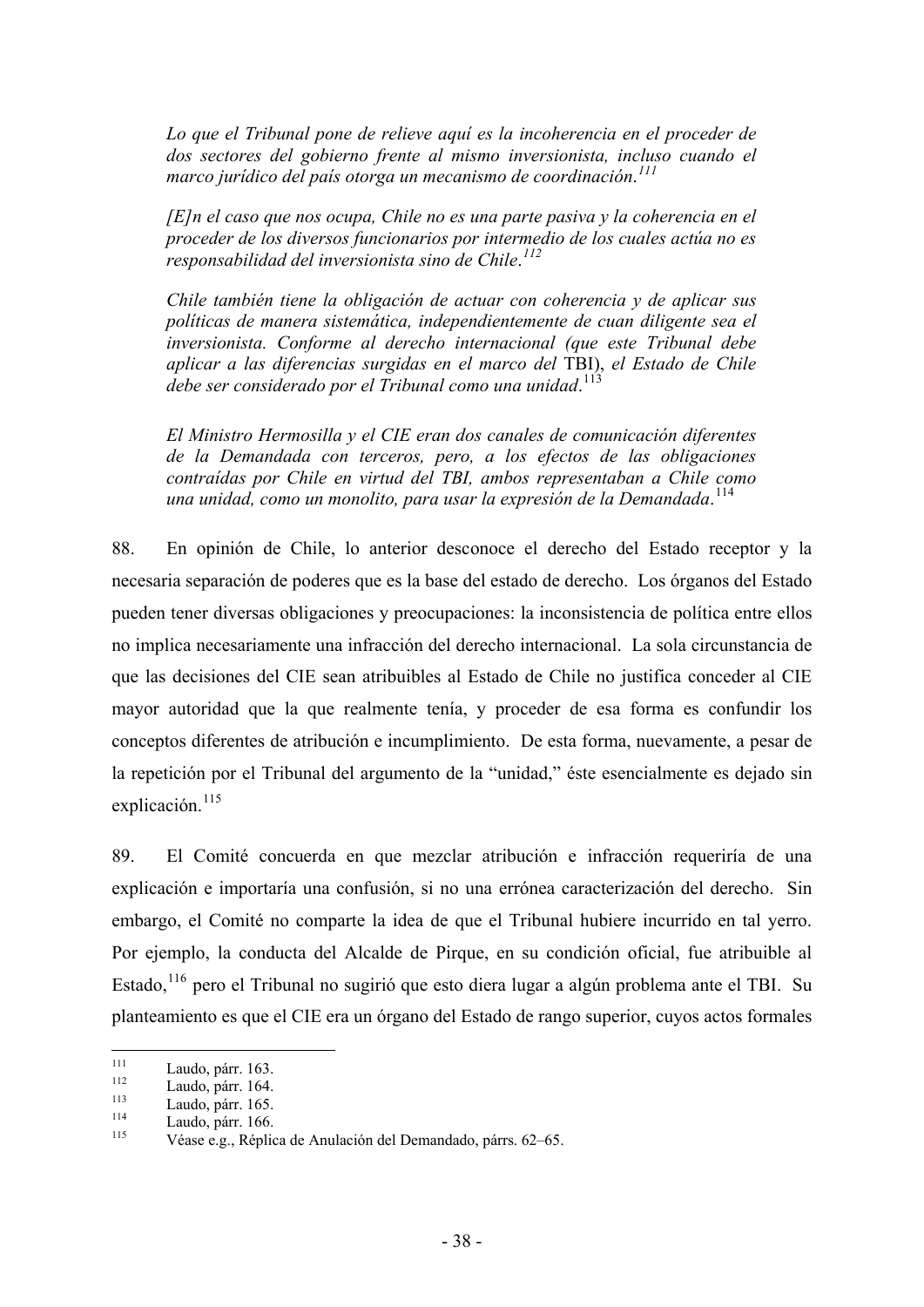> *Lo que el Tribunal pone de relieve aquí es la incoherencia en el proceder de dos sectores del gobierno frente al mismo inversionista, incluso cuando el marco jurídico del país otorga un mecanismo de coordinación.*[111]
>
> *[E]n el caso que nos ocupa, Chile no es una parte pasiva y la coherencia en el proceder de los diversos funcionarios por intermedio de los cuales actúa no es responsabilidad del inversionista sino de Chile.*[112]
>
> *Chile también tiene la obligación de actuar con coherencia y de aplicar sus políticas de manera sistemática, independientemente de cuan diligente sea el inversionista. Conforme al derecho internacional (que este Tribunal debe aplicar a las diferencias surgidas en el marco del* TBI), *el Estado de Chile debe ser considerado por el Tribunal como una unidad.*[113]
>
> *El Ministro Hermosilla y el CIE eran dos canales de comunicación diferentes de la Demandada con terceros, pero, a los efectos de las obligaciones contraídas por Chile en virtud del TBI, ambos representaban a Chile como una unidad, como un monolito, para usar la expresión de la Demandada.*[114]

88. En opinión de Chile, lo anterior desconoce el derecho del Estado receptor y la necesaria separación de poderes que es la base del estado de derecho. Los órganos del Estado pueden tener diversas obligaciones y preocupaciones: la inconsistencia de política entre ellos no implica necesariamente una infracción del derecho internacional. La sola circunstancia de que las decisiones del CIE sean atribuibles al Estado de Chile no justifica conceder al CIE mayor autoridad que la que realmente tenía, y proceder de esa forma es confundir los conceptos diferentes de atribución e incumplimiento. De esta forma, nuevamente, a pesar de la repetición por el Tribunal del argumento de la "unidad," éste esencialmente es dejado sin explicación.[115]

89. El Comité concuerda en que mezclar atribución e infracción requeriría de una explicación e importaría una confusión, si no una errónea caracterización del derecho. Sin embargo, el Comité no comparte la idea de que el Tribunal hubiere incurrido en tal yerro. Por ejemplo, la conducta del Alcalde de Pirque, en su condición oficial, fue atribuible al Estado,[116] pero el Tribunal no sugirió que esto diera lugar a algún problema ante el TBI. Su planteamiento es que el CIE era un órgano del Estado de rango superior, cuyos actos formales

---

[111] Laudo, párr. 163.

[112] Laudo, párr. 164.

[113] Laudo, párr. 165.

[114] Laudo, párr. 166.

[115] Véase e.g., Réplica de Anulación del Demandado, párrs. 62–65.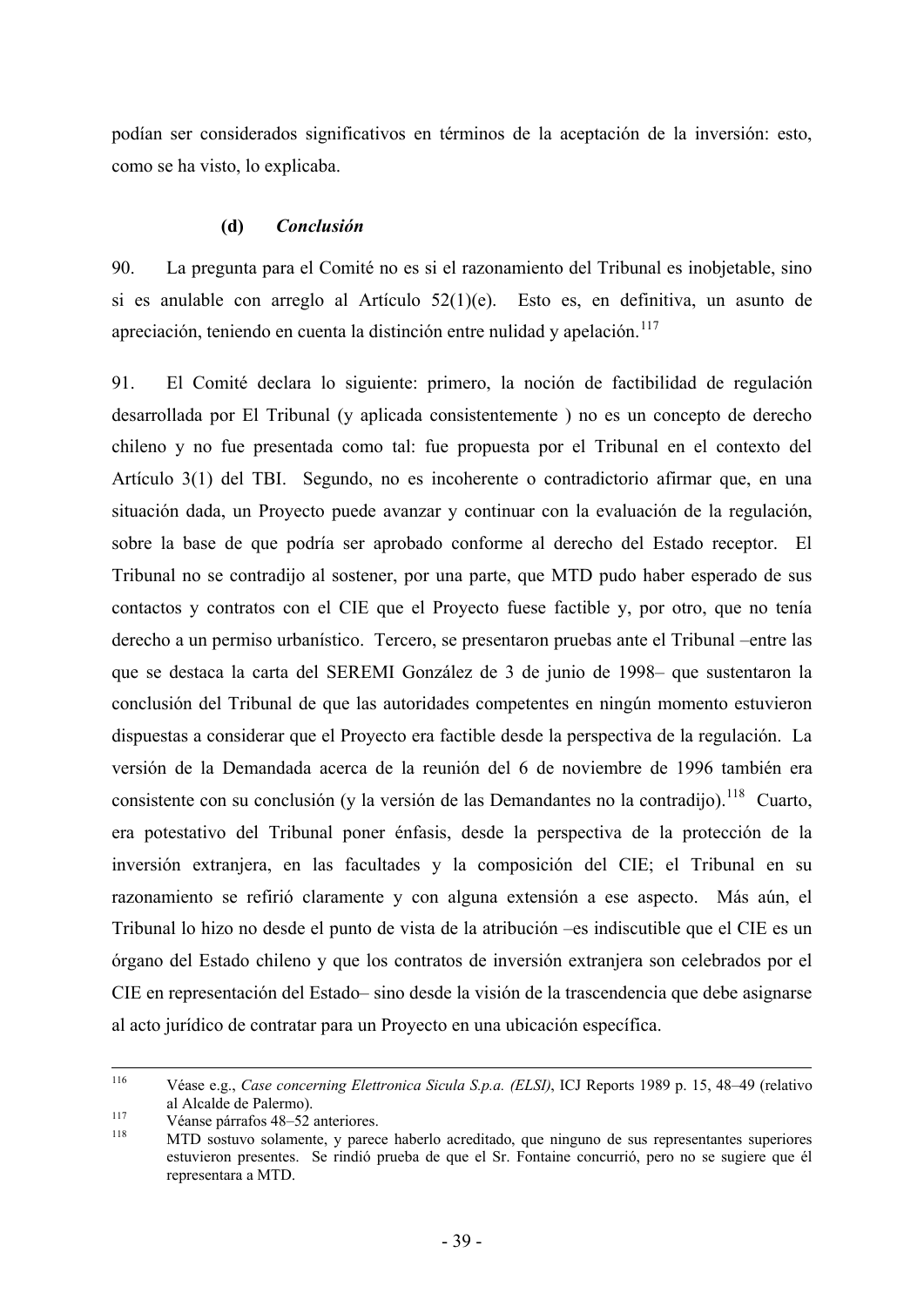podían ser considerados significativos en términos de la aceptación de la inversión: esto, como se ha visto, lo explicaba.

### (d) *Conclusión*

90. La pregunta para el Comité no es si el razonamiento del Tribunal es inobjetable, sino si es anulable con arreglo al Artículo 52(1)(e). Esto es, en definitiva, un asunto de apreciación, teniendo en cuenta la distinción entre nulidad y apelación.[117]

91. El Comité declara lo siguiente: primero, la noción de factibilidad de regulación desarrollada por El Tribunal (y aplicada consistentemente ) no es un concepto de derecho chileno y no fue presentada como tal: fue propuesta por el Tribunal en el contexto del Artículo 3(1) del TBI. Segundo, no es incoherente o contradictorio afirmar que, en una situación dada, un Proyecto puede avanzar y continuar con la evaluación de la regulación, sobre la base de que podría ser aprobado conforme al derecho del Estado receptor. El Tribunal no se contradijo al sostener, por una parte, que MTD pudo haber esperado de sus contactos y contratos con el CIE que el Proyecto fuese factible y, por otro, que no tenía derecho a un permiso urbanístico. Tercero, se presentaron pruebas ante el Tribunal –entre las que se destaca la carta del SEREMI González de 3 de junio de 1998– que sustentaron la conclusión del Tribunal de que las autoridades competentes en ningún momento estuvieron dispuestas a considerar que el Proyecto era factible desde la perspectiva de la regulación. La versión de la Demandada acerca de la reunión del 6 de noviembre de 1996 también era consistente con su conclusión (y la versión de las Demandantes no la contradijo).[118] Cuarto, era potestativo del Tribunal poner énfasis, desde la perspectiva de la protección de la inversión extranjera, en las facultades y la composición del CIE; el Tribunal en su razonamiento se refirió claramente y con alguna extensión a ese aspecto. Más aún, el Tribunal lo hizo no desde el punto de vista de la atribución –es indiscutible que el CIE es un órgano del Estado chileno y que los contratos de inversión extranjera son celebrados por el CIE en representación del Estado– sino desde la visión de la trascendencia que debe asignarse al acto jurídico de contratar para un Proyecto en una ubicación específica.

---

[116] Véase e.g., *Case concerning Elettronica Sicula S.p.a. (ELSI)*, ICJ Reports 1989 p. 15, 48–49 (relativo al Alcalde de Palermo).

[117] Véanse párrafos 48–52 anteriores.

[118] MTD sostuvo solamente, y parece haberlo acreditado, que ninguno de sus representantes superiores estuvieron presentes. Se rindió prueba de que el Sr. Fontaine concurrió, pero no se sugiere que él representara a MTD.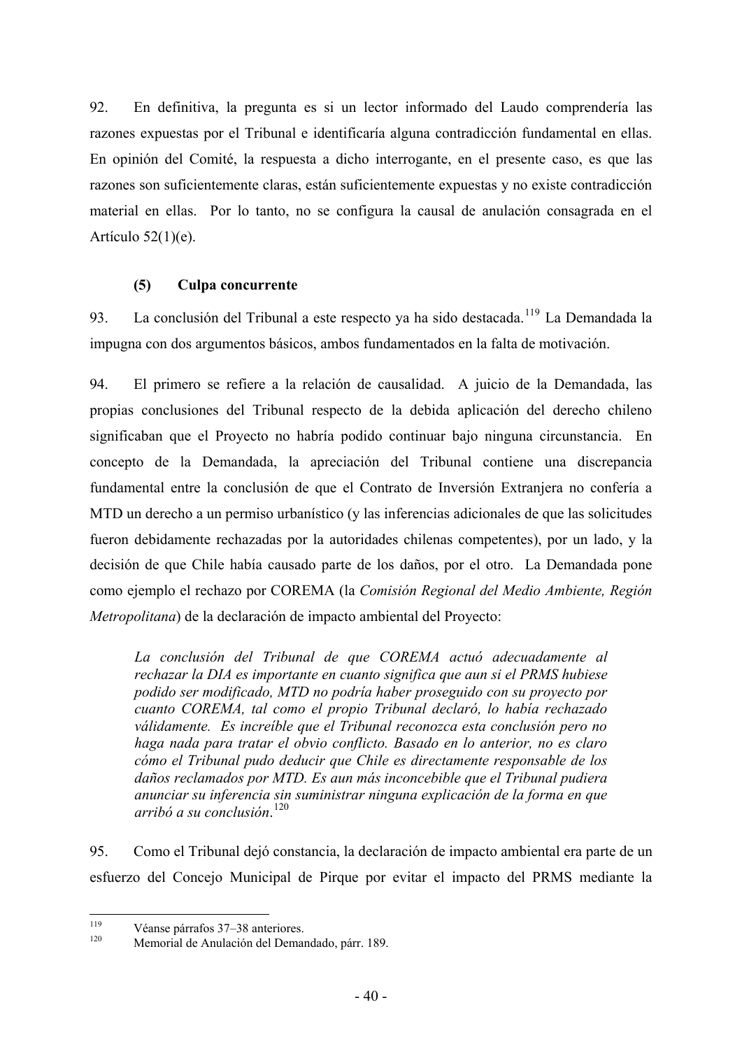92. En definitiva, la pregunta es si un lector informado del Laudo comprendería las razones expuestas por el Tribunal e identificaría alguna contradicción fundamental en ellas. En opinión del Comité, la respuesta a dicho interrogante, en el presente caso, es que las razones son suficientemente claras, están suficientemente expuestas y no existe contradicción material en ellas. Por lo tanto, no se configura la causal de anulación consagrada en el Artículo 52(1)(e).

### (5) Culpa concurrente

93. La conclusión del Tribunal a este respecto ya ha sido destacada.[119] La Demandada la impugna con dos argumentos básicos, ambos fundamentados en la falta de motivación.

94. El primero se refiere a la relación de causalidad. A juicio de la Demandada, las propias conclusiones del Tribunal respecto de la debida aplicación del derecho chileno significaban que el Proyecto no habría podido continuar bajo ninguna circunstancia. En concepto de la Demandada, la apreciación del Tribunal contiene una discrepancia fundamental entre la conclusión de que el Contrato de Inversión Extranjera no confería a MTD un derecho a un permiso urbanístico (y las inferencias adicionales de que las solicitudes fueron debidamente rechazadas por la autoridades chilenas competentes), por un lado, y la decisión de que Chile había causado parte de los daños, por el otro. La Demandada pone como ejemplo el rechazo por COREMA (la *Comisión Regional del Medio Ambiente, Región Metropolitana*) de la declaración de impacto ambiental del Proyecto:

> *La conclusión del Tribunal de que COREMA actuó adecuadamente al rechazar la DIA es importante en cuanto significa que aun si el PRMS hubiese podido ser modificado, MTD no podría haber proseguido con su proyecto por cuanto COREMA, tal como el propio Tribunal declaró, lo había rechazado válidamente. Es increíble que el Tribunal reconozca esta conclusión pero no haga nada para tratar el obvio conflicto. Basado en lo anterior, no es claro cómo el Tribunal pudo deducir que Chile es directamente responsable de los daños reclamados por MTD. Es aun más inconcebible que el Tribunal pudiera anunciar su inferencia sin suministrar ninguna explicación de la forma en que arribó a su conclusión*.[120]

95. Como el Tribunal dejó constancia, la declaración de impacto ambiental era parte de un esfuerzo del Concejo Municipal de Pirque por evitar el impacto del PRMS mediante la

---

[119] Véanse párrafos 37–38 anteriores.

[120] Memorial de Anulación del Demandado, párr. 189.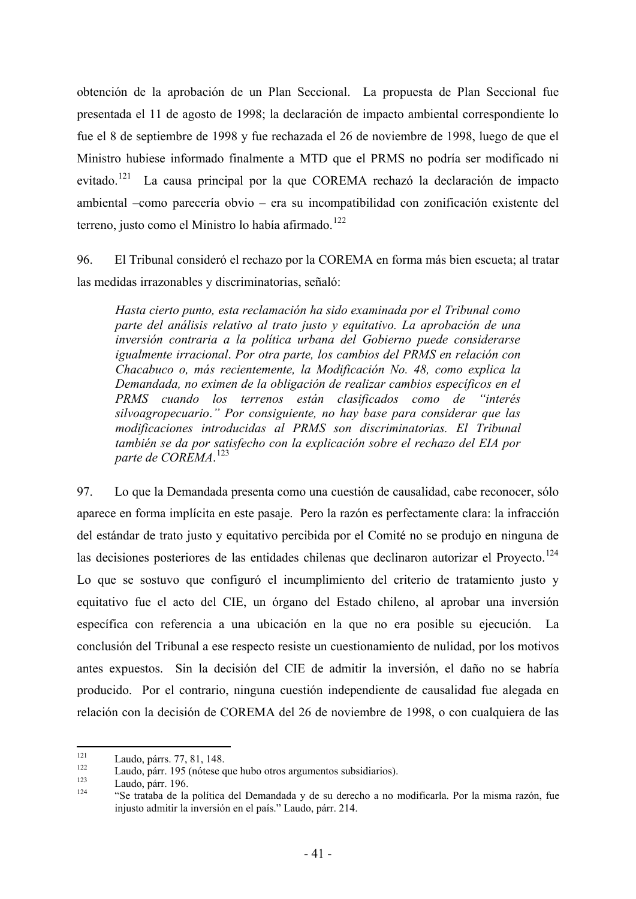obtención de la aprobación de un Plan Seccional. La propuesta de Plan Seccional fue presentada el 11 de agosto de 1998; la declaración de impacto ambiental correspondiente lo fue el 8 de septiembre de 1998 y fue rechazada el 26 de noviembre de 1998, luego de que el Ministro hubiese informado finalmente a MTD que el PRMS no podría ser modificado ni evitado.[121] La causa principal por la que COREMA rechazó la declaración de impacto ambiental –como parecería obvio – era su incompatibilidad con zonificación existente del terreno, justo como el Ministro lo había afirmado.[122]

96. El Tribunal consideró el rechazo por la COREMA en forma más bien escueta; al tratar las medidas irrazonables y discriminatorias, señaló:

> *Hasta cierto punto, esta reclamación ha sido examinada por el Tribunal como parte del análisis relativo al trato justo y equitativo. La aprobación de una inversión contraria a la política urbana del Gobierno puede considerarse igualmente irracional. Por otra parte, los cambios del PRMS en relación con Chacabuco o, más recientemente, la Modificación No. 48, como explica la Demandada, no eximen de la obligación de realizar cambios específicos en el PRMS cuando los terrenos están clasificados como de "interés silvoagropecuario." Por consiguiente, no hay base para considerar que las modificaciones introducidas al PRMS son discriminatorias. El Tribunal también se da por satisfecho con la explicación sobre el rechazo del EIA por parte de COREMA.*[123]

97. Lo que la Demandada presenta como una cuestión de causalidad, cabe reconocer, sólo aparece en forma implícita en este pasaje. Pero la razón es perfectamente clara: la infracción del estándar de trato justo y equitativo percibida por el Comité no se produjo en ninguna de las decisiones posteriores de las entidades chilenas que declinaron autorizar el Proyecto.[124] Lo que se sostuvo que configuró el incumplimiento del criterio de tratamiento justo y equitativo fue el acto del CIE, un órgano del Estado chileno, al aprobar una inversión específica con referencia a una ubicación en la que no era posible su ejecución. La conclusión del Tribunal a ese respecto resiste un cuestionamiento de nulidad, por los motivos antes expuestos. Sin la decisión del CIE de admitir la inversión, el daño no se habría producido. Por el contrario, ninguna cuestión independiente de causalidad fue alegada en relación con la decisión de COREMA del 26 de noviembre de 1998, o con cualquiera de las

---

[121] Laudo, párrs. 77, 81, 148.

[122] Laudo, párr. 195 (nótese que hubo otros argumentos subsidiarios).

[123] Laudo, párr. 196.

[124] "Se trataba de la política del Demandada y de su derecho a no modificarla. Por la misma razón, fue injusto admitir la inversión en el país." Laudo, párr. 214.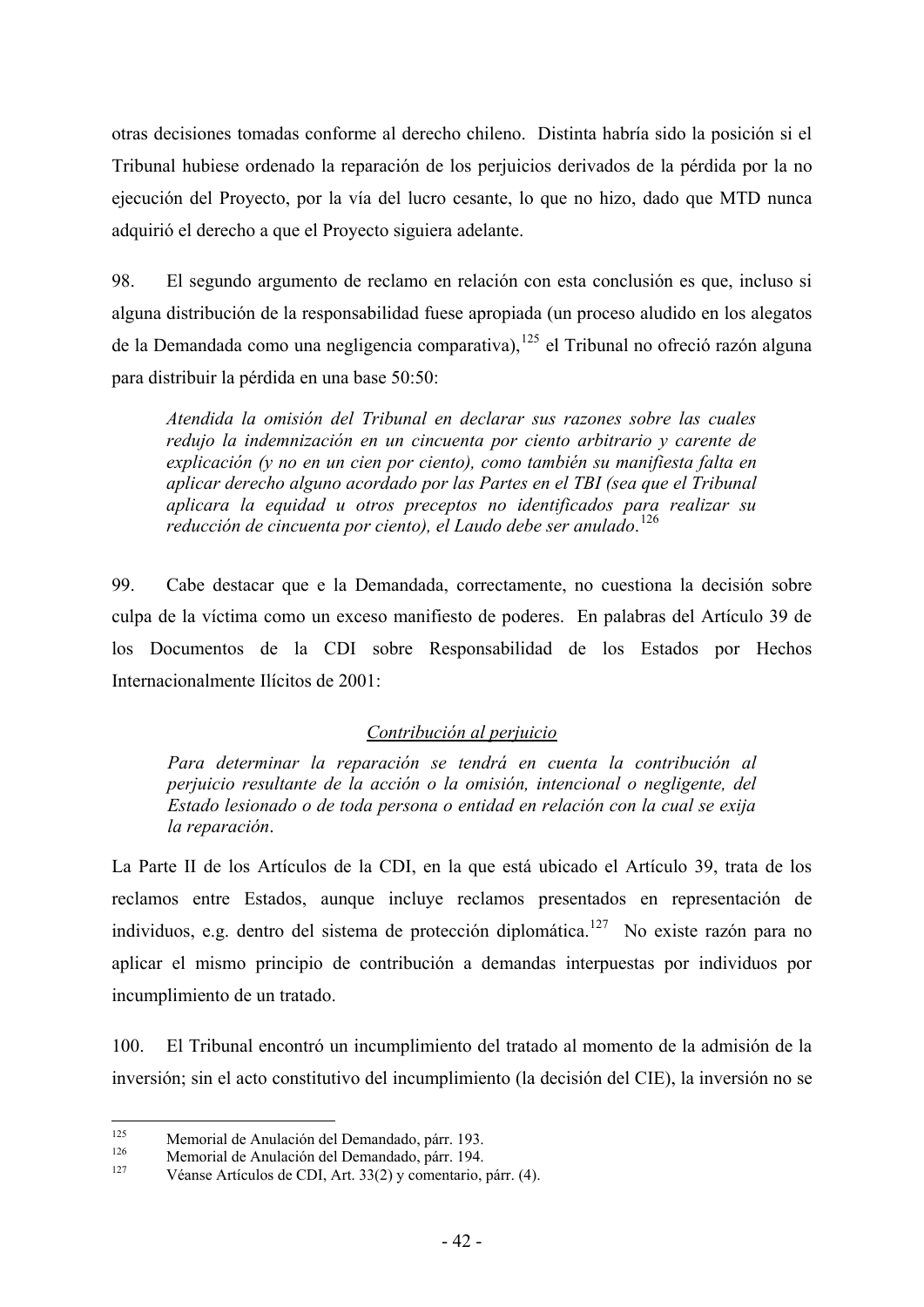otras decisiones tomadas conforme al derecho chileno. Distinta habría sido la posición si el Tribunal hubiese ordenado la reparación de los perjuicios derivados de la pérdida por la no ejecución del Proyecto, por la vía del lucro cesante, lo que no hizo, dado que MTD nunca adquirió el derecho a que el Proyecto siguiera adelante.

98. El segundo argumento de reclamo en relación con esta conclusión es que, incluso si alguna distribución de la responsabilidad fuese apropiada (un proceso aludido en los alegatos de la Demandada como una negligencia comparativa),[125] el Tribunal no ofreció razón alguna para distribuir la pérdida en una base 50:50:

> *Atendida la omisión del Tribunal en declarar sus razones sobre las cuales redujo la indemnización en un cincuenta por ciento arbitrario y carente de explicación (y no en un cien por ciento), como también su manifiesta falta en aplicar derecho alguno acordado por las Partes en el TBI (sea que el Tribunal aplicara la equidad u otros preceptos no identificados para realizar su reducción de cincuenta por ciento), el Laudo debe ser anulado.*[126]

99. Cabe destacar que e la Demandada, correctamente, no cuestiona la decisión sobre culpa de la víctima como un exceso manifiesto de poderes. En palabras del Artículo 39 de los Documentos de la CDI sobre Responsabilidad de los Estados por Hechos Internacionalmente Ilícitos de 2001:

> <u>*Contribución al perjuicio*</u>
>
> *Para determinar la reparación se tendrá en cuenta la contribución al perjuicio resultante de la acción o la omisión, intencional o negligente, del Estado lesionado o de toda persona o entidad en relación con la cual se exija la reparación.*

La Parte II de los Artículos de la CDI, en la que está ubicado el Artículo 39, trata de los reclamos entre Estados, aunque incluye reclamos presentados en representación de individuos, e.g. dentro del sistema de protección diplomática.[127] No existe razón para no aplicar el mismo principio de contribución a demandas interpuestas por individuos por incumplimiento de un tratado.

100. El Tribunal encontró un incumplimiento del tratado al momento de la admisión de la inversión; sin el acto constitutivo del incumplimiento (la decisión del CIE), la inversión no se

---

[125] Memorial de Anulación del Demandado, párr. 193.

[126] Memorial de Anulación del Demandado, párr. 194.

[127] Véanse Artículos de CDI, Art. 33(2) y comentario, párr. (4).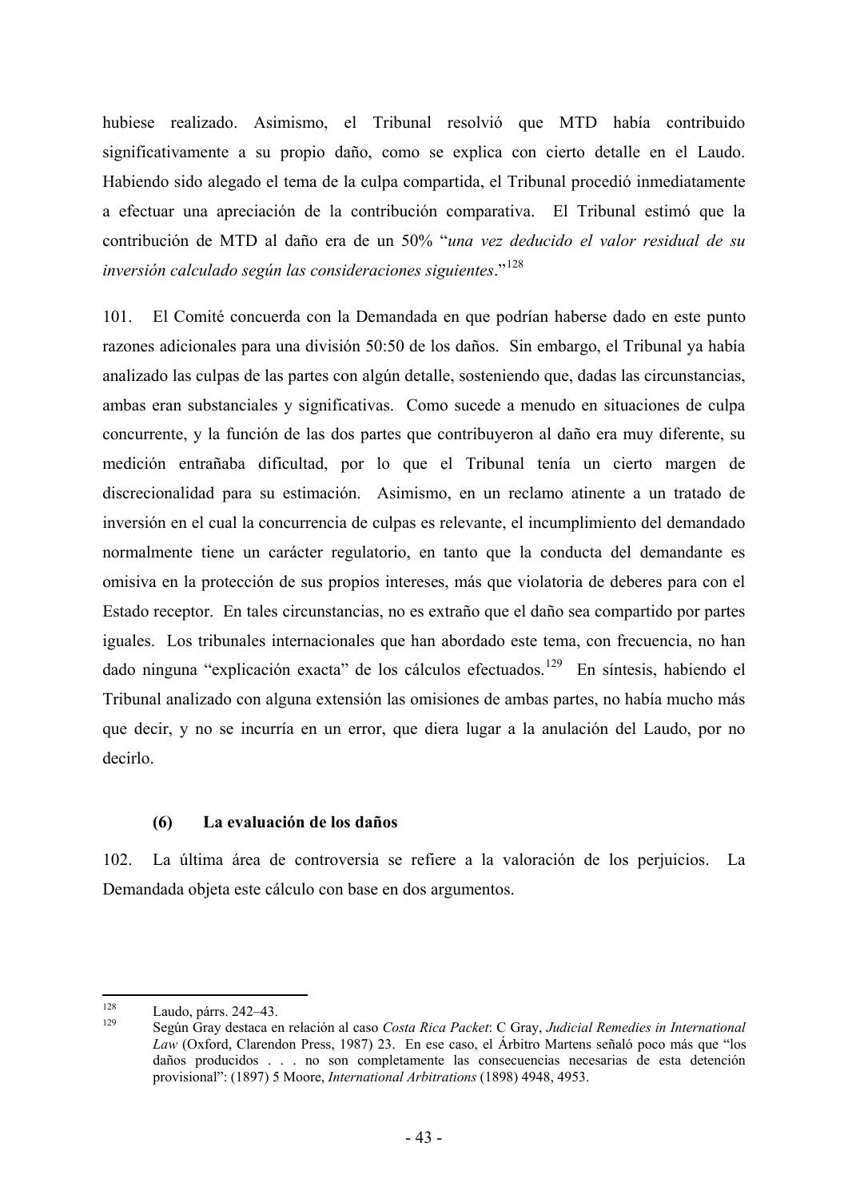hubiese realizado. Asimismo, el Tribunal resolvió que MTD había contribuido significativamente a su propio daño, como se explica con cierto detalle en el Laudo. Habiendo sido alegado el tema de la culpa compartida, el Tribunal procedió inmediatamente a efectuar una apreciación de la contribución comparativa. El Tribunal estimó que la contribución de MTD al daño era de un 50% "*una vez deducido el valor residual de su inversión calculado según las consideraciones siguientes*."[128]

101. El Comité concuerda con la Demandada en que podrían haberse dado en este punto razones adicionales para una división 50:50 de los daños. Sin embargo, el Tribunal ya había analizado las culpas de las partes con algún detalle, sosteniendo que, dadas las circunstancias, ambas eran substanciales y significativas. Como sucede a menudo en situaciones de culpa concurrente, y la función de las dos partes que contribuyeron al daño era muy diferente, su medición entrañaba dificultad, por lo que el Tribunal tenía un cierto margen de discrecionalidad para su estimación. Asimismo, en un reclamo atinente a un tratado de inversión en el cual la concurrencia de culpas es relevante, el incumplimiento del demandado normalmente tiene un carácter regulatorio, en tanto que la conducta del demandante es omisiva en la protección de sus propios intereses, más que violatoria de deberes para con el Estado receptor. En tales circunstancias, no es extraño que el daño sea compartido por partes iguales. Los tribunales internacionales que han abordado este tema, con frecuencia, no han dado ninguna "explicación exacta" de los cálculos efectuados.[129] En síntesis, habiendo el Tribunal analizado con alguna extensión las omisiones de ambas partes, no había mucho más que decir, y no se incurría en un error, que diera lugar a la anulación del Laudo, por no decirlo.

### (6) La evaluación de los daños

102. La última área de controversia se refiere a la valoración de los perjuicios. La Demandada objeta este cálculo con base en dos argumentos.

---

[128] Laudo, párrs. 242–43.

[129] Según Gray destaca en relación al caso *Costa Rica Packet*: C Gray, *Judicial Remedies in International Law* (Oxford, Clarendon Press, 1987) 23. En ese caso, el Árbitro Martens señaló poco más que "los daños producidos . . . no son completamente las consecuencias necesarias de esta detención provisional": (1897) 5 Moore, *International Arbitrations* (1898) 4948, 4953.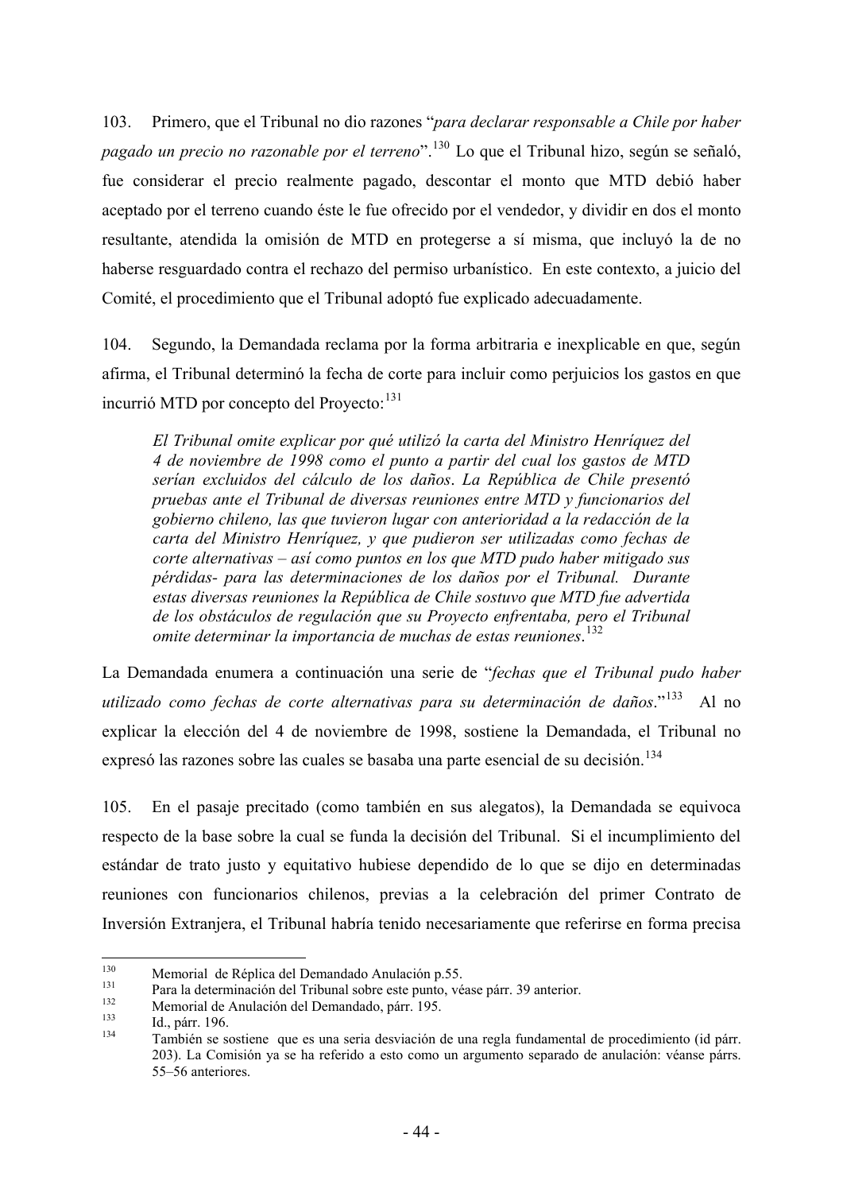103. Primero, que el Tribunal no dio razones "*para declarar responsable a Chile por haber pagado un precio no razonable por el terreno*".[130] Lo que el Tribunal hizo, según se señaló, fue considerar el precio realmente pagado, descontar el monto que MTD debió haber aceptado por el terreno cuando éste le fue ofrecido por el vendedor, y dividir en dos el monto resultante, atendida la omisión de MTD en protegerse a sí misma, que incluyó la de no haberse resguardado contra el rechazo del permiso urbanístico. En este contexto, a juicio del Comité, el procedimiento que el Tribunal adoptó fue explicado adecuadamente.

104. Segundo, la Demandada reclama por la forma arbitraria e inexplicable en que, según afirma, el Tribunal determinó la fecha de corte para incluir como perjuicios los gastos en que incurrió MTD por concepto del Proyecto:[131]

> *El Tribunal omite explicar por qué utilizó la carta del Ministro Henríquez del 4 de noviembre de 1998 como el punto a partir del cual los gastos de MTD serían excluidos del cálculo de los daños. La República de Chile presentó pruebas ante el Tribunal de diversas reuniones entre MTD y funcionarios del gobierno chileno, las que tuvieron lugar con anterioridad a la redacción de la carta del Ministro Henríquez, y que pudieron ser utilizadas como fechas de corte alternativas – así como puntos en los que MTD pudo haber mitigado sus pérdidas- para las determinaciones de los daños por el Tribunal. Durante estas diversas reuniones la República de Chile sostuvo que MTD fue advertida de los obstáculos de regulación que su Proyecto enfrentaba, pero el Tribunal omite determinar la importancia de muchas de estas reuniones.*[132]

La Demandada enumera a continuación una serie de "*fechas que el Tribunal pudo haber utilizado como fechas de corte alternativas para su determinación de daños*."[133] Al no explicar la elección del 4 de noviembre de 1998, sostiene la Demandada, el Tribunal no expresó las razones sobre las cuales se basaba una parte esencial de su decisión.[134]

105. En el pasaje precitado (como también en sus alegatos), la Demandada se equivoca respecto de la base sobre la cual se funda la decisión del Tribunal. Si el incumplimiento del estándar de trato justo y equitativo hubiese dependido de lo que se dijo en determinadas reuniones con funcionarios chilenos, previas a la celebración del primer Contrato de Inversión Extranjera, el Tribunal habría tenido necesariamente que referirse en forma precisa

---

[130] Memorial de Réplica del Demandado Anulación p.55.

[131] Para la determinación del Tribunal sobre este punto, véase párr. 39 anterior.

[132] Memorial de Anulación del Demandado, párr. 195.

[133] Id., párr. 196.

[134] También se sostiene que es una seria desviación de una regla fundamental de procedimiento (id párr. 203). La Comisión ya se ha referido a esto como un argumento separado de anulación: véanse párrs. 55–56 anteriores.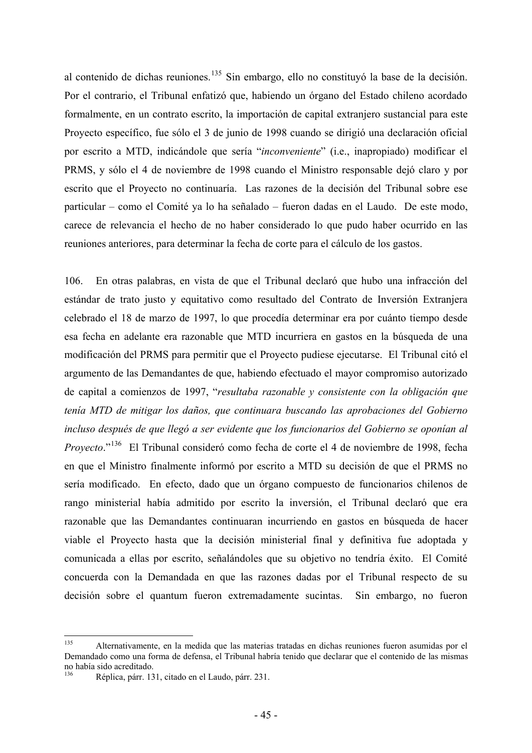al contenido de dichas reuniones.[135] Sin embargo, ello no constituyó la base de la decisión. Por el contrario, el Tribunal enfatizó que, habiendo un órgano del Estado chileno acordado formalmente, en un contrato escrito, la importación de capital extranjero sustancial para este Proyecto específico, fue sólo el 3 de junio de 1998 cuando se dirigió una declaración oficial por escrito a MTD, indicándole que sería "*inconveniente*" (i.e., inapropiado) modificar el PRMS, y sólo el 4 de noviembre de 1998 cuando el Ministro responsable dejó claro y por escrito que el Proyecto no continuaría. Las razones de la decisión del Tribunal sobre ese particular – como el Comité ya lo ha señalado – fueron dadas en el Laudo. De este modo, carece de relevancia el hecho de no haber considerado lo que pudo haber ocurrido en las reuniones anteriores, para determinar la fecha de corte para el cálculo de los gastos.

106. En otras palabras, en vista de que el Tribunal declaró que hubo una infracción del estándar de trato justo y equitativo como resultado del Contrato de Inversión Extranjera celebrado el 18 de marzo de 1997, lo que procedía determinar era por cuánto tiempo desde esa fecha en adelante era razonable que MTD incurriera en gastos en la búsqueda de una modificación del PRMS para permitir que el Proyecto pudiese ejecutarse. El Tribunal citó el argumento de las Demandantes de que, habiendo efectuado el mayor compromiso autorizado de capital a comienzos de 1997, "*resultaba razonable y consistente con la obligación que tenía MTD de mitigar los daños, que continuara buscando las aprobaciones del Gobierno incluso después de que llegó a ser evidente que los funcionarios del Gobierno se oponían al Proyecto*."[136] El Tribunal consideró como fecha de corte el 4 de noviembre de 1998, fecha en que el Ministro finalmente informó por escrito a MTD su decisión de que el PRMS no sería modificado. En efecto, dado que un órgano compuesto de funcionarios chilenos de rango ministerial había admitido por escrito la inversión, el Tribunal declaró que era razonable que las Demandantes continuaran incurriendo en gastos en búsqueda de hacer viable el Proyecto hasta que la decisión ministerial final y definitiva fue adoptada y comunicada a ellas por escrito, señalándoles que su objetivo no tendría éxito. El Comité concuerda con la Demandada en que las razones dadas por el Tribunal respecto de su decisión sobre el quantum fueron extremadamente sucintas. Sin embargo, no fueron

---

[135] Alternativamente, en la medida que las materias tratadas en dichas reuniones fueron asumidas por el Demandado como una forma de defensa, el Tribunal habría tenido que declarar que el contenido de las mismas no había sido acreditado.

[136] Réplica, párr. 131, citado en el Laudo, párr. 231.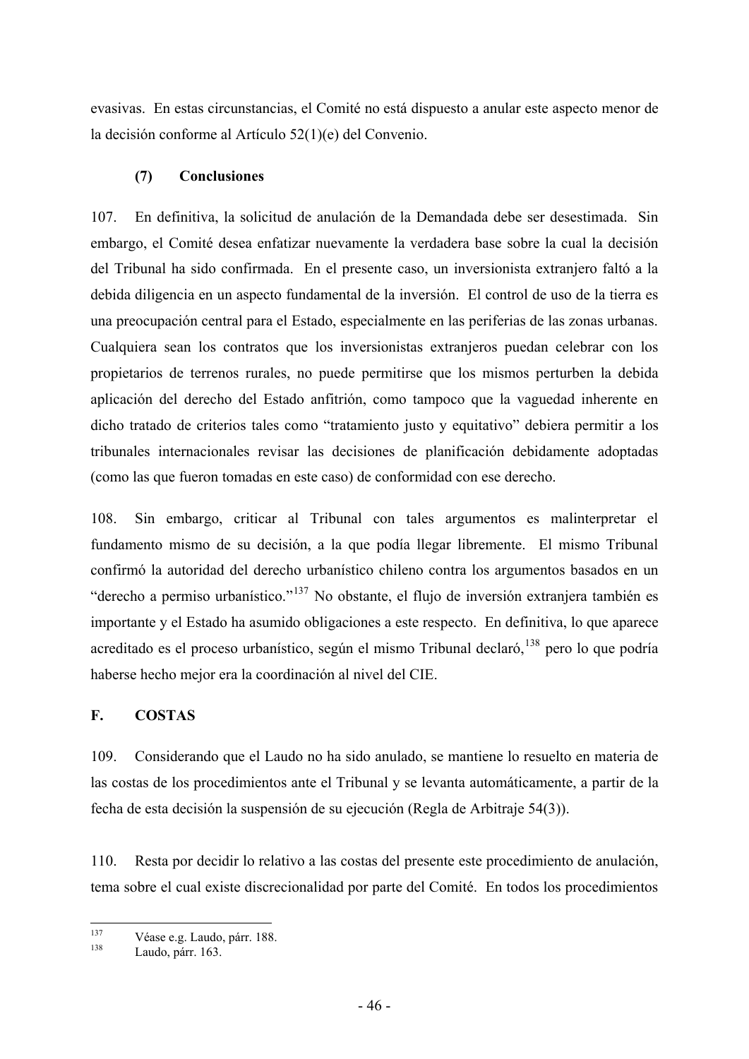evasivas. En estas circunstancias, el Comité no está dispuesto a anular este aspecto menor de la decisión conforme al Artículo 52(1)(e) del Convenio.

### (7) Conclusiones

107. En definitiva, la solicitud de anulación de la Demandada debe ser desestimada. Sin embargo, el Comité desea enfatizar nuevamente la verdadera base sobre la cual la decisión del Tribunal ha sido confirmada. En el presente caso, un inversionista extranjero faltó a la debida diligencia en un aspecto fundamental de la inversión. El control de uso de la tierra es una preocupación central para el Estado, especialmente en las periferias de las zonas urbanas. Cualquiera sean los contratos que los inversionistas extranjeros puedan celebrar con los propietarios de terrenos rurales, no puede permitirse que los mismos perturben la debida aplicación del derecho del Estado anfitrión, como tampoco que la vaguedad inherente en dicho tratado de criterios tales como "tratamiento justo y equitativo" debiera permitir a los tribunales internacionales revisar las decisiones de planificación debidamente adoptadas (como las que fueron tomadas en este caso) de conformidad con ese derecho.

108. Sin embargo, criticar al Tribunal con tales argumentos es malinterpretar el fundamento mismo de su decisión, a la que podía llegar libremente. El mismo Tribunal confirmó la autoridad del derecho urbanístico chileno contra los argumentos basados en un "derecho a permiso urbanístico."[137] No obstante, el flujo de inversión extranjera también es importante y el Estado ha asumido obligaciones a este respecto. En definitiva, lo que aparece acreditado es el proceso urbanístico, según el mismo Tribunal declaró,[138] pero lo que podría haberse hecho mejor era la coordinación al nivel del CIE.

## F. COSTAS

109. Considerando que el Laudo no ha sido anulado, se mantiene lo resuelto en materia de las costas de los procedimientos ante el Tribunal y se levanta automáticamente, a partir de la fecha de esta decisión la suspensión de su ejecución (Regla de Arbitraje 54(3)).

110. Resta por decidir lo relativo a las costas del presente este procedimiento de anulación, tema sobre el cual existe discrecionalidad por parte del Comité. En todos los procedimientos

---

[137] Véase e.g. Laudo, párr. 188.

[138] Laudo, párr. 163.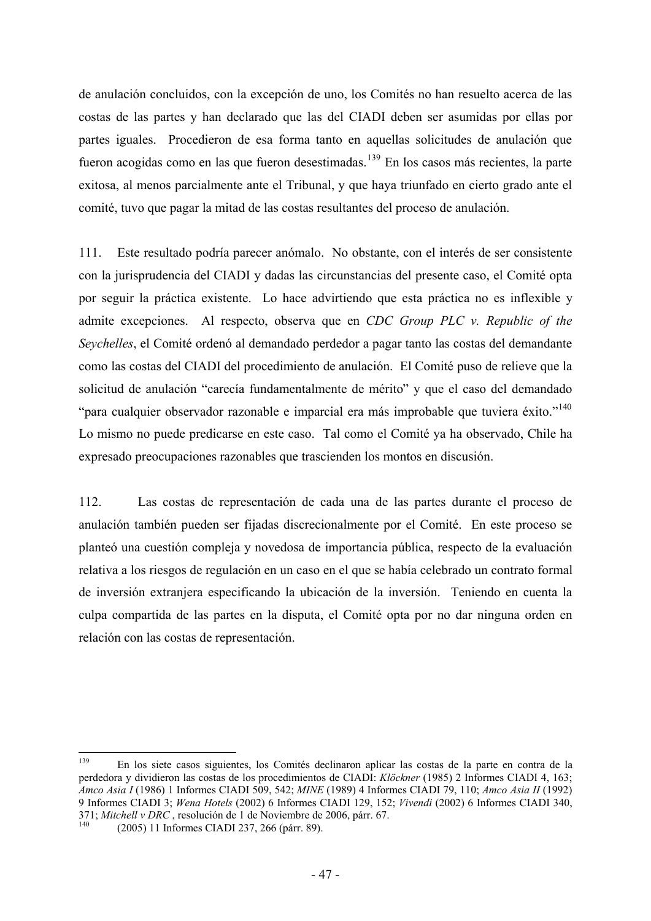de anulación concluidos, con la excepción de uno, los Comités no han resuelto acerca de las costas de las partes y han declarado que las del CIADI deben ser asumidas por ellas por partes iguales. Procedieron de esa forma tanto en aquellas solicitudes de anulación que fueron acogidas como en las que fueron desestimadas.[139] En los casos más recientes, la parte exitosa, al menos parcialmente ante el Tribunal, y que haya triunfado en cierto grado ante el comité, tuvo que pagar la mitad de las costas resultantes del proceso de anulación.

111. Este resultado podría parecer anómalo. No obstante, con el interés de ser consistente con la jurisprudencia del CIADI y dadas las circunstancias del presente caso, el Comité opta por seguir la práctica existente. Lo hace advirtiendo que esta práctica no es inflexible y admite excepciones. Al respecto, observa que en *CDC Group PLC v. Republic of the Seychelles*, el Comité ordenó al demandado perdedor a pagar tanto las costas del demandante como las costas del CIADI del procedimiento de anulación. El Comité puso de relieve que la solicitud de anulación "carecía fundamentalmente de mérito" y que el caso del demandado "para cualquier observador razonable e imparcial era más improbable que tuviera éxito."[140] Lo mismo no puede predicarse en este caso. Tal como el Comité ya ha observado, Chile ha expresado preocupaciones razonables que trascienden los montos en discusión.

112. Las costas de representación de cada una de las partes durante el proceso de anulación también pueden ser fijadas discrecionalmente por el Comité. En este proceso se planteó una cuestión compleja y novedosa de importancia pública, respecto de la evaluación relativa a los riesgos de regulación en un caso en el que se había celebrado un contrato formal de inversión extranjera especificando la ubicación de la inversión. Teniendo en cuenta la culpa compartida de las partes en la disputa, el Comité opta por no dar ninguna orden en relación con las costas de representación.

---

[139] En los siete casos siguientes, los Comités declinaron aplicar las costas de la parte en contra de la perdedora y dividieron las costas de los procedimientos de CIADI: *Klöckner* (1985) 2 Informes CIADI 4, 163; *Amco Asia I* (1986) 1 Informes CIADI 509, 542; *MINE* (1989) 4 Informes CIADI 79, 110; *Amco Asia II* (1992) 9 Informes CIADI 3; *Wena Hotels* (2002) 6 Informes CIADI 129, 152; *Vivendi* (2002) 6 Informes CIADI 340, 371; *Mitchell v DRC* , resolución de 1 de Noviembre de 2006, párr. 67.

[140] (2005) 11 Informes CIADI 237, 266 (párr. 89).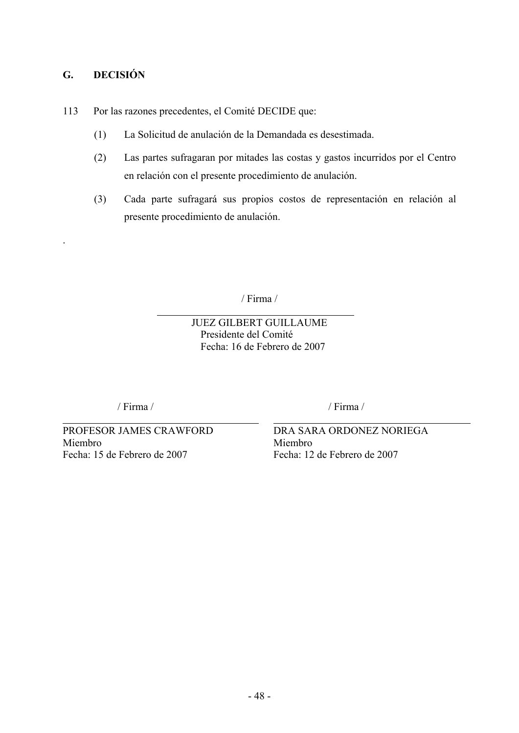## G. DECISIÓN

113 Por las razones precedentes, el Comité DECIDE que:

(1) La Solicitud de anulación de la Demandada es desestimada.

(2) Las partes sufragaran por mitades las costas y gastos incurridos por el Centro en relación con el presente procedimiento de anulación.

(3) Cada parte sufragará sus propios costos de representación en relación al presente procedimiento de anulación.

.

/ Firma /

JUEZ GILBERT GUILLAUME
Presidente del Comité
Fecha: 16 de Febrero de 2007

/ Firma /

PROFESOR JAMES CRAWFORD
Miembro
Fecha: 15 de Febrero de 2007

/ Firma /

DRA SARA ORDONEZ NORIEGA
Miembro
Fecha: 12 de Febrero de 2007